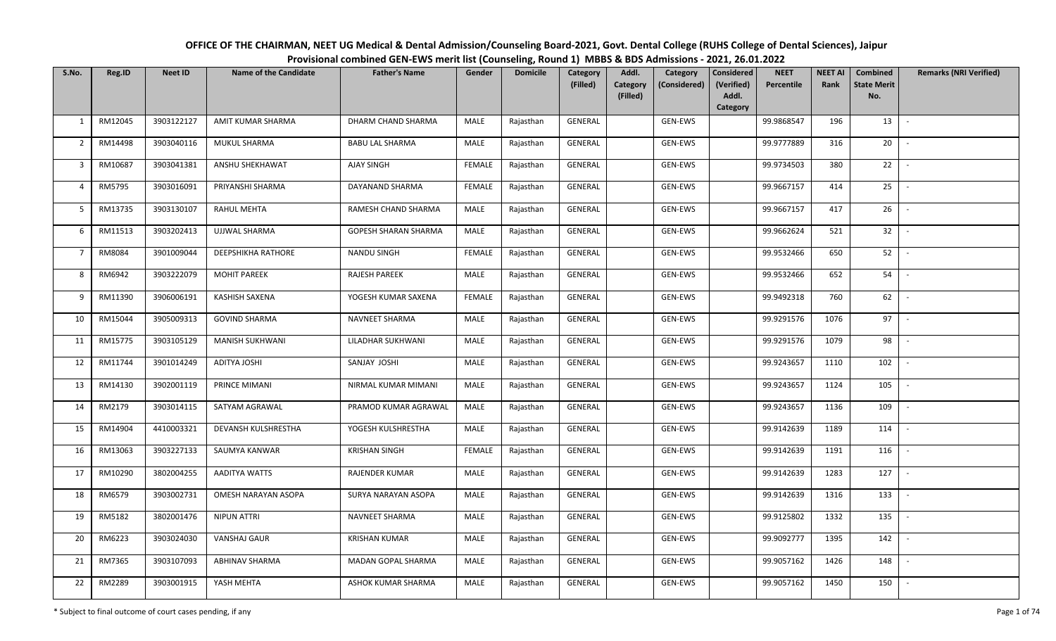# OFFICE OF THE CHAIRMAN, NEET UG Medical & Dental Admission/Counseling Board-2021, Govt. Dental College (RUHS College of Dental Sciences), Jaipur

## Provisional combined GEN-EWS merit list (Counseling, Round 1) MBBS & BDS Admissions - 2021, 26.01.2022

| S.No. | Reg.ID | Neet ID | Name of the Candidate | Father's Name | Gender | Domicile | Category (Filled) | Addl. Category (Filled) | Category (Considered) | Considered (Verified) Addl. Category | NEET Percentile | NEET AI Rank | Combined State Merit No. | Remarks (NRI Verified) |
|---|---|---|---|---|---|---|---|---|---|---|---|---|---|---|
| 1 | RM12045 | 3903122127 | AMIT KUMAR SHARMA | DHARM CHAND SHARMA | MALE | Rajasthan | GENERAL | | GEN-EWS | | 99.9868547 | 196 | 13 | - |
| 2 | RM14498 | 3903040116 | MUKUL SHARMA | BABU LAL SHARMA | MALE | Rajasthan | GENERAL | | GEN-EWS | | 99.9777889 | 316 | 20 | - |
| 3 | RM10687 | 3903041381 | ANSHU SHEKHAWAT | AJAY SINGH | FEMALE | Rajasthan | GENERAL | | GEN-EWS | | 99.9734503 | 380 | 22 | - |
| 4 | RM5795 | 3903016091 | PRIYANSHI SHARMA | DAYANAND SHARMA | FEMALE | Rajasthan | GENERAL | | GEN-EWS | | 99.9667157 | 414 | 25 | - |
| 5 | RM13735 | 3903130107 | RAHUL MEHTA | RAMESH CHAND SHARMA | MALE | Rajasthan | GENERAL | | GEN-EWS | | 99.9667157 | 417 | 26 | - |
| 6 | RM11513 | 3903202413 | UJJWAL SHARMA | GOPESH SHARAN SHARMA | MALE | Rajasthan | GENERAL | | GEN-EWS | | 99.9662624 | 521 | 32 | - |
| 7 | RM8084 | 3901009044 | DEEPSHIKHA RATHORE | NANDU SINGH | FEMALE | Rajasthan | GENERAL | | GEN-EWS | | 99.9532466 | 650 | 52 | - |
| 8 | RM6942 | 3903222079 | MOHIT PAREEK | RAJESH PAREEK | MALE | Rajasthan | GENERAL | | GEN-EWS | | 99.9532466 | 652 | 54 | - |
| 9 | RM11390 | 3906006191 | KASHISH SAXENA | YOGESH KUMAR SAXENA | FEMALE | Rajasthan | GENERAL | | GEN-EWS | | 99.9492318 | 760 | 62 | - |
| 10 | RM15044 | 3905009313 | GOVIND SHARMA | NAVNEET SHARMA | MALE | Rajasthan | GENERAL | | GEN-EWS | | 99.9291576 | 1076 | 97 | - |
| 11 | RM15775 | 3903105129 | MANISH SUKHWANI | LILADHAR SUKHWANI | MALE | Rajasthan | GENERAL | | GEN-EWS | | 99.9291576 | 1079 | 98 | - |
| 12 | RM11744 | 3901014249 | ADITYA JOSHI | SANJAY JOSHI | MALE | Rajasthan | GENERAL | | GEN-EWS | | 99.9243657 | 1110 | 102 | - |
| 13 | RM14130 | 3902001119 | PRINCE MIMANI | NIRMAL KUMAR MIMANI | MALE | Rajasthan | GENERAL | | GEN-EWS | | 99.9243657 | 1124 | 105 | - |
| 14 | RM2179 | 3903014115 | SATYAM AGRAWAL | PRAMOD KUMAR AGRAWAL | MALE | Rajasthan | GENERAL | | GEN-EWS | | 99.9243657 | 1136 | 109 | - |
| 15 | RM14904 | 4410003321 | DEVANSH KULSHRESTHA | YOGESH KULSHRESTHA | MALE | Rajasthan | GENERAL | | GEN-EWS | | 99.9142639 | 1189 | 114 | - |
| 16 | RM13063 | 3903227133 | SAUMYA KANWAR | KRISHAN SINGH | FEMALE | Rajasthan | GENERAL | | GEN-EWS | | 99.9142639 | 1191 | 116 | - |
| 17 | RM10290 | 3802004255 | AADITYA WATTS | RAJENDER KUMAR | MALE | Rajasthan | GENERAL | | GEN-EWS | | 99.9142639 | 1283 | 127 | - |
| 18 | RM6579 | 3903002731 | OMESH NARAYAN ASOPA | SURYA NARAYAN ASOPA | MALE | Rajasthan | GENERAL | | GEN-EWS | | 99.9142639 | 1316 | 133 | - |
| 19 | RM5182 | 3802001476 | NIPUN ATTRI | NAVNEET SHARMA | MALE | Rajasthan | GENERAL | | GEN-EWS | | 99.9125802 | 1332 | 135 | - |
| 20 | RM6223 | 3903024030 | VANSHAJ GAUR | KRISHAN KUMAR | MALE | Rajasthan | GENERAL | | GEN-EWS | | 99.9092777 | 1395 | 142 | - |
| 21 | RM7365 | 3903107093 | ABHINAV SHARMA | MADAN GOPAL SHARMA | MALE | Rajasthan | GENERAL | | GEN-EWS | | 99.9057162 | 1426 | 148 | - |
| 22 | RM2289 | 3903001915 | YASH MEHTA | ASHOK KUMAR SHARMA | MALE | Rajasthan | GENERAL | | GEN-EWS | | 99.9057162 | 1450 | 150 | - |

\* Subject to final outcome of court cases pending, if any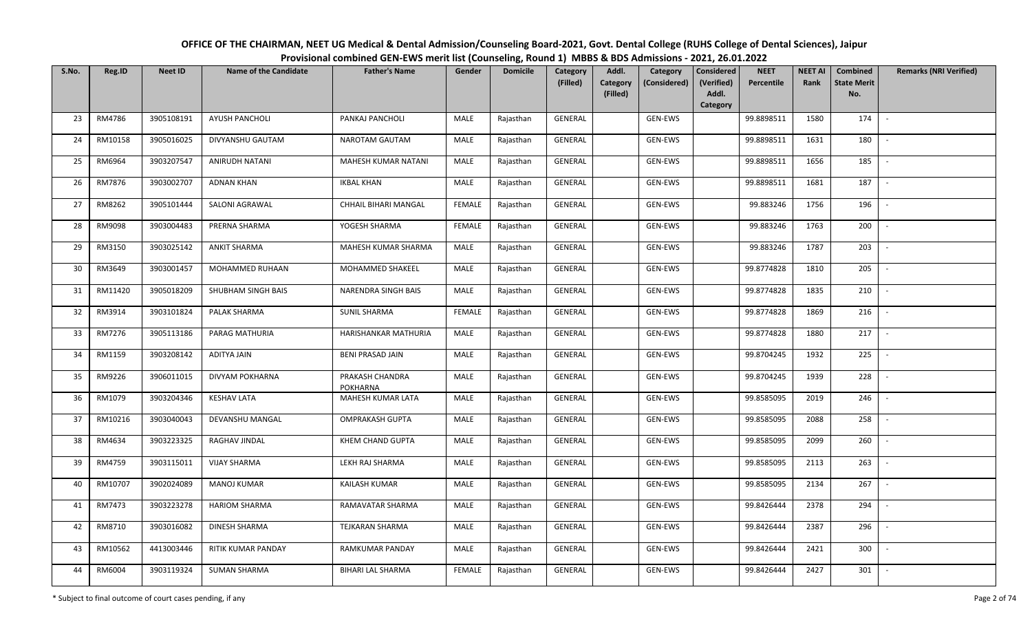**OFFICE OF THE CHAIRMAN, NEET UG Medical & Dental Admission/Counseling Board-2021, Govt. Dental College (RUHS College of Dental Sciences), Jaipur**

**Provisional combined GEN-EWS merit list (Counseling, Round 1) MBBS & BDS Admissions - 2021, 26.01.2022**

| S.No. | Reg.ID | Neet ID | Name of the Candidate | Father's Name | Gender | Domicile | Category (Filled) | Addl. Category (Filled) | Category (Considered) | Considered (Verified) Addl. Category | NEET Percentile | NEET AI Rank | Combined State Merit No. | Remarks (NRI Verified) |
|---|---|---|---|---|---|---|---|---|---|---|---|---|---|---|
| 23 | RM4786 | 3905108191 | AYUSH PANCHOLI | PANKAJ PANCHOLI | MALE | Rajasthan | GENERAL | | GEN-EWS | | 99.8898511 | 1580 | 174 | - |
| 24 | RM10158 | 3905016025 | DIVYANSHU GAUTAM | NAROTAM GAUTAM | MALE | Rajasthan | GENERAL | | GEN-EWS | | 99.8898511 | 1631 | 180 | - |
| 25 | RM6964 | 3903207547 | ANIRUDH NATANI | MAHESH KUMAR NATANI | MALE | Rajasthan | GENERAL | | GEN-EWS | | 99.8898511 | 1656 | 185 | - |
| 26 | RM7876 | 3903002707 | ADNAN KHAN | IKBAL KHAN | MALE | Rajasthan | GENERAL | | GEN-EWS | | 99.8898511 | 1681 | 187 | - |
| 27 | RM8262 | 3905101444 | SALONI AGRAWAL | CHHAIL BIHARI MANGAL | FEMALE | Rajasthan | GENERAL | | GEN-EWS | | 99.883246 | 1756 | 196 | - |
| 28 | RM9098 | 3903004483 | PRERNA SHARMA | YOGESH SHARMA | FEMALE | Rajasthan | GENERAL | | GEN-EWS | | 99.883246 | 1763 | 200 | - |
| 29 | RM3150 | 3903025142 | ANKIT SHARMA | MAHESH KUMAR SHARMA | MALE | Rajasthan | GENERAL | | GEN-EWS | | 99.883246 | 1787 | 203 | - |
| 30 | RM3649 | 3903001457 | MOHAMMED RUHAAN | MOHAMMED SHAKEEL | MALE | Rajasthan | GENERAL | | GEN-EWS | | 99.8774828 | 1810 | 205 | - |
| 31 | RM11420 | 3905018209 | SHUBHAM SINGH BAIS | NARENDRA SINGH BAIS | MALE | Rajasthan | GENERAL | | GEN-EWS | | 99.8774828 | 1835 | 210 | - |
| 32 | RM3914 | 3903101824 | PALAK SHARMA | SUNIL SHARMA | FEMALE | Rajasthan | GENERAL | | GEN-EWS | | 99.8774828 | 1869 | 216 | - |
| 33 | RM7276 | 3905113186 | PARAG MATHURIA | HARISHANKAR MATHURIA | MALE | Rajasthan | GENERAL | | GEN-EWS | | 99.8774828 | 1880 | 217 | - |
| 34 | RM1159 | 3903208142 | ADITYA JAIN | BENI PRASAD JAIN | MALE | Rajasthan | GENERAL | | GEN-EWS | | 99.8704245 | 1932 | 225 | - |
| 35 | RM9226 | 3906011015 | DIVYAM POKHARNA | PRAKASH CHANDRA POKHARNA | MALE | Rajasthan | GENERAL | | GEN-EWS | | 99.8704245 | 1939 | 228 | - |
| 36 | RM1079 | 3903204346 | KESHAV LATA | MAHESH KUMAR LATA | MALE | Rajasthan | GENERAL | | GEN-EWS | | 99.8585095 | 2019 | 246 | - |
| 37 | RM10216 | 3903040043 | DEVANSHU MANGAL | OMPRAKASH GUPTA | MALE | Rajasthan | GENERAL | | GEN-EWS | | 99.8585095 | 2088 | 258 | - |
| 38 | RM4634 | 3903223325 | RAGHAV JINDAL | KHEM CHAND GUPTA | MALE | Rajasthan | GENERAL | | GEN-EWS | | 99.8585095 | 2099 | 260 | - |
| 39 | RM4759 | 3903115011 | VIJAY SHARMA | LEKH RAJ SHARMA | MALE | Rajasthan | GENERAL | | GEN-EWS | | 99.8585095 | 2113 | 263 | - |
| 40 | RM10707 | 3902024089 | MANOJ KUMAR | KAILASH KUMAR | MALE | Rajasthan | GENERAL | | GEN-EWS | | 99.8585095 | 2134 | 267 | - |
| 41 | RM7473 | 3903223278 | HARIOM SHARMA | RAMAVATAR SHARMA | MALE | Rajasthan | GENERAL | | GEN-EWS | | 99.8426444 | 2378 | 294 | - |
| 42 | RM8710 | 3903016082 | DINESH SHARMA | TEJKARAN SHARMA | MALE | Rajasthan | GENERAL | | GEN-EWS | | 99.8426444 | 2387 | 296 | - |
| 43 | RM10562 | 4413003446 | RITIK KUMAR PANDAY | RAMKUMAR PANDAY | MALE | Rajasthan | GENERAL | | GEN-EWS | | 99.8426444 | 2421 | 300 | - |
| 44 | RM6004 | 3903119324 | SUMAN SHARMA | BIHARI LAL SHARMA | FEMALE | Rajasthan | GENERAL | | GEN-EWS | | 99.8426444 | 2427 | 301 | - |

\* Subject to final outcome of court cases pending, if any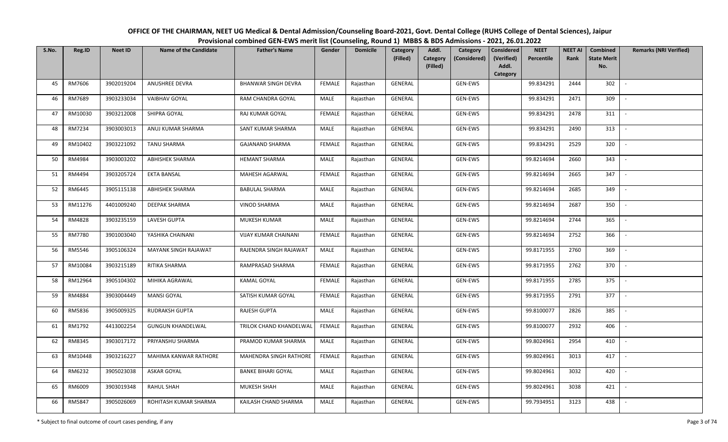# OFFICE OF THE CHAIRMAN, NEET UG Medical & Dental Admission/Counseling Board-2021, Govt. Dental College (RUHS College of Dental Sciences), Jaipur

## Provisional combined GEN-EWS merit list (Counseling, Round 1) MBBS & BDS Admissions - 2021, 26.01.2022

| S.No. | Reg.ID | Neet ID | Name of the Candidate | Father's Name | Gender | Domicile | Category (Filled) | Addl. Category (Filled) | Category (Considered) | Considered (Verified) Addl. Category | NEET Percentile | NEET AI Rank | Combined State Merit No. | Remarks (NRI Verified) |
|---|---|---|---|---|---|---|---|---|---|---|---|---|---|---|
| 45 | RM7606 | 3902019204 | ANUSHREE DEVRA | BHANWAR SINGH DEVRA | FEMALE | Rajasthan | GENERAL | | GEN-EWS | | 99.834291 | 2444 | 302 | - |
| 46 | RM7689 | 3903233034 | VAIBHAV GOYAL | RAM CHANDRA GOYAL | MALE | Rajasthan | GENERAL | | GEN-EWS | | 99.834291 | 2471 | 309 | - |
| 47 | RM10030 | 3903212008 | SHIPRA GOYAL | RAJ KUMAR GOYAL | FEMALE | Rajasthan | GENERAL | | GEN-EWS | | 99.834291 | 2478 | 311 | - |
| 48 | RM7234 | 3903003013 | ANUJ KUMAR SHARMA | SANT KUMAR SHARMA | MALE | Rajasthan | GENERAL | | GEN-EWS | | 99.834291 | 2490 | 313 | - |
| 49 | RM10402 | 3903221092 | TANU SHARMA | GAJANAND SHARMA | FEMALE | Rajasthan | GENERAL | | GEN-EWS | | 99.834291 | 2529 | 320 | - |
| 50 | RM4984 | 3903003202 | ABHISHEK SHARMA | HEMANT SHARMA | MALE | Rajasthan | GENERAL | | GEN-EWS | | 99.8214694 | 2660 | 343 | - |
| 51 | RM4494 | 3903205724 | EKTA BANSAL | MAHESH AGARWAL | FEMALE | Rajasthan | GENERAL | | GEN-EWS | | 99.8214694 | 2665 | 347 | - |
| 52 | RM6445 | 3905115138 | ABHISHEK SHARMA | BABULAL SHARMA | MALE | Rajasthan | GENERAL | | GEN-EWS | | 99.8214694 | 2685 | 349 | - |
| 53 | RM11276 | 4401009240 | DEEPAK SHARMA | VINOD SHARMA | MALE | Rajasthan | GENERAL | | GEN-EWS | | 99.8214694 | 2687 | 350 | - |
| 54 | RM4828 | 3903235159 | LAVESH GUPTA | MUKESH KUMAR | MALE | Rajasthan | GENERAL | | GEN-EWS | | 99.8214694 | 2744 | 365 | - |
| 55 | RM7780 | 3901003040 | YASHIKA CHAINANI | VIJAY KUMAR CHAINANI | FEMALE | Rajasthan | GENERAL | | GEN-EWS | | 99.8214694 | 2752 | 366 | - |
| 56 | RM5546 | 3905106324 | MAYANK SINGH RAJAWAT | RAJENDRA SINGH RAJAWAT | MALE | Rajasthan | GENERAL | | GEN-EWS | | 99.8171955 | 2760 | 369 | - |
| 57 | RM10084 | 3903215189 | RITIKA SHARMA | RAMPRASAD SHARMA | FEMALE | Rajasthan | GENERAL | | GEN-EWS | | 99.8171955 | 2762 | 370 | - |
| 58 | RM12964 | 3905104302 | MIHIKA AGRAWAL | KAMAL GOYAL | FEMALE | Rajasthan | GENERAL | | GEN-EWS | | 99.8171955 | 2785 | 375 | - |
| 59 | RM4884 | 3903004449 | MANSI GOYAL | SATISH KUMAR GOYAL | FEMALE | Rajasthan | GENERAL | | GEN-EWS | | 99.8171955 | 2791 | 377 | - |
| 60 | RM5836 | 3905009325 | RUDRAKSH GUPTA | RAJESH GUPTA | MALE | Rajasthan | GENERAL | | GEN-EWS | | 99.8100077 | 2826 | 385 | - |
| 61 | RM1792 | 4413002254 | GUNGUN KHANDELWAL | TRILOK CHAND KHANDELWAL | FEMALE | Rajasthan | GENERAL | | GEN-EWS | | 99.8100077 | 2932 | 406 | - |
| 62 | RM8345 | 3903017172 | PRIYANSHU SHARMA | PRAMOD KUMAR SHARMA | MALE | Rajasthan | GENERAL | | GEN-EWS | | 99.8024961 | 2954 | 410 | - |
| 63 | RM10448 | 3903216227 | MAHIMA KANWAR RATHORE | MAHENDRA SINGH RATHORE | FEMALE | Rajasthan | GENERAL | | GEN-EWS | | 99.8024961 | 3013 | 417 | - |
| 64 | RM6232 | 3905023038 | ASKAR GOYAL | BANKE BIHARI GOYAL | MALE | Rajasthan | GENERAL | | GEN-EWS | | 99.8024961 | 3032 | 420 | - |
| 65 | RM6009 | 3903019348 | RAHUL SHAH | MUKESH SHAH | MALE | Rajasthan | GENERAL | | GEN-EWS | | 99.8024961 | 3038 | 421 | - |
| 66 | RM5847 | 3905026069 | ROHITASH KUMAR SHARMA | KAILASH CHAND SHARMA | MALE | Rajasthan | GENERAL | | GEN-EWS | | 99.7934951 | 3123 | 438 | - |

\* Subject to final outcome of court cases pending, if any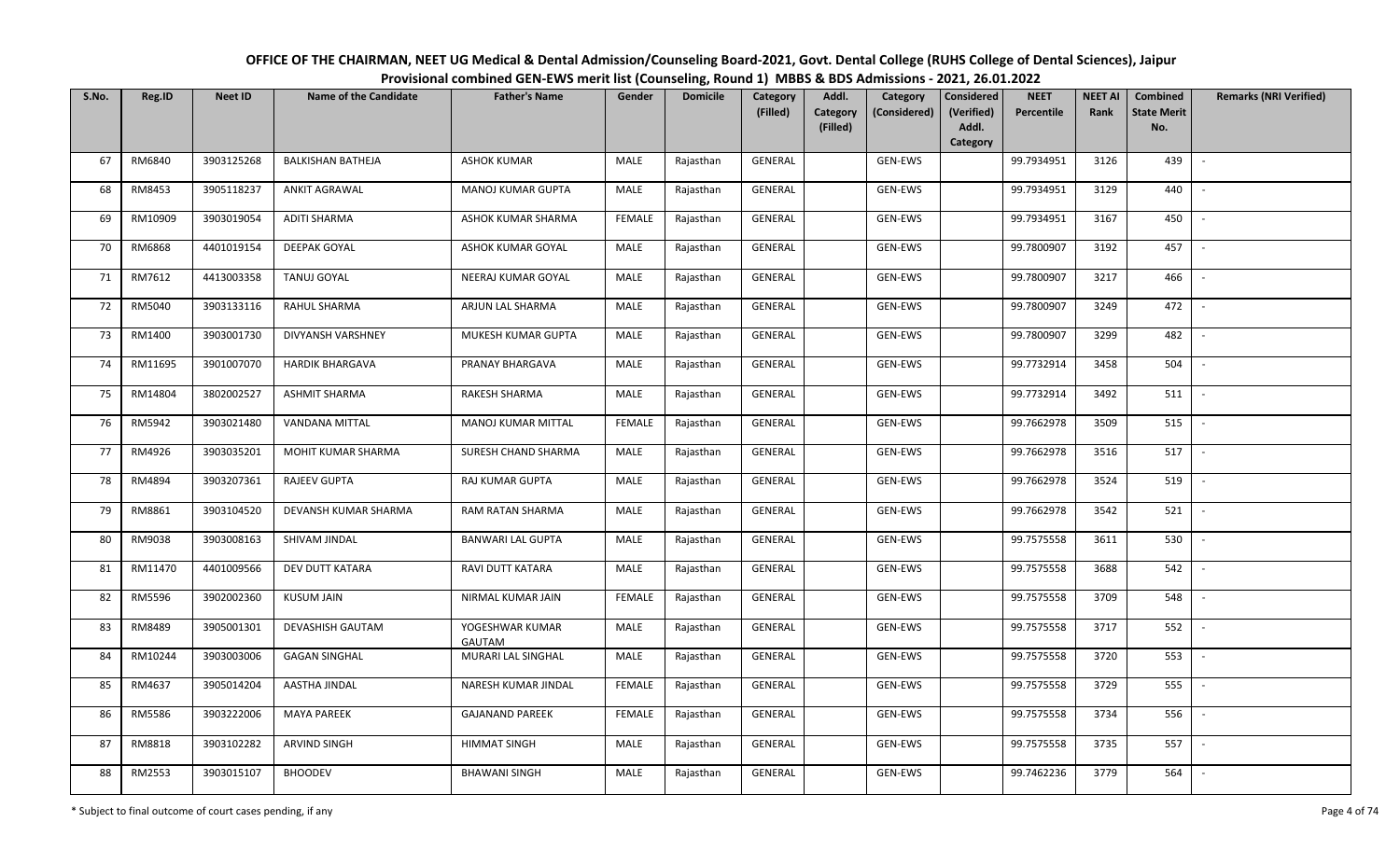# OFFICE OF THE CHAIRMAN, NEET UG Medical & Dental Admission/Counseling Board-2021, Govt. Dental College (RUHS College of Dental Sciences), Jaipur

## Provisional combined GEN-EWS merit list (Counseling, Round 1) MBBS & BDS Admissions - 2021, 26.01.2022

| S.No. | Reg.ID | Neet ID | Name of the Candidate | Father's Name | Gender | Domicile | Category (Filled) | Addl. Category (Filled) | Category (Considered) | Considered (Verified) Addl. Category | NEET Percentile | NEET AI Rank | Combined State Merit No. | Remarks (NRI Verified) |
|---|---|---|---|---|---|---|---|---|---|---|---|---|---|---|
| 67 | RM6840 | 3903125268 | BALKISHAN BATHEJA | ASHOK KUMAR | MALE | Rajasthan | GENERAL | | GEN-EWS | | 99.7934951 | 3126 | 439 | - |
| 68 | RM8453 | 3905118237 | ANKIT AGRAWAL | MANOJ KUMAR GUPTA | MALE | Rajasthan | GENERAL | | GEN-EWS | | 99.7934951 | 3129 | 440 | - |
| 69 | RM10909 | 3903019054 | ADITI SHARMA | ASHOK KUMAR SHARMA | FEMALE | Rajasthan | GENERAL | | GEN-EWS | | 99.7934951 | 3167 | 450 | - |
| 70 | RM6868 | 4401019154 | DEEPAK GOYAL | ASHOK KUMAR GOYAL | MALE | Rajasthan | GENERAL | | GEN-EWS | | 99.7800907 | 3192 | 457 | - |
| 71 | RM7612 | 4413003358 | TANUJ GOYAL | NEERAJ KUMAR GOYAL | MALE | Rajasthan | GENERAL | | GEN-EWS | | 99.7800907 | 3217 | 466 | - |
| 72 | RM5040 | 3903133116 | RAHUL SHARMA | ARJUN LAL SHARMA | MALE | Rajasthan | GENERAL | | GEN-EWS | | 99.7800907 | 3249 | 472 | - |
| 73 | RM1400 | 3903001730 | DIVYANSH VARSHNEY | MUKESH KUMAR GUPTA | MALE | Rajasthan | GENERAL | | GEN-EWS | | 99.7800907 | 3299 | 482 | - |
| 74 | RM11695 | 3901007070 | HARDIK BHARGAVA | PRANAY BHARGAVA | MALE | Rajasthan | GENERAL | | GEN-EWS | | 99.7732914 | 3458 | 504 | - |
| 75 | RM14804 | 3802002527 | ASHMIT SHARMA | RAKESH SHARMA | MALE | Rajasthan | GENERAL | | GEN-EWS | | 99.7732914 | 3492 | 511 | - |
| 76 | RM5942 | 3903021480 | VANDANA MITTAL | MANOJ KUMAR MITTAL | FEMALE | Rajasthan | GENERAL | | GEN-EWS | | 99.7662978 | 3509 | 515 | - |
| 77 | RM4926 | 3903035201 | MOHIT KUMAR SHARMA | SURESH CHAND SHARMA | MALE | Rajasthan | GENERAL | | GEN-EWS | | 99.7662978 | 3516 | 517 | - |
| 78 | RM4894 | 3903207361 | RAJEEV GUPTA | RAJ KUMAR GUPTA | MALE | Rajasthan | GENERAL | | GEN-EWS | | 99.7662978 | 3524 | 519 | - |
| 79 | RM8861 | 3903104520 | DEVANSH KUMAR SHARMA | RAM RATAN SHARMA | MALE | Rajasthan | GENERAL | | GEN-EWS | | 99.7662978 | 3542 | 521 | - |
| 80 | RM9038 | 3903008163 | SHIVAM JINDAL | BANWARI LAL GUPTA | MALE | Rajasthan | GENERAL | | GEN-EWS | | 99.7575558 | 3611 | 530 | - |
| 81 | RM11470 | 4401009566 | DEV DUTT KATARA | RAVI DUTT KATARA | MALE | Rajasthan | GENERAL | | GEN-EWS | | 99.7575558 | 3688 | 542 | - |
| 82 | RM5596 | 3902002360 | KUSUM JAIN | NIRMAL KUMAR JAIN | FEMALE | Rajasthan | GENERAL | | GEN-EWS | | 99.7575558 | 3709 | 548 | - |
| 83 | RM8489 | 3905001301 | DEVASHISH GAUTAM | YOGESHWAR KUMAR GAUTAM | MALE | Rajasthan | GENERAL | | GEN-EWS | | 99.7575558 | 3717 | 552 | - |
| 84 | RM10244 | 3903003006 | GAGAN SINGHAL | MURARI LAL SINGHAL | MALE | Rajasthan | GENERAL | | GEN-EWS | | 99.7575558 | 3720 | 553 | - |
| 85 | RM4637 | 3905014204 | AASTHA JINDAL | NARESH KUMAR JINDAL | FEMALE | Rajasthan | GENERAL | | GEN-EWS | | 99.7575558 | 3729 | 555 | - |
| 86 | RM5586 | 3903222006 | MAYA PAREEK | GAJANAND PAREEK | FEMALE | Rajasthan | GENERAL | | GEN-EWS | | 99.7575558 | 3734 | 556 | - |
| 87 | RM8818 | 3903102282 | ARVIND SINGH | HIMMAT SINGH | MALE | Rajasthan | GENERAL | | GEN-EWS | | 99.7575558 | 3735 | 557 | - |
| 88 | RM2553 | 3903015107 | BHOODEV | BHAWANI SINGH | MALE | Rajasthan | GENERAL | | GEN-EWS | | 99.7462236 | 3779 | 564 | - |

\* Subject to final outcome of court cases pending, if any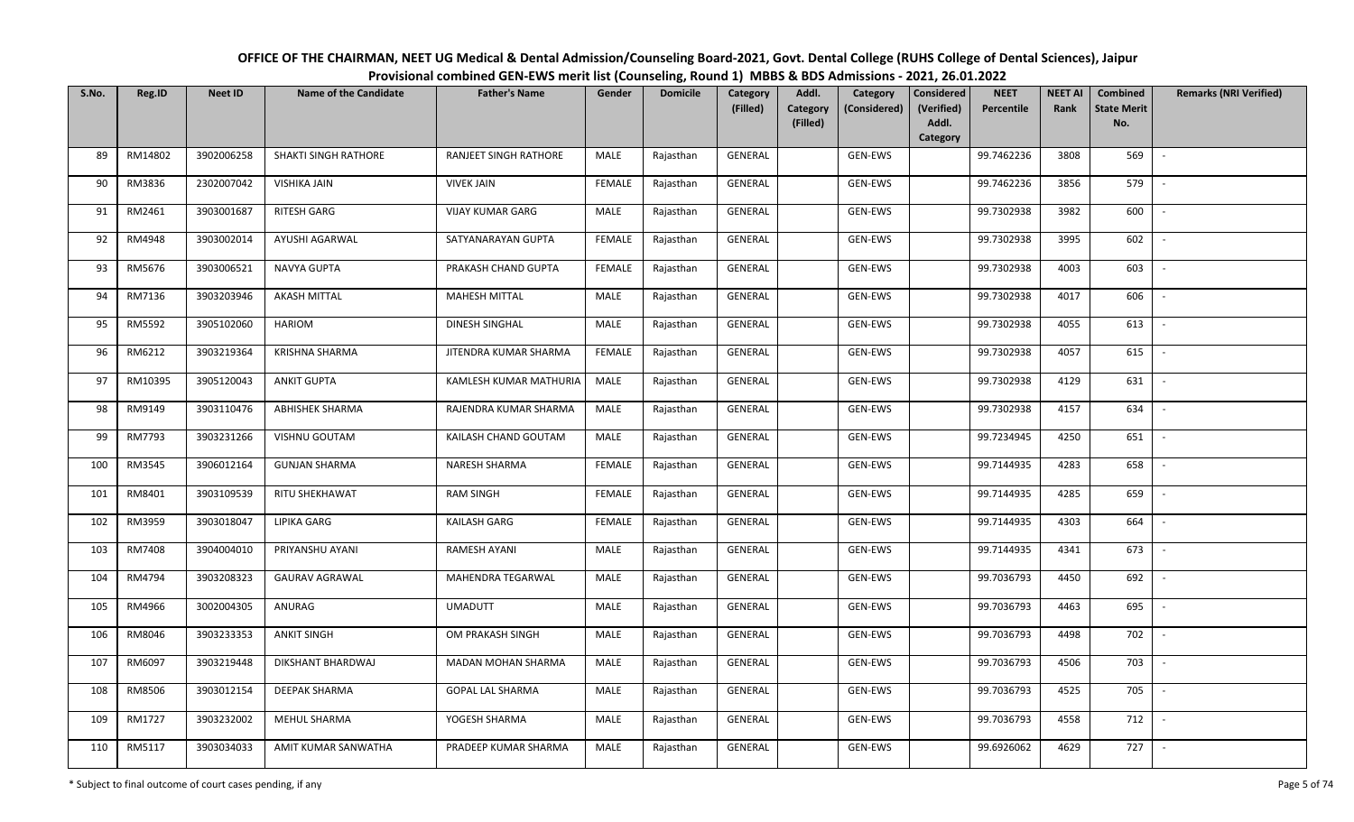# OFFICE OF THE CHAIRMAN, NEET UG Medical & Dental Admission/Counseling Board-2021, Govt. Dental College (RUHS College of Dental Sciences), Jaipur

## Provisional combined GEN-EWS merit list (Counseling, Round 1) MBBS & BDS Admissions - 2021, 26.01.2022

| S.No. | Reg.ID | Neet ID | Name of the Candidate | Father's Name | Gender | Domicile | Category (Filled) | Addl. Category (Filled) | Category (Considered) | Considered (Verified) Addl. Category | NEET Percentile | NEET AI Rank | Combined State Merit No. | Remarks (NRI Verified) |
|---|---|---|---|---|---|---|---|---|---|---|---|---|---|---|
| 89 | RM14802 | 3902006258 | SHAKTI SINGH RATHORE | RANJEET SINGH RATHORE | MALE | Rajasthan | GENERAL | | GEN-EWS | | 99.7462236 | 3808 | 569 | - |
| 90 | RM3836 | 2302007042 | VISHIKA JAIN | VIVEK JAIN | FEMALE | Rajasthan | GENERAL | | GEN-EWS | | 99.7462236 | 3856 | 579 | - |
| 91 | RM2461 | 3903001687 | RITESH GARG | VIJAY KUMAR GARG | MALE | Rajasthan | GENERAL | | GEN-EWS | | 99.7302938 | 3982 | 600 | - |
| 92 | RM4948 | 3903002014 | AYUSHI AGARWAL | SATYANARAYAN GUPTA | FEMALE | Rajasthan | GENERAL | | GEN-EWS | | 99.7302938 | 3995 | 602 | - |
| 93 | RM5676 | 3903006521 | NAVYA GUPTA | PRAKASH CHAND GUPTA | FEMALE | Rajasthan | GENERAL | | GEN-EWS | | 99.7302938 | 4003 | 603 | - |
| 94 | RM7136 | 3903203946 | AKASH MITTAL | MAHESH MITTAL | MALE | Rajasthan | GENERAL | | GEN-EWS | | 99.7302938 | 4017 | 606 | - |
| 95 | RM5592 | 3905102060 | HARIOM | DINESH SINGHAL | MALE | Rajasthan | GENERAL | | GEN-EWS | | 99.7302938 | 4055 | 613 | - |
| 96 | RM6212 | 3903219364 | KRISHNA SHARMA | JITENDRA KUMAR SHARMA | FEMALE | Rajasthan | GENERAL | | GEN-EWS | | 99.7302938 | 4057 | 615 | - |
| 97 | RM10395 | 3905120043 | ANKIT GUPTA | KAMLESH KUMAR MATHURIA | MALE | Rajasthan | GENERAL | | GEN-EWS | | 99.7302938 | 4129 | 631 | - |
| 98 | RM9149 | 3903110476 | ABHISHEK SHARMA | RAJENDRA KUMAR SHARMA | MALE | Rajasthan | GENERAL | | GEN-EWS | | 99.7302938 | 4157 | 634 | - |
| 99 | RM7793 | 3903231266 | VISHNU GOUTAM | KAILASH CHAND GOUTAM | MALE | Rajasthan | GENERAL | | GEN-EWS | | 99.7234945 | 4250 | 651 | - |
| 100 | RM3545 | 3906012164 | GUNJAN SHARMA | NARESH SHARMA | FEMALE | Rajasthan | GENERAL | | GEN-EWS | | 99.7144935 | 4283 | 658 | - |
| 101 | RM8401 | 3903109539 | RITU SHEKHAWAT | RAM SINGH | FEMALE | Rajasthan | GENERAL | | GEN-EWS | | 99.7144935 | 4285 | 659 | - |
| 102 | RM3959 | 3903018047 | LIPIKA GARG | KAILASH GARG | FEMALE | Rajasthan | GENERAL | | GEN-EWS | | 99.7144935 | 4303 | 664 | - |
| 103 | RM7408 | 3904004010 | PRIYANSHU AYANI | RAMESH AYANI | MALE | Rajasthan | GENERAL | | GEN-EWS | | 99.7144935 | 4341 | 673 | - |
| 104 | RM4794 | 3903208323 | GAURAV AGRAWAL | MAHENDRA TEGARWAL | MALE | Rajasthan | GENERAL | | GEN-EWS | | 99.7036793 | 4450 | 692 | - |
| 105 | RM4966 | 3002004305 | ANURAG | UMADUTT | MALE | Rajasthan | GENERAL | | GEN-EWS | | 99.7036793 | 4463 | 695 | - |
| 106 | RM8046 | 3903233353 | ANKIT SINGH | OM PRAKASH SINGH | MALE | Rajasthan | GENERAL | | GEN-EWS | | 99.7036793 | 4498 | 702 | - |
| 107 | RM6097 | 3903219448 | DIKSHANT BHARDWAJ | MADAN MOHAN SHARMA | MALE | Rajasthan | GENERAL | | GEN-EWS | | 99.7036793 | 4506 | 703 | - |
| 108 | RM8506 | 3903012154 | DEEPAK SHARMA | GOPAL LAL SHARMA | MALE | Rajasthan | GENERAL | | GEN-EWS | | 99.7036793 | 4525 | 705 | - |
| 109 | RM1727 | 3903232002 | MEHUL SHARMA | YOGESH SHARMA | MALE | Rajasthan | GENERAL | | GEN-EWS | | 99.7036793 | 4558 | 712 | - |
| 110 | RM5117 | 3903034033 | AMIT KUMAR SANWATHA | PRADEEP KUMAR SHARMA | MALE | Rajasthan | GENERAL | | GEN-EWS | | 99.6926062 | 4629 | 727 | - |

\* Subject to final outcome of court cases pending, if any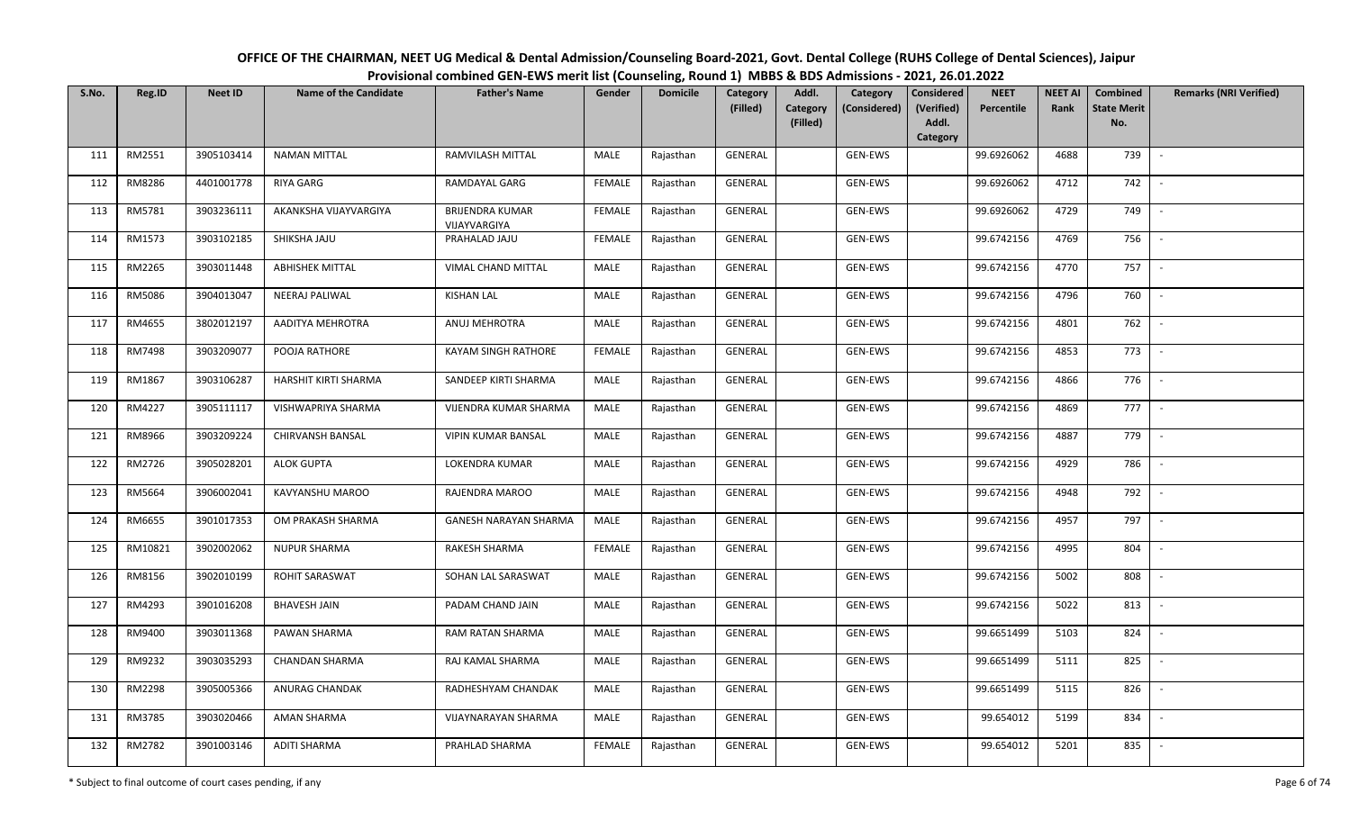# OFFICE OF THE CHAIRMAN, NEET UG Medical & Dental Admission/Counseling Board-2021, Govt. Dental College (RUHS College of Dental Sciences), Jaipur

## Provisional combined GEN-EWS merit list (Counseling, Round 1) MBBS & BDS Admissions - 2021, 26.01.2022

| S.No. | Reg.ID | Neet ID | Name of the Candidate | Father's Name | Gender | Domicile | Category (Filled) | Addl. Category (Filled) | Category (Considered) | Considered (Verified) Addl. Category | NEET Percentile | NEET AI Rank | Combined State Merit No. | Remarks (NRI Verified) |
|---|---|---|---|---|---|---|---|---|---|---|---|---|---|---|
| 111 | RM2551 | 3905103414 | NAMAN MITTAL | RAMVILASH MITTAL | MALE | Rajasthan | GENERAL | | GEN-EWS | | 99.6926062 | 4688 | 739 | - |
| 112 | RM8286 | 4401001778 | RIYA GARG | RAMDAYAL GARG | FEMALE | Rajasthan | GENERAL | | GEN-EWS | | 99.6926062 | 4712 | 742 | - |
| 113 | RM5781 | 3903236111 | AKANKSHA VIJAYVARGIYA | BRIJENDRA KUMAR VIJAYVARGIYA | FEMALE | Rajasthan | GENERAL | | GEN-EWS | | 99.6926062 | 4729 | 749 | - |
| 114 | RM1573 | 3903102185 | SHIKSHA JAJU | PRAHALAD JAJU | FEMALE | Rajasthan | GENERAL | | GEN-EWS | | 99.6742156 | 4769 | 756 | - |
| 115 | RM2265 | 3903011448 | ABHISHEK MITTAL | VIMAL CHAND MITTAL | MALE | Rajasthan | GENERAL | | GEN-EWS | | 99.6742156 | 4770 | 757 | - |
| 116 | RM5086 | 3904013047 | NEERAJ PALIWAL | KISHAN LAL | MALE | Rajasthan | GENERAL | | GEN-EWS | | 99.6742156 | 4796 | 760 | - |
| 117 | RM4655 | 3802012197 | AADITYA MEHROTRA | ANUJ MEHROTRA | MALE | Rajasthan | GENERAL | | GEN-EWS | | 99.6742156 | 4801 | 762 | - |
| 118 | RM7498 | 3903209077 | POOJA RATHORE | KAYAM SINGH RATHORE | FEMALE | Rajasthan | GENERAL | | GEN-EWS | | 99.6742156 | 4853 | 773 | - |
| 119 | RM1867 | 3903106287 | HARSHIT KIRTI SHARMA | SANDEEP KIRTI SHARMA | MALE | Rajasthan | GENERAL | | GEN-EWS | | 99.6742156 | 4866 | 776 | - |
| 120 | RM4227 | 3905111117 | VISHWAPRIYA SHARMA | VIJENDRA KUMAR SHARMA | MALE | Rajasthan | GENERAL | | GEN-EWS | | 99.6742156 | 4869 | 777 | - |
| 121 | RM8966 | 3903209224 | CHIRVANSH BANSAL | VIPIN KUMAR BANSAL | MALE | Rajasthan | GENERAL | | GEN-EWS | | 99.6742156 | 4887 | 779 | - |
| 122 | RM2726 | 3905028201 | ALOK GUPTA | LOKENDRA KUMAR | MALE | Rajasthan | GENERAL | | GEN-EWS | | 99.6742156 | 4929 | 786 | - |
| 123 | RM5664 | 3906002041 | KAVYANSHU MAROO | RAJENDRA MAROO | MALE | Rajasthan | GENERAL | | GEN-EWS | | 99.6742156 | 4948 | 792 | - |
| 124 | RM6655 | 3901017353 | OM PRAKASH SHARMA | GANESH NARAYAN SHARMA | MALE | Rajasthan | GENERAL | | GEN-EWS | | 99.6742156 | 4957 | 797 | - |
| 125 | RM10821 | 3902002062 | NUPUR SHARMA | RAKESH SHARMA | FEMALE | Rajasthan | GENERAL | | GEN-EWS | | 99.6742156 | 4995 | 804 | - |
| 126 | RM8156 | 3902010199 | ROHIT SARASWAT | SOHAN LAL SARASWAT | MALE | Rajasthan | GENERAL | | GEN-EWS | | 99.6742156 | 5002 | 808 | - |
| 127 | RM4293 | 3901016208 | BHAVESH JAIN | PADAM CHAND JAIN | MALE | Rajasthan | GENERAL | | GEN-EWS | | 99.6742156 | 5022 | 813 | - |
| 128 | RM9400 | 3903011368 | PAWAN SHARMA | RAM RATAN SHARMA | MALE | Rajasthan | GENERAL | | GEN-EWS | | 99.6651499 | 5103 | 824 | - |
| 129 | RM9232 | 3903035293 | CHANDAN SHARMA | RAJ KAMAL SHARMA | MALE | Rajasthan | GENERAL | | GEN-EWS | | 99.6651499 | 5111 | 825 | - |
| 130 | RM2298 | 3905005366 | ANURAG CHANDAK | RADHESHYAM CHANDAK | MALE | Rajasthan | GENERAL | | GEN-EWS | | 99.6651499 | 5115 | 826 | - |
| 131 | RM3785 | 3903020466 | AMAN SHARMA | VIJAYNARAYAN SHARMA | MALE | Rajasthan | GENERAL | | GEN-EWS | | 99.654012 | 5199 | 834 | - |
| 132 | RM2782 | 3901003146 | ADITI SHARMA | PRAHLAD SHARMA | FEMALE | Rajasthan | GENERAL | | GEN-EWS | | 99.654012 | 5201 | 835 | - |

\* Subject to final outcome of court cases pending, if any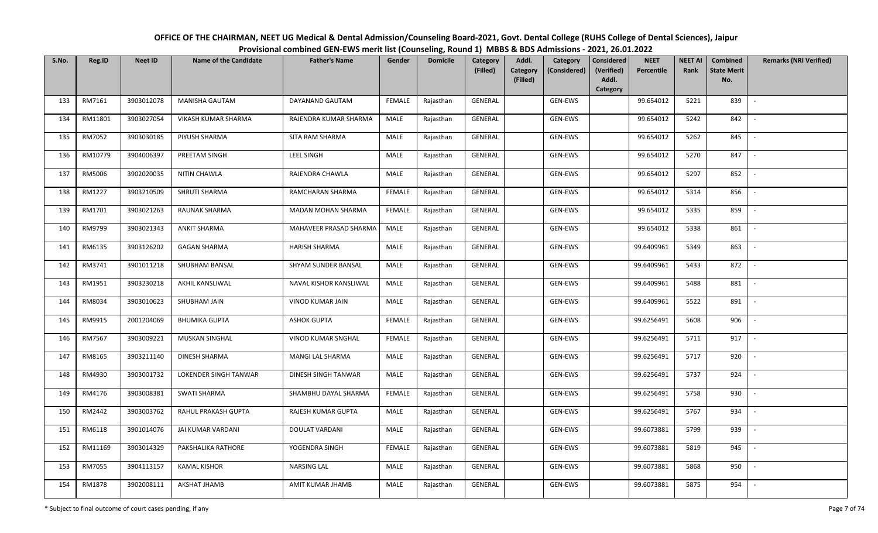**OFFICE OF THE CHAIRMAN, NEET UG Medical & Dental Admission/Counseling Board-2021, Govt. Dental College (RUHS College of Dental Sciences), Jaipur**
**Provisional combined GEN-EWS merit list (Counseling, Round 1) MBBS & BDS Admissions - 2021, 26.01.2022**

| S.No. | Reg.ID | Neet ID | Name of the Candidate | Father's Name | Gender | Domicile | Category (Filled) | Addl. Category (Filled) | Category (Considered) | Considered (Verified) Addl. Category | NEET Percentile | NEET AI Rank | Combined State Merit No. | Remarks (NRI Verified) |
|---|---|---|---|---|---|---|---|---|---|---|---|---|---|---|
| 133 | RM7161 | 3903012078 | MANISHA GAUTAM | DAYANAND GAUTAM | FEMALE | Rajasthan | GENERAL | | GEN-EWS | | 99.654012 | 5221 | 839 | - |
| 134 | RM11801 | 3903027054 | VIKASH KUMAR SHARMA | RAJENDRA KUMAR SHARMA | MALE | Rajasthan | GENERAL | | GEN-EWS | | 99.654012 | 5242 | 842 | - |
| 135 | RM7052 | 3903030185 | PIYUSH SHARMA | SITA RAM SHARMA | MALE | Rajasthan | GENERAL | | GEN-EWS | | 99.654012 | 5262 | 845 | - |
| 136 | RM10779 | 3904006397 | PREETAM SINGH | LEEL SINGH | MALE | Rajasthan | GENERAL | | GEN-EWS | | 99.654012 | 5270 | 847 | - |
| 137 | RM5006 | 3902020035 | NITIN CHAWLA | RAJENDRA CHAWLA | MALE | Rajasthan | GENERAL | | GEN-EWS | | 99.654012 | 5297 | 852 | - |
| 138 | RM1227 | 3903210509 | SHRUTI SHARMA | RAMCHARAN SHARMA | FEMALE | Rajasthan | GENERAL | | GEN-EWS | | 99.654012 | 5314 | 856 | - |
| 139 | RM1701 | 3903021263 | RAUNAK SHARMA | MADAN MOHAN SHARMA | FEMALE | Rajasthan | GENERAL | | GEN-EWS | | 99.654012 | 5335 | 859 | - |
| 140 | RM9799 | 3903021343 | ANKIT SHARMA | MAHAVEER PRASAD SHARMA | MALE | Rajasthan | GENERAL | | GEN-EWS | | 99.654012 | 5338 | 861 | - |
| 141 | RM6135 | 3903126202 | GAGAN SHARMA | HARISH SHARMA | MALE | Rajasthan | GENERAL | | GEN-EWS | | 99.6409961 | 5349 | 863 | - |
| 142 | RM3741 | 3901011218 | SHUBHAM BANSAL | SHYAM SUNDER BANSAL | MALE | Rajasthan | GENERAL | | GEN-EWS | | 99.6409961 | 5433 | 872 | - |
| 143 | RM1951 | 3903230218 | AKHIL KANSLIWAL | NAVAL KISHOR KANSLIWAL | MALE | Rajasthan | GENERAL | | GEN-EWS | | 99.6409961 | 5488 | 881 | - |
| 144 | RM8034 | 3903010623 | SHUBHAM JAIN | VINOD KUMAR JAIN | MALE | Rajasthan | GENERAL | | GEN-EWS | | 99.6409961 | 5522 | 891 | - |
| 145 | RM9915 | 2001204069 | BHUMIKA GUPTA | ASHOK GUPTA | FEMALE | Rajasthan | GENERAL | | GEN-EWS | | 99.6256491 | 5608 | 906 | - |
| 146 | RM7567 | 3903009221 | MUSKAN SINGHAL | VINOD KUMAR SNGHAL | FEMALE | Rajasthan | GENERAL | | GEN-EWS | | 99.6256491 | 5711 | 917 | - |
| 147 | RM8165 | 3903211140 | DINESH SHARMA | MANGI LAL SHARMA | MALE | Rajasthan | GENERAL | | GEN-EWS | | 99.6256491 | 5717 | 920 | - |
| 148 | RM4930 | 3903001732 | LOKENDER SINGH TANWAR | DINESH SINGH TANWAR | MALE | Rajasthan | GENERAL | | GEN-EWS | | 99.6256491 | 5737 | 924 | - |
| 149 | RM4176 | 3903008381 | SWATI SHARMA | SHAMBHU DAYAL SHARMA | FEMALE | Rajasthan | GENERAL | | GEN-EWS | | 99.6256491 | 5758 | 930 | - |
| 150 | RM2442 | 3903003762 | RAHUL PRAKASH GUPTA | RAJESH KUMAR GUPTA | MALE | Rajasthan | GENERAL | | GEN-EWS | | 99.6256491 | 5767 | 934 | - |
| 151 | RM6118 | 3901014076 | JAI KUMAR VARDANI | DOULAT VARDANI | MALE | Rajasthan | GENERAL | | GEN-EWS | | 99.6073881 | 5799 | 939 | - |
| 152 | RM11169 | 3903014329 | PAKSHALIKA RATHORE | YOGENDRA SINGH | FEMALE | Rajasthan | GENERAL | | GEN-EWS | | 99.6073881 | 5819 | 945 | - |
| 153 | RM7055 | 3904113157 | KAMAL KISHOR | NARSING LAL | MALE | Rajasthan | GENERAL | | GEN-EWS | | 99.6073881 | 5868 | 950 | - |
| 154 | RM1878 | 3902008111 | AKSHAT JHAMB | AMIT KUMAR JHAMB | MALE | Rajasthan | GENERAL | | GEN-EWS | | 99.6073881 | 5875 | 954 | - |

\* Subject to final outcome of court cases pending, if any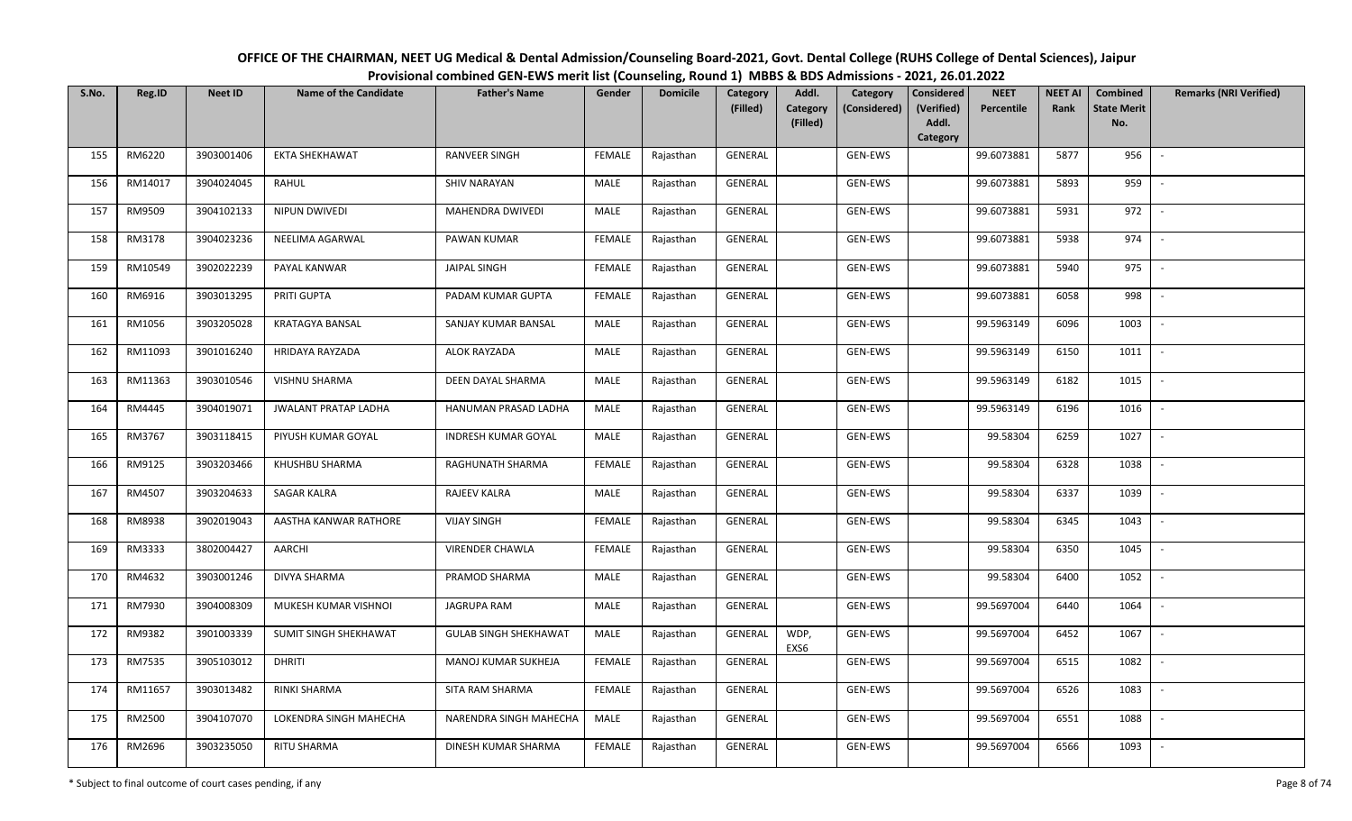# OFFICE OF THE CHAIRMAN, NEET UG Medical & Dental Admission/Counseling Board-2021, Govt. Dental College (RUHS College of Dental Sciences), Jaipur

## Provisional combined GEN-EWS merit list (Counseling, Round 1) MBBS & BDS Admissions - 2021, 26.01.2022

| S.No. | Reg.ID | Neet ID | Name of the Candidate | Father's Name | Gender | Domicile | Category (Filled) | Addl. Category (Filled) | Category (Considered) | Considered (Verified) Addl. Category | NEET Percentile | NEET AI Rank | Combined State Merit No. | Remarks (NRI Verified) |
|---|---|---|---|---|---|---|---|---|---|---|---|---|---|---|
| 155 | RM6220 | 3903001406 | EKTA SHEKHAWAT | RANVEER SINGH | FEMALE | Rajasthan | GENERAL | | GEN-EWS | | 99.6073881 | 5877 | 956 | - |
| 156 | RM14017 | 3904024045 | RAHUL | SHIV NARAYAN | MALE | Rajasthan | GENERAL | | GEN-EWS | | 99.6073881 | 5893 | 959 | - |
| 157 | RM9509 | 3904102133 | NIPUN DWIVEDI | MAHENDRA DWIVEDI | MALE | Rajasthan | GENERAL | | GEN-EWS | | 99.6073881 | 5931 | 972 | - |
| 158 | RM3178 | 3904023236 | NEELIMA AGARWAL | PAWAN KUMAR | FEMALE | Rajasthan | GENERAL | | GEN-EWS | | 99.6073881 | 5938 | 974 | - |
| 159 | RM10549 | 3902022239 | PAYAL KANWAR | JAIPAL SINGH | FEMALE | Rajasthan | GENERAL | | GEN-EWS | | 99.6073881 | 5940 | 975 | - |
| 160 | RM6916 | 3903013295 | PRITI GUPTA | PADAM KUMAR GUPTA | FEMALE | Rajasthan | GENERAL | | GEN-EWS | | 99.6073881 | 6058 | 998 | - |
| 161 | RM1056 | 3903205028 | KRATAGYA BANSAL | SANJAY KUMAR BANSAL | MALE | Rajasthan | GENERAL | | GEN-EWS | | 99.5963149 | 6096 | 1003 | - |
| 162 | RM11093 | 3901016240 | HRIDAYA RAYZADA | ALOK RAYZADA | MALE | Rajasthan | GENERAL | | GEN-EWS | | 99.5963149 | 6150 | 1011 | - |
| 163 | RM11363 | 3903010546 | VISHNU SHARMA | DEEN DAYAL SHARMA | MALE | Rajasthan | GENERAL | | GEN-EWS | | 99.5963149 | 6182 | 1015 | - |
| 164 | RM4445 | 3904019071 | JWALANT PRATAP LADHA | HANUMAN PRASAD LADHA | MALE | Rajasthan | GENERAL | | GEN-EWS | | 99.5963149 | 6196 | 1016 | - |
| 165 | RM3767 | 3903118415 | PIYUSH KUMAR GOYAL | INDRESH KUMAR GOYAL | MALE | Rajasthan | GENERAL | | GEN-EWS | | 99.58304 | 6259 | 1027 | - |
| 166 | RM9125 | 3903203466 | KHUSHBU SHARMA | RAGHUNATH SHARMA | FEMALE | Rajasthan | GENERAL | | GEN-EWS | | 99.58304 | 6328 | 1038 | - |
| 167 | RM4507 | 3903204633 | SAGAR KALRA | RAJEEV KALRA | MALE | Rajasthan | GENERAL | | GEN-EWS | | 99.58304 | 6337 | 1039 | - |
| 168 | RM8938 | 3902019043 | AASTHA KANWAR RATHORE | VIJAY SINGH | FEMALE | Rajasthan | GENERAL | | GEN-EWS | | 99.58304 | 6345 | 1043 | - |
| 169 | RM3333 | 3802004427 | AARCHI | VIRENDER CHAWLA | FEMALE | Rajasthan | GENERAL | | GEN-EWS | | 99.58304 | 6350 | 1045 | - |
| 170 | RM4632 | 3903001246 | DIVYA SHARMA | PRAMOD SHARMA | MALE | Rajasthan | GENERAL | | GEN-EWS | | 99.58304 | 6400 | 1052 | - |
| 171 | RM7930 | 3904008309 | MUKESH KUMAR VISHNOI | JAGRUPA RAM | MALE | Rajasthan | GENERAL | | GEN-EWS | | 99.5697004 | 6440 | 1064 | - |
| 172 | RM9382 | 3901003339 | SUMIT SINGH SHEKHAWAT | GULAB SINGH SHEKHAWAT | MALE | Rajasthan | GENERAL | WDP, EXS6 | GEN-EWS | | 99.5697004 | 6452 | 1067 | - |
| 173 | RM7535 | 3905103012 | DHRITI | MANOJ KUMAR SUKHEJA | FEMALE | Rajasthan | GENERAL | | GEN-EWS | | 99.5697004 | 6515 | 1082 | - |
| 174 | RM11657 | 3903013482 | RINKI SHARMA | SITA RAM SHARMA | FEMALE | Rajasthan | GENERAL | | GEN-EWS | | 99.5697004 | 6526 | 1083 | - |
| 175 | RM2500 | 3904107070 | LOKENDRA SINGH MAHECHA | NARENDRA SINGH MAHECHA | MALE | Rajasthan | GENERAL | | GEN-EWS | | 99.5697004 | 6551 | 1088 | - |
| 176 | RM2696 | 3903235050 | RITU SHARMA | DINESH KUMAR SHARMA | FEMALE | Rajasthan | GENERAL | | GEN-EWS | | 99.5697004 | 6566 | 1093 | - |

\* Subject to final outcome of court cases pending, if any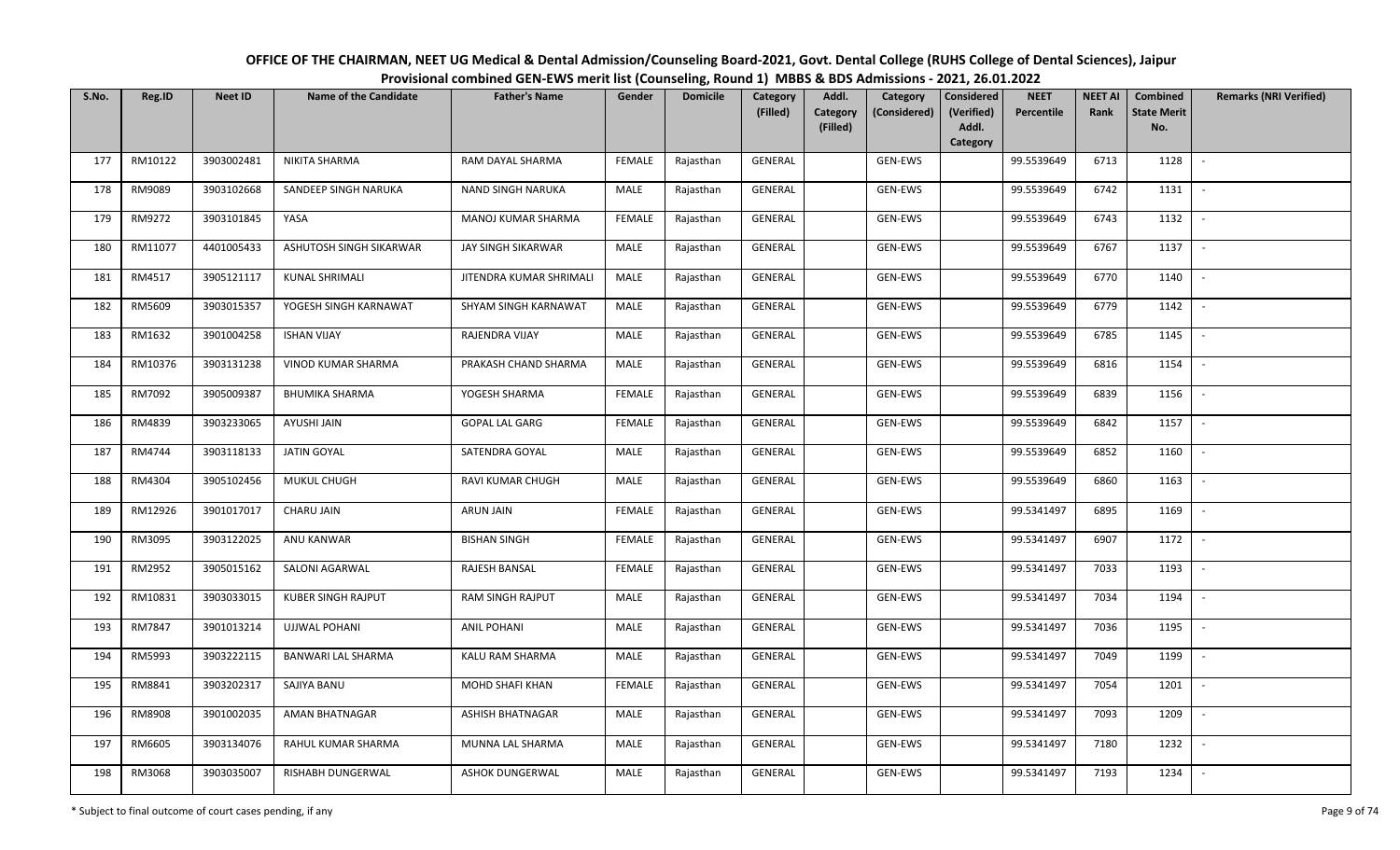# OFFICE OF THE CHAIRMAN, NEET UG Medical & Dental Admission/Counseling Board-2021, Govt. Dental College (RUHS College of Dental Sciences), Jaipur

## Provisional combined GEN-EWS merit list (Counseling, Round 1) MBBS & BDS Admissions - 2021, 26.01.2022

| S.No. | Reg.ID | Neet ID | Name of the Candidate | Father's Name | Gender | Domicile | Category (Filled) | Addl. Category (Filled) | Category (Considered) | Considered (Verified) Addl. Category | NEET Percentile | NEET AI Rank | Combined State Merit No. | Remarks (NRI Verified) |
|---|---|---|---|---|---|---|---|---|---|---|---|---|---|---|
| 177 | RM10122 | 3903002481 | NIKITA SHARMA | RAM DAYAL SHARMA | FEMALE | Rajasthan | GENERAL | | GEN-EWS | | 99.5539649 | 6713 | 1128 | - |
| 178 | RM9089 | 3903102668 | SANDEEP SINGH NARUKA | NAND SINGH NARUKA | MALE | Rajasthan | GENERAL | | GEN-EWS | | 99.5539649 | 6742 | 1131 | - |
| 179 | RM9272 | 3903101845 | YASA | MANOJ KUMAR SHARMA | FEMALE | Rajasthan | GENERAL | | GEN-EWS | | 99.5539649 | 6743 | 1132 | - |
| 180 | RM11077 | 4401005433 | ASHUTOSH SINGH SIKARWAR | JAY SINGH SIKARWAR | MALE | Rajasthan | GENERAL | | GEN-EWS | | 99.5539649 | 6767 | 1137 | - |
| 181 | RM4517 | 3905121117 | KUNAL SHRIMALI | JITENDRA KUMAR SHRIMALI | MALE | Rajasthan | GENERAL | | GEN-EWS | | 99.5539649 | 6770 | 1140 | - |
| 182 | RM5609 | 3903015357 | YOGESH SINGH KARNAWAT | SHYAM SINGH KARNAWAT | MALE | Rajasthan | GENERAL | | GEN-EWS | | 99.5539649 | 6779 | 1142 | - |
| 183 | RM1632 | 3901004258 | ISHAN VIJAY | RAJENDRA VIJAY | MALE | Rajasthan | GENERAL | | GEN-EWS | | 99.5539649 | 6785 | 1145 | - |
| 184 | RM10376 | 3903131238 | VINOD KUMAR SHARMA | PRAKASH CHAND SHARMA | MALE | Rajasthan | GENERAL | | GEN-EWS | | 99.5539649 | 6816 | 1154 | - |
| 185 | RM7092 | 3905009387 | BHUMIKA SHARMA | YOGESH SHARMA | FEMALE | Rajasthan | GENERAL | | GEN-EWS | | 99.5539649 | 6839 | 1156 | - |
| 186 | RM4839 | 3903233065 | AYUSHI JAIN | GOPAL LAL GARG | FEMALE | Rajasthan | GENERAL | | GEN-EWS | | 99.5539649 | 6842 | 1157 | - |
| 187 | RM4744 | 3903118133 | JATIN GOYAL | SATENDRA GOYAL | MALE | Rajasthan | GENERAL | | GEN-EWS | | 99.5539649 | 6852 | 1160 | - |
| 188 | RM4304 | 3905102456 | MUKUL CHUGH | RAVI KUMAR CHUGH | MALE | Rajasthan | GENERAL | | GEN-EWS | | 99.5539649 | 6860 | 1163 | - |
| 189 | RM12926 | 3901017017 | CHARU JAIN | ARUN JAIN | FEMALE | Rajasthan | GENERAL | | GEN-EWS | | 99.5341497 | 6895 | 1169 | - |
| 190 | RM3095 | 3903122025 | ANU KANWAR | BISHAN SINGH | FEMALE | Rajasthan | GENERAL | | GEN-EWS | | 99.5341497 | 6907 | 1172 | - |
| 191 | RM2952 | 3905015162 | SALONI AGARWAL | RAJESH BANSAL | FEMALE | Rajasthan | GENERAL | | GEN-EWS | | 99.5341497 | 7033 | 1193 | - |
| 192 | RM10831 | 3903033015 | KUBER SINGH RAJPUT | RAM SINGH RAJPUT | MALE | Rajasthan | GENERAL | | GEN-EWS | | 99.5341497 | 7034 | 1194 | - |
| 193 | RM7847 | 3901013214 | UJJWAL POHANI | ANIL POHANI | MALE | Rajasthan | GENERAL | | GEN-EWS | | 99.5341497 | 7036 | 1195 | - |
| 194 | RM5993 | 3903222115 | BANWARI LAL SHARMA | KALU RAM SHARMA | MALE | Rajasthan | GENERAL | | GEN-EWS | | 99.5341497 | 7049 | 1199 | - |
| 195 | RM8841 | 3903202317 | SAJIYA BANU | MOHD SHAFI KHAN | FEMALE | Rajasthan | GENERAL | | GEN-EWS | | 99.5341497 | 7054 | 1201 | - |
| 196 | RM8908 | 3901002035 | AMAN BHATNAGAR | ASHISH BHATNAGAR | MALE | Rajasthan | GENERAL | | GEN-EWS | | 99.5341497 | 7093 | 1209 | - |
| 197 | RM6605 | 3903134076 | RAHUL KUMAR SHARMA | MUNNA LAL SHARMA | MALE | Rajasthan | GENERAL | | GEN-EWS | | 99.5341497 | 7180 | 1232 | - |
| 198 | RM3068 | 3903035007 | RISHABH DUNGERWAL | ASHOK DUNGERWAL | MALE | Rajasthan | GENERAL | | GEN-EWS | | 99.5341497 | 7193 | 1234 | - |

\* Subject to final outcome of court cases pending, if any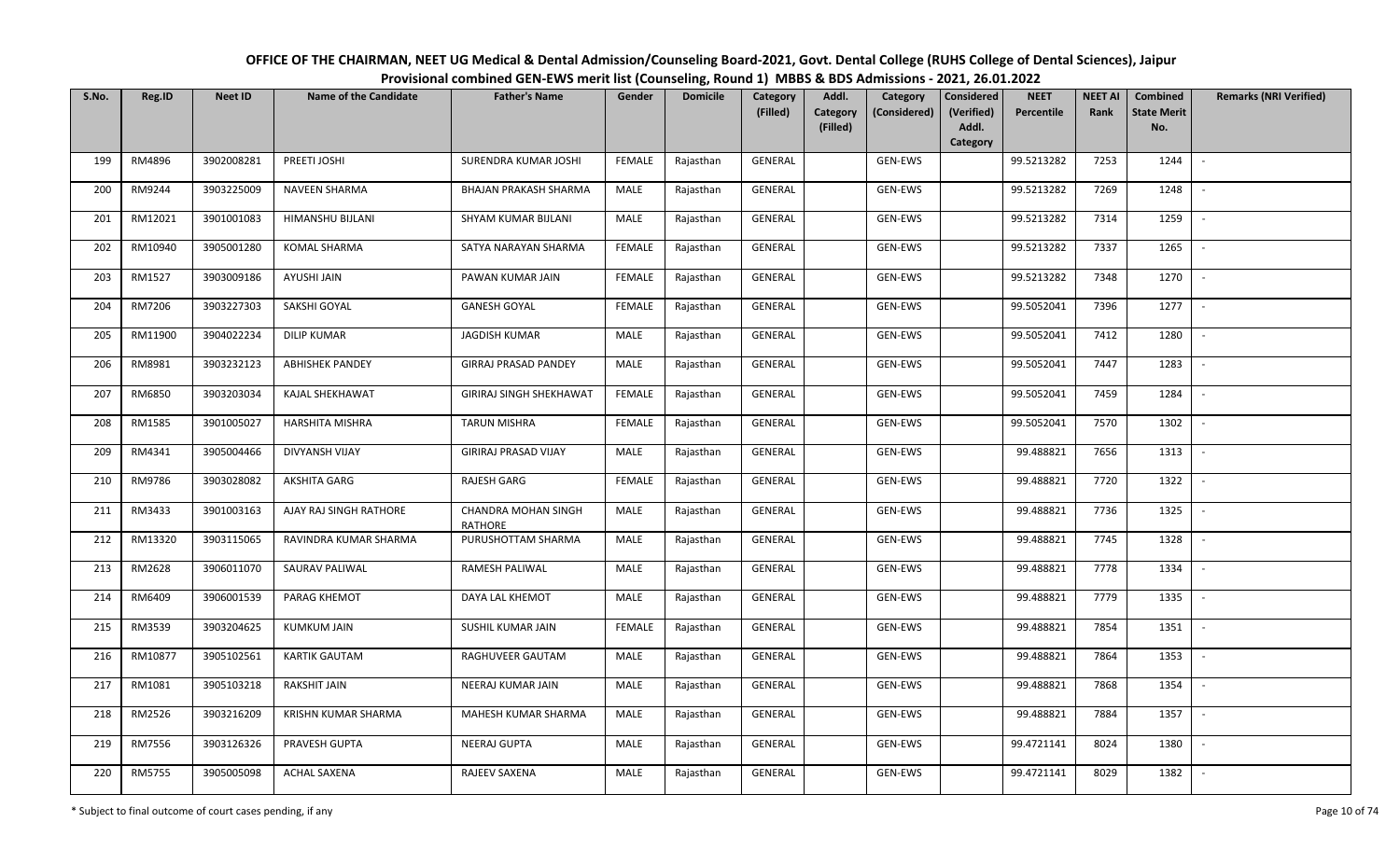# OFFICE OF THE CHAIRMAN, NEET UG Medical & Dental Admission/Counseling Board-2021, Govt. Dental College (RUHS College of Dental Sciences), Jaipur

## Provisional combined GEN-EWS merit list (Counseling, Round 1) MBBS & BDS Admissions - 2021, 26.01.2022

| S.No. | Reg.ID | Neet ID | Name of the Candidate | Father's Name | Gender | Domicile | Category (Filled) | Addl. Category (Filled) | Category (Considered) | Considered (Verified) Addl. Category | NEET Percentile | NEET AI Rank | Combined State Merit No. | Remarks (NRI Verified) |
|---|---|---|---|---|---|---|---|---|---|---|---|---|---|---|
| 199 | RM4896 | 3902008281 | PREETI JOSHI | SURENDRA KUMAR JOSHI | FEMALE | Rajasthan | GENERAL | | GEN-EWS | | 99.5213282 | 7253 | 1244 | - |
| 200 | RM9244 | 3903225009 | NAVEEN SHARMA | BHAJAN PRAKASH SHARMA | MALE | Rajasthan | GENERAL | | GEN-EWS | | 99.5213282 | 7269 | 1248 | - |
| 201 | RM12021 | 3901001083 | HIMANSHU BIJLANI | SHYAM KUMAR BIJLANI | MALE | Rajasthan | GENERAL | | GEN-EWS | | 99.5213282 | 7314 | 1259 | - |
| 202 | RM10940 | 3905001280 | KOMAL SHARMA | SATYA NARAYAN SHARMA | FEMALE | Rajasthan | GENERAL | | GEN-EWS | | 99.5213282 | 7337 | 1265 | - |
| 203 | RM1527 | 3903009186 | AYUSHI JAIN | PAWAN KUMAR JAIN | FEMALE | Rajasthan | GENERAL | | GEN-EWS | | 99.5213282 | 7348 | 1270 | - |
| 204 | RM7206 | 3903227303 | SAKSHI GOYAL | GANESH GOYAL | FEMALE | Rajasthan | GENERAL | | GEN-EWS | | 99.5052041 | 7396 | 1277 | - |
| 205 | RM11900 | 3904022234 | DILIP KUMAR | JAGDISH KUMAR | MALE | Rajasthan | GENERAL | | GEN-EWS | | 99.5052041 | 7412 | 1280 | - |
| 206 | RM8981 | 3903232123 | ABHISHEK PANDEY | GIRRAJ PRASAD PANDEY | MALE | Rajasthan | GENERAL | | GEN-EWS | | 99.5052041 | 7447 | 1283 | - |
| 207 | RM6850 | 3903203034 | KAJAL SHEKHAWAT | GIRIRAJ SINGH SHEKHAWAT | FEMALE | Rajasthan | GENERAL | | GEN-EWS | | 99.5052041 | 7459 | 1284 | - |
| 208 | RM1585 | 3901005027 | HARSHITA MISHRA | TARUN MISHRA | FEMALE | Rajasthan | GENERAL | | GEN-EWS | | 99.5052041 | 7570 | 1302 | - |
| 209 | RM4341 | 3905004466 | DIVYANSH VIJAY | GIRIRAJ PRASAD VIJAY | MALE | Rajasthan | GENERAL | | GEN-EWS | | 99.488821 | 7656 | 1313 | - |
| 210 | RM9786 | 3903028082 | AKSHITA GARG | RAJESH GARG | FEMALE | Rajasthan | GENERAL | | GEN-EWS | | 99.488821 | 7720 | 1322 | - |
| 211 | RM3433 | 3901003163 | AJAY RAJ SINGH RATHORE | CHANDRA MOHAN SINGH RATHORE | MALE | Rajasthan | GENERAL | | GEN-EWS | | 99.488821 | 7736 | 1325 | - |
| 212 | RM13320 | 3903115065 | RAVINDRA KUMAR SHARMA | PURUSHOTTAM SHARMA | MALE | Rajasthan | GENERAL | | GEN-EWS | | 99.488821 | 7745 | 1328 | - |
| 213 | RM2628 | 3906011070 | SAURAV PALIWAL | RAMESH PALIWAL | MALE | Rajasthan | GENERAL | | GEN-EWS | | 99.488821 | 7778 | 1334 | - |
| 214 | RM6409 | 3906001539 | PARAG KHEMOT | DAYA LAL KHEMOT | MALE | Rajasthan | GENERAL | | GEN-EWS | | 99.488821 | 7779 | 1335 | - |
| 215 | RM3539 | 3903204625 | KUMKUM JAIN | SUSHIL KUMAR JAIN | FEMALE | Rajasthan | GENERAL | | GEN-EWS | | 99.488821 | 7854 | 1351 | - |
| 216 | RM10877 | 3905102561 | KARTIK GAUTAM | RAGHUVEER GAUTAM | MALE | Rajasthan | GENERAL | | GEN-EWS | | 99.488821 | 7864 | 1353 | - |
| 217 | RM1081 | 3905103218 | RAKSHIT JAIN | NEERAJ KUMAR JAIN | MALE | Rajasthan | GENERAL | | GEN-EWS | | 99.488821 | 7868 | 1354 | - |
| 218 | RM2526 | 3903216209 | KRISHN KUMAR SHARMA | MAHESH KUMAR SHARMA | MALE | Rajasthan | GENERAL | | GEN-EWS | | 99.488821 | 7884 | 1357 | - |
| 219 | RM7556 | 3903126326 | PRAVESH GUPTA | NEERAJ GUPTA | MALE | Rajasthan | GENERAL | | GEN-EWS | | 99.4721141 | 8024 | 1380 | - |
| 220 | RM5755 | 3905005098 | ACHAL SAXENA | RAJEEV SAXENA | MALE | Rajasthan | GENERAL | | GEN-EWS | | 99.4721141 | 8029 | 1382 | - |

\* Subject to final outcome of court cases pending, if any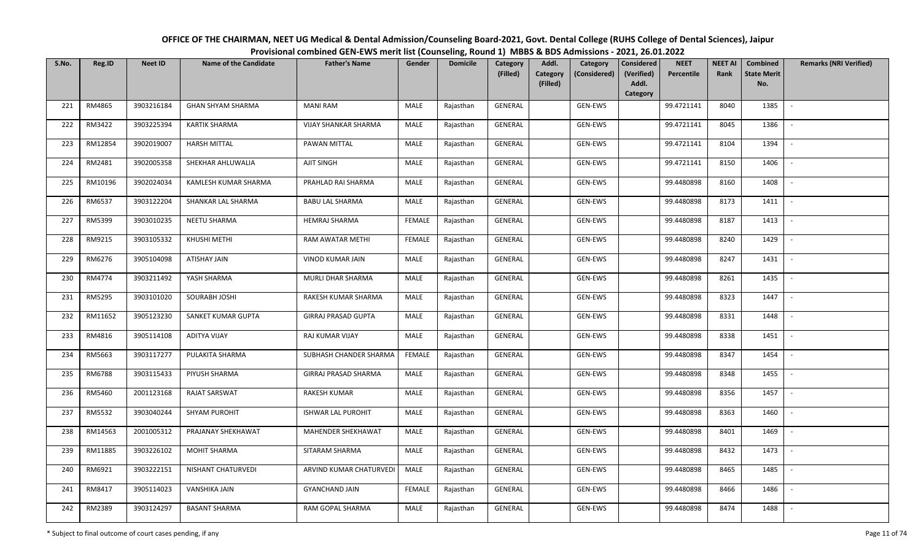**OFFICE OF THE CHAIRMAN, NEET UG Medical & Dental Admission/Counseling Board-2021, Govt. Dental College (RUHS College of Dental Sciences), Jaipur**

**Provisional combined GEN-EWS merit list (Counseling, Round 1) MBBS & BDS Admissions - 2021, 26.01.2022**

| S.No. | Reg.ID | Neet ID | Name of the Candidate | Father's Name | Gender | Domicile | Category (Filled) | Addl. Category (Filled) | Category (Considered) | Considered (Verified) Addl. Category | NEET Percentile | NEET AI Rank | Combined State Merit No. | Remarks (NRI Verified) |
|---|---|---|---|---|---|---|---|---|---|---|---|---|---|---|
| 221 | RM4865 | 3903216184 | GHAN SHYAM SHARMA | MANI RAM | MALE | Rajasthan | GENERAL | | GEN-EWS | | 99.4721141 | 8040 | 1385 | - |
| 222 | RM3422 | 3903225394 | KARTIK SHARMA | VIJAY SHANKAR SHARMA | MALE | Rajasthan | GENERAL | | GEN-EWS | | 99.4721141 | 8045 | 1386 | - |
| 223 | RM12854 | 3902019007 | HARSH MITTAL | PAWAN MITTAL | MALE | Rajasthan | GENERAL | | GEN-EWS | | 99.4721141 | 8104 | 1394 | - |
| 224 | RM2481 | 3902005358 | SHEKHAR AHLUWALIA | AJIT SINGH | MALE | Rajasthan | GENERAL | | GEN-EWS | | 99.4721141 | 8150 | 1406 | - |
| 225 | RM10196 | 3902024034 | KAMLESH KUMAR SHARMA | PRAHLAD RAI SHARMA | MALE | Rajasthan | GENERAL | | GEN-EWS | | 99.4480898 | 8160 | 1408 | - |
| 226 | RM6537 | 3903122204 | SHANKAR LAL SHARMA | BABU LAL SHARMA | MALE | Rajasthan | GENERAL | | GEN-EWS | | 99.4480898 | 8173 | 1411 | - |
| 227 | RM5399 | 3903010235 | NEETU SHARMA | HEMRAJ SHARMA | FEMALE | Rajasthan | GENERAL | | GEN-EWS | | 99.4480898 | 8187 | 1413 | - |
| 228 | RM9215 | 3903105332 | KHUSHI METHI | RAM AWATAR METHI | FEMALE | Rajasthan | GENERAL | | GEN-EWS | | 99.4480898 | 8240 | 1429 | - |
| 229 | RM6276 | 3905104098 | ATISHAY JAIN | VINOD KUMAR JAIN | MALE | Rajasthan | GENERAL | | GEN-EWS | | 99.4480898 | 8247 | 1431 | - |
| 230 | RM4774 | 3903211492 | YASH SHARMA | MURLI DHAR SHARMA | MALE | Rajasthan | GENERAL | | GEN-EWS | | 99.4480898 | 8261 | 1435 | - |
| 231 | RM5295 | 3903101020 | SOURABH JOSHI | RAKESH KUMAR SHARMA | MALE | Rajasthan | GENERAL | | GEN-EWS | | 99.4480898 | 8323 | 1447 | - |
| 232 | RM11652 | 3905123230 | SANKET KUMAR GUPTA | GIRRAJ PRASAD GUPTA | MALE | Rajasthan | GENERAL | | GEN-EWS | | 99.4480898 | 8331 | 1448 | - |
| 233 | RM4816 | 3905114108 | ADITYA VIJAY | RAJ KUMAR VIJAY | MALE | Rajasthan | GENERAL | | GEN-EWS | | 99.4480898 | 8338 | 1451 | - |
| 234 | RM5663 | 3903117277 | PULAKITA SHARMA | SUBHASH CHANDER SHARMA | FEMALE | Rajasthan | GENERAL | | GEN-EWS | | 99.4480898 | 8347 | 1454 | - |
| 235 | RM6788 | 3903115433 | PIYUSH SHARMA | GIRRAJ PRASAD SHARMA | MALE | Rajasthan | GENERAL | | GEN-EWS | | 99.4480898 | 8348 | 1455 | - |
| 236 | RM5460 | 2001123168 | RAJAT SARSWAT | RAKESH KUMAR | MALE | Rajasthan | GENERAL | | GEN-EWS | | 99.4480898 | 8356 | 1457 | - |
| 237 | RM5532 | 3903040244 | SHYAM PUROHIT | ISHWAR LAL PUROHIT | MALE | Rajasthan | GENERAL | | GEN-EWS | | 99.4480898 | 8363 | 1460 | - |
| 238 | RM14563 | 2001005312 | PRAJANAY SHEKHAWAT | MAHENDER SHEKHAWAT | MALE | Rajasthan | GENERAL | | GEN-EWS | | 99.4480898 | 8401 | 1469 | - |
| 239 | RM11885 | 3903226102 | MOHIT SHARMA | SITARAM SHARMA | MALE | Rajasthan | GENERAL | | GEN-EWS | | 99.4480898 | 8432 | 1473 | - |
| 240 | RM6921 | 3903222151 | NISHANT CHATURVEDI | ARVIND KUMAR CHATURVEDI | MALE | Rajasthan | GENERAL | | GEN-EWS | | 99.4480898 | 8465 | 1485 | - |
| 241 | RM8417 | 3905114023 | VANSHIKA JAIN | GYANCHAND JAIN | FEMALE | Rajasthan | GENERAL | | GEN-EWS | | 99.4480898 | 8466 | 1486 | - |
| 242 | RM2389 | 3903124297 | BASANT SHARMA | RAM GOPAL SHARMA | MALE | Rajasthan | GENERAL | | GEN-EWS | | 99.4480898 | 8474 | 1488 | - |

\* Subject to final outcome of court cases pending, if any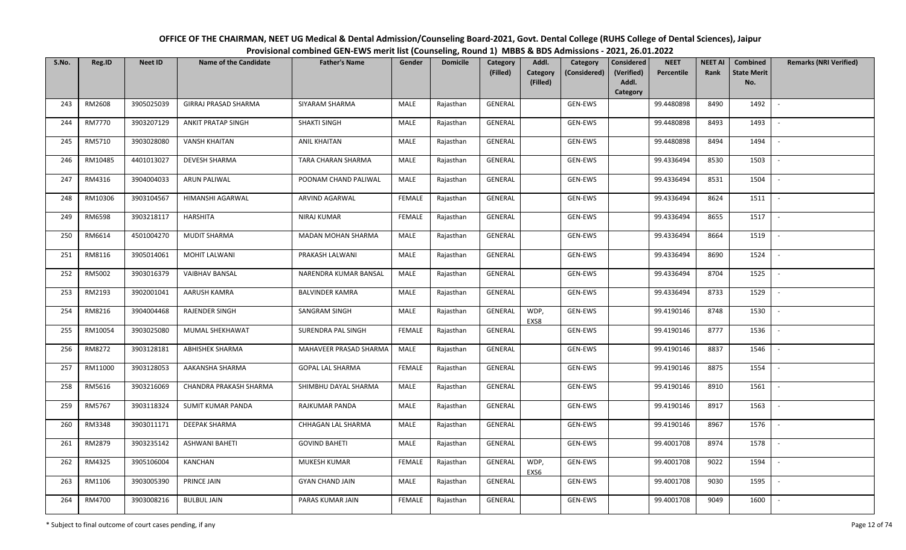OFFICE OF THE CHAIRMAN, NEET UG Medical & Dental Admission/Counseling Board-2021, Govt. Dental College (RUHS College of Dental Sciences), Jaipur

Provisional combined GEN-EWS merit list (Counseling, Round 1) MBBS & BDS Admissions - 2021, 26.01.2022

| S.No. | Reg.ID | Neet ID | Name of the Candidate | Father's Name | Gender | Domicile | Category (Filled) | Addl. Category (Filled) | Category (Considered) | Considered (Verified) Addl. Category | NEET Percentile | NEET AI Rank | Combined State Merit No. | Remarks (NRI Verified) |
|---|---|---|---|---|---|---|---|---|---|---|---|---|---|---|
| 243 | RM2608 | 3905025039 | GIRRAJ PRASAD SHARMA | SIYARAM SHARMA | MALE | Rajasthan | GENERAL | | GEN-EWS | | 99.4480898 | 8490 | 1492 | - |
| 244 | RM7770 | 3903207129 | ANKIT PRATAP SINGH | SHAKTI SINGH | MALE | Rajasthan | GENERAL | | GEN-EWS | | 99.4480898 | 8493 | 1493 | - |
| 245 | RM5710 | 3903028080 | VANSH KHAITAN | ANIL KHAITAN | MALE | Rajasthan | GENERAL | | GEN-EWS | | 99.4480898 | 8494 | 1494 | - |
| 246 | RM10485 | 4401013027 | DEVESH SHARMA | TARA CHARAN SHARMA | MALE | Rajasthan | GENERAL | | GEN-EWS | | 99.4336494 | 8530 | 1503 | - |
| 247 | RM4316 | 3904004033 | ARUN PALIWAL | POONAM CHAND PALIWAL | MALE | Rajasthan | GENERAL | | GEN-EWS | | 99.4336494 | 8531 | 1504 | - |
| 248 | RM10306 | 3903104567 | HIMANSHI AGARWAL | ARVIND AGARWAL | FEMALE | Rajasthan | GENERAL | | GEN-EWS | | 99.4336494 | 8624 | 1511 | - |
| 249 | RM6598 | 3903218117 | HARSHITA | NIRAJ KUMAR | FEMALE | Rajasthan | GENERAL | | GEN-EWS | | 99.4336494 | 8655 | 1517 | - |
| 250 | RM6614 | 4501004270 | MUDIT SHARMA | MADAN MOHAN SHARMA | MALE | Rajasthan | GENERAL | | GEN-EWS | | 99.4336494 | 8664 | 1519 | - |
| 251 | RM8116 | 3905014061 | MOHIT LALWANI | PRAKASH LALWANI | MALE | Rajasthan | GENERAL | | GEN-EWS | | 99.4336494 | 8690 | 1524 | - |
| 252 | RM5002 | 3903016379 | VAIBHAV BANSAL | NARENDRA KUMAR BANSAL | MALE | Rajasthan | GENERAL | | GEN-EWS | | 99.4336494 | 8704 | 1525 | - |
| 253 | RM2193 | 3902001041 | AARUSH KAMRA | BALVINDER KAMRA | MALE | Rajasthan | GENERAL | | GEN-EWS | | 99.4336494 | 8733 | 1529 | - |
| 254 | RM8216 | 3904004468 | RAJENDER SINGH | SANGRAM SINGH | MALE | Rajasthan | GENERAL | WDP, EXS8 | GEN-EWS | | 99.4190146 | 8748 | 1530 | - |
| 255 | RM10054 | 3903025080 | MUMAL SHEKHAWAT | SURENDRA PAL SINGH | FEMALE | Rajasthan | GENERAL | | GEN-EWS | | 99.4190146 | 8777 | 1536 | - |
| 256 | RM8272 | 3903128181 | ABHISHEK SHARMA | MAHAVEER PRASAD SHARMA | MALE | Rajasthan | GENERAL | | GEN-EWS | | 99.4190146 | 8837 | 1546 | - |
| 257 | RM11000 | 3903128053 | AAKANSHA SHARMA | GOPAL LAL SHARMA | FEMALE | Rajasthan | GENERAL | | GEN-EWS | | 99.4190146 | 8875 | 1554 | - |
| 258 | RM5616 | 3903216069 | CHANDRA PRAKASH SHARMA | SHIMBHU DAYAL SHARMA | MALE | Rajasthan | GENERAL | | GEN-EWS | | 99.4190146 | 8910 | 1561 | - |
| 259 | RM5767 | 3903118324 | SUMIT KUMAR PANDA | RAJKUMAR PANDA | MALE | Rajasthan | GENERAL | | GEN-EWS | | 99.4190146 | 8917 | 1563 | - |
| 260 | RM3348 | 3903011171 | DEEPAK SHARMA | CHHAGAN LAL SHARMA | MALE | Rajasthan | GENERAL | | GEN-EWS | | 99.4190146 | 8967 | 1576 | - |
| 261 | RM2879 | 3903235142 | ASHWANI BAHETI | GOVIND BAHETI | MALE | Rajasthan | GENERAL | | GEN-EWS | | 99.4001708 | 8974 | 1578 | - |
| 262 | RM4325 | 3905106004 | KANCHAN | MUKESH KUMAR | FEMALE | Rajasthan | GENERAL | WDP, EXS6 | GEN-EWS | | 99.4001708 | 9022 | 1594 | - |
| 263 | RM1106 | 3903005390 | PRINCE JAIN | GYAN CHAND JAIN | MALE | Rajasthan | GENERAL | | GEN-EWS | | 99.4001708 | 9030 | 1595 | - |
| 264 | RM4700 | 3903008216 | BULBUL JAIN | PARAS KUMAR JAIN | FEMALE | Rajasthan | GENERAL | | GEN-EWS | | 99.4001708 | 9049 | 1600 | - |

\* Subject to final outcome of court cases pending, if any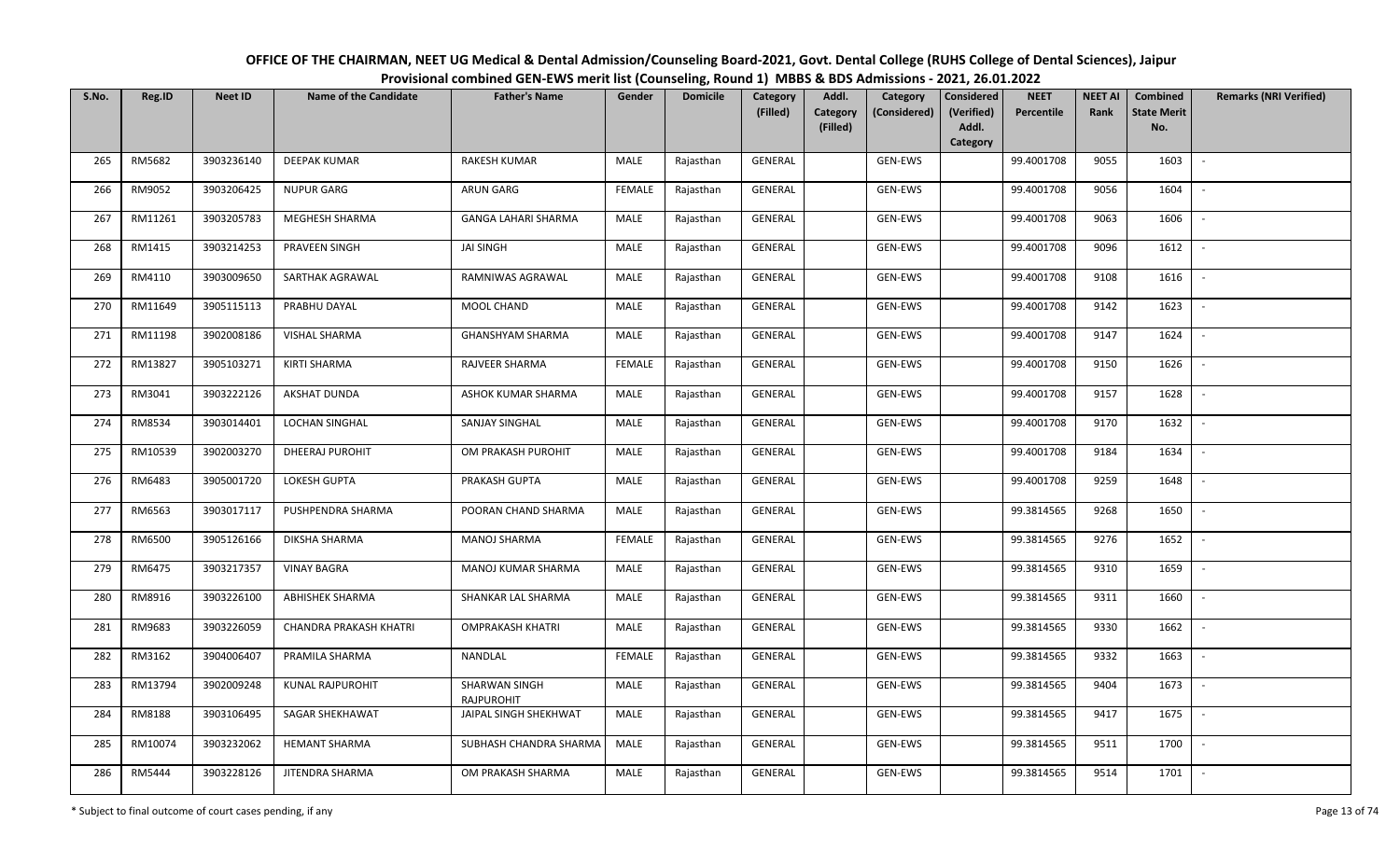# OFFICE OF THE CHAIRMAN, NEET UG Medical & Dental Admission/Counseling Board-2021, Govt. Dental College (RUHS College of Dental Sciences), Jaipur

## Provisional combined GEN-EWS merit list (Counseling, Round 1) MBBS & BDS Admissions - 2021, 26.01.2022

| S.No. | Reg.ID | Neet ID | Name of the Candidate | Father's Name | Gender | Domicile | Category (Filled) | Addl. Category (Filled) | Category (Considered) | Considered (Verified) Addl. Category | NEET Percentile | NEET AI Rank | Combined State Merit No. | Remarks (NRI Verified) |
|---|---|---|---|---|---|---|---|---|---|---|---|---|---|---|
| 265 | RM5682 | 3903236140 | DEEPAK KUMAR | RAKESH KUMAR | MALE | Rajasthan | GENERAL | | GEN-EWS | | 99.4001708 | 9055 | 1603 | - |
| 266 | RM9052 | 3903206425 | NUPUR GARG | ARUN GARG | FEMALE | Rajasthan | GENERAL | | GEN-EWS | | 99.4001708 | 9056 | 1604 | - |
| 267 | RM11261 | 3903205783 | MEGHESH SHARMA | GANGA LAHARI SHARMA | MALE | Rajasthan | GENERAL | | GEN-EWS | | 99.4001708 | 9063 | 1606 | - |
| 268 | RM1415 | 3903214253 | PRAVEEN SINGH | JAI SINGH | MALE | Rajasthan | GENERAL | | GEN-EWS | | 99.4001708 | 9096 | 1612 | - |
| 269 | RM4110 | 3903009650 | SARTHAK AGRAWAL | RAMNIWAS AGRAWAL | MALE | Rajasthan | GENERAL | | GEN-EWS | | 99.4001708 | 9108 | 1616 | - |
| 270 | RM11649 | 3905115113 | PRABHU DAYAL | MOOL CHAND | MALE | Rajasthan | GENERAL | | GEN-EWS | | 99.4001708 | 9142 | 1623 | - |
| 271 | RM11198 | 3902008186 | VISHAL SHARMA | GHANSHYAM SHARMA | MALE | Rajasthan | GENERAL | | GEN-EWS | | 99.4001708 | 9147 | 1624 | - |
| 272 | RM13827 | 3905103271 | KIRTI SHARMA | RAJVEER SHARMA | FEMALE | Rajasthan | GENERAL | | GEN-EWS | | 99.4001708 | 9150 | 1626 | - |
| 273 | RM3041 | 3903222126 | AKSHAT DUNDA | ASHOK KUMAR SHARMA | MALE | Rajasthan | GENERAL | | GEN-EWS | | 99.4001708 | 9157 | 1628 | - |
| 274 | RM8534 | 3903014401 | LOCHAN SINGHAL | SANJAY SINGHAL | MALE | Rajasthan | GENERAL | | GEN-EWS | | 99.4001708 | 9170 | 1632 | - |
| 275 | RM10539 | 3902003270 | DHEERAJ PUROHIT | OM PRAKASH PUROHIT | MALE | Rajasthan | GENERAL | | GEN-EWS | | 99.4001708 | 9184 | 1634 | - |
| 276 | RM6483 | 3905001720 | LOKESH GUPTA | PRAKASH GUPTA | MALE | Rajasthan | GENERAL | | GEN-EWS | | 99.4001708 | 9259 | 1648 | - |
| 277 | RM6563 | 3903017117 | PUSHPENDRA SHARMA | POORAN CHAND SHARMA | MALE | Rajasthan | GENERAL | | GEN-EWS | | 99.3814565 | 9268 | 1650 | - |
| 278 | RM6500 | 3905126166 | DIKSHA SHARMA | MANOJ SHARMA | FEMALE | Rajasthan | GENERAL | | GEN-EWS | | 99.3814565 | 9276 | 1652 | - |
| 279 | RM6475 | 3903217357 | VINAY BAGRA | MANOJ KUMAR SHARMA | MALE | Rajasthan | GENERAL | | GEN-EWS | | 99.3814565 | 9310 | 1659 | - |
| 280 | RM8916 | 3903226100 | ABHISHEK SHARMA | SHANKAR LAL SHARMA | MALE | Rajasthan | GENERAL | | GEN-EWS | | 99.3814565 | 9311 | 1660 | - |
| 281 | RM9683 | 3903226059 | CHANDRA PRAKASH KHATRI | OMPRAKASH KHATRI | MALE | Rajasthan | GENERAL | | GEN-EWS | | 99.3814565 | 9330 | 1662 | - |
| 282 | RM3162 | 3904006407 | PRAMILA SHARMA | NANDLAL | FEMALE | Rajasthan | GENERAL | | GEN-EWS | | 99.3814565 | 9332 | 1663 | - |
| 283 | RM13794 | 3902009248 | KUNAL RAJPUROHIT | SHARWAN SINGH RAJPUROHIT | MALE | Rajasthan | GENERAL | | GEN-EWS | | 99.3814565 | 9404 | 1673 | - |
| 284 | RM8188 | 3903106495 | SAGAR SHEKHAWAT | JAIPAL SINGH SHEKHWAT | MALE | Rajasthan | GENERAL | | GEN-EWS | | 99.3814565 | 9417 | 1675 | - |
| 285 | RM10074 | 3903232062 | HEMANT SHARMA | SUBHASH CHANDRA SHARMA | MALE | Rajasthan | GENERAL | | GEN-EWS | | 99.3814565 | 9511 | 1700 | - |
| 286 | RM5444 | 3903228126 | JITENDRA SHARMA | OM PRAKASH SHARMA | MALE | Rajasthan | GENERAL | | GEN-EWS | | 99.3814565 | 9514 | 1701 | - |

\* Subject to final outcome of court cases pending, if any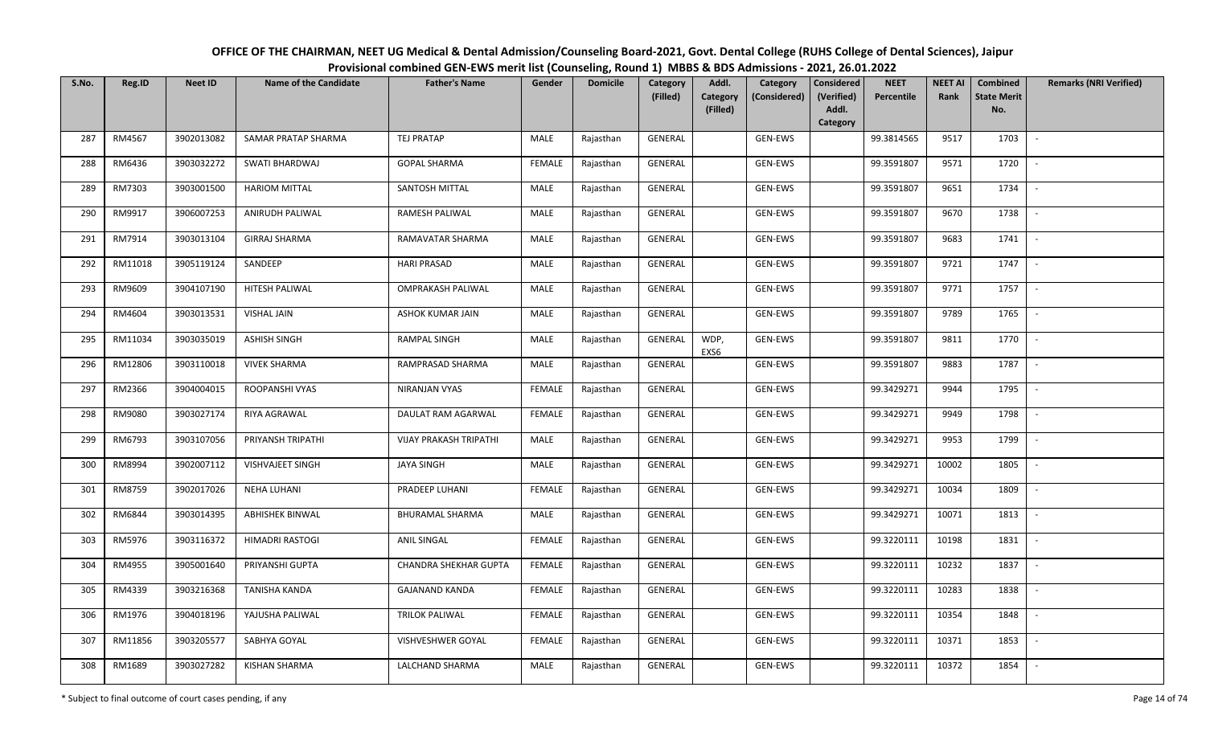# OFFICE OF THE CHAIRMAN, NEET UG Medical & Dental Admission/Counseling Board-2021, Govt. Dental College (RUHS College of Dental Sciences), Jaipur

## Provisional combined GEN-EWS merit list (Counseling, Round 1) MBBS & BDS Admissions - 2021, 26.01.2022

| S.No. | Reg.ID | Neet ID | Name of the Candidate | Father's Name | Gender | Domicile | Category (Filled) | Addl. Category (Filled) | Category (Considered) | Considered (Verified) Addl. Category | NEET Percentile | NEET AI Rank | Combined State Merit No. | Remarks (NRI Verified) |
|---|---|---|---|---|---|---|---|---|---|---|---|---|---|---|
| 287 | RM4567 | 3902013082 | SAMAR PRATAP SHARMA | TEJ PRATAP | MALE | Rajasthan | GENERAL | | GEN-EWS | | 99.3814565 | 9517 | 1703 | - |
| 288 | RM6436 | 3903032272 | SWATI BHARDWAJ | GOPAL SHARMA | FEMALE | Rajasthan | GENERAL | | GEN-EWS | | 99.3591807 | 9571 | 1720 | - |
| 289 | RM7303 | 3903001500 | HARIOM MITTAL | SANTOSH MITTAL | MALE | Rajasthan | GENERAL | | GEN-EWS | | 99.3591807 | 9651 | 1734 | - |
| 290 | RM9917 | 3906007253 | ANIRUDH PALIWAL | RAMESH PALIWAL | MALE | Rajasthan | GENERAL | | GEN-EWS | | 99.3591807 | 9670 | 1738 | - |
| 291 | RM7914 | 3903013104 | GIRRAJ SHARMA | RAMAVATAR SHARMA | MALE | Rajasthan | GENERAL | | GEN-EWS | | 99.3591807 | 9683 | 1741 | - |
| 292 | RM11018 | 3905119124 | SANDEEP | HARI PRASAD | MALE | Rajasthan | GENERAL | | GEN-EWS | | 99.3591807 | 9721 | 1747 | - |
| 293 | RM9609 | 3904107190 | HITESH PALIWAL | OMPRAKASH PALIWAL | MALE | Rajasthan | GENERAL | | GEN-EWS | | 99.3591807 | 9771 | 1757 | - |
| 294 | RM4604 | 3903013531 | VISHAL JAIN | ASHOK KUMAR JAIN | MALE | Rajasthan | GENERAL | | GEN-EWS | | 99.3591807 | 9789 | 1765 | - |
| 295 | RM11034 | 3903035019 | ASHISH SINGH | RAMPAL SINGH | MALE | Rajasthan | GENERAL | WDP, EXS6 | GEN-EWS | | 99.3591807 | 9811 | 1770 | - |
| 296 | RM12806 | 3903110018 | VIVEK SHARMA | RAMPRASAD SHARMA | MALE | Rajasthan | GENERAL | | GEN-EWS | | 99.3591807 | 9883 | 1787 | - |
| 297 | RM2366 | 3904004015 | ROOPANSHI VYAS | NIRANJAN VYAS | FEMALE | Rajasthan | GENERAL | | GEN-EWS | | 99.3429271 | 9944 | 1795 | - |
| 298 | RM9080 | 3903027174 | RIYA AGRAWAL | DAULAT RAM AGARWAL | FEMALE | Rajasthan | GENERAL | | GEN-EWS | | 99.3429271 | 9949 | 1798 | - |
| 299 | RM6793 | 3903107056 | PRIYANSH TRIPATHI | VIJAY PRAKASH TRIPATHI | MALE | Rajasthan | GENERAL | | GEN-EWS | | 99.3429271 | 9953 | 1799 | - |
| 300 | RM8994 | 3902007112 | VISHVAJEET SINGH | JAYA SINGH | MALE | Rajasthan | GENERAL | | GEN-EWS | | 99.3429271 | 10002 | 1805 | - |
| 301 | RM8759 | 3902017026 | NEHA LUHANI | PRADEEP LUHANI | FEMALE | Rajasthan | GENERAL | | GEN-EWS | | 99.3429271 | 10034 | 1809 | - |
| 302 | RM6844 | 3903014395 | ABHISHEK BINWAL | BHURAMAL SHARMA | MALE | Rajasthan | GENERAL | | GEN-EWS | | 99.3429271 | 10071 | 1813 | - |
| 303 | RM5976 | 3903116372 | HIMADRI RASTOGI | ANIL SINGAL | FEMALE | Rajasthan | GENERAL | | GEN-EWS | | 99.3220111 | 10198 | 1831 | - |
| 304 | RM4955 | 3905001640 | PRIYANSHI GUPTA | CHANDRA SHEKHAR GUPTA | FEMALE | Rajasthan | GENERAL | | GEN-EWS | | 99.3220111 | 10232 | 1837 | - |
| 305 | RM4339 | 3903216368 | TANISHA KANDA | GAJANAND KANDA | FEMALE | Rajasthan | GENERAL | | GEN-EWS | | 99.3220111 | 10283 | 1838 | - |
| 306 | RM1976 | 3904018196 | YAJUSHA PALIWAL | TRILOK PALIWAL | FEMALE | Rajasthan | GENERAL | | GEN-EWS | | 99.3220111 | 10354 | 1848 | - |
| 307 | RM11856 | 3903205577 | SABHYA GOYAL | VISHVESHWER GOYAL | FEMALE | Rajasthan | GENERAL | | GEN-EWS | | 99.3220111 | 10371 | 1853 | - |
| 308 | RM1689 | 3903027282 | KISHAN SHARMA | LALCHAND SHARMA | MALE | Rajasthan | GENERAL | | GEN-EWS | | 99.3220111 | 10372 | 1854 | - |

\* Subject to final outcome of court cases pending, if any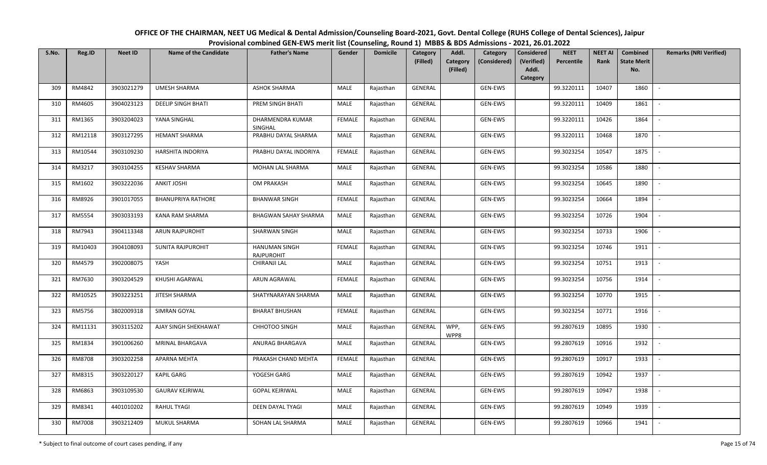# OFFICE OF THE CHAIRMAN, NEET UG Medical & Dental Admission/Counseling Board-2021, Govt. Dental College (RUHS College of Dental Sciences), Jaipur

## Provisional combined GEN-EWS merit list (Counseling, Round 1) MBBS & BDS Admissions - 2021, 26.01.2022

| S.No. | Reg.ID | Neet ID | Name of the Candidate | Father's Name | Gender | Domicile | Category (Filled) | Addl. Category (Filled) | Category (Considered) | Considered (Verified) Addl. Category | NEET Percentile | NEET AI Rank | Combined State Merit No. | Remarks (NRI Verified) |
|---|---|---|---|---|---|---|---|---|---|---|---|---|---|---|
| 309 | RM4842 | 3903021279 | UMESH SHARMA | ASHOK SHARMA | MALE | Rajasthan | GENERAL | | GEN-EWS | | 99.3220111 | 10407 | 1860 | - |
| 310 | RM4605 | 3904023123 | DEELIP SINGH BHATI | PREM SINGH BHATI | MALE | Rajasthan | GENERAL | | GEN-EWS | | 99.3220111 | 10409 | 1861 | - |
| 311 | RM1365 | 3903204023 | YANA SINGHAL | DHARMENDRA KUMAR SINGHAL | FEMALE | Rajasthan | GENERAL | | GEN-EWS | | 99.3220111 | 10426 | 1864 | - |
| 312 | RM12118 | 3903127295 | HEMANT SHARMA | PRABHU DAYAL SHARMA | MALE | Rajasthan | GENERAL | | GEN-EWS | | 99.3220111 | 10468 | 1870 | - |
| 313 | RM10544 | 3903109230 | HARSHITA INDORIYA | PRABHU DAYAL INDORIYA | FEMALE | Rajasthan | GENERAL | | GEN-EWS | | 99.3023254 | 10547 | 1875 | - |
| 314 | RM3217 | 3903104255 | KESHAV SHARMA | MOHAN LAL SHARMA | MALE | Rajasthan | GENERAL | | GEN-EWS | | 99.3023254 | 10586 | 1880 | - |
| 315 | RM1602 | 3903222036 | ANKIT JOSHI | OM PRAKASH | MALE | Rajasthan | GENERAL | | GEN-EWS | | 99.3023254 | 10645 | 1890 | - |
| 316 | RM8926 | 3901017055 | BHANUPRIYA RATHORE | BHANWAR SINGH | FEMALE | Rajasthan | GENERAL | | GEN-EWS | | 99.3023254 | 10664 | 1894 | - |
| 317 | RM5554 | 3903033193 | KANA RAM SHARMA | BHAGWAN SAHAY SHARMA | MALE | Rajasthan | GENERAL | | GEN-EWS | | 99.3023254 | 10726 | 1904 | - |
| 318 | RM7943 | 3904113348 | ARUN RAJPUROHIT | SHARWAN SINGH | MALE | Rajasthan | GENERAL | | GEN-EWS | | 99.3023254 | 10733 | 1906 | - |
| 319 | RM10403 | 3904108093 | SUNITA RAJPUROHIT | HANUMAN SINGH RAJPUROHIT | FEMALE | Rajasthan | GENERAL | | GEN-EWS | | 99.3023254 | 10746 | 1911 | - |
| 320 | RM4579 | 3902008075 | YASH | CHIRANJI LAL | MALE | Rajasthan | GENERAL | | GEN-EWS | | 99.3023254 | 10751 | 1913 | - |
| 321 | RM7630 | 3903204529 | KHUSHI AGARWAL | ARUN AGRAWAL | FEMALE | Rajasthan | GENERAL | | GEN-EWS | | 99.3023254 | 10756 | 1914 | - |
| 322 | RM10525 | 3903223251 | JITESH SHARMA | SHATYNARAYAN SHARMA | MALE | Rajasthan | GENERAL | | GEN-EWS | | 99.3023254 | 10770 | 1915 | - |
| 323 | RM5756 | 3802009318 | SIMRAN GOYAL | BHARAT BHUSHAN | FEMALE | Rajasthan | GENERAL | | GEN-EWS | | 99.3023254 | 10771 | 1916 | - |
| 324 | RM11131 | 3903115202 | AJAY SINGH SHEKHAWAT | CHHOTOO SINGH | MALE | Rajasthan | GENERAL | WPP, WPP8 | GEN-EWS | | 99.2807619 | 10895 | 1930 | - |
| 325 | RM1834 | 3901006260 | MRINAL BHARGAVA | ANURAG BHARGAVA | MALE | Rajasthan | GENERAL | | GEN-EWS | | 99.2807619 | 10916 | 1932 | - |
| 326 | RM8708 | 3903202258 | APARNA MEHTA | PRAKASH CHAND MEHTA | FEMALE | Rajasthan | GENERAL | | GEN-EWS | | 99.2807619 | 10917 | 1933 | - |
| 327 | RM8315 | 3903220127 | KAPIL GARG | YOGESH GARG | MALE | Rajasthan | GENERAL | | GEN-EWS | | 99.2807619 | 10942 | 1937 | - |
| 328 | RM6863 | 3903109530 | GAURAV KEJRIWAL | GOPAL KEJRIWAL | MALE | Rajasthan | GENERAL | | GEN-EWS | | 99.2807619 | 10947 | 1938 | - |
| 329 | RM8341 | 4401010202 | RAHUL TYAGI | DEEN DAYAL TYAGI | MALE | Rajasthan | GENERAL | | GEN-EWS | | 99.2807619 | 10949 | 1939 | - |
| 330 | RM7008 | 3903212409 | MUKUL SHARMA | SOHAN LAL SHARMA | MALE | Rajasthan | GENERAL | | GEN-EWS | | 99.2807619 | 10966 | 1941 | - |

\* Subject to final outcome of court cases pending, if any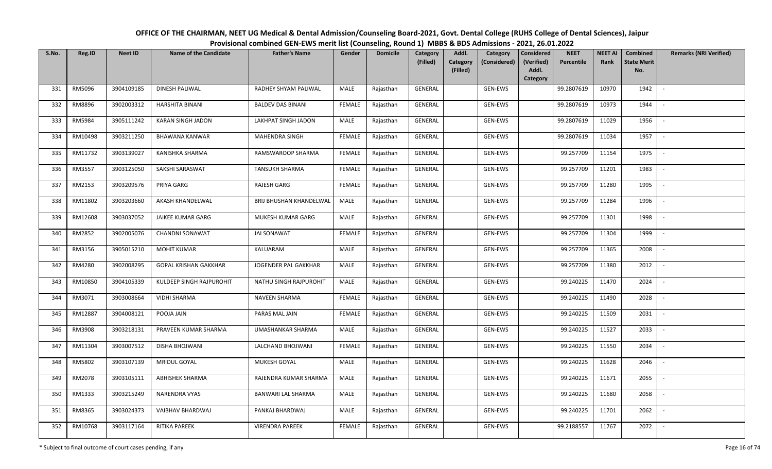# OFFICE OF THE CHAIRMAN, NEET UG Medical & Dental Admission/Counseling Board-2021, Govt. Dental College (RUHS College of Dental Sciences), Jaipur

## Provisional combined GEN-EWS merit list (Counseling, Round 1) MBBS & BDS Admissions - 2021, 26.01.2022

| S.No. | Reg.ID | Neet ID | Name of the Candidate | Father's Name | Gender | Domicile | Category (Filled) | Addl. Category (Filled) | Category (Considered) | Considered (Verified) Addl. Category | NEET Percentile | NEET AI Rank | Combined State Merit No. | Remarks (NRI Verified) |
|---|---|---|---|---|---|---|---|---|---|---|---|---|---|---|
| 331 | RM5096 | 3904109185 | DINESH PALIWAL | RADHEY SHYAM PALIWAL | MALE | Rajasthan | GENERAL | | GEN-EWS | | 99.2807619 | 10970 | 1942 | - |
| 332 | RM8896 | 3902003312 | HARSHITA BINANI | BALDEV DAS BINANI | FEMALE | Rajasthan | GENERAL | | GEN-EWS | | 99.2807619 | 10973 | 1944 | - |
| 333 | RM5984 | 3905111242 | KARAN SINGH JADON | LAKHPAT SINGH JADON | MALE | Rajasthan | GENERAL | | GEN-EWS | | 99.2807619 | 11029 | 1956 | - |
| 334 | RM10498 | 3903211250 | BHAWANA KANWAR | MAHENDRA SINGH | FEMALE | Rajasthan | GENERAL | | GEN-EWS | | 99.2807619 | 11034 | 1957 | - |
| 335 | RM11732 | 3903139027 | KANISHKA SHARMA | RAMSWAROOP SHARMA | FEMALE | Rajasthan | GENERAL | | GEN-EWS | | 99.257709 | 11154 | 1975 | - |
| 336 | RM3557 | 3903125050 | SAKSHI SARASWAT | TANSUKH SHARMA | FEMALE | Rajasthan | GENERAL | | GEN-EWS | | 99.257709 | 11201 | 1983 | - |
| 337 | RM2153 | 3903209576 | PRIYA GARG | RAJESH GARG | FEMALE | Rajasthan | GENERAL | | GEN-EWS | | 99.257709 | 11280 | 1995 | - |
| 338 | RM11802 | 3903203660 | AKASH KHANDELWAL | BRIJ BHUSHAN KHANDELWAL | MALE | Rajasthan | GENERAL | | GEN-EWS | | 99.257709 | 11284 | 1996 | - |
| 339 | RM12608 | 3903037052 | JAIKEE KUMAR GARG | MUKESH KUMAR GARG | MALE | Rajasthan | GENERAL | | GEN-EWS | | 99.257709 | 11301 | 1998 | - |
| 340 | RM2852 | 3902005076 | CHANDNI SONAWAT | JAI SONAWAT | FEMALE | Rajasthan | GENERAL | | GEN-EWS | | 99.257709 | 11304 | 1999 | - |
| 341 | RM3156 | 3905015210 | MOHIT KUMAR | KALUARAM | MALE | Rajasthan | GENERAL | | GEN-EWS | | 99.257709 | 11365 | 2008 | - |
| 342 | RM4280 | 3902008295 | GOPAL KRISHAN GAKKHAR | JOGENDER PAL GAKKHAR | MALE | Rajasthan | GENERAL | | GEN-EWS | | 99.257709 | 11380 | 2012 | - |
| 343 | RM10850 | 3904105339 | KULDEEP SINGH RAJPUROHIT | NATHU SINGH RAJPUROHIT | MALE | Rajasthan | GENERAL | | GEN-EWS | | 99.240225 | 11470 | 2024 | - |
| 344 | RM3071 | 3903008664 | VIDHI SHARMA | NAVEEN SHARMA | FEMALE | Rajasthan | GENERAL | | GEN-EWS | | 99.240225 | 11490 | 2028 | - |
| 345 | RM12887 | 3904008121 | POOJA JAIN | PARAS MAL JAIN | FEMALE | Rajasthan | GENERAL | | GEN-EWS | | 99.240225 | 11509 | 2031 | - |
| 346 | RM3908 | 3903218131 | PRAVEEN KUMAR SHARMA | UMASHANKAR SHARMA | MALE | Rajasthan | GENERAL | | GEN-EWS | | 99.240225 | 11527 | 2033 | - |
| 347 | RM11304 | 3903007512 | DISHA BHOJWANI | LALCHAND BHOJWANI | FEMALE | Rajasthan | GENERAL | | GEN-EWS | | 99.240225 | 11550 | 2034 | - |
| 348 | RM5802 | 3903107139 | MRIDUL GOYAL | MUKESH GOYAL | MALE | Rajasthan | GENERAL | | GEN-EWS | | 99.240225 | 11628 | 2046 | - |
| 349 | RM2078 | 3903105111 | ABHISHEK SHARMA | RAJENDRA KUMAR SHARMA | MALE | Rajasthan | GENERAL | | GEN-EWS | | 99.240225 | 11671 | 2055 | - |
| 350 | RM1333 | 3903215249 | NARENDRA VYAS | BANWARI LAL SHARMA | MALE | Rajasthan | GENERAL | | GEN-EWS | | 99.240225 | 11680 | 2058 | - |
| 351 | RM8365 | 3903024373 | VAIBHAV BHARDWAJ | PANKAJ BHARDWAJ | MALE | Rajasthan | GENERAL | | GEN-EWS | | 99.240225 | 11701 | 2062 | - |
| 352 | RM10768 | 3903117164 | RITIKA PAREEK | VIRENDRA PAREEK | FEMALE | Rajasthan | GENERAL | | GEN-EWS | | 99.2188557 | 11767 | 2072 | - |

\* Subject to final outcome of court cases pending, if any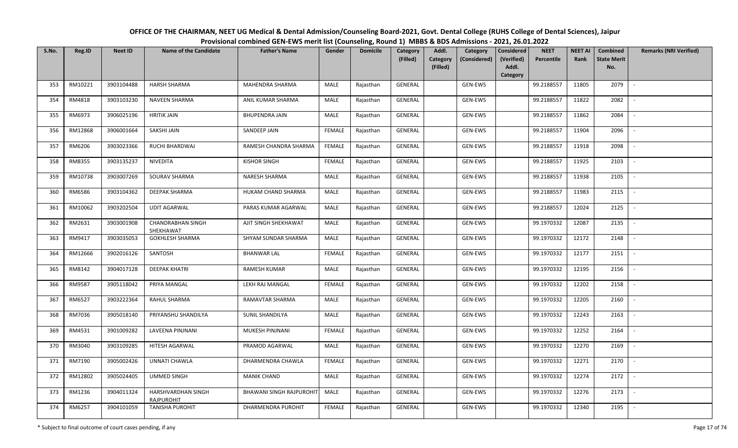**OFFICE OF THE CHAIRMAN, NEET UG Medical & Dental Admission/Counseling Board-2021, Govt. Dental College (RUHS College of Dental Sciences), Jaipur**

**Provisional combined GEN-EWS merit list (Counseling, Round 1) MBBS & BDS Admissions - 2021, 26.01.2022**

| S.No. | Reg.ID | Neet ID | Name of the Candidate | Father's Name | Gender | Domicile | Category (Filled) | Addl. Category (Filled) | Category (Considered) | Considered (Verified) Addl. Category | NEET Percentile | NEET AI Rank | Combined State Merit No. | Remarks (NRI Verified) |
|---|---|---|---|---|---|---|---|---|---|---|---|---|---|---|
| 353 | RM10221 | 3903104488 | HARSH SHARMA | MAHENDRA SHARMA | MALE | Rajasthan | GENERAL | | GEN-EWS | | 99.2188557 | 11805 | 2079 | - |
| 354 | RM4818 | 3903103230 | NAVEEN SHARMA | ANIL KUMAR SHARMA | MALE | Rajasthan | GENERAL | | GEN-EWS | | 99.2188557 | 11822 | 2082 | - |
| 355 | RM6973 | 3906025196 | HRITIK JAIN | BHUPENDRA JAIN | MALE | Rajasthan | GENERAL | | GEN-EWS | | 99.2188557 | 11862 | 2084 | - |
| 356 | RM12868 | 3906001664 | SAKSHI JAIN | SANDEEP JAIN | FEMALE | Rajasthan | GENERAL | | GEN-EWS | | 99.2188557 | 11904 | 2096 | - |
| 357 | RM6206 | 3903023366 | RUCHI BHARDWAJ | RAMESH CHANDRA SHARMA | FEMALE | Rajasthan | GENERAL | | GEN-EWS | | 99.2188557 | 11918 | 2098 | - |
| 358 | RM8355 | 3903135237 | NIVEDITA | KISHOR SINGH | FEMALE | Rajasthan | GENERAL | | GEN-EWS | | 99.2188557 | 11925 | 2103 | - |
| 359 | RM10738 | 3903007269 | SOURAV SHARMA | NARESH SHARMA | MALE | Rajasthan | GENERAL | | GEN-EWS | | 99.2188557 | 11938 | 2105 | - |
| 360 | RM6586 | 3903104362 | DEEPAK SHARMA | HUKAM CHAND SHARMA | MALE | Rajasthan | GENERAL | | GEN-EWS | | 99.2188557 | 11983 | 2115 | - |
| 361 | RM10062 | 3903202504 | UDIT AGARWAL | PARAS KUMAR AGARWAL | MALE | Rajasthan | GENERAL | | GEN-EWS | | 99.2188557 | 12024 | 2125 | - |
| 362 | RM2631 | 3903001908 | CHANDRABHAN SINGH SHEKHAWAT | AJIT SINGH SHEKHAWAT | MALE | Rajasthan | GENERAL | | GEN-EWS | | 99.1970332 | 12087 | 2135 | - |
| 363 | RM9417 | 3903035053 | GOKHLESH SHARMA | SHYAM SUNDAR SHARMA | MALE | Rajasthan | GENERAL | | GEN-EWS | | 99.1970332 | 12172 | 2148 | - |
| 364 | RM12666 | 3902016126 | SANTOSH | BHANWAR LAL | FEMALE | Rajasthan | GENERAL | | GEN-EWS | | 99.1970332 | 12177 | 2151 | - |
| 365 | RM8142 | 3904017128 | DEEPAK KHATRI | RAMESH KUMAR | MALE | Rajasthan | GENERAL | | GEN-EWS | | 99.1970332 | 12195 | 2156 | - |
| 366 | RM9587 | 3905118042 | PRIYA MANGAL | LEKH RAJ MANGAL | FEMALE | Rajasthan | GENERAL | | GEN-EWS | | 99.1970332 | 12202 | 2158 | - |
| 367 | RM6527 | 3903222364 | RAHUL SHARMA | RAMAVTAR SHARMA | MALE | Rajasthan | GENERAL | | GEN-EWS | | 99.1970332 | 12205 | 2160 | - |
| 368 | RM7036 | 3905018140 | PRIYANSHU SHANDILYA | SUNIL SHANDILYA | MALE | Rajasthan | GENERAL | | GEN-EWS | | 99.1970332 | 12243 | 2163 | - |
| 369 | RM4531 | 3901009282 | LAVEENA PINJNANI | MUKESH PINJNANI | FEMALE | Rajasthan | GENERAL | | GEN-EWS | | 99.1970332 | 12252 | 2164 | - |
| 370 | RM3040 | 3903109285 | HITESH AGARWAL | PRAMOD AGARWAL | MALE | Rajasthan | GENERAL | | GEN-EWS | | 99.1970332 | 12270 | 2169 | - |
| 371 | RM7190 | 3905002426 | UNNATI CHAWLA | DHARMENDRA CHAWLA | FEMALE | Rajasthan | GENERAL | | GEN-EWS | | 99.1970332 | 12271 | 2170 | - |
| 372 | RM12802 | 3905024405 | UMMED SINGH | MANIK CHAND | MALE | Rajasthan | GENERAL | | GEN-EWS | | 99.1970332 | 12274 | 2172 | - |
| 373 | RM1236 | 3904011324 | HARSHVARDHAN SINGH RAJPUROHIT | BHAWANI SINGH RAJPUROHIT | MALE | Rajasthan | GENERAL | | GEN-EWS | | 99.1970332 | 12276 | 2173 | - |
| 374 | RM6257 | 3904101059 | TANISHA PUROHIT | DHARMENDRA PUROHIT | FEMALE | Rajasthan | GENERAL | | GEN-EWS | | 99.1970332 | 12340 | 2195 | - |

\* Subject to final outcome of court cases pending, if any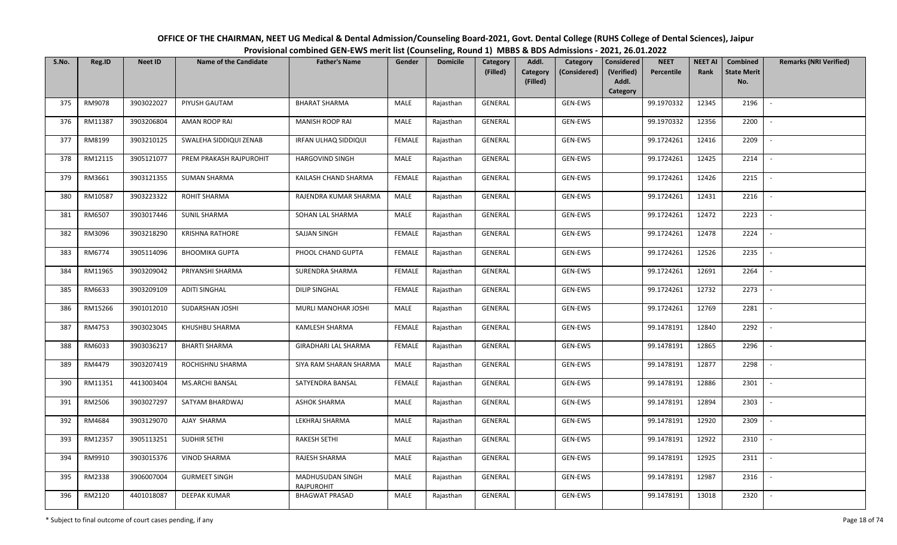# OFFICE OF THE CHAIRMAN, NEET UG Medical & Dental Admission/Counseling Board-2021, Govt. Dental College (RUHS College of Dental Sciences), Jaipur

## Provisional combined GEN-EWS merit list (Counseling, Round 1) MBBS & BDS Admissions - 2021, 26.01.2022

| S.No. | Reg.ID | Neet ID | Name of the Candidate | Father's Name | Gender | Domicile | Category (Filled) | Addl. Category (Filled) | Category (Considered) | Considered (Verified) Addl. Category | NEET Percentile | NEET AI Rank | Combined State Merit No. | Remarks (NRI Verified) |
|---|---|---|---|---|---|---|---|---|---|---|---|---|---|---|
| 375 | RM9078 | 3903022027 | PIYUSH GAUTAM | BHARAT SHARMA | MALE | Rajasthan | GENERAL | | GEN-EWS | | 99.1970332 | 12345 | 2196 | - |
| 376 | RM11387 | 3903206804 | AMAN ROOP RAI | MANISH ROOP RAI | MALE | Rajasthan | GENERAL | | GEN-EWS | | 99.1970332 | 12356 | 2200 | - |
| 377 | RM8199 | 3903210125 | SWALEHA SIDDIQUI ZENAB | IRFAN ULHAQ SIDDIQUI | FEMALE | Rajasthan | GENERAL | | GEN-EWS | | 99.1724261 | 12416 | 2209 | - |
| 378 | RM12115 | 3905121077 | PREM PRAKASH RAJPUROHIT | HARGOVIND SINGH | MALE | Rajasthan | GENERAL | | GEN-EWS | | 99.1724261 | 12425 | 2214 | - |
| 379 | RM3661 | 3903121355 | SUMAN SHARMA | KAILASH CHAND SHARMA | FEMALE | Rajasthan | GENERAL | | GEN-EWS | | 99.1724261 | 12426 | 2215 | - |
| 380 | RM10587 | 3903223322 | ROHIT SHARMA | RAJENDRA KUMAR SHARMA | MALE | Rajasthan | GENERAL | | GEN-EWS | | 99.1724261 | 12431 | 2216 | - |
| 381 | RM6507 | 3903017446 | SUNIL SHARMA | SOHAN LAL SHARMA | MALE | Rajasthan | GENERAL | | GEN-EWS | | 99.1724261 | 12472 | 2223 | - |
| 382 | RM3096 | 3903218290 | KRISHNA RATHORE | SAJJAN SINGH | FEMALE | Rajasthan | GENERAL | | GEN-EWS | | 99.1724261 | 12478 | 2224 | - |
| 383 | RM6774 | 3905114096 | BHOOMIKA GUPTA | PHOOL CHAND GUPTA | FEMALE | Rajasthan | GENERAL | | GEN-EWS | | 99.1724261 | 12526 | 2235 | - |
| 384 | RM11965 | 3903209042 | PRIYANSHI SHARMA | SURENDRA SHARMA | FEMALE | Rajasthan | GENERAL | | GEN-EWS | | 99.1724261 | 12691 | 2264 | - |
| 385 | RM6633 | 3903209109 | ADITI SINGHAL | DILIP SINGHAL | FEMALE | Rajasthan | GENERAL | | GEN-EWS | | 99.1724261 | 12732 | 2273 | - |
| 386 | RM15266 | 3901012010 | SUDARSHAN JOSHI | MURLI MANOHAR JOSHI | MALE | Rajasthan | GENERAL | | GEN-EWS | | 99.1724261 | 12769 | 2281 | - |
| 387 | RM4753 | 3903023045 | KHUSHBU SHARMA | KAMLESH SHARMA | FEMALE | Rajasthan | GENERAL | | GEN-EWS | | 99.1478191 | 12840 | 2292 | - |
| 388 | RM6033 | 3903036217 | BHARTI SHARMA | GIRADHARI LAL SHARMA | FEMALE | Rajasthan | GENERAL | | GEN-EWS | | 99.1478191 | 12865 | 2296 | - |
| 389 | RM4479 | 3903207419 | ROCHISHNU SHARMA | SIYA RAM SHARAN SHARMA | MALE | Rajasthan | GENERAL | | GEN-EWS | | 99.1478191 | 12877 | 2298 | - |
| 390 | RM11351 | 4413003404 | MS.ARCHI BANSAL | SATYENDRA BANSAL | FEMALE | Rajasthan | GENERAL | | GEN-EWS | | 99.1478191 | 12886 | 2301 | - |
| 391 | RM2506 | 3903027297 | SATYAM BHARDWAJ | ASHOK SHARMA | MALE | Rajasthan | GENERAL | | GEN-EWS | | 99.1478191 | 12894 | 2303 | - |
| 392 | RM4684 | 3903129070 | AJAY SHARMA | LEKHRAJ SHARMA | MALE | Rajasthan | GENERAL | | GEN-EWS | | 99.1478191 | 12920 | 2309 | - |
| 393 | RM12357 | 3905113251 | SUDHIR SETHI | RAKESH SETHI | MALE | Rajasthan | GENERAL | | GEN-EWS | | 99.1478191 | 12922 | 2310 | - |
| 394 | RM9910 | 3903015376 | VINOD SHARMA | RAJESH SHARMA | MALE | Rajasthan | GENERAL | | GEN-EWS | | 99.1478191 | 12925 | 2311 | - |
| 395 | RM2338 | 3906007004 | GURMEET SINGH | MADHUSUDAN SINGH RAJPUROHIT | MALE | Rajasthan | GENERAL | | GEN-EWS | | 99.1478191 | 12987 | 2316 | - |
| 396 | RM2120 | 4401018087 | DEEPAK KUMAR | BHAGWAT PRASAD | MALE | Rajasthan | GENERAL | | GEN-EWS | | 99.1478191 | 13018 | 2320 | - |

\* Subject to final outcome of court cases pending, if any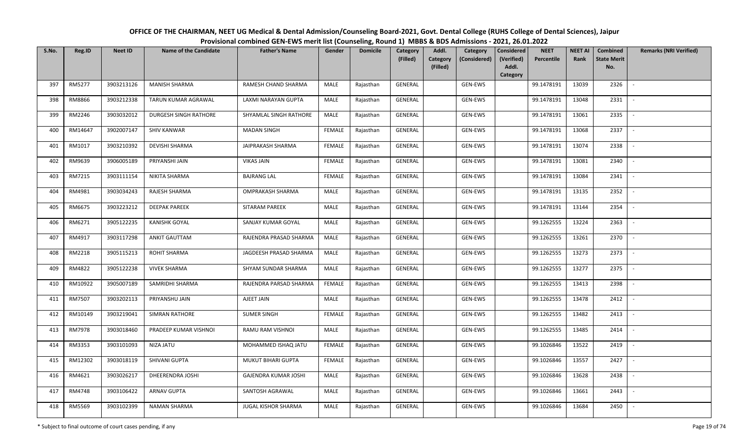**OFFICE OF THE CHAIRMAN, NEET UG Medical & Dental Admission/Counseling Board-2021, Govt. Dental College (RUHS College of Dental Sciences), Jaipur**
**Provisional combined GEN-EWS merit list (Counseling, Round 1) MBBS & BDS Admissions - 2021, 26.01.2022**

| S.No. | Reg.ID | Neet ID | Name of the Candidate | Father's Name | Gender | Domicile | Category (Filled) | Addl. Category (Filled) | Category (Considered) | Considered (Verified) Addl. Category | NEET Percentile | NEET AI Rank | Combined State Merit No. | Remarks (NRI Verified) |
|---|---|---|---|---|---|---|---|---|---|---|---|---|---|---|
| 397 | RM5277 | 3903213126 | MANISH SHARMA | RAMESH CHAND SHARMA | MALE | Rajasthan | GENERAL | | GEN-EWS | | 99.1478191 | 13039 | 2326 | - |
| 398 | RM8866 | 3903212338 | TARUN KUMAR AGRAWAL | LAXMI NARAYAN GUPTA | MALE | Rajasthan | GENERAL | | GEN-EWS | | 99.1478191 | 13048 | 2331 | - |
| 399 | RM2246 | 3903032012 | DURGESH SINGH RATHORE | SHYAMLAL SINGH RATHORE | MALE | Rajasthan | GENERAL | | GEN-EWS | | 99.1478191 | 13061 | 2335 | - |
| 400 | RM14647 | 3902007147 | SHIV KANWAR | MADAN SINGH | FEMALE | Rajasthan | GENERAL | | GEN-EWS | | 99.1478191 | 13068 | 2337 | - |
| 401 | RM1017 | 3903210392 | DEVISHI SHARMA | JAIPRAKASH SHARMA | FEMALE | Rajasthan | GENERAL | | GEN-EWS | | 99.1478191 | 13074 | 2338 | - |
| 402 | RM9639 | 3906005189 | PRIYANSHI JAIN | VIKAS JAIN | FEMALE | Rajasthan | GENERAL | | GEN-EWS | | 99.1478191 | 13081 | 2340 | - |
| 403 | RM7215 | 3903111154 | NIKITA SHARMA | BAJRANG LAL | FEMALE | Rajasthan | GENERAL | | GEN-EWS | | 99.1478191 | 13084 | 2341 | - |
| 404 | RM4981 | 3903034243 | RAJESH SHARMA | OMPRAKASH SHARMA | MALE | Rajasthan | GENERAL | | GEN-EWS | | 99.1478191 | 13135 | 2352 | - |
| 405 | RM6675 | 3903223212 | DEEPAK PAREEK | SITARAM PAREEK | MALE | Rajasthan | GENERAL | | GEN-EWS | | 99.1478191 | 13144 | 2354 | - |
| 406 | RM6271 | 3905122235 | KANISHK GOYAL | SANJAY KUMAR GOYAL | MALE | Rajasthan | GENERAL | | GEN-EWS | | 99.1262555 | 13224 | 2363 | - |
| 407 | RM4917 | 3903117298 | ANKIT GAUTTAM | RAJENDRA PRASAD SHARMA | MALE | Rajasthan | GENERAL | | GEN-EWS | | 99.1262555 | 13261 | 2370 | - |
| 408 | RM2218 | 3905115213 | ROHIT SHARMA | JAGDEESH PRASAD SHARMA | MALE | Rajasthan | GENERAL | | GEN-EWS | | 99.1262555 | 13273 | 2373 | - |
| 409 | RM4822 | 3905122238 | VIVEK SHARMA | SHYAM SUNDAR SHARMA | MALE | Rajasthan | GENERAL | | GEN-EWS | | 99.1262555 | 13277 | 2375 | - |
| 410 | RM10922 | 3905007189 | SAMRIDHI SHARMA | RAJENDRA PARSAD SHARMA | FEMALE | Rajasthan | GENERAL | | GEN-EWS | | 99.1262555 | 13413 | 2398 | - |
| 411 | RM7507 | 3903202113 | PRIYANSHU JAIN | AJEET JAIN | MALE | Rajasthan | GENERAL | | GEN-EWS | | 99.1262555 | 13478 | 2412 | - |
| 412 | RM10149 | 3903219041 | SIMRAN RATHORE | SUMER SINGH | FEMALE | Rajasthan | GENERAL | | GEN-EWS | | 99.1262555 | 13482 | 2413 | - |
| 413 | RM7978 | 3903018460 | PRADEEP KUMAR VISHNOI | RAMU RAM VISHNOI | MALE | Rajasthan | GENERAL | | GEN-EWS | | 99.1262555 | 13485 | 2414 | - |
| 414 | RM3353 | 3903101093 | NIZA JATU | MOHAMMED ISHAQ JATU | FEMALE | Rajasthan | GENERAL | | GEN-EWS | | 99.1026846 | 13522 | 2419 | - |
| 415 | RM12302 | 3903018119 | SHIVANI GUPTA | MUKUT BIHARI GUPTA | FEMALE | Rajasthan | GENERAL | | GEN-EWS | | 99.1026846 | 13557 | 2427 | - |
| 416 | RM4621 | 3903026217 | DHEERENDRA JOSHI | GAJENDRA KUMAR JOSHI | MALE | Rajasthan | GENERAL | | GEN-EWS | | 99.1026846 | 13628 | 2438 | - |
| 417 | RM4748 | 3903106422 | ARNAV GUPTA | SANTOSH AGRAWAL | MALE | Rajasthan | GENERAL | | GEN-EWS | | 99.1026846 | 13661 | 2443 | - |
| 418 | RM5569 | 3903102399 | NAMAN SHARMA | JUGAL KISHOR SHARMA | MALE | Rajasthan | GENERAL | | GEN-EWS | | 99.1026846 | 13684 | 2450 | - |

\* Subject to final outcome of court cases pending, if any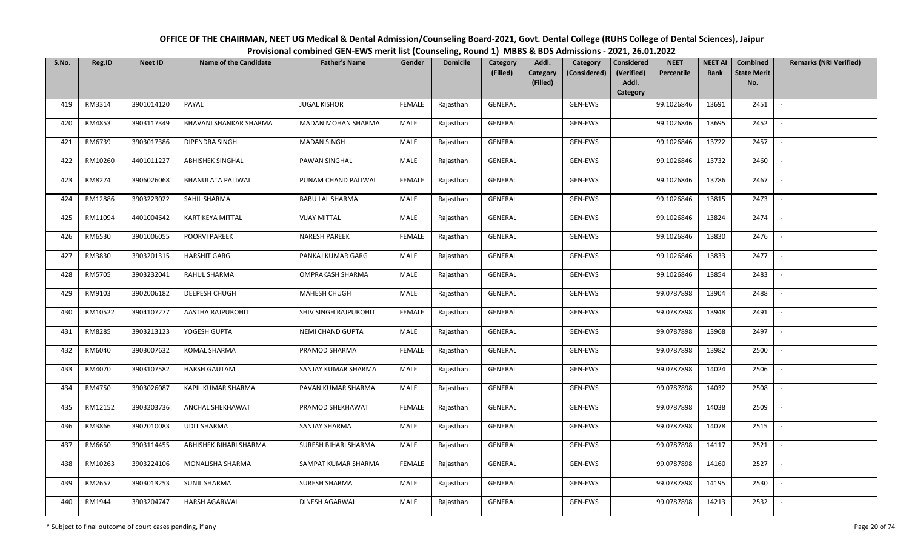# OFFICE OF THE CHAIRMAN, NEET UG Medical & Dental Admission/Counseling Board-2021, Govt. Dental College (RUHS College of Dental Sciences), Jaipur

## Provisional combined GEN-EWS merit list (Counseling, Round 1) MBBS & BDS Admissions - 2021, 26.01.2022

| S.No. | Reg.ID | Neet ID | Name of the Candidate | Father's Name | Gender | Domicile | Category (Filled) | Addl. Category (Filled) | Category (Considered) | Considered (Verified) Addl. Category | NEET Percentile | NEET AI Rank | Combined State Merit No. | Remarks (NRI Verified) |
|---|---|---|---|---|---|---|---|---|---|---|---|---|---|---|
| 419 | RM3314 | 3901014120 | PAYAL | JUGAL KISHOR | FEMALE | Rajasthan | GENERAL | | GEN-EWS | | 99.1026846 | 13691 | 2451 | - |
| 420 | RM4853 | 3903117349 | BHAVANI SHANKAR SHARMA | MADAN MOHAN SHARMA | MALE | Rajasthan | GENERAL | | GEN-EWS | | 99.1026846 | 13695 | 2452 | - |
| 421 | RM6739 | 3903017386 | DIPENDRA SINGH | MADAN SINGH | MALE | Rajasthan | GENERAL | | GEN-EWS | | 99.1026846 | 13722 | 2457 | - |
| 422 | RM10260 | 4401011227 | ABHISHEK SINGHAL | PAWAN SINGHAL | MALE | Rajasthan | GENERAL | | GEN-EWS | | 99.1026846 | 13732 | 2460 | - |
| 423 | RM8274 | 3906026068 | BHANULATA PALIWAL | PUNAM CHAND PALIWAL | FEMALE | Rajasthan | GENERAL | | GEN-EWS | | 99.1026846 | 13786 | 2467 | - |
| 424 | RM12886 | 3903223022 | SAHIL SHARMA | BABU LAL SHARMA | MALE | Rajasthan | GENERAL | | GEN-EWS | | 99.1026846 | 13815 | 2473 | - |
| 425 | RM11094 | 4401004642 | KARTIKEYA MITTAL | VIJAY MITTAL | MALE | Rajasthan | GENERAL | | GEN-EWS | | 99.1026846 | 13824 | 2474 | - |
| 426 | RM6530 | 3901006055 | POORVI PAREEK | NARESH PAREEK | FEMALE | Rajasthan | GENERAL | | GEN-EWS | | 99.1026846 | 13830 | 2476 | - |
| 427 | RM3830 | 3903201315 | HARSHIT GARG | PANKAJ KUMAR GARG | MALE | Rajasthan | GENERAL | | GEN-EWS | | 99.1026846 | 13833 | 2477 | - |
| 428 | RM5705 | 3903232041 | RAHUL SHARMA | OMPRAKASH SHARMA | MALE | Rajasthan | GENERAL | | GEN-EWS | | 99.1026846 | 13854 | 2483 | - |
| 429 | RM9103 | 3902006182 | DEEPESH CHUGH | MAHESH CHUGH | MALE | Rajasthan | GENERAL | | GEN-EWS | | 99.0787898 | 13904 | 2488 | - |
| 430 | RM10522 | 3904107277 | AASTHA RAJPUROHIT | SHIV SINGH RAJPUROHIT | FEMALE | Rajasthan | GENERAL | | GEN-EWS | | 99.0787898 | 13948 | 2491 | - |
| 431 | RM8285 | 3903213123 | YOGESH GUPTA | NEMI CHAND GUPTA | MALE | Rajasthan | GENERAL | | GEN-EWS | | 99.0787898 | 13968 | 2497 | - |
| 432 | RM6040 | 3903007632 | KOMAL SHARMA | PRAMOD SHARMA | FEMALE | Rajasthan | GENERAL | | GEN-EWS | | 99.0787898 | 13982 | 2500 | - |
| 433 | RM4070 | 3903107582 | HARSH GAUTAM | SANJAY KUMAR SHARMA | MALE | Rajasthan | GENERAL | | GEN-EWS | | 99.0787898 | 14024 | 2506 | - |
| 434 | RM4750 | 3903026087 | KAPIL KUMAR SHARMA | PAVAN KUMAR SHARMA | MALE | Rajasthan | GENERAL | | GEN-EWS | | 99.0787898 | 14032 | 2508 | - |
| 435 | RM12152 | 3903203736 | ANCHAL SHEKHAWAT | PRAMOD SHEKHAWAT | FEMALE | Rajasthan | GENERAL | | GEN-EWS | | 99.0787898 | 14038 | 2509 | - |
| 436 | RM3866 | 3902010083 | UDIT SHARMA | SANJAY SHARMA | MALE | Rajasthan | GENERAL | | GEN-EWS | | 99.0787898 | 14078 | 2515 | - |
| 437 | RM6650 | 3903114455 | ABHISHEK BIHARI SHARMA | SURESH BIHARI SHARMA | MALE | Rajasthan | GENERAL | | GEN-EWS | | 99.0787898 | 14117 | 2521 | - |
| 438 | RM10263 | 3903224106 | MONALISHA SHARMA | SAMPAT KUMAR SHARMA | FEMALE | Rajasthan | GENERAL | | GEN-EWS | | 99.0787898 | 14160 | 2527 | - |
| 439 | RM2657 | 3903013253 | SUNIL SHARMA | SURESH SHARMA | MALE | Rajasthan | GENERAL | | GEN-EWS | | 99.0787898 | 14195 | 2530 | - |
| 440 | RM1944 | 3903204747 | HARSH AGARWAL | DINESH AGARWAL | MALE | Rajasthan | GENERAL | | GEN-EWS | | 99.0787898 | 14213 | 2532 | - |

\* Subject to final outcome of court cases pending, if any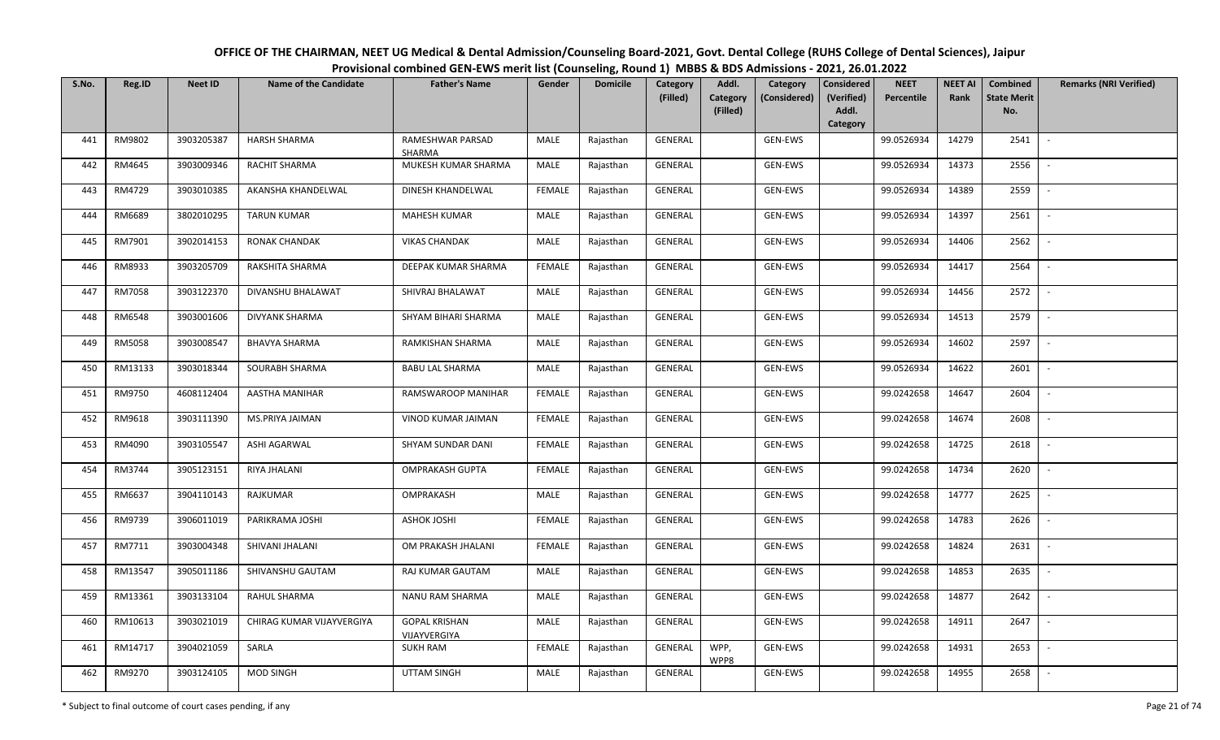# OFFICE OF THE CHAIRMAN, NEET UG Medical & Dental Admission/Counseling Board-2021, Govt. Dental College (RUHS College of Dental Sciences), Jaipur

## Provisional combined GEN-EWS merit list (Counseling, Round 1) MBBS & BDS Admissions - 2021, 26.01.2022

| S.No. | Reg.ID | Neet ID | Name of the Candidate | Father's Name | Gender | Domicile | Category (Filled) | Addl. Category (Filled) | Category (Considered) | Considered (Verified) Addl. Category | NEET Percentile | NEET AI Rank | Combined State Merit No. | Remarks (NRI Verified) |
|---|---|---|---|---|---|---|---|---|---|---|---|---|---|---|
| 441 | RM9802 | 3903205387 | HARSH SHARMA | RAMESHWAR PARSAD SHARMA | MALE | Rajasthan | GENERAL | | GEN-EWS | | 99.0526934 | 14279 | 2541 | - |
| 442 | RM4645 | 3903009346 | RACHIT SHARMA | MUKESH KUMAR SHARMA | MALE | Rajasthan | GENERAL | | GEN-EWS | | 99.0526934 | 14373 | 2556 | - |
| 443 | RM4729 | 3903010385 | AKANSHA KHANDELWAL | DINESH KHANDELWAL | FEMALE | Rajasthan | GENERAL | | GEN-EWS | | 99.0526934 | 14389 | 2559 | - |
| 444 | RM6689 | 3802010295 | TARUN KUMAR | MAHESH KUMAR | MALE | Rajasthan | GENERAL | | GEN-EWS | | 99.0526934 | 14397 | 2561 | - |
| 445 | RM7901 | 3902014153 | RONAK CHANDAK | VIKAS CHANDAK | MALE | Rajasthan | GENERAL | | GEN-EWS | | 99.0526934 | 14406 | 2562 | - |
| 446 | RM8933 | 3903205709 | RAKSHITA SHARMA | DEEPAK KUMAR SHARMA | FEMALE | Rajasthan | GENERAL | | GEN-EWS | | 99.0526934 | 14417 | 2564 | - |
| 447 | RM7058 | 3903122370 | DIVANSHU BHALAWAT | SHIVRAJ BHALAWAT | MALE | Rajasthan | GENERAL | | GEN-EWS | | 99.0526934 | 14456 | 2572 | - |
| 448 | RM6548 | 3903001606 | DIVYANK SHARMA | SHYAM BIHARI SHARMA | MALE | Rajasthan | GENERAL | | GEN-EWS | | 99.0526934 | 14513 | 2579 | - |
| 449 | RM5058 | 3903008547 | BHAVYA SHARMA | RAMKISHAN SHARMA | MALE | Rajasthan | GENERAL | | GEN-EWS | | 99.0526934 | 14602 | 2597 | - |
| 450 | RM13133 | 3903018344 | SOURABH SHARMA | BABU LAL SHARMA | MALE | Rajasthan | GENERAL | | GEN-EWS | | 99.0526934 | 14622 | 2601 | - |
| 451 | RM9750 | 4608112404 | AASTHA MANIHAR | RAMSWAROOP MANIHAR | FEMALE | Rajasthan | GENERAL | | GEN-EWS | | 99.0242658 | 14647 | 2604 | - |
| 452 | RM9618 | 3903111390 | MS.PRIYA JAIMAN | VINOD KUMAR JAIMAN | FEMALE | Rajasthan | GENERAL | | GEN-EWS | | 99.0242658 | 14674 | 2608 | - |
| 453 | RM4090 | 3903105547 | ASHI AGARWAL | SHYAM SUNDAR DANI | FEMALE | Rajasthan | GENERAL | | GEN-EWS | | 99.0242658 | 14725 | 2618 | - |
| 454 | RM3744 | 3905123151 | RIYA JHALANI | OMPRAKASH GUPTA | FEMALE | Rajasthan | GENERAL | | GEN-EWS | | 99.0242658 | 14734 | 2620 | - |
| 455 | RM6637 | 3904110143 | RAJKUMAR | OMPRAKASH | MALE | Rajasthan | GENERAL | | GEN-EWS | | 99.0242658 | 14777 | 2625 | - |
| 456 | RM9739 | 3906011019 | PARIKRAMA JOSHI | ASHOK JOSHI | FEMALE | Rajasthan | GENERAL | | GEN-EWS | | 99.0242658 | 14783 | 2626 | - |
| 457 | RM7711 | 3903004348 | SHIVANI JHALANI | OM PRAKASH JHALANI | FEMALE | Rajasthan | GENERAL | | GEN-EWS | | 99.0242658 | 14824 | 2631 | - |
| 458 | RM13547 | 3905011186 | SHIVANSHU GAUTAM | RAJ KUMAR GAUTAM | MALE | Rajasthan | GENERAL | | GEN-EWS | | 99.0242658 | 14853 | 2635 | - |
| 459 | RM13361 | 3903133104 | RAHUL SHARMA | NANU RAM SHARMA | MALE | Rajasthan | GENERAL | | GEN-EWS | | 99.0242658 | 14877 | 2642 | - |
| 460 | RM10613 | 3903021019 | CHIRAG KUMAR VIJAYVERGIYA | GOPAL KRISHAN VIJAYVERGIYA | MALE | Rajasthan | GENERAL | | GEN-EWS | | 99.0242658 | 14911 | 2647 | - |
| 461 | RM14717 | 3904021059 | SARLA | SUKH RAM | FEMALE | Rajasthan | GENERAL | WPP, WPP8 | GEN-EWS | | 99.0242658 | 14931 | 2653 | - |
| 462 | RM9270 | 3903124105 | MOD SINGH | UTTAM SINGH | MALE | Rajasthan | GENERAL | | GEN-EWS | | 99.0242658 | 14955 | 2658 | - |

\* Subject to final outcome of court cases pending, if any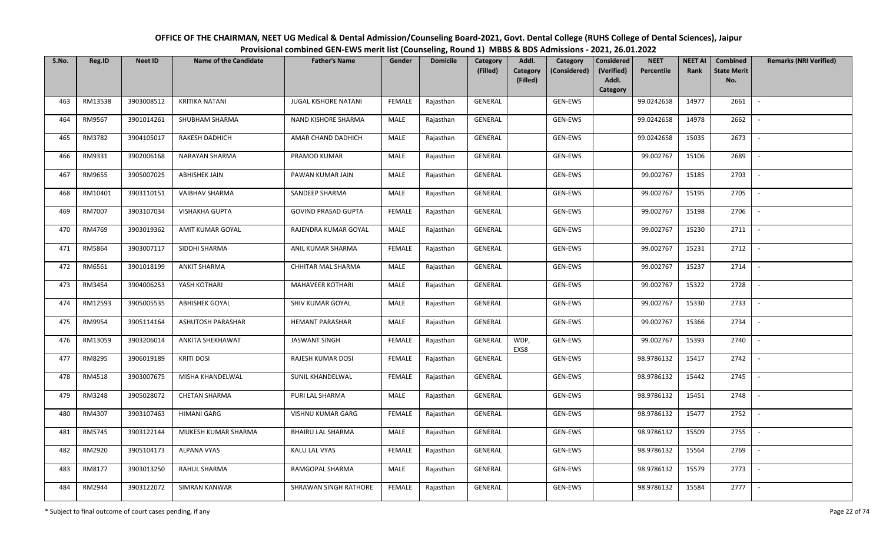**OFFICE OF THE CHAIRMAN, NEET UG Medical & Dental Admission/Counseling Board-2021, Govt. Dental College (RUHS College of Dental Sciences), Jaipur**
**Provisional combined GEN-EWS merit list (Counseling, Round 1) MBBS & BDS Admissions - 2021, 26.01.2022**

| S.No. | Reg.ID | Neet ID | Name of the Candidate | Father's Name | Gender | Domicile | Category (Filled) | Addl. Category (Filled) | Category (Considered) | Considered (Verified) Addl. Category | NEET Percentile | NEET AI Rank | Combined State Merit No. | Remarks (NRI Verified) |
|---|---|---|---|---|---|---|---|---|---|---|---|---|---|---|
| 463 | RM13538 | 3903008512 | KRITIKA NATANI | JUGAL KISHORE NATANI | FEMALE | Rajasthan | GENERAL | | GEN-EWS | | 99.0242658 | 14977 | 2661 | - |
| 464 | RM9567 | 3901014261 | SHUBHAM SHARMA | NAND KISHORE SHARMA | MALE | Rajasthan | GENERAL | | GEN-EWS | | 99.0242658 | 14978 | 2662 | - |
| 465 | RM3782 | 3904105017 | RAKESH DADHICH | AMAR CHAND DADHICH | MALE | Rajasthan | GENERAL | | GEN-EWS | | 99.0242658 | 15035 | 2673 | - |
| 466 | RM9331 | 3902006168 | NARAYAN SHARMA | PRAMOD KUMAR | MALE | Rajasthan | GENERAL | | GEN-EWS | | 99.002767 | 15106 | 2689 | - |
| 467 | RM9655 | 3905007025 | ABHISHEK JAIN | PAWAN KUMAR JAIN | MALE | Rajasthan | GENERAL | | GEN-EWS | | 99.002767 | 15185 | 2703 | - |
| 468 | RM10401 | 3903110151 | VAIBHAV SHARMA | SANDEEP SHARMA | MALE | Rajasthan | GENERAL | | GEN-EWS | | 99.002767 | 15195 | 2705 | - |
| 469 | RM7007 | 3903107034 | VISHAKHA GUPTA | GOVIND PRASAD GUPTA | FEMALE | Rajasthan | GENERAL | | GEN-EWS | | 99.002767 | 15198 | 2706 | - |
| 470 | RM4769 | 3903019362 | AMIT KUMAR GOYAL | RAJENDRA KUMAR GOYAL | MALE | Rajasthan | GENERAL | | GEN-EWS | | 99.002767 | 15230 | 2711 | - |
| 471 | RM5864 | 3903007117 | SIDDHI SHARMA | ANIL KUMAR SHARMA | FEMALE | Rajasthan | GENERAL | | GEN-EWS | | 99.002767 | 15231 | 2712 | - |
| 472 | RM6561 | 3901018199 | ANKIT SHARMA | CHHITAR MAL SHARMA | MALE | Rajasthan | GENERAL | | GEN-EWS | | 99.002767 | 15237 | 2714 | - |
| 473 | RM3454 | 3904006253 | YASH KOTHARI | MAHAVEER KOTHARI | MALE | Rajasthan | GENERAL | | GEN-EWS | | 99.002767 | 15322 | 2728 | - |
| 474 | RM12593 | 3905005535 | ABHISHEK GOYAL | SHIV KUMAR GOYAL | MALE | Rajasthan | GENERAL | | GEN-EWS | | 99.002767 | 15330 | 2733 | - |
| 475 | RM9954 | 3905114164 | ASHUTOSH PARASHAR | HEMANT PARASHAR | MALE | Rajasthan | GENERAL | | GEN-EWS | | 99.002767 | 15366 | 2734 | - |
| 476 | RM13059 | 3903206014 | ANKITA SHEKHAWAT | JASWANT SINGH | FEMALE | Rajasthan | GENERAL | WDP, EXS8 | GEN-EWS | | 99.002767 | 15393 | 2740 | - |
| 477 | RM8295 | 3906019189 | KRITI DOSI | RAJESH KUMAR DOSI | FEMALE | Rajasthan | GENERAL | | GEN-EWS | | 98.9786132 | 15417 | 2742 | - |
| 478 | RM4518 | 3903007675 | MISHA KHANDELWAL | SUNIL KHANDELWAL | FEMALE | Rajasthan | GENERAL | | GEN-EWS | | 98.9786132 | 15442 | 2745 | - |
| 479 | RM3248 | 3905028072 | CHETAN SHARMA | PURI LAL SHARMA | MALE | Rajasthan | GENERAL | | GEN-EWS | | 98.9786132 | 15451 | 2748 | - |
| 480 | RM4307 | 3903107463 | HIMANI GARG | VISHNU KUMAR GARG | FEMALE | Rajasthan | GENERAL | | GEN-EWS | | 98.9786132 | 15477 | 2752 | - |
| 481 | RM5745 | 3903122144 | MUKESH KUMAR SHARMA | BHAIRU LAL SHARMA | MALE | Rajasthan | GENERAL | | GEN-EWS | | 98.9786132 | 15509 | 2755 | - |
| 482 | RM2920 | 3905104173 | ALPANA VYAS | KALU LAL VYAS | FEMALE | Rajasthan | GENERAL | | GEN-EWS | | 98.9786132 | 15564 | 2769 | - |
| 483 | RM8177 | 3903013250 | RAHUL SHARMA | RAMGOPAL SHARMA | MALE | Rajasthan | GENERAL | | GEN-EWS | | 98.9786132 | 15579 | 2773 | - |
| 484 | RM2944 | 3903122072 | SIMRAN KANWAR | SHRAWAN SINGH RATHORE | FEMALE | Rajasthan | GENERAL | | GEN-EWS | | 98.9786132 | 15584 | 2777 | - |

\* Subject to final outcome of court cases pending, if any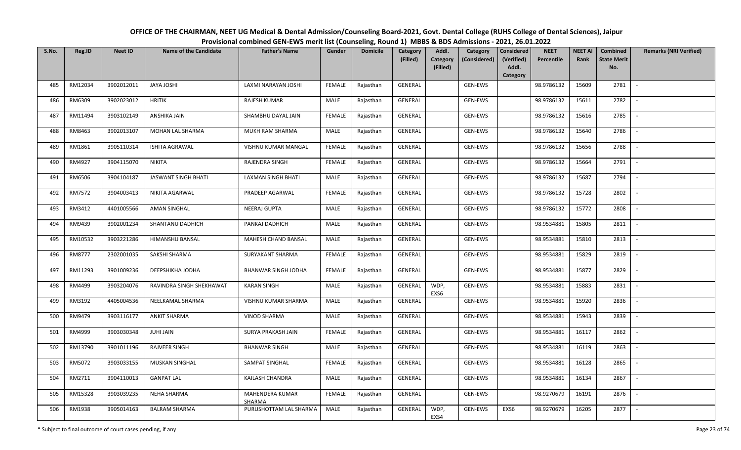# OFFICE OF THE CHAIRMAN, NEET UG Medical & Dental Admission/Counseling Board-2021, Govt. Dental College (RUHS College of Dental Sciences), Jaipur

## Provisional combined GEN-EWS merit list (Counseling, Round 1) MBBS & BDS Admissions - 2021, 26.01.2022

| S.No. | Reg.ID | Neet ID | Name of the Candidate | Father's Name | Gender | Domicile | Category (Filled) | Addl. Category (Filled) | Category (Considered) | Considered (Verified) Addl. Category | NEET Percentile | NEET AI Rank | Combined State Merit No. | Remarks (NRI Verified) |
|---|---|---|---|---|---|---|---|---|---|---|---|---|---|---|
| 485 | RM12034 | 3902012011 | JAYA JOSHI | LAXMI NARAYAN JOSHI | FEMALE | Rajasthan | GENERAL | | GEN-EWS | | 98.9786132 | 15609 | 2781 | - |
| 486 | RM6309 | 3902023012 | HRITIK | RAJESH KUMAR | MALE | Rajasthan | GENERAL | | GEN-EWS | | 98.9786132 | 15611 | 2782 | - |
| 487 | RM11494 | 3903102149 | ANSHIKA JAIN | SHAMBHU DAYAL JAIN | FEMALE | Rajasthan | GENERAL | | GEN-EWS | | 98.9786132 | 15616 | 2785 | - |
| 488 | RM8463 | 3902013107 | MOHAN LAL SHARMA | MUKH RAM SHARMA | MALE | Rajasthan | GENERAL | | GEN-EWS | | 98.9786132 | 15640 | 2786 | - |
| 489 | RM1861 | 3905110314 | ISHITA AGRAWAL | VISHNU KUMAR MANGAL | FEMALE | Rajasthan | GENERAL | | GEN-EWS | | 98.9786132 | 15656 | 2788 | - |
| 490 | RM4927 | 3904115070 | NIKITA | RAJENDRA SINGH | FEMALE | Rajasthan | GENERAL | | GEN-EWS | | 98.9786132 | 15664 | 2791 | - |
| 491 | RM6506 | 3904104187 | JASWANT SINGH BHATI | LAXMAN SINGH BHATI | MALE | Rajasthan | GENERAL | | GEN-EWS | | 98.9786132 | 15687 | 2794 | - |
| 492 | RM7572 | 3904003413 | NIKITA AGARWAL | PRADEEP AGARWAL | FEMALE | Rajasthan | GENERAL | | GEN-EWS | | 98.9786132 | 15728 | 2802 | - |
| 493 | RM3412 | 4401005566 | AMAN SINGHAL | NEERAJ GUPTA | MALE | Rajasthan | GENERAL | | GEN-EWS | | 98.9786132 | 15772 | 2808 | - |
| 494 | RM9439 | 3902001234 | SHANTANU DADHICH | PANKAJ DADHICH | MALE | Rajasthan | GENERAL | | GEN-EWS | | 98.9534881 | 15805 | 2811 | - |
| 495 | RM10532 | 3903221286 | HIMANSHU BANSAL | MAHESH CHAND BANSAL | MALE | Rajasthan | GENERAL | | GEN-EWS | | 98.9534881 | 15810 | 2813 | - |
| 496 | RM8777 | 2302001035 | SAKSHI SHARMA | SURYAKANT SHARMA | FEMALE | Rajasthan | GENERAL | | GEN-EWS | | 98.9534881 | 15829 | 2819 | - |
| 497 | RM11293 | 3901009236 | DEEPSHIKHA JODHA | BHANWAR SINGH JODHA | FEMALE | Rajasthan | GENERAL | | GEN-EWS | | 98.9534881 | 15877 | 2829 | - |
| 498 | RM4499 | 3903204076 | RAVINDRA SINGH SHEKHAWAT | KARAN SINGH | MALE | Rajasthan | GENERAL | WDP, EXS6 | GEN-EWS | | 98.9534881 | 15883 | 2831 | - |
| 499 | RM3192 | 4405004536 | NEELKAMAL SHARMA | VISHNU KUMAR SHARMA | MALE | Rajasthan | GENERAL | | GEN-EWS | | 98.9534881 | 15920 | 2836 | - |
| 500 | RM9479 | 3903116177 | ANKIT SHARMA | VINOD SHARMA | MALE | Rajasthan | GENERAL | | GEN-EWS | | 98.9534881 | 15943 | 2839 | - |
| 501 | RM4999 | 3903030348 | JUHI JAIN | SURYA PRAKASH JAIN | FEMALE | Rajasthan | GENERAL | | GEN-EWS | | 98.9534881 | 16117 | 2862 | - |
| 502 | RM13790 | 3901011196 | RAJVEER SINGH | BHANWAR SINGH | MALE | Rajasthan | GENERAL | | GEN-EWS | | 98.9534881 | 16119 | 2863 | - |
| 503 | RM5072 | 3903033155 | MUSKAN SINGHAL | SAMPAT SINGHAL | FEMALE | Rajasthan | GENERAL | | GEN-EWS | | 98.9534881 | 16128 | 2865 | - |
| 504 | RM2711 | 3904110013 | GANPAT LAL | KAILASH CHANDRA | MALE | Rajasthan | GENERAL | | GEN-EWS | | 98.9534881 | 16134 | 2867 | - |
| 505 | RM15328 | 3903039235 | NEHA SHARMA | MAHENDERA KUMAR SHARMA | FEMALE | Rajasthan | GENERAL | | GEN-EWS | | 98.9270679 | 16191 | 2876 | - |
| 506 | RM1938 | 3905014163 | BALRAM SHARMA | PURUSHOTTAM LAL SHARMA | MALE | Rajasthan | GENERAL | WDP, EXS4 | GEN-EWS | EXS6 | 98.9270679 | 16205 | 2877 | - |

\* Subject to final outcome of court cases pending, if any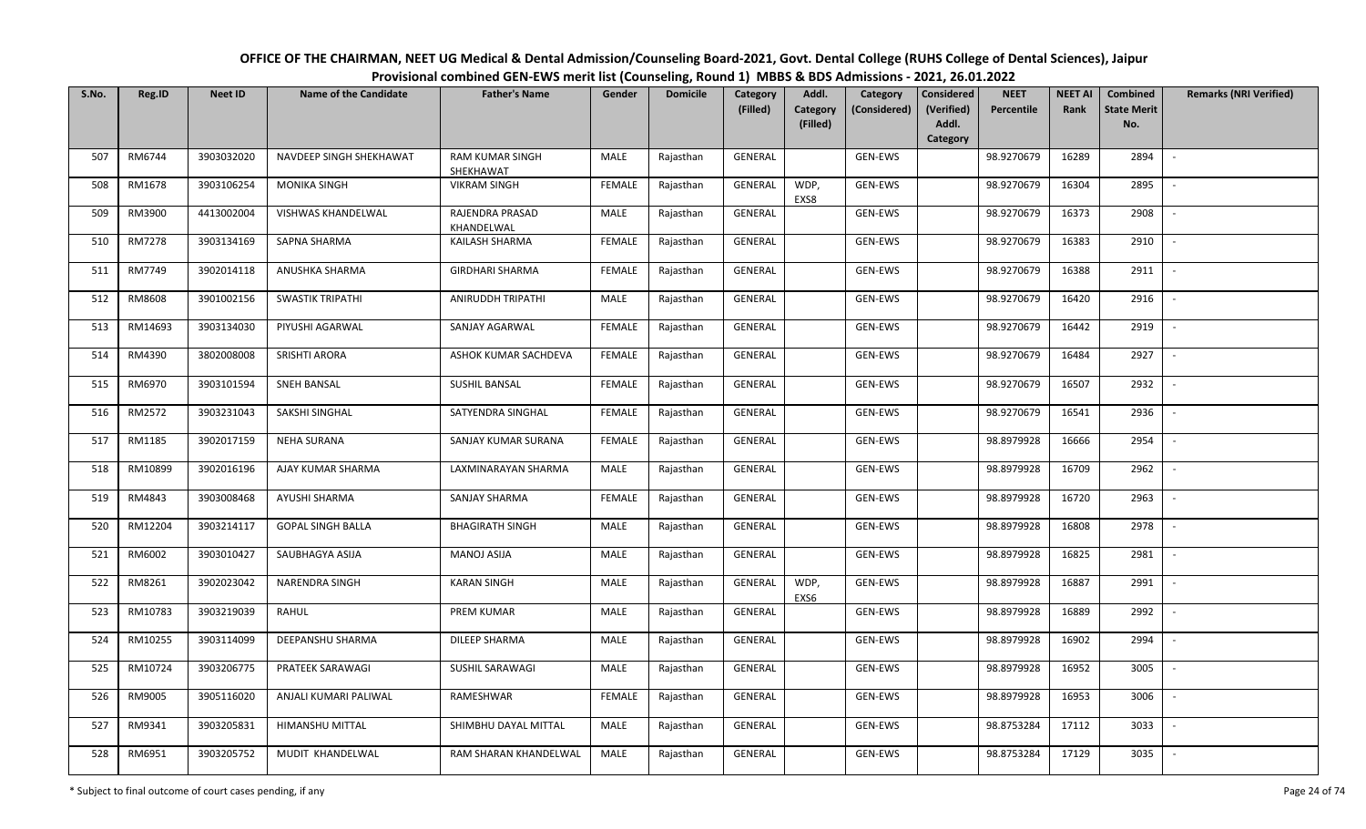**OFFICE OF THE CHAIRMAN, NEET UG Medical & Dental Admission/Counseling Board-2021, Govt. Dental College (RUHS College of Dental Sciences), Jaipur**

**Provisional combined GEN-EWS merit list (Counseling, Round 1) MBBS & BDS Admissions - 2021, 26.01.2022**

| S.No. | Reg.ID | Neet ID | Name of the Candidate | Father's Name | Gender | Domicile | Category (Filled) | Addl. Category (Filled) | Category (Considered) | Considered (Verified) Addl. Category | NEET Percentile | NEET AI Rank | Combined State Merit No. | Remarks (NRI Verified) |
|---|---|---|---|---|---|---|---|---|---|---|---|---|---|---|
| 507 | RM6744 | 3903032020 | NAVDEEP SINGH SHEKHAWAT | RAM KUMAR SINGH SHEKHAWAT | MALE | Rajasthan | GENERAL | | GEN-EWS | | 98.9270679 | 16289 | 2894 | - |
| 508 | RM1678 | 3903106254 | MONIKA SINGH | VIKRAM SINGH | FEMALE | Rajasthan | GENERAL | WDP, EXS8 | GEN-EWS | | 98.9270679 | 16304 | 2895 | - |
| 509 | RM3900 | 4413002004 | VISHWAS KHANDELWAL | RAJENDRA PRASAD KHANDELWAL | MALE | Rajasthan | GENERAL | | GEN-EWS | | 98.9270679 | 16373 | 2908 | - |
| 510 | RM7278 | 3903134169 | SAPNA SHARMA | KAILASH SHARMA | FEMALE | Rajasthan | GENERAL | | GEN-EWS | | 98.9270679 | 16383 | 2910 | - |
| 511 | RM7749 | 3902014118 | ANUSHKA SHARMA | GIRDHARI SHARMA | FEMALE | Rajasthan | GENERAL | | GEN-EWS | | 98.9270679 | 16388 | 2911 | - |
| 512 | RM8608 | 3901002156 | SWASTIK TRIPATHI | ANIRUDDH TRIPATHI | MALE | Rajasthan | GENERAL | | GEN-EWS | | 98.9270679 | 16420 | 2916 | - |
| 513 | RM14693 | 3903134030 | PIYUSHI AGARWAL | SANJAY AGARWAL | FEMALE | Rajasthan | GENERAL | | GEN-EWS | | 98.9270679 | 16442 | 2919 | - |
| 514 | RM4390 | 3802008008 | SRISHTI ARORA | ASHOK KUMAR SACHDEVA | FEMALE | Rajasthan | GENERAL | | GEN-EWS | | 98.9270679 | 16484 | 2927 | - |
| 515 | RM6970 | 3903101594 | SNEH BANSAL | SUSHIL BANSAL | FEMALE | Rajasthan | GENERAL | | GEN-EWS | | 98.9270679 | 16507 | 2932 | - |
| 516 | RM2572 | 3903231043 | SAKSHI SINGHAL | SATYENDRA SINGHAL | FEMALE | Rajasthan | GENERAL | | GEN-EWS | | 98.9270679 | 16541 | 2936 | - |
| 517 | RM1185 | 3902017159 | NEHA SURANA | SANJAY KUMAR SURANA | FEMALE | Rajasthan | GENERAL | | GEN-EWS | | 98.8979928 | 16666 | 2954 | - |
| 518 | RM10899 | 3902016196 | AJAY KUMAR SHARMA | LAXMINARAYAN SHARMA | MALE | Rajasthan | GENERAL | | GEN-EWS | | 98.8979928 | 16709 | 2962 | - |
| 519 | RM4843 | 3903008468 | AYUSHI SHARMA | SANJAY SHARMA | FEMALE | Rajasthan | GENERAL | | GEN-EWS | | 98.8979928 | 16720 | 2963 | - |
| 520 | RM12204 | 3903214117 | GOPAL SINGH BALLA | BHAGIRATH SINGH | MALE | Rajasthan | GENERAL | | GEN-EWS | | 98.8979928 | 16808 | 2978 | - |
| 521 | RM6002 | 3903010427 | SAUBHAGYA ASIJA | MANOJ ASIJA | MALE | Rajasthan | GENERAL | | GEN-EWS | | 98.8979928 | 16825 | 2981 | - |
| 522 | RM8261 | 3902023042 | NARENDRA SINGH | KARAN SINGH | MALE | Rajasthan | GENERAL | WDP, EXS6 | GEN-EWS | | 98.8979928 | 16887 | 2991 | - |
| 523 | RM10783 | 3903219039 | RAHUL | PREM KUMAR | MALE | Rajasthan | GENERAL | | GEN-EWS | | 98.8979928 | 16889 | 2992 | - |
| 524 | RM10255 | 3903114099 | DEEPANSHU SHARMA | DILEEP SHARMA | MALE | Rajasthan | GENERAL | | GEN-EWS | | 98.8979928 | 16902 | 2994 | - |
| 525 | RM10724 | 3903206775 | PRATEEK SARAWAGI | SUSHIL SARAWAGI | MALE | Rajasthan | GENERAL | | GEN-EWS | | 98.8979928 | 16952 | 3005 | - |
| 526 | RM9005 | 3905116020 | ANJALI KUMARI PALIWAL | RAMESHWAR | FEMALE | Rajasthan | GENERAL | | GEN-EWS | | 98.8979928 | 16953 | 3006 | - |
| 527 | RM9341 | 3903205831 | HIMANSHU MITTAL | SHIMBHU DAYAL MITTAL | MALE | Rajasthan | GENERAL | | GEN-EWS | | 98.8753284 | 17112 | 3033 | - |
| 528 | RM6951 | 3903205752 | MUDIT KHANDELWAL | RAM SHARAN KHANDELWAL | MALE | Rajasthan | GENERAL | | GEN-EWS | | 98.8753284 | 17129 | 3035 | - |

\* Subject to final outcome of court cases pending, if any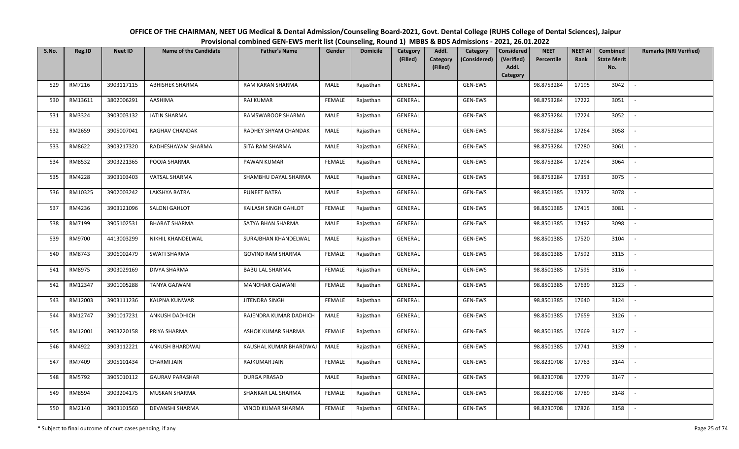# OFFICE OF THE CHAIRMAN, NEET UG Medical & Dental Admission/Counseling Board-2021, Govt. Dental College (RUHS College of Dental Sciences), Jaipur

## Provisional combined GEN-EWS merit list (Counseling, Round 1) MBBS & BDS Admissions - 2021, 26.01.2022

| S.No. | Reg.ID | Neet ID | Name of the Candidate | Father's Name | Gender | Domicile | Category (Filled) | Addl. Category (Filled) | Category (Considered) | Considered (Verified) Addl. Category | NEET Percentile | NEET AI Rank | Combined State Merit No. | Remarks (NRI Verified) |
|---|---|---|---|---|---|---|---|---|---|---|---|---|---|---|
| 529 | RM7216 | 3903117115 | ABHISHEK SHARMA | RAM KARAN SHARMA | MALE | Rajasthan | GENERAL | | GEN-EWS | | 98.8753284 | 17195 | 3042 | - |
| 530 | RM13611 | 3802006291 | AASHIMA | RAJ KUMAR | FEMALE | Rajasthan | GENERAL | | GEN-EWS | | 98.8753284 | 17222 | 3051 | - |
| 531 | RM3324 | 3903003132 | JATIN SHARMA | RAMSWAROOP SHARMA | MALE | Rajasthan | GENERAL | | GEN-EWS | | 98.8753284 | 17224 | 3052 | - |
| 532 | RM2659 | 3905007041 | RAGHAV CHANDAK | RADHEY SHYAM CHANDAK | MALE | Rajasthan | GENERAL | | GEN-EWS | | 98.8753284 | 17264 | 3058 | - |
| 533 | RM8622 | 3903217320 | RADHESHAYAM SHARMA | SITA RAM SHARMA | MALE | Rajasthan | GENERAL | | GEN-EWS | | 98.8753284 | 17280 | 3061 | - |
| 534 | RM8532 | 3903221365 | POOJA SHARMA | PAWAN KUMAR | FEMALE | Rajasthan | GENERAL | | GEN-EWS | | 98.8753284 | 17294 | 3064 | - |
| 535 | RM4228 | 3903103403 | VATSAL SHARMA | SHAMBHU DAYAL SHARMA | MALE | Rajasthan | GENERAL | | GEN-EWS | | 98.8753284 | 17353 | 3075 | - |
| 536 | RM10325 | 3902003242 | LAKSHYA BATRA | PUNEET BATRA | MALE | Rajasthan | GENERAL | | GEN-EWS | | 98.8501385 | 17372 | 3078 | - |
| 537 | RM4236 | 3903121096 | SALONI GAHLOT | KAILASH SINGH GAHLOT | FEMALE | Rajasthan | GENERAL | | GEN-EWS | | 98.8501385 | 17415 | 3081 | - |
| 538 | RM7199 | 3905102531 | BHARAT SHARMA | SATYA BHAN SHARMA | MALE | Rajasthan | GENERAL | | GEN-EWS | | 98.8501385 | 17492 | 3098 | - |
| 539 | RM9700 | 4413003299 | NIKHIL KHANDELWAL | SURAJBHAN KHANDELWAL | MALE | Rajasthan | GENERAL | | GEN-EWS | | 98.8501385 | 17520 | 3104 | - |
| 540 | RM8743 | 3906002479 | SWATI SHARMA | GOVIND RAM SHARMA | FEMALE | Rajasthan | GENERAL | | GEN-EWS | | 98.8501385 | 17592 | 3115 | - |
| 541 | RM8975 | 3903029169 | DIVYA SHARMA | BABU LAL SHARMA | FEMALE | Rajasthan | GENERAL | | GEN-EWS | | 98.8501385 | 17595 | 3116 | - |
| 542 | RM12347 | 3901005288 | TANYA GAJWANI | MANOHAR GAJWANI | FEMALE | Rajasthan | GENERAL | | GEN-EWS | | 98.8501385 | 17639 | 3123 | - |
| 543 | RM12003 | 3903111236 | KALPNA KUNWAR | JITENDRA SINGH | FEMALE | Rajasthan | GENERAL | | GEN-EWS | | 98.8501385 | 17640 | 3124 | - |
| 544 | RM12747 | 3901017231 | ANKUSH DADHICH | RAJENDRA KUMAR DADHICH | MALE | Rajasthan | GENERAL | | GEN-EWS | | 98.8501385 | 17659 | 3126 | - |
| 545 | RM12001 | 3903220158 | PRIYA SHARMA | ASHOK KUMAR SHARMA | FEMALE | Rajasthan | GENERAL | | GEN-EWS | | 98.8501385 | 17669 | 3127 | - |
| 546 | RM4922 | 3903112221 | ANKUSH BHARDWAJ | KAUSHAL KUMAR BHARDWAJ | MALE | Rajasthan | GENERAL | | GEN-EWS | | 98.8501385 | 17741 | 3139 | - |
| 547 | RM7409 | 3905101434 | CHARMI JAIN | RAJKUMAR JAIN | FEMALE | Rajasthan | GENERAL | | GEN-EWS | | 98.8230708 | 17763 | 3144 | - |
| 548 | RM5792 | 3905010112 | GAURAV PARASHAR | DURGA PRASAD | MALE | Rajasthan | GENERAL | | GEN-EWS | | 98.8230708 | 17779 | 3147 | - |
| 549 | RM8594 | 3903204175 | MUSKAN SHARMA | SHANKAR LAL SHARMA | FEMALE | Rajasthan | GENERAL | | GEN-EWS | | 98.8230708 | 17789 | 3148 | - |
| 550 | RM2140 | 3903101560 | DEVANSHI SHARMA | VINOD KUMAR SHARMA | FEMALE | Rajasthan | GENERAL | | GEN-EWS | | 98.8230708 | 17826 | 3158 | - |

\* Subject to final outcome of court cases pending, if any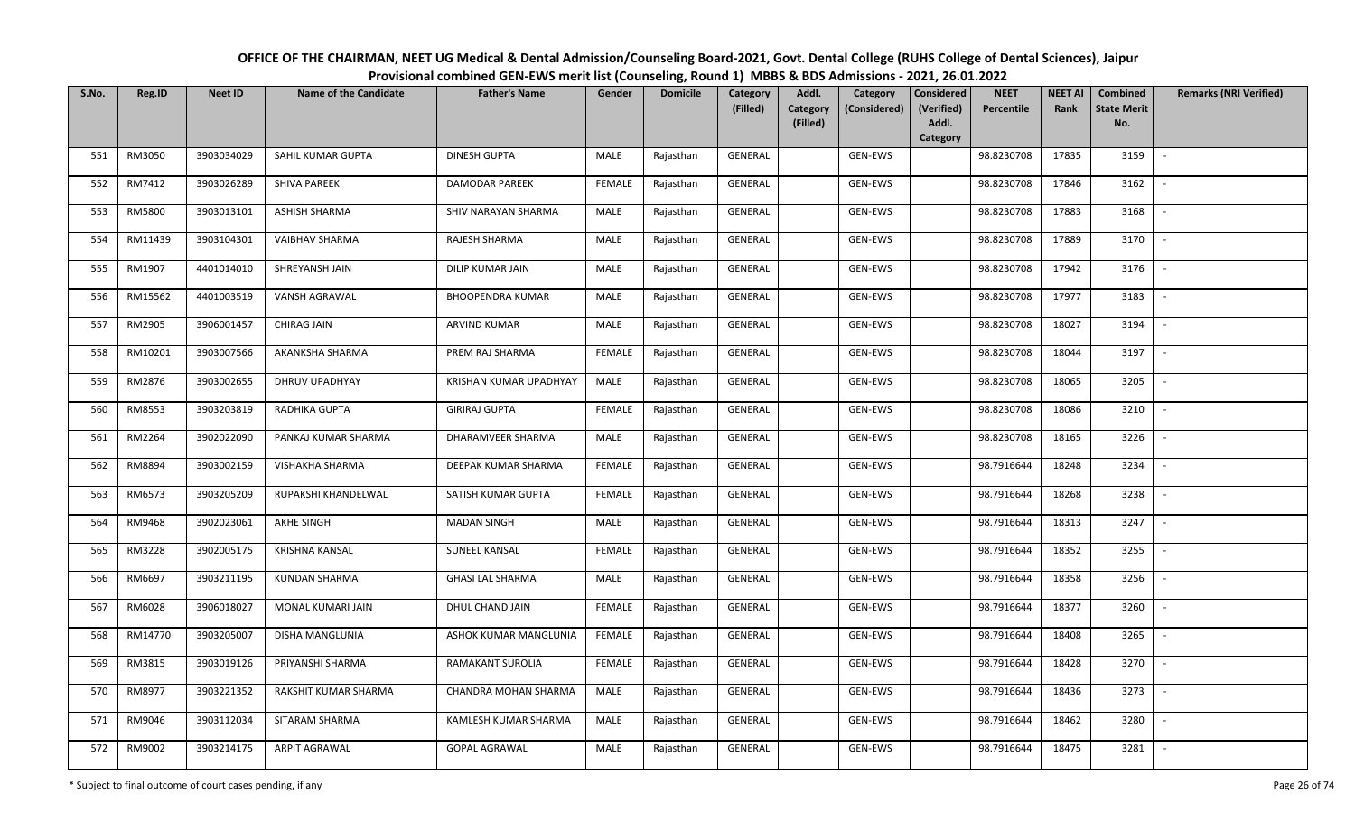# OFFICE OF THE CHAIRMAN, NEET UG Medical & Dental Admission/Counseling Board-2021, Govt. Dental College (RUHS College of Dental Sciences), Jaipur

## Provisional combined GEN-EWS merit list (Counseling, Round 1) MBBS & BDS Admissions - 2021, 26.01.2022

| S.No. | Reg.ID | Neet ID | Name of the Candidate | Father's Name | Gender | Domicile | Category (Filled) | Addl. Category (Filled) | Category (Considered) | Considered (Verified) Addl. Category | NEET Percentile | NEET AI Rank | Combined State Merit No. | Remarks (NRI Verified) |
|---|---|---|---|---|---|---|---|---|---|---|---|---|---|---|
| 551 | RM3050 | 3903034029 | SAHIL KUMAR GUPTA | DINESH GUPTA | MALE | Rajasthan | GENERAL | | GEN-EWS | | 98.8230708 | 17835 | 3159 | - |
| 552 | RM7412 | 3903026289 | SHIVA PAREEK | DAMODAR PAREEK | FEMALE | Rajasthan | GENERAL | | GEN-EWS | | 98.8230708 | 17846 | 3162 | - |
| 553 | RM5800 | 3903013101 | ASHISH SHARMA | SHIV NARAYAN SHARMA | MALE | Rajasthan | GENERAL | | GEN-EWS | | 98.8230708 | 17883 | 3168 | - |
| 554 | RM11439 | 3903104301 | VAIBHAV SHARMA | RAJESH SHARMA | MALE | Rajasthan | GENERAL | | GEN-EWS | | 98.8230708 | 17889 | 3170 | - |
| 555 | RM1907 | 4401014010 | SHREYANSH JAIN | DILIP KUMAR JAIN | MALE | Rajasthan | GENERAL | | GEN-EWS | | 98.8230708 | 17942 | 3176 | - |
| 556 | RM15562 | 4401003519 | VANSH AGRAWAL | BHOOPENDRA KUMAR | MALE | Rajasthan | GENERAL | | GEN-EWS | | 98.8230708 | 17977 | 3183 | - |
| 557 | RM2905 | 3906001457 | CHIRAG JAIN | ARVIND KUMAR | MALE | Rajasthan | GENERAL | | GEN-EWS | | 98.8230708 | 18027 | 3194 | - |
| 558 | RM10201 | 3903007566 | AKANKSHA SHARMA | PREM RAJ SHARMA | FEMALE | Rajasthan | GENERAL | | GEN-EWS | | 98.8230708 | 18044 | 3197 | - |
| 559 | RM2876 | 3903002655 | DHRUV UPADHYAY | KRISHAN KUMAR UPADHYAY | MALE | Rajasthan | GENERAL | | GEN-EWS | | 98.8230708 | 18065 | 3205 | - |
| 560 | RM8553 | 3903203819 | RADHIKA GUPTA | GIRIRAJ GUPTA | FEMALE | Rajasthan | GENERAL | | GEN-EWS | | 98.8230708 | 18086 | 3210 | - |
| 561 | RM2264 | 3902022090 | PANKAJ KUMAR SHARMA | DHARAMVEER SHARMA | MALE | Rajasthan | GENERAL | | GEN-EWS | | 98.8230708 | 18165 | 3226 | - |
| 562 | RM8894 | 3903002159 | VISHAKHA SHARMA | DEEPAK KUMAR SHARMA | FEMALE | Rajasthan | GENERAL | | GEN-EWS | | 98.7916644 | 18248 | 3234 | - |
| 563 | RM6573 | 3903205209 | RUPAKSHI KHANDELWAL | SATISH KUMAR GUPTA | FEMALE | Rajasthan | GENERAL | | GEN-EWS | | 98.7916644 | 18268 | 3238 | - |
| 564 | RM9468 | 3902023061 | AKHE SINGH | MADAN SINGH | MALE | Rajasthan | GENERAL | | GEN-EWS | | 98.7916644 | 18313 | 3247 | - |
| 565 | RM3228 | 3902005175 | KRISHNA KANSAL | SUNEEL KANSAL | FEMALE | Rajasthan | GENERAL | | GEN-EWS | | 98.7916644 | 18352 | 3255 | - |
| 566 | RM6697 | 3903211195 | KUNDAN SHARMA | GHASI LAL SHARMA | MALE | Rajasthan | GENERAL | | GEN-EWS | | 98.7916644 | 18358 | 3256 | - |
| 567 | RM6028 | 3906018027 | MONAL KUMARI JAIN | DHUL CHAND JAIN | FEMALE | Rajasthan | GENERAL | | GEN-EWS | | 98.7916644 | 18377 | 3260 | - |
| 568 | RM14770 | 3903205007 | DISHA MANGLUNIA | ASHOK KUMAR MANGLUNIA | FEMALE | Rajasthan | GENERAL | | GEN-EWS | | 98.7916644 | 18408 | 3265 | - |
| 569 | RM3815 | 3903019126 | PRIYANSHI SHARMA | RAMAKANT SUROLIA | FEMALE | Rajasthan | GENERAL | | GEN-EWS | | 98.7916644 | 18428 | 3270 | - |
| 570 | RM8977 | 3903221352 | RAKSHIT KUMAR SHARMA | CHANDRA MOHAN SHARMA | MALE | Rajasthan | GENERAL | | GEN-EWS | | 98.7916644 | 18436 | 3273 | - |
| 571 | RM9046 | 3903112034 | SITARAM SHARMA | KAMLESH KUMAR SHARMA | MALE | Rajasthan | GENERAL | | GEN-EWS | | 98.7916644 | 18462 | 3280 | - |
| 572 | RM9002 | 3903214175 | ARPIT AGRAWAL | GOPAL AGRAWAL | MALE | Rajasthan | GENERAL | | GEN-EWS | | 98.7916644 | 18475 | 3281 | - |

\* Subject to final outcome of court cases pending, if any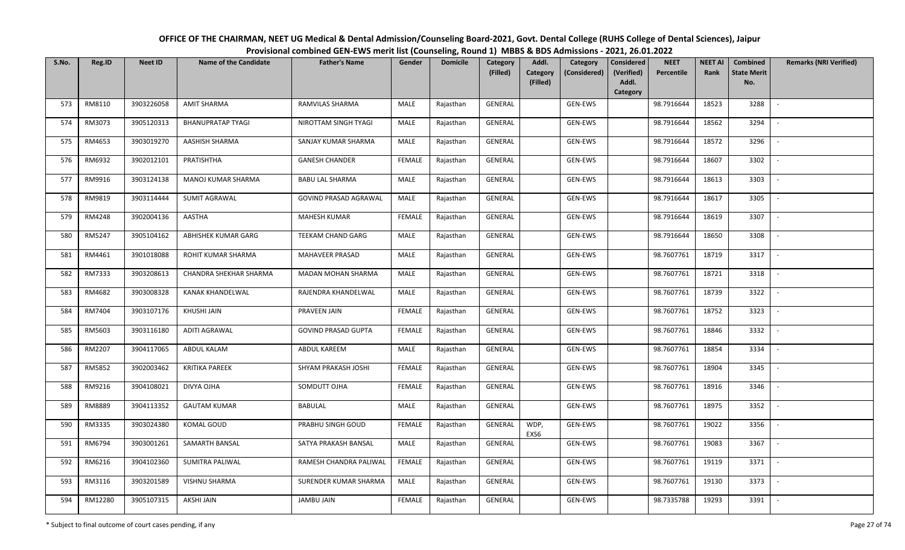# OFFICE OF THE CHAIRMAN, NEET UG Medical & Dental Admission/Counseling Board-2021, Govt. Dental College (RUHS College of Dental Sciences), Jaipur

## Provisional combined GEN-EWS merit list (Counseling, Round 1) MBBS & BDS Admissions - 2021, 26.01.2022

| S.No. | Reg.ID | Neet ID | Name of the Candidate | Father's Name | Gender | Domicile | Category (Filled) | Addl. Category (Filled) | Category (Considered) | Considered (Verified) Addl. Category | NEET Percentile | NEET AI Rank | Combined State Merit No. | Remarks (NRI Verified) |
|---|---|---|---|---|---|---|---|---|---|---|---|---|---|---|
| 573 | RM8110 | 3903226058 | AMIT SHARMA | RAMVILAS SHARMA | MALE | Rajasthan | GENERAL | | GEN-EWS | | 98.7916644 | 18523 | 3288 | - |
| 574 | RM3073 | 3905120313 | BHANUPRATAP TYAGI | NIROTTAM SINGH TYAGI | MALE | Rajasthan | GENERAL | | GEN-EWS | | 98.7916644 | 18562 | 3294 | - |
| 575 | RM4653 | 3903019270 | AASHISH SHARMA | SANJAY KUMAR SHARMA | MALE | Rajasthan | GENERAL | | GEN-EWS | | 98.7916644 | 18572 | 3296 | - |
| 576 | RM6932 | 3902012101 | PRATISHTHA | GANESH CHANDER | FEMALE | Rajasthan | GENERAL | | GEN-EWS | | 98.7916644 | 18607 | 3302 | - |
| 577 | RM9916 | 3903124138 | MANOJ KUMAR SHARMA | BABU LAL SHARMA | MALE | Rajasthan | GENERAL | | GEN-EWS | | 98.7916644 | 18613 | 3303 | - |
| 578 | RM9819 | 3903114444 | SUMIT AGRAWAL | GOVIND PRASAD AGRAWAL | MALE | Rajasthan | GENERAL | | GEN-EWS | | 98.7916644 | 18617 | 3305 | - |
| 579 | RM4248 | 3902004136 | AASTHA | MAHESH KUMAR | FEMALE | Rajasthan | GENERAL | | GEN-EWS | | 98.7916644 | 18619 | 3307 | - |
| 580 | RM5247 | 3905104162 | ABHISHEK KUMAR GARG | TEEKAM CHAND GARG | MALE | Rajasthan | GENERAL | | GEN-EWS | | 98.7916644 | 18650 | 3308 | - |
| 581 | RM4461 | 3901018088 | ROHIT KUMAR SHARMA | MAHAVEER PRASAD | MALE | Rajasthan | GENERAL | | GEN-EWS | | 98.7607761 | 18719 | 3317 | - |
| 582 | RM7333 | 3903208613 | CHANDRA SHEKHAR SHARMA | MADAN MOHAN SHARMA | MALE | Rajasthan | GENERAL | | GEN-EWS | | 98.7607761 | 18721 | 3318 | - |
| 583 | RM4682 | 3903008328 | KANAK KHANDELWAL | RAJENDRA KHANDELWAL | MALE | Rajasthan | GENERAL | | GEN-EWS | | 98.7607761 | 18739 | 3322 | - |
| 584 | RM7404 | 3903107176 | KHUSHI JAIN | PRAVEEN JAIN | FEMALE | Rajasthan | GENERAL | | GEN-EWS | | 98.7607761 | 18752 | 3323 | - |
| 585 | RM5603 | 3903116180 | ADITI AGRAWAL | GOVIND PRASAD GUPTA | FEMALE | Rajasthan | GENERAL | | GEN-EWS | | 98.7607761 | 18846 | 3332 | - |
| 586 | RM2207 | 3904117065 | ABDUL KALAM | ABDUL KAREEM | MALE | Rajasthan | GENERAL | | GEN-EWS | | 98.7607761 | 18854 | 3334 | - |
| 587 | RM5852 | 3902003462 | KRITIKA PAREEK | SHYAM PRAKASH JOSHI | FEMALE | Rajasthan | GENERAL | | GEN-EWS | | 98.7607761 | 18904 | 3345 | - |
| 588 | RM9216 | 3904108021 | DIVYA OJHA | SOMDUTT OJHA | FEMALE | Rajasthan | GENERAL | | GEN-EWS | | 98.7607761 | 18916 | 3346 | - |
| 589 | RM8889 | 3904113352 | GAUTAM KUMAR | BABULAL | MALE | Rajasthan | GENERAL | | GEN-EWS | | 98.7607761 | 18975 | 3352 | - |
| 590 | RM3335 | 3903024380 | KOMAL GOUD | PRABHU SINGH GOUD | FEMALE | Rajasthan | GENERAL | WDP, EXS6 | GEN-EWS | | 98.7607761 | 19022 | 3356 | - |
| 591 | RM6794 | 3903001261 | SAMARTH BANSAL | SATYA PRAKASH BANSAL | MALE | Rajasthan | GENERAL | | GEN-EWS | | 98.7607761 | 19083 | 3367 | - |
| 592 | RM6216 | 3904102360 | SUMITRA PALIWAL | RAMESH CHANDRA PALIWAL | FEMALE | Rajasthan | GENERAL | | GEN-EWS | | 98.7607761 | 19119 | 3371 | - |
| 593 | RM3116 | 3903201589 | VISHNU SHARMA | SURENDER KUMAR SHARMA | MALE | Rajasthan | GENERAL | | GEN-EWS | | 98.7607761 | 19130 | 3373 | - |
| 594 | RM12280 | 3905107315 | AKSHI JAIN | JAMBU JAIN | FEMALE | Rajasthan | GENERAL | | GEN-EWS | | 98.7335788 | 19293 | 3391 | - |

\* Subject to final outcome of court cases pending, if any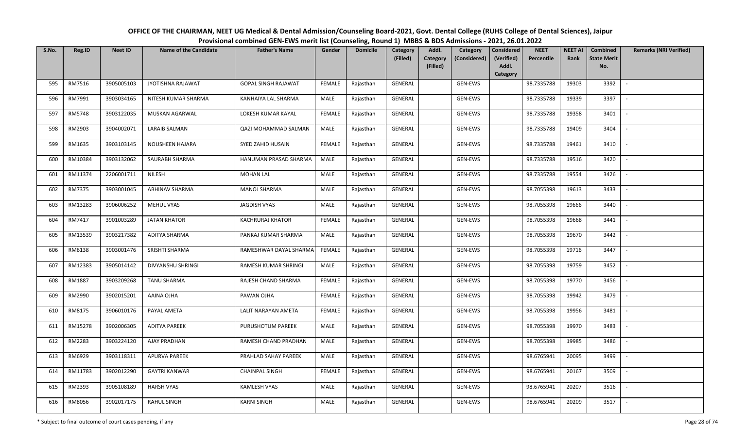# OFFICE OF THE CHAIRMAN, NEET UG Medical & Dental Admission/Counseling Board-2021, Govt. Dental College (RUHS College of Dental Sciences), Jaipur

## Provisional combined GEN-EWS merit list (Counseling, Round 1) MBBS & BDS Admissions - 2021, 26.01.2022

| S.No. | Reg.ID | Neet ID | Name of the Candidate | Father's Name | Gender | Domicile | Category (Filled) | Addl. Category (Filled) | Category (Considered) | Considered (Verified) Addl. Category | NEET Percentile | NEET AI Rank | Combined State Merit No. | Remarks (NRI Verified) |
|---|---|---|---|---|---|---|---|---|---|---|---|---|---|---|
| 595 | RM7516 | 3905005103 | JYOTISHNA RAJAWAT | GOPAL SINGH RAJAWAT | FEMALE | Rajasthan | GENERAL | | GEN-EWS | | 98.7335788 | 19303 | 3392 | - |
| 596 | RM7991 | 3903034165 | NITESH KUMAR SHARMA | KANHAIYA LAL SHARMA | MALE | Rajasthan | GENERAL | | GEN-EWS | | 98.7335788 | 19339 | 3397 | - |
| 597 | RM5748 | 3903122035 | MUSKAN AGARWAL | LOKESH KUMAR KAYAL | FEMALE | Rajasthan | GENERAL | | GEN-EWS | | 98.7335788 | 19358 | 3401 | - |
| 598 | RM2903 | 3904002071 | LARAIB SALMAN | QAZI MOHAMMAD SALMAN | MALE | Rajasthan | GENERAL | | GEN-EWS | | 98.7335788 | 19409 | 3404 | - |
| 599 | RM1635 | 3903103145 | NOUSHEEN HAJARA | SYED ZAHID HUSAIN | FEMALE | Rajasthan | GENERAL | | GEN-EWS | | 98.7335788 | 19461 | 3410 | - |
| 600 | RM10384 | 3903132062 | SAURABH SHARMA | HANUMAN PRASAD SHARMA | MALE | Rajasthan | GENERAL | | GEN-EWS | | 98.7335788 | 19516 | 3420 | - |
| 601 | RM11374 | 2206001711 | NILESH | MOHAN LAL | MALE | Rajasthan | GENERAL | | GEN-EWS | | 98.7335788 | 19554 | 3426 | - |
| 602 | RM7375 | 3903001045 | ABHINAV SHARMA | MANOJ SHARMA | MALE | Rajasthan | GENERAL | | GEN-EWS | | 98.7055398 | 19613 | 3433 | - |
| 603 | RM13283 | 3906006252 | MEHUL VYAS | JAGDISH VYAS | MALE | Rajasthan | GENERAL | | GEN-EWS | | 98.7055398 | 19666 | 3440 | - |
| 604 | RM7417 | 3901003289 | JATAN KHATOR | KACHRURAJ KHATOR | FEMALE | Rajasthan | GENERAL | | GEN-EWS | | 98.7055398 | 19668 | 3441 | - |
| 605 | RM13539 | 3903217382 | ADITYA SHARMA | PANKAJ KUMAR SHARMA | MALE | Rajasthan | GENERAL | | GEN-EWS | | 98.7055398 | 19670 | 3442 | - |
| 606 | RM6138 | 3903001476 | SRISHTI SHARMA | RAMESHWAR DAYAL SHARMA | FEMALE | Rajasthan | GENERAL | | GEN-EWS | | 98.7055398 | 19716 | 3447 | - |
| 607 | RM12383 | 3905014142 | DIVYANSHU SHRINGI | RAMESH KUMAR SHRINGI | MALE | Rajasthan | GENERAL | | GEN-EWS | | 98.7055398 | 19759 | 3452 | - |
| 608 | RM1887 | 3903209268 | TANU SHARMA | RAJESH CHAND SHARMA | FEMALE | Rajasthan | GENERAL | | GEN-EWS | | 98.7055398 | 19770 | 3456 | - |
| 609 | RM2990 | 3902015201 | AAINA OJHA | PAWAN OJHA | FEMALE | Rajasthan | GENERAL | | GEN-EWS | | 98.7055398 | 19942 | 3479 | - |
| 610 | RM8175 | 3906010176 | PAYAL AMETA | LALIT NARAYAN AMETA | FEMALE | Rajasthan | GENERAL | | GEN-EWS | | 98.7055398 | 19956 | 3481 | - |
| 611 | RM15278 | 3902006305 | ADITYA PAREEK | PURUSHOTUM PAREEK | MALE | Rajasthan | GENERAL | | GEN-EWS | | 98.7055398 | 19970 | 3483 | - |
| 612 | RM2283 | 3903224120 | AJAY PRADHAN | RAMESH CHAND PRADHAN | MALE | Rajasthan | GENERAL | | GEN-EWS | | 98.7055398 | 19985 | 3486 | - |
| 613 | RM6929 | 3903118311 | APURVA PAREEK | PRAHLAD SAHAY PAREEK | MALE | Rajasthan | GENERAL | | GEN-EWS | | 98.6765941 | 20095 | 3499 | - |
| 614 | RM11783 | 3902012290 | GAYTRI KANWAR | CHAINPAL SINGH | FEMALE | Rajasthan | GENERAL | | GEN-EWS | | 98.6765941 | 20167 | 3509 | - |
| 615 | RM2393 | 3905108189 | HARSH VYAS | KAMLESH VYAS | MALE | Rajasthan | GENERAL | | GEN-EWS | | 98.6765941 | 20207 | 3516 | - |
| 616 | RM8056 | 3902017175 | RAHUL SINGH | KARNI SINGH | MALE | Rajasthan | GENERAL | | GEN-EWS | | 98.6765941 | 20209 | 3517 | - |

\* Subject to final outcome of court cases pending, if any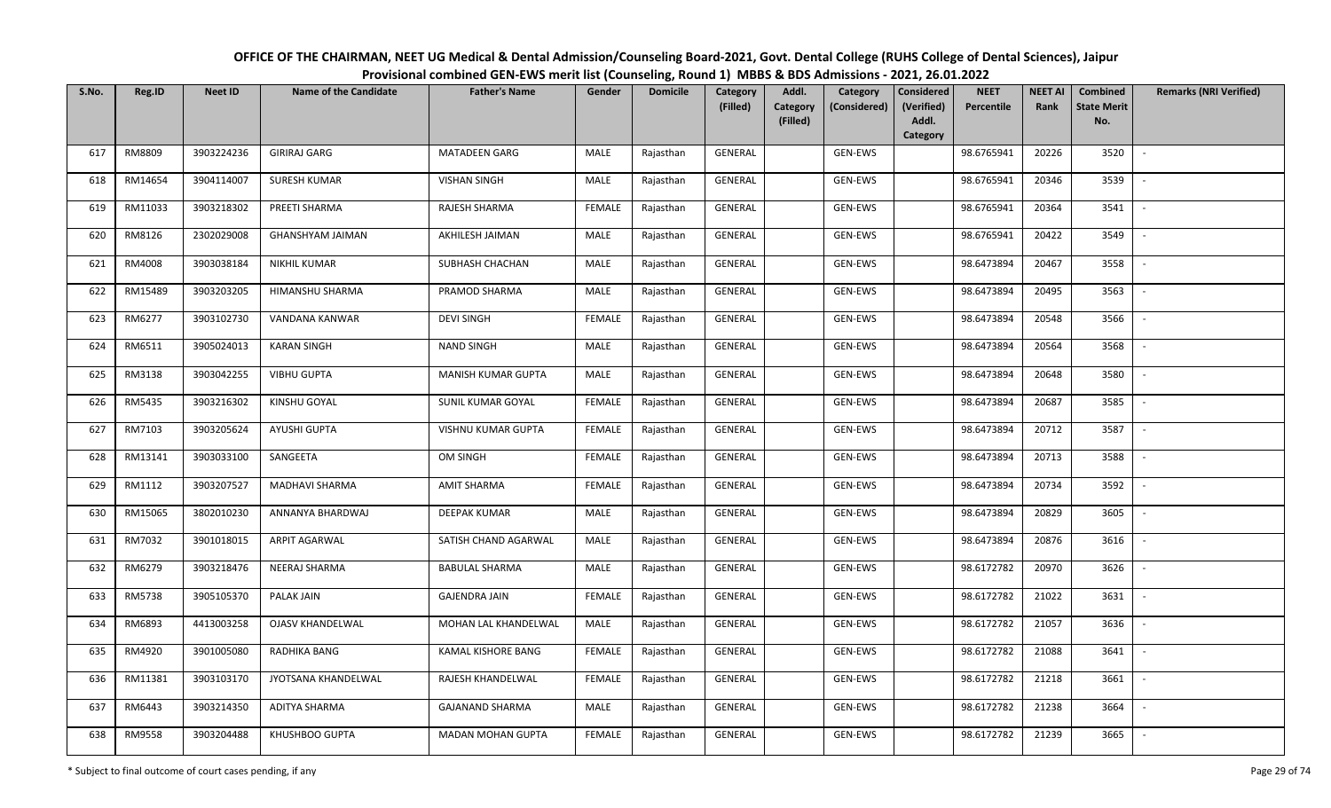**OFFICE OF THE CHAIRMAN, NEET UG Medical & Dental Admission/Counseling Board-2021, Govt. Dental College (RUHS College of Dental Sciences), Jaipur**
**Provisional combined GEN-EWS merit list (Counseling, Round 1) MBBS & BDS Admissions - 2021, 26.01.2022**

| S.No. | Reg.ID | Neet ID | Name of the Candidate | Father's Name | Gender | Domicile | Category (Filled) | Addl. Category (Filled) | Category (Considered) | Considered (Verified) Addl. Category | NEET Percentile | NEET AI Rank | Combined State Merit No. | Remarks (NRI Verified) |
|---|---|---|---|---|---|---|---|---|---|---|---|---|---|---|
| 617 | RM8809 | 3903224236 | GIRIRAJ GARG | MATADEEN GARG | MALE | Rajasthan | GENERAL | | GEN-EWS | | 98.6765941 | 20226 | 3520 | - |
| 618 | RM14654 | 3904114007 | SURESH KUMAR | VISHAN SINGH | MALE | Rajasthan | GENERAL | | GEN-EWS | | 98.6765941 | 20346 | 3539 | - |
| 619 | RM11033 | 3903218302 | PREETI SHARMA | RAJESH SHARMA | FEMALE | Rajasthan | GENERAL | | GEN-EWS | | 98.6765941 | 20364 | 3541 | - |
| 620 | RM8126 | 2302029008 | GHANSHYAM JAIMAN | AKHILESH JAIMAN | MALE | Rajasthan | GENERAL | | GEN-EWS | | 98.6765941 | 20422 | 3549 | - |
| 621 | RM4008 | 3903038184 | NIKHIL KUMAR | SUBHASH CHACHAN | MALE | Rajasthan | GENERAL | | GEN-EWS | | 98.6473894 | 20467 | 3558 | - |
| 622 | RM15489 | 3903203205 | HIMANSHU SHARMA | PRAMOD SHARMA | MALE | Rajasthan | GENERAL | | GEN-EWS | | 98.6473894 | 20495 | 3563 | - |
| 623 | RM6277 | 3903102730 | VANDANA KANWAR | DEVI SINGH | FEMALE | Rajasthan | GENERAL | | GEN-EWS | | 98.6473894 | 20548 | 3566 | - |
| 624 | RM6511 | 3905024013 | KARAN SINGH | NAND SINGH | MALE | Rajasthan | GENERAL | | GEN-EWS | | 98.6473894 | 20564 | 3568 | - |
| 625 | RM3138 | 3903042255 | VIBHU GUPTA | MANISH KUMAR GUPTA | MALE | Rajasthan | GENERAL | | GEN-EWS | | 98.6473894 | 20648 | 3580 | - |
| 626 | RM5435 | 3903216302 | KINSHU GOYAL | SUNIL KUMAR GOYAL | FEMALE | Rajasthan | GENERAL | | GEN-EWS | | 98.6473894 | 20687 | 3585 | - |
| 627 | RM7103 | 3903205624 | AYUSHI GUPTA | VISHNU KUMAR GUPTA | FEMALE | Rajasthan | GENERAL | | GEN-EWS | | 98.6473894 | 20712 | 3587 | - |
| 628 | RM13141 | 3903033100 | SANGEETA | OM SINGH | FEMALE | Rajasthan | GENERAL | | GEN-EWS | | 98.6473894 | 20713 | 3588 | - |
| 629 | RM1112 | 3903207527 | MADHAVI SHARMA | AMIT SHARMA | FEMALE | Rajasthan | GENERAL | | GEN-EWS | | 98.6473894 | 20734 | 3592 | - |
| 630 | RM15065 | 3802010230 | ANNANYA BHARDWAJ | DEEPAK KUMAR | MALE | Rajasthan | GENERAL | | GEN-EWS | | 98.6473894 | 20829 | 3605 | - |
| 631 | RM7032 | 3901018015 | ARPIT AGARWAL | SATISH CHAND AGARWAL | MALE | Rajasthan | GENERAL | | GEN-EWS | | 98.6473894 | 20876 | 3616 | - |
| 632 | RM6279 | 3903218476 | NEERAJ SHARMA | BABULAL SHARMA | MALE | Rajasthan | GENERAL | | GEN-EWS | | 98.6172782 | 20970 | 3626 | - |
| 633 | RM5738 | 3905105370 | PALAK JAIN | GAJENDRA JAIN | FEMALE | Rajasthan | GENERAL | | GEN-EWS | | 98.6172782 | 21022 | 3631 | - |
| 634 | RM6893 | 4413003258 | OJASV KHANDELWAL | MOHAN LAL KHANDELWAL | MALE | Rajasthan | GENERAL | | GEN-EWS | | 98.6172782 | 21057 | 3636 | - |
| 635 | RM4920 | 3901005080 | RADHIKA BANG | KAMAL KISHORE BANG | FEMALE | Rajasthan | GENERAL | | GEN-EWS | | 98.6172782 | 21088 | 3641 | - |
| 636 | RM11381 | 3903103170 | JYOTSANA KHANDELWAL | RAJESH KHANDELWAL | FEMALE | Rajasthan | GENERAL | | GEN-EWS | | 98.6172782 | 21218 | 3661 | - |
| 637 | RM6443 | 3903214350 | ADITYA SHARMA | GAJANAND SHARMA | MALE | Rajasthan | GENERAL | | GEN-EWS | | 98.6172782 | 21238 | 3664 | - |
| 638 | RM9558 | 3903204488 | KHUSHBOO GUPTA | MADAN MOHAN GUPTA | FEMALE | Rajasthan | GENERAL | | GEN-EWS | | 98.6172782 | 21239 | 3665 | - |

\* Subject to final outcome of court cases pending, if any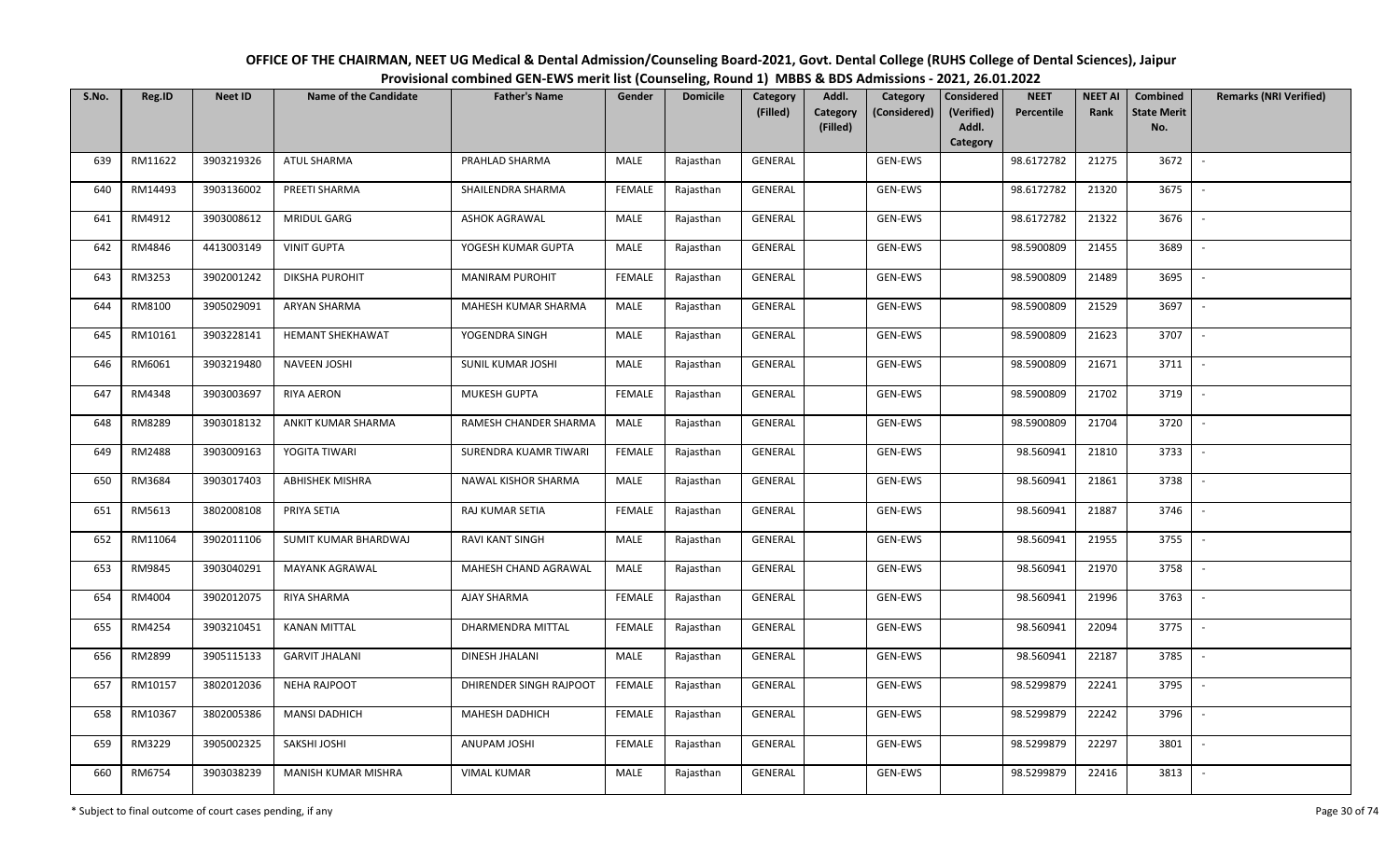# OFFICE OF THE CHAIRMAN, NEET UG Medical & Dental Admission/Counseling Board-2021, Govt. Dental College (RUHS College of Dental Sciences), Jaipur

## Provisional combined GEN-EWS merit list (Counseling, Round 1) MBBS & BDS Admissions - 2021, 26.01.2022

| S.No. | Reg.ID | Neet ID | Name of the Candidate | Father's Name | Gender | Domicile | Category (Filled) | Addl. Category (Filled) | Category (Considered) | Considered (Verified) Addl. Category | NEET Percentile | NEET AI Rank | Combined State Merit No. | Remarks (NRI Verified) |
|---|---|---|---|---|---|---|---|---|---|---|---|---|---|---|
| 639 | RM11622 | 3903219326 | ATUL SHARMA | PRAHLAD SHARMA | MALE | Rajasthan | GENERAL | | GEN-EWS | | 98.6172782 | 21275 | 3672 | - |
| 640 | RM14493 | 3903136002 | PREETI SHARMA | SHAILENDRA SHARMA | FEMALE | Rajasthan | GENERAL | | GEN-EWS | | 98.6172782 | 21320 | 3675 | - |
| 641 | RM4912 | 3903008612 | MRIDUL GARG | ASHOK AGRAWAL | MALE | Rajasthan | GENERAL | | GEN-EWS | | 98.6172782 | 21322 | 3676 | - |
| 642 | RM4846 | 4413003149 | VINIT GUPTA | YOGESH KUMAR GUPTA | MALE | Rajasthan | GENERAL | | GEN-EWS | | 98.5900809 | 21455 | 3689 | - |
| 643 | RM3253 | 3902001242 | DIKSHA PUROHIT | MANIRAM PUROHIT | FEMALE | Rajasthan | GENERAL | | GEN-EWS | | 98.5900809 | 21489 | 3695 | - |
| 644 | RM8100 | 3905029091 | ARYAN SHARMA | MAHESH KUMAR SHARMA | MALE | Rajasthan | GENERAL | | GEN-EWS | | 98.5900809 | 21529 | 3697 | - |
| 645 | RM10161 | 3903228141 | HEMANT SHEKHAWAT | YOGENDRA SINGH | MALE | Rajasthan | GENERAL | | GEN-EWS | | 98.5900809 | 21623 | 3707 | - |
| 646 | RM6061 | 3903219480 | NAVEEN JOSHI | SUNIL KUMAR JOSHI | MALE | Rajasthan | GENERAL | | GEN-EWS | | 98.5900809 | 21671 | 3711 | - |
| 647 | RM4348 | 3903003697 | RIYA AERON | MUKESH GUPTA | FEMALE | Rajasthan | GENERAL | | GEN-EWS | | 98.5900809 | 21702 | 3719 | - |
| 648 | RM8289 | 3903018132 | ANKIT KUMAR SHARMA | RAMESH CHANDER SHARMA | MALE | Rajasthan | GENERAL | | GEN-EWS | | 98.5900809 | 21704 | 3720 | - |
| 649 | RM2488 | 3903009163 | YOGITA TIWARI | SURENDRA KUAMR TIWARI | FEMALE | Rajasthan | GENERAL | | GEN-EWS | | 98.560941 | 21810 | 3733 | - |
| 650 | RM3684 | 3903017403 | ABHISHEK MISHRA | NAWAL KISHOR SHARMA | MALE | Rajasthan | GENERAL | | GEN-EWS | | 98.560941 | 21861 | 3738 | - |
| 651 | RM5613 | 3802008108 | PRIYA SETIA | RAJ KUMAR SETIA | FEMALE | Rajasthan | GENERAL | | GEN-EWS | | 98.560941 | 21887 | 3746 | - |
| 652 | RM11064 | 3902011106 | SUMIT KUMAR BHARDWAJ | RAVI KANT SINGH | MALE | Rajasthan | GENERAL | | GEN-EWS | | 98.560941 | 21955 | 3755 | - |
| 653 | RM9845 | 3903040291 | MAYANK AGRAWAL | MAHESH CHAND AGRAWAL | MALE | Rajasthan | GENERAL | | GEN-EWS | | 98.560941 | 21970 | 3758 | - |
| 654 | RM4004 | 3902012075 | RIYA SHARMA | AJAY SHARMA | FEMALE | Rajasthan | GENERAL | | GEN-EWS | | 98.560941 | 21996 | 3763 | - |
| 655 | RM4254 | 3903210451 | KANAN MITTAL | DHARMENDRA MITTAL | FEMALE | Rajasthan | GENERAL | | GEN-EWS | | 98.560941 | 22094 | 3775 | - |
| 656 | RM2899 | 3905115133 | GARVIT JHALANI | DINESH JHALANI | MALE | Rajasthan | GENERAL | | GEN-EWS | | 98.560941 | 22187 | 3785 | - |
| 657 | RM10157 | 3802012036 | NEHA RAJPOOT | DHIRENDER SINGH RAJPOOT | FEMALE | Rajasthan | GENERAL | | GEN-EWS | | 98.5299879 | 22241 | 3795 | - |
| 658 | RM10367 | 3802005386 | MANSI DADHICH | MAHESH DADHICH | FEMALE | Rajasthan | GENERAL | | GEN-EWS | | 98.5299879 | 22242 | 3796 | - |
| 659 | RM3229 | 3905002325 | SAKSHI JOSHI | ANUPAM JOSHI | FEMALE | Rajasthan | GENERAL | | GEN-EWS | | 98.5299879 | 22297 | 3801 | - |
| 660 | RM6754 | 3903038239 | MANISH KUMAR MISHRA | VIMAL KUMAR | MALE | Rajasthan | GENERAL | | GEN-EWS | | 98.5299879 | 22416 | 3813 | - |

\* Subject to final outcome of court cases pending, if any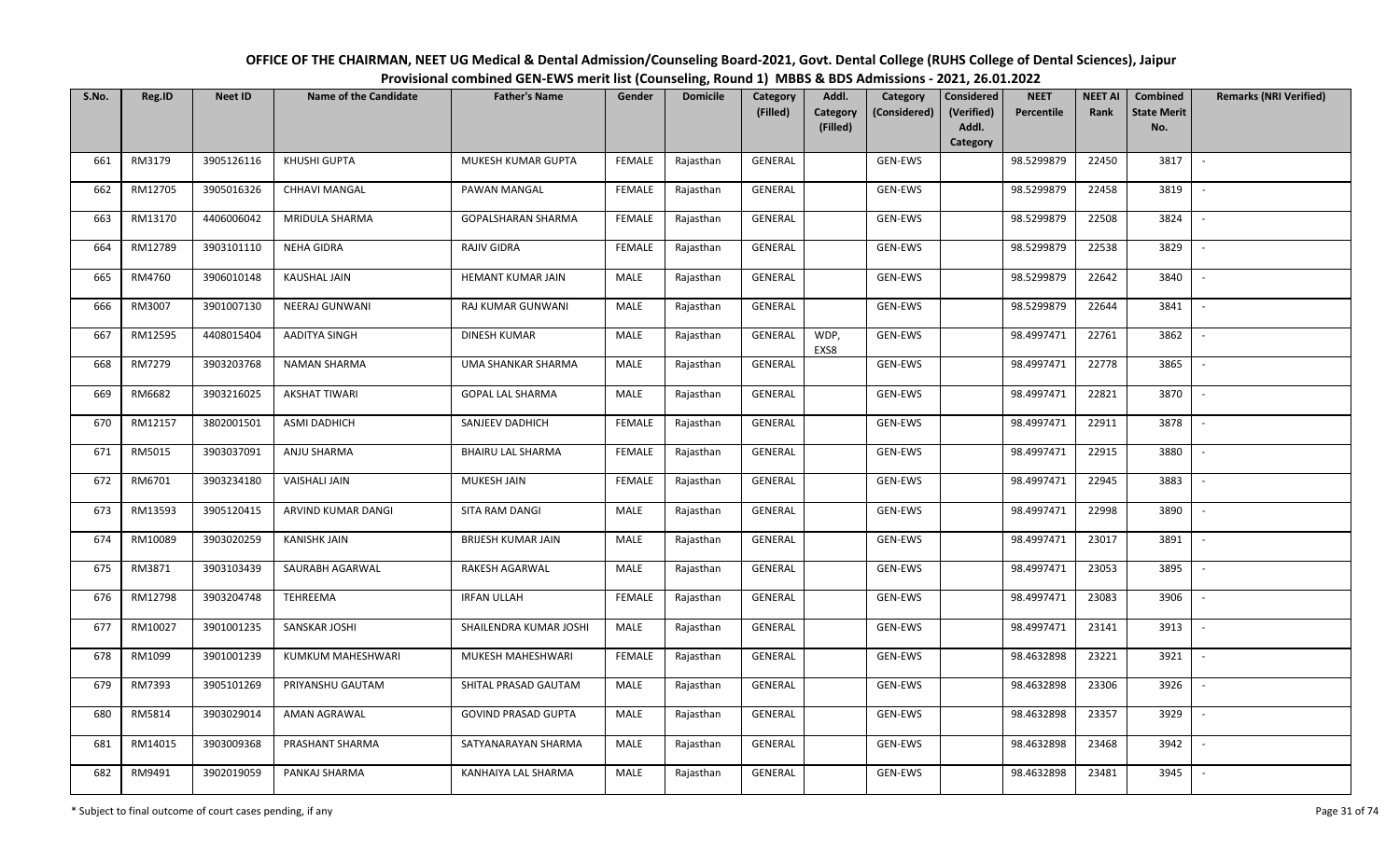# OFFICE OF THE CHAIRMAN, NEET UG Medical & Dental Admission/Counseling Board-2021, Govt. Dental College (RUHS College of Dental Sciences), Jaipur

## Provisional combined GEN-EWS merit list (Counseling, Round 1) MBBS & BDS Admissions - 2021, 26.01.2022

| S.No. | Reg.ID | Neet ID | Name of the Candidate | Father's Name | Gender | Domicile | Category (Filled) | Addl. Category (Filled) | Category (Considered) | Considered (Verified) Addl. Category | NEET Percentile | NEET AI Rank | Combined State Merit No. | Remarks (NRI Verified) |
|---|---|---|---|---|---|---|---|---|---|---|---|---|---|---|
| 661 | RM3179 | 3905126116 | KHUSHI GUPTA | MUKESH KUMAR GUPTA | FEMALE | Rajasthan | GENERAL | | GEN-EWS | | 98.5299879 | 22450 | 3817 | - |
| 662 | RM12705 | 3905016326 | CHHAVI MANGAL | PAWAN MANGAL | FEMALE | Rajasthan | GENERAL | | GEN-EWS | | 98.5299879 | 22458 | 3819 | - |
| 663 | RM13170 | 4406006042 | MRIDULA SHARMA | GOPALSHARAN SHARMA | FEMALE | Rajasthan | GENERAL | | GEN-EWS | | 98.5299879 | 22508 | 3824 | - |
| 664 | RM12789 | 3903101110 | NEHA GIDRA | RAJIV GIDRA | FEMALE | Rajasthan | GENERAL | | GEN-EWS | | 98.5299879 | 22538 | 3829 | - |
| 665 | RM4760 | 3906010148 | KAUSHAL JAIN | HEMANT KUMAR JAIN | MALE | Rajasthan | GENERAL | | GEN-EWS | | 98.5299879 | 22642 | 3840 | - |
| 666 | RM3007 | 3901007130 | NEERAJ GUNWANI | RAJ KUMAR GUNWANI | MALE | Rajasthan | GENERAL | | GEN-EWS | | 98.5299879 | 22644 | 3841 | - |
| 667 | RM12595 | 4408015404 | AADITYA SINGH | DINESH KUMAR | MALE | Rajasthan | GENERAL | WDP, EXS8 | GEN-EWS | | 98.4997471 | 22761 | 3862 | - |
| 668 | RM7279 | 3903203768 | NAMAN SHARMA | UMA SHANKAR SHARMA | MALE | Rajasthan | GENERAL | | GEN-EWS | | 98.4997471 | 22778 | 3865 | - |
| 669 | RM6682 | 3903216025 | AKSHAT TIWARI | GOPAL LAL SHARMA | MALE | Rajasthan | GENERAL | | GEN-EWS | | 98.4997471 | 22821 | 3870 | - |
| 670 | RM12157 | 3802001501 | ASMI DADHICH | SANJEEV DADHICH | FEMALE | Rajasthan | GENERAL | | GEN-EWS | | 98.4997471 | 22911 | 3878 | - |
| 671 | RM5015 | 3903037091 | ANJU SHARMA | BHAIRU LAL SHARMA | FEMALE | Rajasthan | GENERAL | | GEN-EWS | | 98.4997471 | 22915 | 3880 | - |
| 672 | RM6701 | 3903234180 | VAISHALI JAIN | MUKESH JAIN | FEMALE | Rajasthan | GENERAL | | GEN-EWS | | 98.4997471 | 22945 | 3883 | - |
| 673 | RM13593 | 3905120415 | ARVIND KUMAR DANGI | SITA RAM DANGI | MALE | Rajasthan | GENERAL | | GEN-EWS | | 98.4997471 | 22998 | 3890 | - |
| 674 | RM10089 | 3903020259 | KANISHK JAIN | BRIJESH KUMAR JAIN | MALE | Rajasthan | GENERAL | | GEN-EWS | | 98.4997471 | 23017 | 3891 | - |
| 675 | RM3871 | 3903103439 | SAURABH AGARWAL | RAKESH AGARWAL | MALE | Rajasthan | GENERAL | | GEN-EWS | | 98.4997471 | 23053 | 3895 | - |
| 676 | RM12798 | 3903204748 | TEHREEMA | IRFAN ULLAH | FEMALE | Rajasthan | GENERAL | | GEN-EWS | | 98.4997471 | 23083 | 3906 | - |
| 677 | RM10027 | 3901001235 | SANSKAR JOSHI | SHAILENDRA KUMAR JOSHI | MALE | Rajasthan | GENERAL | | GEN-EWS | | 98.4997471 | 23141 | 3913 | - |
| 678 | RM1099 | 3901001239 | KUMKUM MAHESHWARI | MUKESH MAHESHWARI | FEMALE | Rajasthan | GENERAL | | GEN-EWS | | 98.4632898 | 23221 | 3921 | - |
| 679 | RM7393 | 3905101269 | PRIYANSHU GAUTAM | SHITAL PRASAD GAUTAM | MALE | Rajasthan | GENERAL | | GEN-EWS | | 98.4632898 | 23306 | 3926 | - |
| 680 | RM5814 | 3903029014 | AMAN AGRAWAL | GOVIND PRASAD GUPTA | MALE | Rajasthan | GENERAL | | GEN-EWS | | 98.4632898 | 23357 | 3929 | - |
| 681 | RM14015 | 3903009368 | PRASHANT SHARMA | SATYANARAYAN SHARMA | MALE | Rajasthan | GENERAL | | GEN-EWS | | 98.4632898 | 23468 | 3942 | - |
| 682 | RM9491 | 3902019059 | PANKAJ SHARMA | KANHAIYA LAL SHARMA | MALE | Rajasthan | GENERAL | | GEN-EWS | | 98.4632898 | 23481 | 3945 | - |

\* Subject to final outcome of court cases pending, if any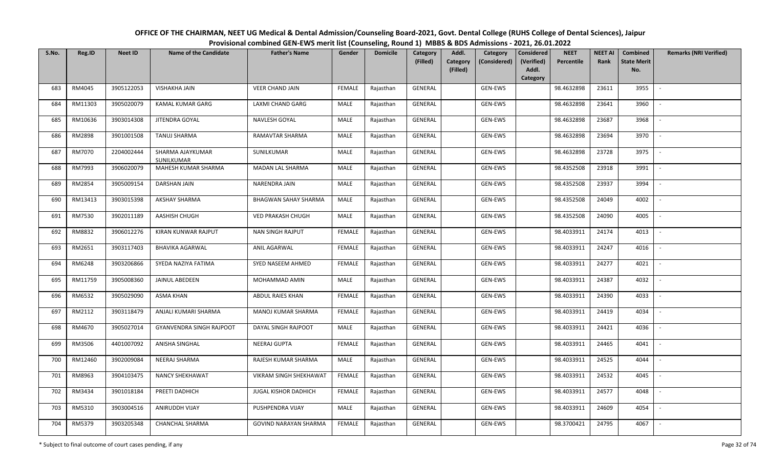# OFFICE OF THE CHAIRMAN, NEET UG Medical & Dental Admission/Counseling Board-2021, Govt. Dental College (RUHS College of Dental Sciences), Jaipur

## Provisional combined GEN-EWS merit list (Counseling, Round 1) MBBS & BDS Admissions - 2021, 26.01.2022

| S.No. | Reg.ID | Neet ID | Name of the Candidate | Father's Name | Gender | Domicile | Category (Filled) | Addl. Category (Filled) | Category (Considered) | Considered (Verified) Addl. Category | NEET Percentile | NEET AI Rank | Combined State Merit No. | Remarks (NRI Verified) |
|---|---|---|---|---|---|---|---|---|---|---|---|---|---|---|
| 683 | RM4045 | 3905122053 | VISHAKHA JAIN | VEER CHAND JAIN | FEMALE | Rajasthan | GENERAL | | GEN-EWS | | 98.4632898 | 23611 | 3955 | - |
| 684 | RM11303 | 3905020079 | KAMAL KUMAR GARG | LAXMI CHAND GARG | MALE | Rajasthan | GENERAL | | GEN-EWS | | 98.4632898 | 23641 | 3960 | - |
| 685 | RM10636 | 3903014308 | JITENDRA GOYAL | NAVLESH GOYAL | MALE | Rajasthan | GENERAL | | GEN-EWS | | 98.4632898 | 23687 | 3968 | - |
| 686 | RM2898 | 3901001508 | TANUJ SHARMA | RAMAVTAR SHARMA | MALE | Rajasthan | GENERAL | | GEN-EWS | | 98.4632898 | 23694 | 3970 | - |
| 687 | RM7070 | 2204002444 | SHARMA AJAYKUMAR SUNILKUMAR | SUNILKUMAR | MALE | Rajasthan | GENERAL | | GEN-EWS | | 98.4632898 | 23728 | 3975 | - |
| 688 | RM7993 | 3906020079 | MAHESH KUMAR SHARMA | MADAN LAL SHARMA | MALE | Rajasthan | GENERAL | | GEN-EWS | | 98.4352508 | 23918 | 3991 | - |
| 689 | RM2854 | 3905009154 | DARSHAN JAIN | NARENDRA JAIN | MALE | Rajasthan | GENERAL | | GEN-EWS | | 98.4352508 | 23937 | 3994 | - |
| 690 | RM13413 | 3903015398 | AKSHAY SHARMA | BHAGWAN SAHAY SHARMA | MALE | Rajasthan | GENERAL | | GEN-EWS | | 98.4352508 | 24049 | 4002 | - |
| 691 | RM7530 | 3902011189 | AASHISH CHUGH | VED PRAKASH CHUGH | MALE | Rajasthan | GENERAL | | GEN-EWS | | 98.4352508 | 24090 | 4005 | - |
| 692 | RM8832 | 3906012276 | KIRAN KUNWAR RAJPUT | NAN SINGH RAJPUT | FEMALE | Rajasthan | GENERAL | | GEN-EWS | | 98.4033911 | 24174 | 4013 | - |
| 693 | RM2651 | 3903117403 | BHAVIKA AGARWAL | ANIL AGARWAL | FEMALE | Rajasthan | GENERAL | | GEN-EWS | | 98.4033911 | 24247 | 4016 | - |
| 694 | RM6248 | 3903206866 | SYEDA NAZIYA FATIMA | SYED NASEEM AHMED | FEMALE | Rajasthan | GENERAL | | GEN-EWS | | 98.4033911 | 24277 | 4021 | - |
| 695 | RM11759 | 3905008360 | JAINUL ABEDEEN | MOHAMMAD AMIN | MALE | Rajasthan | GENERAL | | GEN-EWS | | 98.4033911 | 24387 | 4032 | - |
| 696 | RM6532 | 3905029090 | ASMA KHAN | ABDUL RAIES KHAN | FEMALE | Rajasthan | GENERAL | | GEN-EWS | | 98.4033911 | 24390 | 4033 | - |
| 697 | RM2112 | 3903118479 | ANJALI KUMARI SHARMA | MANOJ KUMAR SHARMA | FEMALE | Rajasthan | GENERAL | | GEN-EWS | | 98.4033911 | 24419 | 4034 | - |
| 698 | RM4670 | 3905027014 | GYANVENDRA SINGH RAJPOOT | DAYAL SINGH RAJPOOT | MALE | Rajasthan | GENERAL | | GEN-EWS | | 98.4033911 | 24421 | 4036 | - |
| 699 | RM3506 | 4401007092 | ANISHA SINGHAL | NEERAJ GUPTA | FEMALE | Rajasthan | GENERAL | | GEN-EWS | | 98.4033911 | 24465 | 4041 | - |
| 700 | RM12460 | 3902009084 | NEERAJ SHARMA | RAJESH KUMAR SHARMA | MALE | Rajasthan | GENERAL | | GEN-EWS | | 98.4033911 | 24525 | 4044 | - |
| 701 | RM8963 | 3904103475 | NANCY SHEKHAWAT | VIKRAM SINGH SHEKHAWAT | FEMALE | Rajasthan | GENERAL | | GEN-EWS | | 98.4033911 | 24532 | 4045 | - |
| 702 | RM3434 | 3901018184 | PREETI DADHICH | JUGAL KISHOR DADHICH | FEMALE | Rajasthan | GENERAL | | GEN-EWS | | 98.4033911 | 24577 | 4048 | - |
| 703 | RM5310 | 3903004516 | ANIRUDDH VIJAY | PUSHPENDRA VIJAY | MALE | Rajasthan | GENERAL | | GEN-EWS | | 98.4033911 | 24609 | 4054 | - |
| 704 | RM5379 | 3903205348 | CHANCHAL SHARMA | GOVIND NARAYAN SHARMA | FEMALE | Rajasthan | GENERAL | | GEN-EWS | | 98.3700421 | 24795 | 4067 | - |

\* Subject to final outcome of court cases pending, if any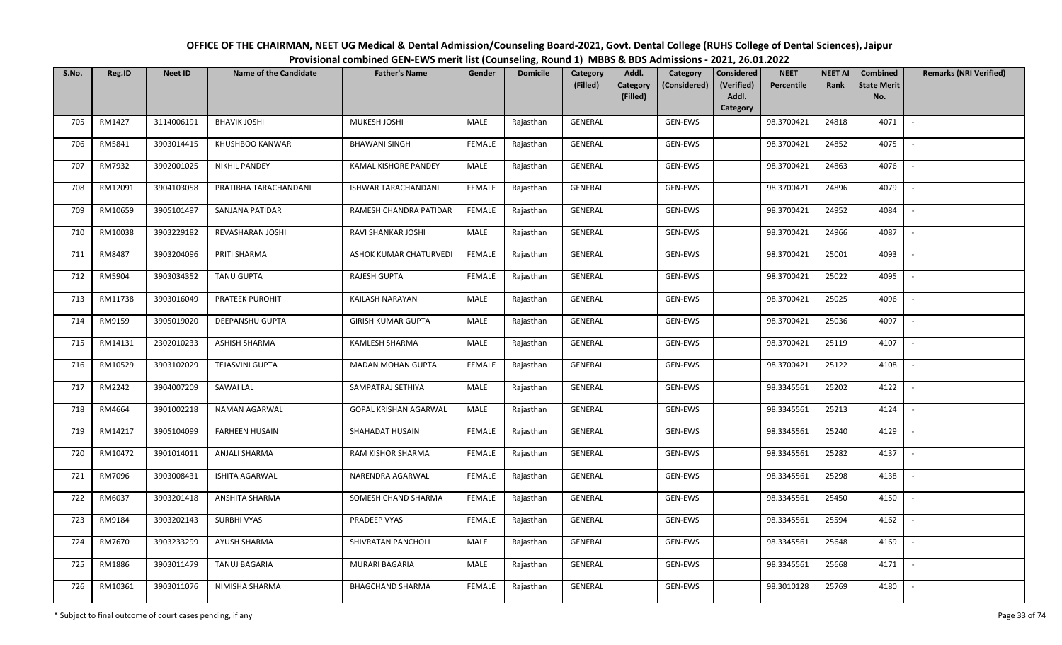# OFFICE OF THE CHAIRMAN, NEET UG Medical & Dental Admission/Counseling Board-2021, Govt. Dental College (RUHS College of Dental Sciences), Jaipur

## Provisional combined GEN-EWS merit list (Counseling, Round 1) MBBS & BDS Admissions - 2021, 26.01.2022

| S.No. | Reg.ID | Neet ID | Name of the Candidate | Father's Name | Gender | Domicile | Category (Filled) | Addl. Category (Filled) | Category (Considered) | Considered (Verified) Addl. Category | NEET Percentile | NEET AI Rank | Combined State Merit No. | Remarks (NRI Verified) |
|---|---|---|---|---|---|---|---|---|---|---|---|---|---|---|
| 705 | RM1427 | 3114006191 | BHAVIK JOSHI | MUKESH JOSHI | MALE | Rajasthan | GENERAL | | GEN-EWS | | 98.3700421 | 24818 | 4071 | - |
| 706 | RM5841 | 3903014415 | KHUSHBOO KANWAR | BHAWANI SINGH | FEMALE | Rajasthan | GENERAL | | GEN-EWS | | 98.3700421 | 24852 | 4075 | - |
| 707 | RM7932 | 3902001025 | NIKHIL PANDEY | KAMAL KISHORE PANDEY | MALE | Rajasthan | GENERAL | | GEN-EWS | | 98.3700421 | 24863 | 4076 | - |
| 708 | RM12091 | 3904103058 | PRATIBHA TARACHANDANI | ISHWAR TARACHANDANI | FEMALE | Rajasthan | GENERAL | | GEN-EWS | | 98.3700421 | 24896 | 4079 | - |
| 709 | RM10659 | 3905101497 | SANJANA PATIDAR | RAMESH CHANDRA PATIDAR | FEMALE | Rajasthan | GENERAL | | GEN-EWS | | 98.3700421 | 24952 | 4084 | - |
| 710 | RM10038 | 3903229182 | REVASHARAN JOSHI | RAVI SHANKAR JOSHI | MALE | Rajasthan | GENERAL | | GEN-EWS | | 98.3700421 | 24966 | 4087 | - |
| 711 | RM8487 | 3903204096 | PRITI SHARMA | ASHOK KUMAR CHATURVEDI | FEMALE | Rajasthan | GENERAL | | GEN-EWS | | 98.3700421 | 25001 | 4093 | - |
| 712 | RM5904 | 3903034352 | TANU GUPTA | RAJESH GUPTA | FEMALE | Rajasthan | GENERAL | | GEN-EWS | | 98.3700421 | 25022 | 4095 | - |
| 713 | RM11738 | 3903016049 | PRATEEK PUROHIT | KAILASH NARAYAN | MALE | Rajasthan | GENERAL | | GEN-EWS | | 98.3700421 | 25025 | 4096 | - |
| 714 | RM9159 | 3905019020 | DEEPANSHU GUPTA | GIRISH KUMAR GUPTA | MALE | Rajasthan | GENERAL | | GEN-EWS | | 98.3700421 | 25036 | 4097 | - |
| 715 | RM14131 | 2302010233 | ASHISH SHARMA | KAMLESH SHARMA | MALE | Rajasthan | GENERAL | | GEN-EWS | | 98.3700421 | 25119 | 4107 | - |
| 716 | RM10529 | 3903102029 | TEJASVINI GUPTA | MADAN MOHAN GUPTA | FEMALE | Rajasthan | GENERAL | | GEN-EWS | | 98.3700421 | 25122 | 4108 | - |
| 717 | RM2242 | 3904007209 | SAWAI LAL | SAMPATRAJ SETHIYA | MALE | Rajasthan | GENERAL | | GEN-EWS | | 98.3345561 | 25202 | 4122 | - |
| 718 | RM4664 | 3901002218 | NAMAN AGARWAL | GOPAL KRISHAN AGARWAL | MALE | Rajasthan | GENERAL | | GEN-EWS | | 98.3345561 | 25213 | 4124 | - |
| 719 | RM14217 | 3905104099 | FARHEEN HUSAIN | SHAHADAT HUSAIN | FEMALE | Rajasthan | GENERAL | | GEN-EWS | | 98.3345561 | 25240 | 4129 | - |
| 720 | RM10472 | 3901014011 | ANJALI SHARMA | RAM KISHOR SHARMA | FEMALE | Rajasthan | GENERAL | | GEN-EWS | | 98.3345561 | 25282 | 4137 | - |
| 721 | RM7096 | 3903008431 | ISHITA AGARWAL | NARENDRA AGARWAL | FEMALE | Rajasthan | GENERAL | | GEN-EWS | | 98.3345561 | 25298 | 4138 | - |
| 722 | RM6037 | 3903201418 | ANSHITA SHARMA | SOMESH CHAND SHARMA | FEMALE | Rajasthan | GENERAL | | GEN-EWS | | 98.3345561 | 25450 | 4150 | - |
| 723 | RM9184 | 3903202143 | SURBHI VYAS | PRADEEP VYAS | FEMALE | Rajasthan | GENERAL | | GEN-EWS | | 98.3345561 | 25594 | 4162 | - |
| 724 | RM7670 | 3903233299 | AYUSH SHARMA | SHIVRATAN PANCHOLI | MALE | Rajasthan | GENERAL | | GEN-EWS | | 98.3345561 | 25648 | 4169 | - |
| 725 | RM1886 | 3903011479 | TANUJ BAGARIA | MURARI BAGARIA | MALE | Rajasthan | GENERAL | | GEN-EWS | | 98.3345561 | 25668 | 4171 | - |
| 726 | RM10361 | 3903011076 | NIMISHA SHARMA | BHAGCHAND SHARMA | FEMALE | Rajasthan | GENERAL | | GEN-EWS | | 98.3010128 | 25769 | 4180 | - |

\* Subject to final outcome of court cases pending, if any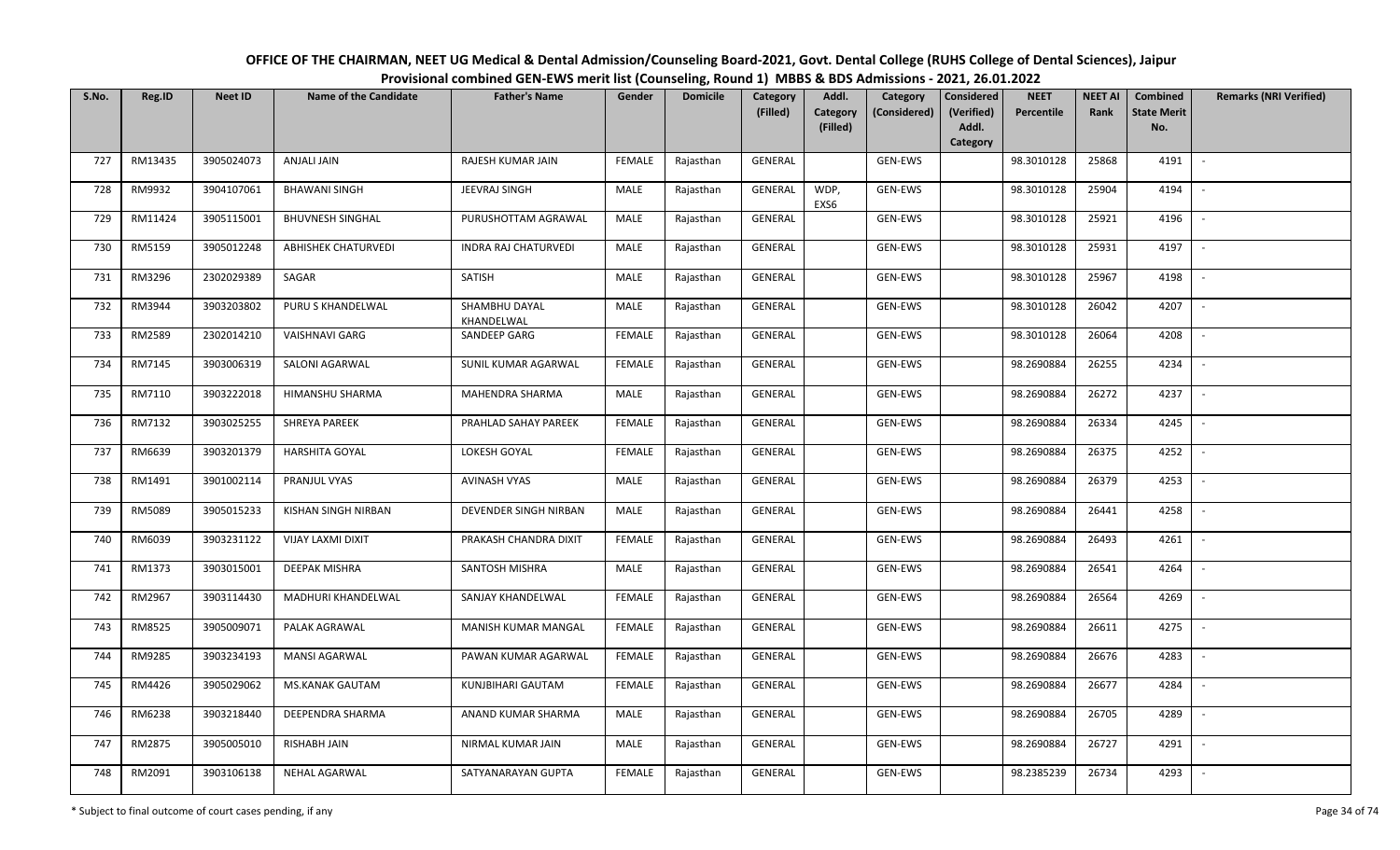# OFFICE OF THE CHAIRMAN, NEET UG Medical & Dental Admission/Counseling Board-2021, Govt. Dental College (RUHS College of Dental Sciences), Jaipur

## Provisional combined GEN-EWS merit list (Counseling, Round 1) MBBS & BDS Admissions - 2021, 26.01.2022

| S.No. | Reg.ID | Neet ID | Name of the Candidate | Father's Name | Gender | Domicile | Category (Filled) | Addl. Category (Filled) | Category (Considered) | Considered (Verified) Addl. Category | NEET Percentile | NEET AI Rank | Combined State Merit No. | Remarks (NRI Verified) |
|---|---|---|---|---|---|---|---|---|---|---|---|---|---|---|
| 727 | RM13435 | 3905024073 | ANJALI JAIN | RAJESH KUMAR JAIN | FEMALE | Rajasthan | GENERAL | | GEN-EWS | | 98.3010128 | 25868 | 4191 | - |
| 728 | RM9932 | 3904107061 | BHAWANI SINGH | JEEVRAJ SINGH | MALE | Rajasthan | GENERAL | WDP, EXS6 | GEN-EWS | | 98.3010128 | 25904 | 4194 | - |
| 729 | RM11424 | 3905115001 | BHUVNESH SINGHAL | PURUSHOTTAM AGRAWAL | MALE | Rajasthan | GENERAL | | GEN-EWS | | 98.3010128 | 25921 | 4196 | - |
| 730 | RM5159 | 3905012248 | ABHISHEK CHATURVEDI | INDRA RAJ CHATURVEDI | MALE | Rajasthan | GENERAL | | GEN-EWS | | 98.3010128 | 25931 | 4197 | - |
| 731 | RM3296 | 2302029389 | SAGAR | SATISH | MALE | Rajasthan | GENERAL | | GEN-EWS | | 98.3010128 | 25967 | 4198 | - |
| 732 | RM3944 | 3903203802 | PURU S KHANDELWAL | SHAMBHU DAYAL KHANDELWAL | MALE | Rajasthan | GENERAL | | GEN-EWS | | 98.3010128 | 26042 | 4207 | - |
| 733 | RM2589 | 2302014210 | VAISHNAVI GARG | SANDEEP GARG | FEMALE | Rajasthan | GENERAL | | GEN-EWS | | 98.3010128 | 26064 | 4208 | - |
| 734 | RM7145 | 3903006319 | SALONI AGARWAL | SUNIL KUMAR AGARWAL | FEMALE | Rajasthan | GENERAL | | GEN-EWS | | 98.2690884 | 26255 | 4234 | - |
| 735 | RM7110 | 3903222018 | HIMANSHU SHARMA | MAHENDRA SHARMA | MALE | Rajasthan | GENERAL | | GEN-EWS | | 98.2690884 | 26272 | 4237 | - |
| 736 | RM7132 | 3903025255 | SHREYA PAREEK | PRAHLAD SAHAY PAREEK | FEMALE | Rajasthan | GENERAL | | GEN-EWS | | 98.2690884 | 26334 | 4245 | - |
| 737 | RM6639 | 3903201379 | HARSHITA GOYAL | LOKESH GOYAL | FEMALE | Rajasthan | GENERAL | | GEN-EWS | | 98.2690884 | 26375 | 4252 | - |
| 738 | RM1491 | 3901002114 | PRANJUL VYAS | AVINASH VYAS | MALE | Rajasthan | GENERAL | | GEN-EWS | | 98.2690884 | 26379 | 4253 | - |
| 739 | RM5089 | 3905015233 | KISHAN SINGH NIRBAN | DEVENDER SINGH NIRBAN | MALE | Rajasthan | GENERAL | | GEN-EWS | | 98.2690884 | 26441 | 4258 | - |
| 740 | RM6039 | 3903231122 | VIJAY LAXMI DIXIT | PRAKASH CHANDRA DIXIT | FEMALE | Rajasthan | GENERAL | | GEN-EWS | | 98.2690884 | 26493 | 4261 | - |
| 741 | RM1373 | 3903015001 | DEEPAK MISHRA | SANTOSH MISHRA | MALE | Rajasthan | GENERAL | | GEN-EWS | | 98.2690884 | 26541 | 4264 | - |
| 742 | RM2967 | 3903114430 | MADHURI KHANDELWAL | SANJAY KHANDELWAL | FEMALE | Rajasthan | GENERAL | | GEN-EWS | | 98.2690884 | 26564 | 4269 | - |
| 743 | RM8525 | 3905009071 | PALAK AGRAWAL | MANISH KUMAR MANGAL | FEMALE | Rajasthan | GENERAL | | GEN-EWS | | 98.2690884 | 26611 | 4275 | - |
| 744 | RM9285 | 3903234193 | MANSI AGARWAL | PAWAN KUMAR AGARWAL | FEMALE | Rajasthan | GENERAL | | GEN-EWS | | 98.2690884 | 26676 | 4283 | - |
| 745 | RM4426 | 3905029062 | MS.KANAK GAUTAM | KUNJBIHARI GAUTAM | FEMALE | Rajasthan | GENERAL | | GEN-EWS | | 98.2690884 | 26677 | 4284 | - |
| 746 | RM6238 | 3903218440 | DEEPENDRA SHARMA | ANAND KUMAR SHARMA | MALE | Rajasthan | GENERAL | | GEN-EWS | | 98.2690884 | 26705 | 4289 | - |
| 747 | RM2875 | 3905005010 | RISHABH JAIN | NIRMAL KUMAR JAIN | MALE | Rajasthan | GENERAL | | GEN-EWS | | 98.2690884 | 26727 | 4291 | - |
| 748 | RM2091 | 3903106138 | NEHAL AGARWAL | SATYANARAYAN GUPTA | FEMALE | Rajasthan | GENERAL | | GEN-EWS | | 98.2385239 | 26734 | 4293 | - |

\* Subject to final outcome of court cases pending, if any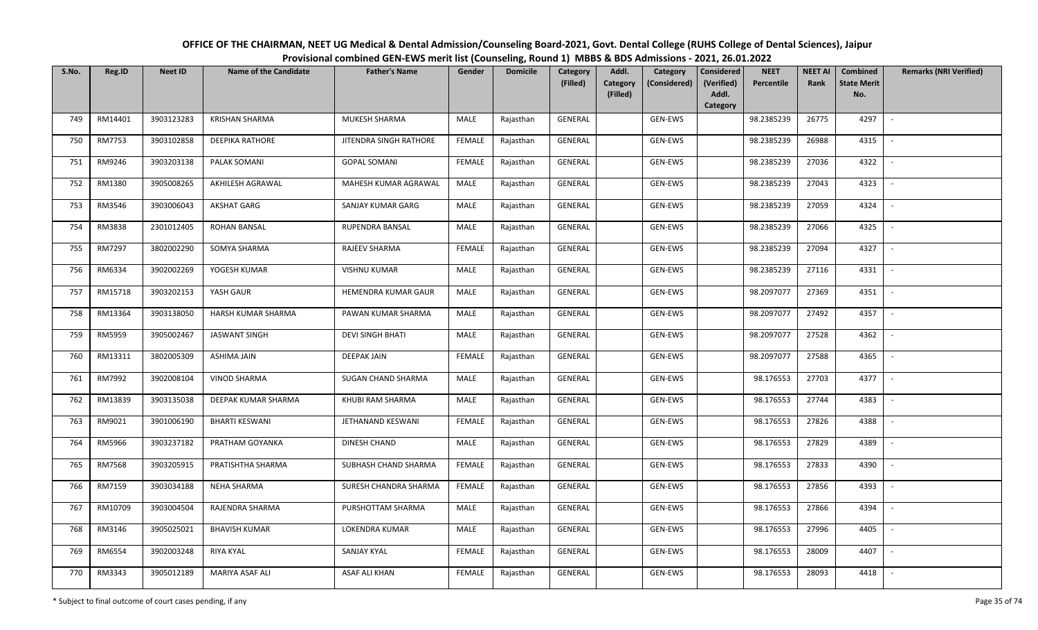# OFFICE OF THE CHAIRMAN, NEET UG Medical & Dental Admission/Counseling Board-2021, Govt. Dental College (RUHS College of Dental Sciences), Jaipur

## Provisional combined GEN-EWS merit list (Counseling, Round 1) MBBS & BDS Admissions - 2021, 26.01.2022

| S.No. | Reg.ID | Neet ID | Name of the Candidate | Father's Name | Gender | Domicile | Category (Filled) | Addl. Category (Filled) | Category (Considered) | Considered (Verified) Addl. Category | NEET Percentile | NEET AI Rank | Combined State Merit No. | Remarks (NRI Verified) |
|---|---|---|---|---|---|---|---|---|---|---|---|---|---|---|
| 749 | RM14401 | 3903123283 | KRISHAN SHARMA | MUKESH SHARMA | MALE | Rajasthan | GENERAL | | GEN-EWS | | 98.2385239 | 26775 | 4297 | - |
| 750 | RM7753 | 3903102858 | DEEPIKA RATHORE | JITENDRA SINGH RATHORE | FEMALE | Rajasthan | GENERAL | | GEN-EWS | | 98.2385239 | 26988 | 4315 | - |
| 751 | RM9246 | 3903203138 | PALAK SOMANI | GOPAL SOMANI | FEMALE | Rajasthan | GENERAL | | GEN-EWS | | 98.2385239 | 27036 | 4322 | - |
| 752 | RM1380 | 3905008265 | AKHILESH AGRAWAL | MAHESH KUMAR AGRAWAL | MALE | Rajasthan | GENERAL | | GEN-EWS | | 98.2385239 | 27043 | 4323 | - |
| 753 | RM3546 | 3903006043 | AKSHAT GARG | SANJAY KUMAR GARG | MALE | Rajasthan | GENERAL | | GEN-EWS | | 98.2385239 | 27059 | 4324 | - |
| 754 | RM3838 | 2301012405 | ROHAN BANSAL | RUPENDRA BANSAL | MALE | Rajasthan | GENERAL | | GEN-EWS | | 98.2385239 | 27066 | 4325 | - |
| 755 | RM7297 | 3802002290 | SOMYA SHARMA | RAJEEV SHARMA | FEMALE | Rajasthan | GENERAL | | GEN-EWS | | 98.2385239 | 27094 | 4327 | - |
| 756 | RM6334 | 3902002269 | YOGESH KUMAR | VISHNU KUMAR | MALE | Rajasthan | GENERAL | | GEN-EWS | | 98.2385239 | 27116 | 4331 | - |
| 757 | RM15718 | 3903202153 | YASH GAUR | HEMENDRA KUMAR GAUR | MALE | Rajasthan | GENERAL | | GEN-EWS | | 98.2097077 | 27369 | 4351 | - |
| 758 | RM13364 | 3903138050 | HARSH KUMAR SHARMA | PAWAN KUMAR SHARMA | MALE | Rajasthan | GENERAL | | GEN-EWS | | 98.2097077 | 27492 | 4357 | - |
| 759 | RM5959 | 3905002467 | JASWANT SINGH | DEVI SINGH BHATI | MALE | Rajasthan | GENERAL | | GEN-EWS | | 98.2097077 | 27528 | 4362 | - |
| 760 | RM13311 | 3802005309 | ASHIMA JAIN | DEEPAK JAIN | FEMALE | Rajasthan | GENERAL | | GEN-EWS | | 98.2097077 | 27588 | 4365 | - |
| 761 | RM7992 | 3902008104 | VINOD SHARMA | SUGAN CHAND SHARMA | MALE | Rajasthan | GENERAL | | GEN-EWS | | 98.176553 | 27703 | 4377 | - |
| 762 | RM13839 | 3903135038 | DEEPAK KUMAR SHARMA | KHUBI RAM SHARMA | MALE | Rajasthan | GENERAL | | GEN-EWS | | 98.176553 | 27744 | 4383 | - |
| 763 | RM9021 | 3901006190 | BHARTI KESWANI | JETHANAND KESWANI | FEMALE | Rajasthan | GENERAL | | GEN-EWS | | 98.176553 | 27826 | 4388 | - |
| 764 | RM5966 | 3903237182 | PRATHAM GOYANKA | DINESH CHAND | MALE | Rajasthan | GENERAL | | GEN-EWS | | 98.176553 | 27829 | 4389 | - |
| 765 | RM7568 | 3903205915 | PRATISHTHA SHARMA | SUBHASH CHAND SHARMA | FEMALE | Rajasthan | GENERAL | | GEN-EWS | | 98.176553 | 27833 | 4390 | - |
| 766 | RM7159 | 3903034188 | NEHA SHARMA | SURESH CHANDRA SHARMA | FEMALE | Rajasthan | GENERAL | | GEN-EWS | | 98.176553 | 27856 | 4393 | - |
| 767 | RM10709 | 3903004504 | RAJENDRA SHARMA | PURSHOTTAM SHARMA | MALE | Rajasthan | GENERAL | | GEN-EWS | | 98.176553 | 27866 | 4394 | - |
| 768 | RM3146 | 3905025021 | BHAVISH KUMAR | LOKENDRA KUMAR | MALE | Rajasthan | GENERAL | | GEN-EWS | | 98.176553 | 27996 | 4405 | - |
| 769 | RM6554 | 3902003248 | RIYA KYAL | SANJAY KYAL | FEMALE | Rajasthan | GENERAL | | GEN-EWS | | 98.176553 | 28009 | 4407 | - |
| 770 | RM3343 | 3905012189 | MARIYA ASAF ALI | ASAF ALI KHAN | FEMALE | Rajasthan | GENERAL | | GEN-EWS | | 98.176553 | 28093 | 4418 | - |

\* Subject to final outcome of court cases pending, if any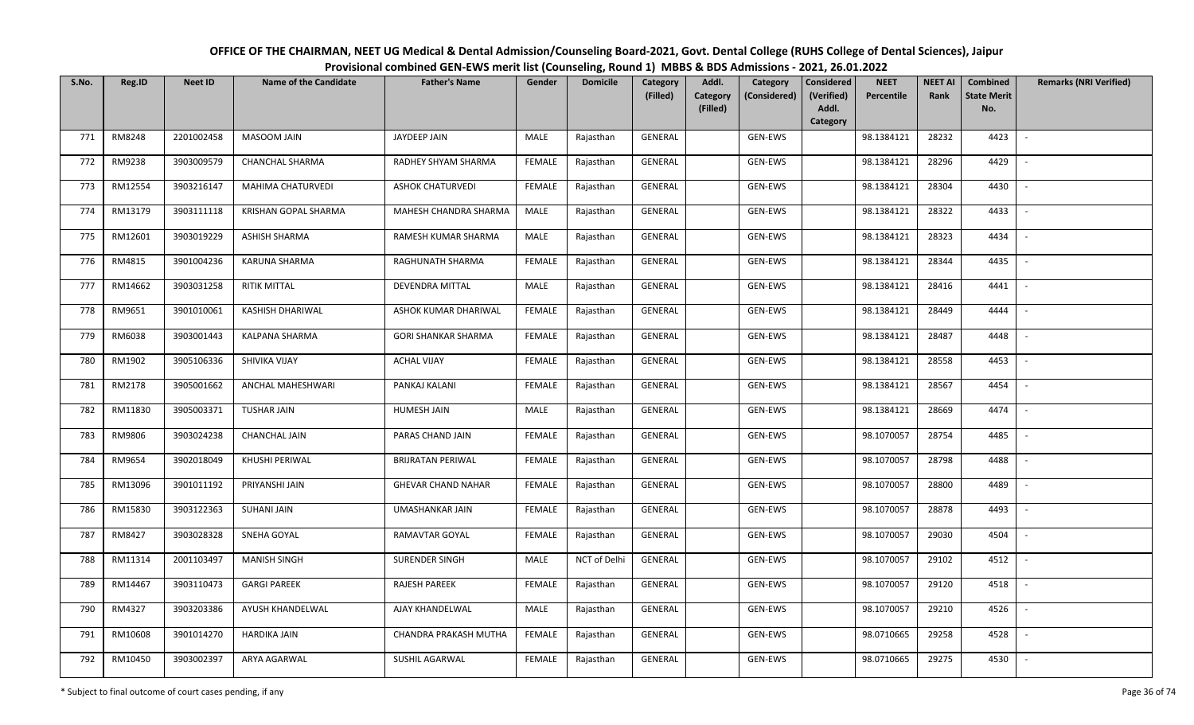# OFFICE OF THE CHAIRMAN, NEET UG Medical & Dental Admission/Counseling Board-2021, Govt. Dental College (RUHS College of Dental Sciences), Jaipur

## Provisional combined GEN-EWS merit list (Counseling, Round 1) MBBS & BDS Admissions - 2021, 26.01.2022

| S.No. | Reg.ID | Neet ID | Name of the Candidate | Father's Name | Gender | Domicile | Category (Filled) | Addl. Category (Filled) | Category (Considered) | Considered (Verified) Addl. Category | NEET Percentile | NEET AI Rank | Combined State Merit No. | Remarks (NRI Verified) |
|---|---|---|---|---|---|---|---|---|---|---|---|---|---|---|
| 771 | RM8248 | 2201002458 | MASOOM JAIN | JAYDEEP JAIN | MALE | Rajasthan | GENERAL | | GEN-EWS | | 98.1384121 | 28232 | 4423 | - |
| 772 | RM9238 | 3903009579 | CHANCHAL SHARMA | RADHEY SHYAM SHARMA | FEMALE | Rajasthan | GENERAL | | GEN-EWS | | 98.1384121 | 28296 | 4429 | - |
| 773 | RM12554 | 3903216147 | MAHIMA CHATURVEDI | ASHOK CHATURVEDI | FEMALE | Rajasthan | GENERAL | | GEN-EWS | | 98.1384121 | 28304 | 4430 | - |
| 774 | RM13179 | 3903111118 | KRISHAN GOPAL SHARMA | MAHESH CHANDRA SHARMA | MALE | Rajasthan | GENERAL | | GEN-EWS | | 98.1384121 | 28322 | 4433 | - |
| 775 | RM12601 | 3903019229 | ASHISH SHARMA | RAMESH KUMAR SHARMA | MALE | Rajasthan | GENERAL | | GEN-EWS | | 98.1384121 | 28323 | 4434 | - |
| 776 | RM4815 | 3901004236 | KARUNA SHARMA | RAGHUNATH SHARMA | FEMALE | Rajasthan | GENERAL | | GEN-EWS | | 98.1384121 | 28344 | 4435 | - |
| 777 | RM14662 | 3903031258 | RITIK MITTAL | DEVENDRA MITTAL | MALE | Rajasthan | GENERAL | | GEN-EWS | | 98.1384121 | 28416 | 4441 | - |
| 778 | RM9651 | 3901010061 | KASHISH DHARIWAL | ASHOK KUMAR DHARIWAL | FEMALE | Rajasthan | GENERAL | | GEN-EWS | | 98.1384121 | 28449 | 4444 | - |
| 779 | RM6038 | 3903001443 | KALPANA SHARMA | GORI SHANKAR SHARMA | FEMALE | Rajasthan | GENERAL | | GEN-EWS | | 98.1384121 | 28487 | 4448 | - |
| 780 | RM1902 | 3905106336 | SHIVIKA VIJAY | ACHAL VIJAY | FEMALE | Rajasthan | GENERAL | | GEN-EWS | | 98.1384121 | 28558 | 4453 | - |
| 781 | RM2178 | 3905001662 | ANCHAL MAHESHWARI | PANKAJ KALANI | FEMALE | Rajasthan | GENERAL | | GEN-EWS | | 98.1384121 | 28567 | 4454 | - |
| 782 | RM11830 | 3905003371 | TUSHAR JAIN | HUMESH JAIN | MALE | Rajasthan | GENERAL | | GEN-EWS | | 98.1384121 | 28669 | 4474 | - |
| 783 | RM9806 | 3903024238 | CHANCHAL JAIN | PARAS CHAND JAIN | FEMALE | Rajasthan | GENERAL | | GEN-EWS | | 98.1070057 | 28754 | 4485 | - |
| 784 | RM9654 | 3902018049 | KHUSHI PERIWAL | BRIJRATAN PERIWAL | FEMALE | Rajasthan | GENERAL | | GEN-EWS | | 98.1070057 | 28798 | 4488 | - |
| 785 | RM13096 | 3901011192 | PRIYANSHI JAIN | GHEVAR CHAND NAHAR | FEMALE | Rajasthan | GENERAL | | GEN-EWS | | 98.1070057 | 28800 | 4489 | - |
| 786 | RM15830 | 3903122363 | SUHANI JAIN | UMASHANKAR JAIN | FEMALE | Rajasthan | GENERAL | | GEN-EWS | | 98.1070057 | 28878 | 4493 | - |
| 787 | RM8427 | 3903028328 | SNEHA GOYAL | RAMAVTAR GOYAL | FEMALE | Rajasthan | GENERAL | | GEN-EWS | | 98.1070057 | 29030 | 4504 | - |
| 788 | RM11314 | 2001103497 | MANISH SINGH | SURENDER SINGH | MALE | NCT of Delhi | GENERAL | | GEN-EWS | | 98.1070057 | 29102 | 4512 | - |
| 789 | RM14467 | 3903110473 | GARGI PAREEK | RAJESH PAREEK | FEMALE | Rajasthan | GENERAL | | GEN-EWS | | 98.1070057 | 29120 | 4518 | - |
| 790 | RM4327 | 3903203386 | AYUSH KHANDELWAL | AJAY KHANDELWAL | MALE | Rajasthan | GENERAL | | GEN-EWS | | 98.1070057 | 29210 | 4526 | - |
| 791 | RM10608 | 3901014270 | HARDIKA JAIN | CHANDRA PRAKASH MUTHA | FEMALE | Rajasthan | GENERAL | | GEN-EWS | | 98.0710665 | 29258 | 4528 | - |
| 792 | RM10450 | 3903002397 | ARYA AGARWAL | SUSHIL AGARWAL | FEMALE | Rajasthan | GENERAL | | GEN-EWS | | 98.0710665 | 29275 | 4530 | - |

\* Subject to final outcome of court cases pending, if any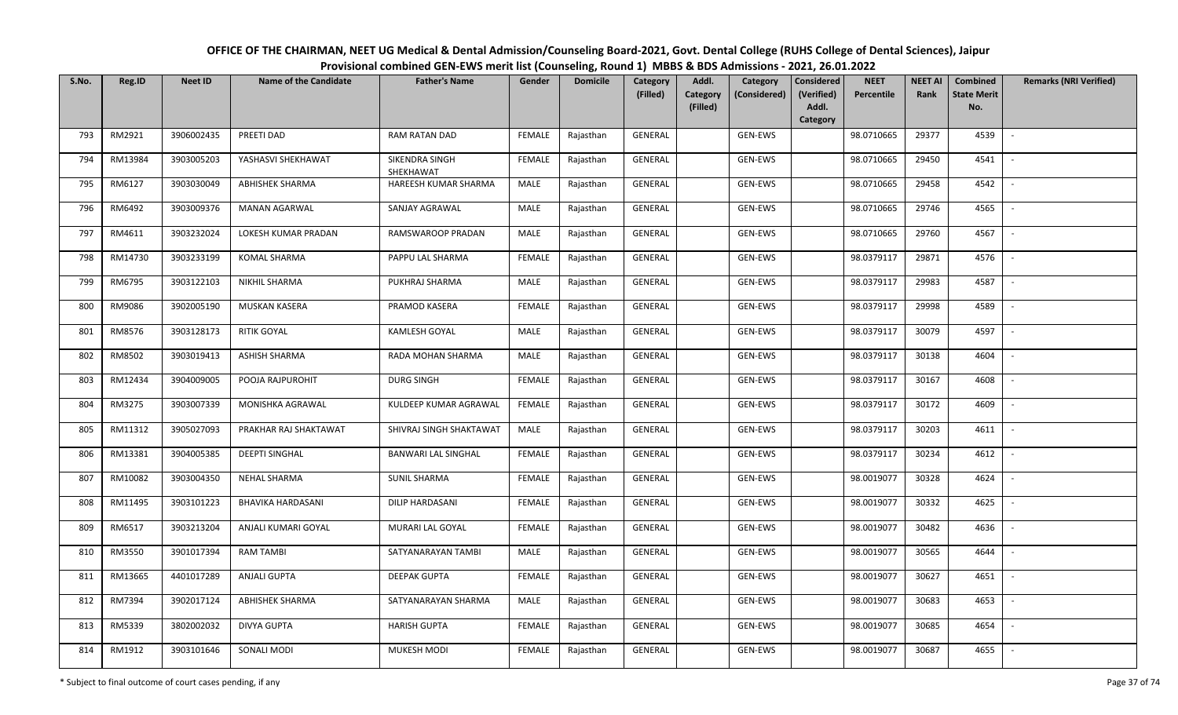# OFFICE OF THE CHAIRMAN, NEET UG Medical & Dental Admission/Counseling Board-2021, Govt. Dental College (RUHS College of Dental Sciences), Jaipur

## Provisional combined GEN-EWS merit list (Counseling, Round 1) MBBS & BDS Admissions - 2021, 26.01.2022

| S.No. | Reg.ID | Neet ID | Name of the Candidate | Father's Name | Gender | Domicile | Category (Filled) | Addl. Category (Filled) | Category (Considered) | Considered (Verified) Addl. Category | NEET Percentile | NEET AI Rank | Combined State Merit No. | Remarks (NRI Verified) |
|---|---|---|---|---|---|---|---|---|---|---|---|---|---|---|
| 793 | RM2921 | 3906002435 | PREETI DAD | RAM RATAN DAD | FEMALE | Rajasthan | GENERAL | | GEN-EWS | | 98.0710665 | 29377 | 4539 | - |
| 794 | RM13984 | 3903005203 | YASHASVI SHEKHAWAT | SIKENDRA SINGH SHEKHAWAT | FEMALE | Rajasthan | GENERAL | | GEN-EWS | | 98.0710665 | 29450 | 4541 | - |
| 795 | RM6127 | 3903030049 | ABHISHEK SHARMA | HAREESH KUMAR SHARMA | MALE | Rajasthan | GENERAL | | GEN-EWS | | 98.0710665 | 29458 | 4542 | - |
| 796 | RM6492 | 3903009376 | MANAN AGARWAL | SANJAY AGRAWAL | MALE | Rajasthan | GENERAL | | GEN-EWS | | 98.0710665 | 29746 | 4565 | - |
| 797 | RM4611 | 3903232024 | LOKESH KUMAR PRADAN | RAMSWAROOP PRADAN | MALE | Rajasthan | GENERAL | | GEN-EWS | | 98.0710665 | 29760 | 4567 | - |
| 798 | RM14730 | 3903233199 | KOMAL SHARMA | PAPPU LAL SHARMA | FEMALE | Rajasthan | GENERAL | | GEN-EWS | | 98.0379117 | 29871 | 4576 | - |
| 799 | RM6795 | 3903122103 | NIKHIL SHARMA | PUKHRAJ SHARMA | MALE | Rajasthan | GENERAL | | GEN-EWS | | 98.0379117 | 29983 | 4587 | - |
| 800 | RM9086 | 3902005190 | MUSKAN KASERA | PRAMOD KASERA | FEMALE | Rajasthan | GENERAL | | GEN-EWS | | 98.0379117 | 29998 | 4589 | - |
| 801 | RM8576 | 3903128173 | RITIK GOYAL | KAMLESH GOYAL | MALE | Rajasthan | GENERAL | | GEN-EWS | | 98.0379117 | 30079 | 4597 | - |
| 802 | RM8502 | 3903019413 | ASHISH SHARMA | RADA MOHAN SHARMA | MALE | Rajasthan | GENERAL | | GEN-EWS | | 98.0379117 | 30138 | 4604 | - |
| 803 | RM12434 | 3904009005 | POOJA RAJPUROHIT | DURG SINGH | FEMALE | Rajasthan | GENERAL | | GEN-EWS | | 98.0379117 | 30167 | 4608 | - |
| 804 | RM3275 | 3903007339 | MONISHKA AGRAWAL | KULDEEP KUMAR AGRAWAL | FEMALE | Rajasthan | GENERAL | | GEN-EWS | | 98.0379117 | 30172 | 4609 | - |
| 805 | RM11312 | 3905027093 | PRAKHAR RAJ SHAKTAWAT | SHIVRAJ SINGH SHAKTAWAT | MALE | Rajasthan | GENERAL | | GEN-EWS | | 98.0379117 | 30203 | 4611 | - |
| 806 | RM13381 | 3904005385 | DEEPTI SINGHAL | BANWARI LAL SINGHAL | FEMALE | Rajasthan | GENERAL | | GEN-EWS | | 98.0379117 | 30234 | 4612 | - |
| 807 | RM10082 | 3903004350 | NEHAL SHARMA | SUNIL SHARMA | FEMALE | Rajasthan | GENERAL | | GEN-EWS | | 98.0019077 | 30328 | 4624 | - |
| 808 | RM11495 | 3903101223 | BHAVIKA HARDASANI | DILIP HARDASANI | FEMALE | Rajasthan | GENERAL | | GEN-EWS | | 98.0019077 | 30332 | 4625 | - |
| 809 | RM6517 | 3903213204 | ANJALI KUMARI GOYAL | MURARI LAL GOYAL | FEMALE | Rajasthan | GENERAL | | GEN-EWS | | 98.0019077 | 30482 | 4636 | - |
| 810 | RM3550 | 3901017394 | RAM TAMBI | SATYANARAYAN TAMBI | MALE | Rajasthan | GENERAL | | GEN-EWS | | 98.0019077 | 30565 | 4644 | - |
| 811 | RM13665 | 4401017289 | ANJALI GUPTA | DEEPAK GUPTA | FEMALE | Rajasthan | GENERAL | | GEN-EWS | | 98.0019077 | 30627 | 4651 | - |
| 812 | RM7394 | 3902017124 | ABHISHEK SHARMA | SATYANARAYAN SHARMA | MALE | Rajasthan | GENERAL | | GEN-EWS | | 98.0019077 | 30683 | 4653 | - |
| 813 | RM5339 | 3802002032 | DIVYA GUPTA | HARISH GUPTA | FEMALE | Rajasthan | GENERAL | | GEN-EWS | | 98.0019077 | 30685 | 4654 | - |
| 814 | RM1912 | 3903101646 | SONALI MODI | MUKESH MODI | FEMALE | Rajasthan | GENERAL | | GEN-EWS | | 98.0019077 | 30687 | 4655 | - |

\* Subject to final outcome of court cases pending, if any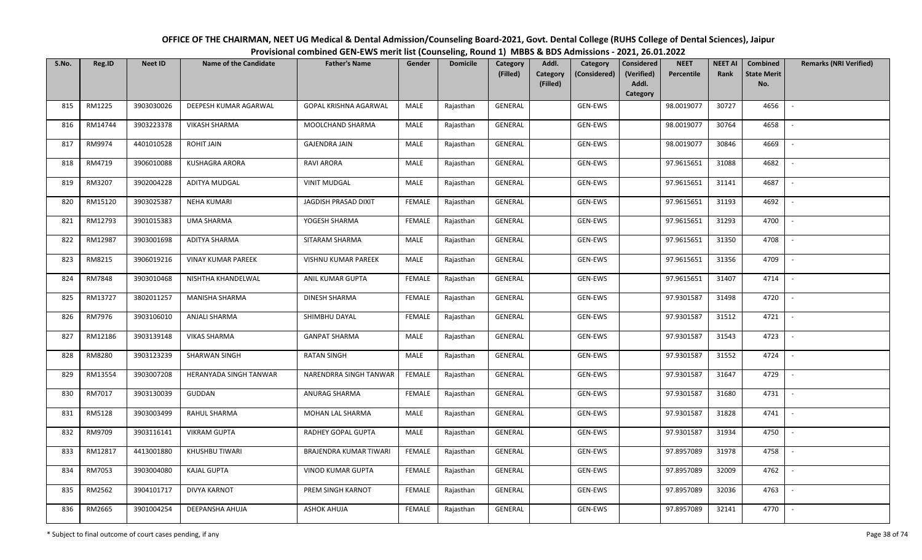**OFFICE OF THE CHAIRMAN, NEET UG Medical & Dental Admission/Counseling Board-2021, Govt. Dental College (RUHS College of Dental Sciences), Jaipur**
**Provisional combined GEN-EWS merit list (Counseling, Round 1) MBBS & BDS Admissions - 2021, 26.01.2022**

| S.No. | Reg.ID | Neet ID | Name of the Candidate | Father's Name | Gender | Domicile | Category (Filled) | Addl. Category (Filled) | Category (Considered) | Considered (Verified) Addl. Category | NEET Percentile | NEET AI Rank | Combined State Merit No. | Remarks (NRI Verified) |
|---|---|---|---|---|---|---|---|---|---|---|---|---|---|---|
| 815 | RM1225 | 3903030026 | DEEPESH KUMAR AGARWAL | GOPAL KRISHNA AGARWAL | MALE | Rajasthan | GENERAL | | GEN-EWS | | 98.0019077 | 30727 | 4656 | - |
| 816 | RM14744 | 3903223378 | VIKASH SHARMA | MOOLCHAND SHARMA | MALE | Rajasthan | GENERAL | | GEN-EWS | | 98.0019077 | 30764 | 4658 | - |
| 817 | RM9974 | 4401010528 | ROHIT JAIN | GAJENDRA JAIN | MALE | Rajasthan | GENERAL | | GEN-EWS | | 98.0019077 | 30846 | 4669 | - |
| 818 | RM4719 | 3906010088 | KUSHAGRA ARORA | RAVI ARORA | MALE | Rajasthan | GENERAL | | GEN-EWS | | 97.9615651 | 31088 | 4682 | - |
| 819 | RM3207 | 3902004228 | ADITYA MUDGAL | VINIT MUDGAL | MALE | Rajasthan | GENERAL | | GEN-EWS | | 97.9615651 | 31141 | 4687 | - |
| 820 | RM15120 | 3903025387 | NEHA KUMARI | JAGDISH PRASAD DIXIT | FEMALE | Rajasthan | GENERAL | | GEN-EWS | | 97.9615651 | 31193 | 4692 | - |
| 821 | RM12793 | 3901015383 | UMA SHARMA | YOGESH SHARMA | FEMALE | Rajasthan | GENERAL | | GEN-EWS | | 97.9615651 | 31293 | 4700 | - |
| 822 | RM12987 | 3903001698 | ADITYA SHARMA | SITARAM SHARMA | MALE | Rajasthan | GENERAL | | GEN-EWS | | 97.9615651 | 31350 | 4708 | - |
| 823 | RM8215 | 3906019216 | VINAY KUMAR PAREEK | VISHNU KUMAR PAREEK | MALE | Rajasthan | GENERAL | | GEN-EWS | | 97.9615651 | 31356 | 4709 | - |
| 824 | RM7848 | 3903010468 | NISHTHA KHANDELWAL | ANIL KUMAR GUPTA | FEMALE | Rajasthan | GENERAL | | GEN-EWS | | 97.9615651 | 31407 | 4714 | - |
| 825 | RM13727 | 3802011257 | MANISHA SHARMA | DINESH SHARMA | FEMALE | Rajasthan | GENERAL | | GEN-EWS | | 97.9301587 | 31498 | 4720 | - |
| 826 | RM7976 | 3903106010 | ANJALI SHARMA | SHIMBHU DAYAL | FEMALE | Rajasthan | GENERAL | | GEN-EWS | | 97.9301587 | 31512 | 4721 | - |
| 827 | RM12186 | 3903139148 | VIKAS SHARMA | GANPAT SHARMA | MALE | Rajasthan | GENERAL | | GEN-EWS | | 97.9301587 | 31543 | 4723 | - |
| 828 | RM8280 | 3903123239 | SHARWAN SINGH | RATAN SINGH | MALE | Rajasthan | GENERAL | | GEN-EWS | | 97.9301587 | 31552 | 4724 | - |
| 829 | RM13554 | 3903007208 | HERANYADA SINGH TANWAR | NARENDRRA SINGH TANWAR | FEMALE | Rajasthan | GENERAL | | GEN-EWS | | 97.9301587 | 31647 | 4729 | - |
| 830 | RM7017 | 3903130039 | GUDDAN | ANURAG SHARMA | FEMALE | Rajasthan | GENERAL | | GEN-EWS | | 97.9301587 | 31680 | 4731 | - |
| 831 | RM5128 | 3903003499 | RAHUL SHARMA | MOHAN LAL SHARMA | MALE | Rajasthan | GENERAL | | GEN-EWS | | 97.9301587 | 31828 | 4741 | - |
| 832 | RM9709 | 3903116141 | VIKRAM GUPTA | RADHEY GOPAL GUPTA | MALE | Rajasthan | GENERAL | | GEN-EWS | | 97.9301587 | 31934 | 4750 | - |
| 833 | RM12817 | 4413001880 | KHUSHBU TIWARI | BRAJENDRA KUMAR TIWARI | FEMALE | Rajasthan | GENERAL | | GEN-EWS | | 97.8957089 | 31978 | 4758 | - |
| 834 | RM7053 | 3903004080 | KAJAL GUPTA | VINOD KUMAR GUPTA | FEMALE | Rajasthan | GENERAL | | GEN-EWS | | 97.8957089 | 32009 | 4762 | - |
| 835 | RM2562 | 3904101717 | DIVYA KARNOT | PREM SINGH KARNOT | FEMALE | Rajasthan | GENERAL | | GEN-EWS | | 97.8957089 | 32036 | 4763 | - |
| 836 | RM2665 | 3901004254 | DEEPANSHA AHUJA | ASHOK AHUJA | FEMALE | Rajasthan | GENERAL | | GEN-EWS | | 97.8957089 | 32141 | 4770 | - |

\* Subject to final outcome of court cases pending, if any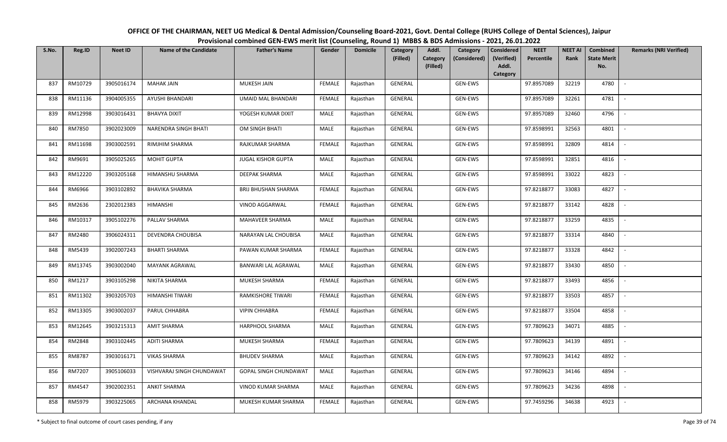# OFFICE OF THE CHAIRMAN, NEET UG Medical & Dental Admission/Counseling Board-2021, Govt. Dental College (RUHS College of Dental Sciences), Jaipur

## Provisional combined GEN-EWS merit list (Counseling, Round 1) MBBS & BDS Admissions - 2021, 26.01.2022

| S.No. | Reg.ID | Neet ID | Name of the Candidate | Father's Name | Gender | Domicile | Category (Filled) | Addl. Category (Filled) | Category (Considered) | Considered (Verified) Addl. Category | NEET Percentile | NEET AI Rank | Combined State Merit No. | Remarks (NRI Verified) |
|---|---|---|---|---|---|---|---|---|---|---|---|---|---|---|
| 837 | RM10729 | 3905016174 | MAHAK JAIN | MUKESH JAIN | FEMALE | Rajasthan | GENERAL | | GEN-EWS | | 97.8957089 | 32219 | 4780 | - |
| 838 | RM11136 | 3904005355 | AYUSHI BHANDARI | UMAID MAL BHANDARI | FEMALE | Rajasthan | GENERAL | | GEN-EWS | | 97.8957089 | 32261 | 4781 | - |
| 839 | RM12998 | 3903016431 | BHAVYA DIXIT | YOGESH KUMAR DIXIT | MALE | Rajasthan | GENERAL | | GEN-EWS | | 97.8957089 | 32460 | 4796 | - |
| 840 | RM7850 | 3902023009 | NARENDRA SINGH BHATI | OM SINGH BHATI | MALE | Rajasthan | GENERAL | | GEN-EWS | | 97.8598991 | 32563 | 4801 | - |
| 841 | RM11698 | 3903002591 | RIMJHIM SHARMA | RAJKUMAR SHARMA | FEMALE | Rajasthan | GENERAL | | GEN-EWS | | 97.8598991 | 32809 | 4814 | - |
| 842 | RM9691 | 3905025265 | MOHIT GUPTA | JUGAL KISHOR GUPTA | MALE | Rajasthan | GENERAL | | GEN-EWS | | 97.8598991 | 32851 | 4816 | - |
| 843 | RM12220 | 3903205168 | HIMANSHU SHARMA | DEEPAK SHARMA | MALE | Rajasthan | GENERAL | | GEN-EWS | | 97.8598991 | 33022 | 4823 | - |
| 844 | RM6966 | 3903102892 | BHAVIKA SHARMA | BRIJ BHUSHAN SHARMA | FEMALE | Rajasthan | GENERAL | | GEN-EWS | | 97.8218877 | 33083 | 4827 | - |
| 845 | RM2636 | 2302012383 | HIMANSHI | VINOD AGGARWAL | FEMALE | Rajasthan | GENERAL | | GEN-EWS | | 97.8218877 | 33142 | 4828 | - |
| 846 | RM10317 | 3905102276 | PALLAV SHARMA | MAHAVEER SHARMA | MALE | Rajasthan | GENERAL | | GEN-EWS | | 97.8218877 | 33259 | 4835 | - |
| 847 | RM2480 | 3906024311 | DEVENDRA CHOUBISA | NARAYAN LAL CHOUBISA | MALE | Rajasthan | GENERAL | | GEN-EWS | | 97.8218877 | 33314 | 4840 | - |
| 848 | RM5439 | 3902007243 | BHARTI SHARMA | PAWAN KUMAR SHARMA | FEMALE | Rajasthan | GENERAL | | GEN-EWS | | 97.8218877 | 33328 | 4842 | - |
| 849 | RM13745 | 3903002040 | MAYANK AGRAWAL | BANWARI LAL AGRAWAL | MALE | Rajasthan | GENERAL | | GEN-EWS | | 97.8218877 | 33430 | 4850 | - |
| 850 | RM1217 | 3903105298 | NIKITA SHARMA | MUKESH SHARMA | FEMALE | Rajasthan | GENERAL | | GEN-EWS | | 97.8218877 | 33493 | 4856 | - |
| 851 | RM11302 | 3903205703 | HIMANSHI TIWARI | RAMKISHORE TIWARI | FEMALE | Rajasthan | GENERAL | | GEN-EWS | | 97.8218877 | 33503 | 4857 | - |
| 852 | RM13305 | 3903002037 | PARUL CHHABRA | VIPIN CHHABRA | FEMALE | Rajasthan | GENERAL | | GEN-EWS | | 97.8218877 | 33504 | 4858 | - |
| 853 | RM12645 | 3903215313 | AMIT SHARMA | HARPHOOL SHARMA | MALE | Rajasthan | GENERAL | | GEN-EWS | | 97.7809623 | 34071 | 4885 | - |
| 854 | RM2848 | 3903102445 | ADITI SHARMA | MUKESH SHARMA | FEMALE | Rajasthan | GENERAL | | GEN-EWS | | 97.7809623 | 34139 | 4891 | - |
| 855 | RM8787 | 3903016171 | VIKAS SHARMA | BHUDEV SHARMA | MALE | Rajasthan | GENERAL | | GEN-EWS | | 97.7809623 | 34142 | 4892 | - |
| 856 | RM7207 | 3905106033 | VISHVARAJ SINGH CHUNDAWAT | GOPAL SINGH CHUNDAWAT | MALE | Rajasthan | GENERAL | | GEN-EWS | | 97.7809623 | 34146 | 4894 | - |
| 857 | RM4547 | 3902002351 | ANKIT SHARMA | VINOD KUMAR SHARMA | MALE | Rajasthan | GENERAL | | GEN-EWS | | 97.7809623 | 34236 | 4898 | - |
| 858 | RM5979 | 3903225065 | ARCHANA KHANDAL | MUKESH KUMAR SHARMA | FEMALE | Rajasthan | GENERAL | | GEN-EWS | | 97.7459296 | 34638 | 4923 | - |

\* Subject to final outcome of court cases pending, if any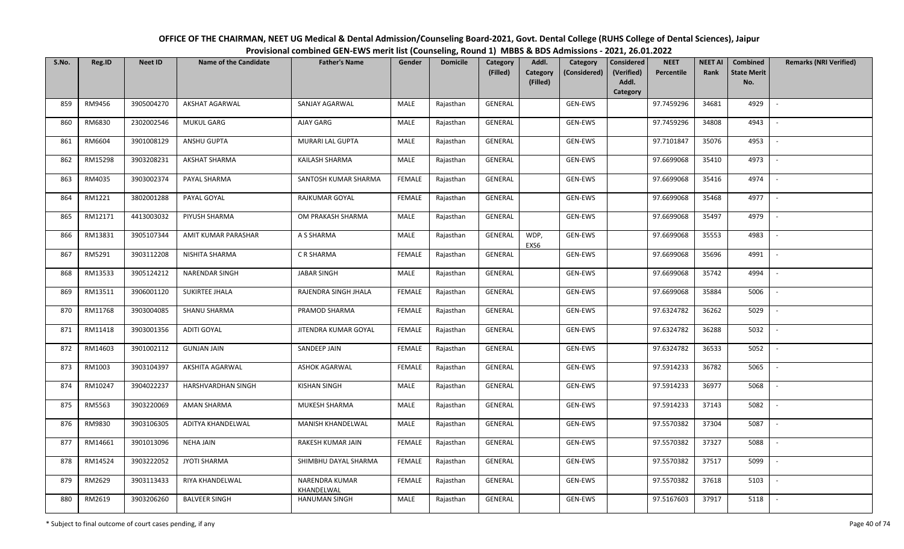**OFFICE OF THE CHAIRMAN, NEET UG Medical & Dental Admission/Counseling Board-2021, Govt. Dental College (RUHS College of Dental Sciences), Jaipur**

**Provisional combined GEN-EWS merit list (Counseling, Round 1) MBBS & BDS Admissions - 2021, 26.01.2022**

| S.No. | Reg.ID | Neet ID | Name of the Candidate | Father's Name | Gender | Domicile | Category (Filled) | Addl. Category (Filled) | Category (Considered) | Considered (Verified) Addl. Category | NEET Percentile | NEET AI Rank | Combined State Merit No. | Remarks (NRI Verified) |
|---|---|---|---|---|---|---|---|---|---|---|---|---|---|---|
| 859 | RM9456 | 3905004270 | AKSHAT AGARWAL | SANJAY AGARWAL | MALE | Rajasthan | GENERAL | | GEN-EWS | | 97.7459296 | 34681 | 4929 | - |
| 860 | RM6830 | 2302002546 | MUKUL GARG | AJAY GARG | MALE | Rajasthan | GENERAL | | GEN-EWS | | 97.7459296 | 34808 | 4943 | - |
| 861 | RM6604 | 3901008129 | ANSHU GUPTA | MURARI LAL GUPTA | MALE | Rajasthan | GENERAL | | GEN-EWS | | 97.7101847 | 35076 | 4953 | - |
| 862 | RM15298 | 3903208231 | AKSHAT SHARMA | KAILASH SHARMA | MALE | Rajasthan | GENERAL | | GEN-EWS | | 97.6699068 | 35410 | 4973 | - |
| 863 | RM4035 | 3903002374 | PAYAL SHARMA | SANTOSH KUMAR SHARMA | FEMALE | Rajasthan | GENERAL | | GEN-EWS | | 97.6699068 | 35416 | 4974 | - |
| 864 | RM1221 | 3802001288 | PAYAL GOYAL | RAJKUMAR GOYAL | FEMALE | Rajasthan | GENERAL | | GEN-EWS | | 97.6699068 | 35468 | 4977 | - |
| 865 | RM12171 | 4413003032 | PIYUSH SHARMA | OM PRAKASH SHARMA | MALE | Rajasthan | GENERAL | | GEN-EWS | | 97.6699068 | 35497 | 4979 | - |
| 866 | RM13831 | 3905107344 | AMIT KUMAR PARASHAR | A S SHARMA | MALE | Rajasthan | GENERAL | WDP, EXS6 | GEN-EWS | | 97.6699068 | 35553 | 4983 | - |
| 867 | RM5291 | 3903112208 | NISHITA SHARMA | C R SHARMA | FEMALE | Rajasthan | GENERAL | | GEN-EWS | | 97.6699068 | 35696 | 4991 | - |
| 868 | RM13533 | 3905124212 | NARENDAR SINGH | JABAR SINGH | MALE | Rajasthan | GENERAL | | GEN-EWS | | 97.6699068 | 35742 | 4994 | - |
| 869 | RM13511 | 3906001120 | SUKIRTEE JHALA | RAJENDRA SINGH JHALA | FEMALE | Rajasthan | GENERAL | | GEN-EWS | | 97.6699068 | 35884 | 5006 | - |
| 870 | RM11768 | 3903004085 | SHANU SHARMA | PRAMOD SHARMA | FEMALE | Rajasthan | GENERAL | | GEN-EWS | | 97.6324782 | 36262 | 5029 | - |
| 871 | RM11418 | 3903001356 | ADITI GOYAL | JITENDRA KUMAR GOYAL | FEMALE | Rajasthan | GENERAL | | GEN-EWS | | 97.6324782 | 36288 | 5032 | - |
| 872 | RM14603 | 3901002112 | GUNJAN JAIN | SANDEEP JAIN | FEMALE | Rajasthan | GENERAL | | GEN-EWS | | 97.6324782 | 36533 | 5052 | - |
| 873 | RM1003 | 3903104397 | AKSHITA AGARWAL | ASHOK AGARWAL | FEMALE | Rajasthan | GENERAL | | GEN-EWS | | 97.5914233 | 36782 | 5065 | - |
| 874 | RM10247 | 3904022237 | HARSHVARDHAN SINGH | KISHAN SINGH | MALE | Rajasthan | GENERAL | | GEN-EWS | | 97.5914233 | 36977 | 5068 | - |
| 875 | RM5563 | 3903220069 | AMAN SHARMA | MUKESH SHARMA | MALE | Rajasthan | GENERAL | | GEN-EWS | | 97.5914233 | 37143 | 5082 | - |
| 876 | RM9830 | 3903106305 | ADITYA KHANDELWAL | MANISH KHANDELWAL | MALE | Rajasthan | GENERAL | | GEN-EWS | | 97.5570382 | 37304 | 5087 | - |
| 877 | RM14661 | 3901013096 | NEHA JAIN | RAKESH KUMAR JAIN | FEMALE | Rajasthan | GENERAL | | GEN-EWS | | 97.5570382 | 37327 | 5088 | - |
| 878 | RM14524 | 3903222052 | JYOTI SHARMA | SHIMBHU DAYAL SHARMA | FEMALE | Rajasthan | GENERAL | | GEN-EWS | | 97.5570382 | 37517 | 5099 | - |
| 879 | RM2629 | 3903113433 | RIYA KHANDELWAL | NARENDRA KUMAR KHANDELWAL | FEMALE | Rajasthan | GENERAL | | GEN-EWS | | 97.5570382 | 37618 | 5103 | - |
| 880 | RM2619 | 3903206260 | BALVEER SINGH | HANUMAN SINGH | MALE | Rajasthan | GENERAL | | GEN-EWS | | 97.5167603 | 37917 | 5118 | - |

\* Subject to final outcome of court cases pending, if any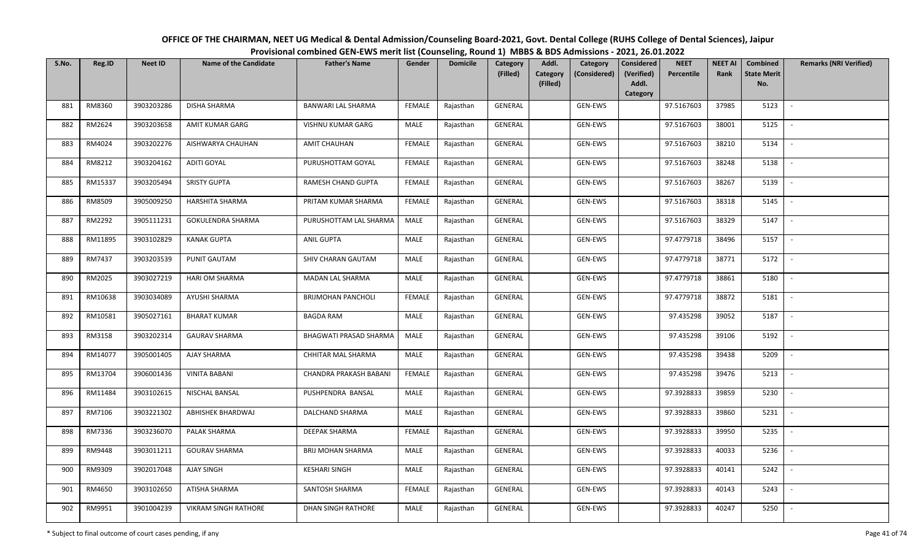**OFFICE OF THE CHAIRMAN, NEET UG Medical & Dental Admission/Counseling Board-2021, Govt. Dental College (RUHS College of Dental Sciences), Jaipur**

**Provisional combined GEN-EWS merit list (Counseling, Round 1) MBBS & BDS Admissions - 2021, 26.01.2022**

| S.No. | Reg.ID | Neet ID | Name of the Candidate | Father's Name | Gender | Domicile | Category (Filled) | Addl. Category (Filled) | Category (Considered) | Considered (Verified) Addl. Category | NEET Percentile | NEET AI Rank | Combined State Merit No. | Remarks (NRI Verified) |
|---|---|---|---|---|---|---|---|---|---|---|---|---|---|---|
| 881 | RM8360 | 3903203286 | DISHA SHARMA | BANWARI LAL SHARMA | FEMALE | Rajasthan | GENERAL | | GEN-EWS | | 97.5167603 | 37985 | 5123 | - |
| 882 | RM2624 | 3903203658 | AMIT KUMAR GARG | VISHNU KUMAR GARG | MALE | Rajasthan | GENERAL | | GEN-EWS | | 97.5167603 | 38001 | 5125 | - |
| 883 | RM4024 | 3903202276 | AISHWARYA CHAUHAN | AMIT CHAUHAN | FEMALE | Rajasthan | GENERAL | | GEN-EWS | | 97.5167603 | 38210 | 5134 | - |
| 884 | RM8212 | 3903204162 | ADITI GOYAL | PURUSHOTTAM GOYAL | FEMALE | Rajasthan | GENERAL | | GEN-EWS | | 97.5167603 | 38248 | 5138 | - |
| 885 | RM15337 | 3903205494 | SRISTY GUPTA | RAMESH CHAND GUPTA | FEMALE | Rajasthan | GENERAL | | GEN-EWS | | 97.5167603 | 38267 | 5139 | - |
| 886 | RM8509 | 3905009250 | HARSHITA SHARMA | PRITAM KUMAR SHARMA | FEMALE | Rajasthan | GENERAL | | GEN-EWS | | 97.5167603 | 38318 | 5145 | - |
| 887 | RM2292 | 3905111231 | GOKULENDRA SHARMA | PURUSHOTTAM LAL SHARMA | MALE | Rajasthan | GENERAL | | GEN-EWS | | 97.5167603 | 38329 | 5147 | - |
| 888 | RM11895 | 3903102829 | KANAK GUPTA | ANIL GUPTA | MALE | Rajasthan | GENERAL | | GEN-EWS | | 97.4779718 | 38496 | 5157 | - |
| 889 | RM7437 | 3903203539 | PUNIT GAUTAM | SHIV CHARAN GAUTAM | MALE | Rajasthan | GENERAL | | GEN-EWS | | 97.4779718 | 38771 | 5172 | - |
| 890 | RM2025 | 3903027219 | HARI OM SHARMA | MADAN LAL SHARMA | MALE | Rajasthan | GENERAL | | GEN-EWS | | 97.4779718 | 38861 | 5180 | - |
| 891 | RM10638 | 3903034089 | AYUSHI SHARMA | BRIJMOHAN PANCHOLI | FEMALE | Rajasthan | GENERAL | | GEN-EWS | | 97.4779718 | 38872 | 5181 | - |
| 892 | RM10581 | 3905027161 | BHARAT KUMAR | BAGDA RAM | MALE | Rajasthan | GENERAL | | GEN-EWS | | 97.435298 | 39052 | 5187 | - |
| 893 | RM3158 | 3903202314 | GAURAV SHARMA | BHAGWATI PRASAD SHARMA | MALE | Rajasthan | GENERAL | | GEN-EWS | | 97.435298 | 39106 | 5192 | - |
| 894 | RM14077 | 3905001405 | AJAY SHARMA | CHHITAR MAL SHARMA | MALE | Rajasthan | GENERAL | | GEN-EWS | | 97.435298 | 39438 | 5209 | - |
| 895 | RM13704 | 3906001436 | VINITA BABANI | CHANDRA PRAKASH BABANI | FEMALE | Rajasthan | GENERAL | | GEN-EWS | | 97.435298 | 39476 | 5213 | - |
| 896 | RM11484 | 3903102615 | NISCHAL BANSAL | PUSHPENDRA BANSAL | MALE | Rajasthan | GENERAL | | GEN-EWS | | 97.3928833 | 39859 | 5230 | - |
| 897 | RM7106 | 3903221302 | ABHISHEK BHARDWAJ | DALCHAND SHARMA | MALE | Rajasthan | GENERAL | | GEN-EWS | | 97.3928833 | 39860 | 5231 | - |
| 898 | RM7336 | 3903236070 | PALAK SHARMA | DEEPAK SHARMA | FEMALE | Rajasthan | GENERAL | | GEN-EWS | | 97.3928833 | 39950 | 5235 | - |
| 899 | RM9448 | 3903011211 | GOURAV SHARMA | BRIJ MOHAN SHARMA | MALE | Rajasthan | GENERAL | | GEN-EWS | | 97.3928833 | 40033 | 5236 | - |
| 900 | RM9309 | 3902017048 | AJAY SINGH | KESHARI SINGH | MALE | Rajasthan | GENERAL | | GEN-EWS | | 97.3928833 | 40141 | 5242 | - |
| 901 | RM4650 | 3903102650 | ATISHA SHARMA | SANTOSH SHARMA | FEMALE | Rajasthan | GENERAL | | GEN-EWS | | 97.3928833 | 40143 | 5243 | - |
| 902 | RM9951 | 3901004239 | VIKRAM SINGH RATHORE | DHAN SINGH RATHORE | MALE | Rajasthan | GENERAL | | GEN-EWS | | 97.3928833 | 40247 | 5250 | - |

\* Subject to final outcome of court cases pending, if any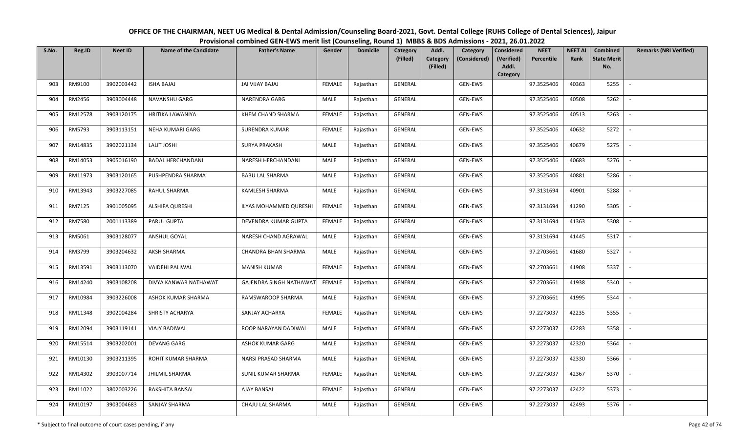# OFFICE OF THE CHAIRMAN, NEET UG Medical & Dental Admission/Counseling Board-2021, Govt. Dental College (RUHS College of Dental Sciences), Jaipur

## Provisional combined GEN-EWS merit list (Counseling, Round 1) MBBS & BDS Admissions - 2021, 26.01.2022

| S.No. | Reg.ID | Neet ID | Name of the Candidate | Father's Name | Gender | Domicile | Category (Filled) | Addl. Category (Filled) | Category (Considered) | Considered (Verified) Addl. Category | NEET Percentile | NEET AI Rank | Combined State Merit No. | Remarks (NRI Verified) |
|---|---|---|---|---|---|---|---|---|---|---|---|---|---|---|
| 903 | RM9100 | 3902003442 | ISHA BAJAJ | JAI VIJAY BAJAJ | FEMALE | Rajasthan | GENERAL | | GEN-EWS | | 97.3525406 | 40363 | 5255 | - |
| 904 | RM2456 | 3903004448 | NAVANSHU GARG | NARENDRA GARG | MALE | Rajasthan | GENERAL | | GEN-EWS | | 97.3525406 | 40508 | 5262 | - |
| 905 | RM12578 | 3903120175 | HRITIKA LAWANIYA | KHEM CHAND SHARMA | FEMALE | Rajasthan | GENERAL | | GEN-EWS | | 97.3525406 | 40513 | 5263 | - |
| 906 | RM5793 | 3903113151 | NEHA KUMARI GARG | SURENDRA KUMAR | FEMALE | Rajasthan | GENERAL | | GEN-EWS | | 97.3525406 | 40632 | 5272 | - |
| 907 | RM14835 | 3902021134 | LALIT JOSHI | SURYA PRAKASH | MALE | Rajasthan | GENERAL | | GEN-EWS | | 97.3525406 | 40679 | 5275 | - |
| 908 | RM14053 | 3905016190 | BADAL HERCHANDANI | NARESH HERCHANDANI | MALE | Rajasthan | GENERAL | | GEN-EWS | | 97.3525406 | 40683 | 5276 | - |
| 909 | RM11973 | 3903120165 | PUSHPENDRA SHARMA | BABU LAL SHARMA | MALE | Rajasthan | GENERAL | | GEN-EWS | | 97.3525406 | 40881 | 5286 | - |
| 910 | RM13943 | 3903227085 | RAHUL SHARMA | KAMLESH SHARMA | MALE | Rajasthan | GENERAL | | GEN-EWS | | 97.3131694 | 40901 | 5288 | - |
| 911 | RM7125 | 3901005095 | ALSHIFA QURESHI | ILYAS MOHAMMED QURESHI | FEMALE | Rajasthan | GENERAL | | GEN-EWS | | 97.3131694 | 41290 | 5305 | - |
| 912 | RM7580 | 2001113389 | PARUL GUPTA | DEVENDRA KUMAR GUPTA | FEMALE | Rajasthan | GENERAL | | GEN-EWS | | 97.3131694 | 41363 | 5308 | - |
| 913 | RM5061 | 3903128077 | ANSHUL GOYAL | NARESH CHAND AGRAWAL | MALE | Rajasthan | GENERAL | | GEN-EWS | | 97.3131694 | 41445 | 5317 | - |
| 914 | RM3799 | 3903204632 | AKSH SHARMA | CHANDRA BHAN SHARMA | MALE | Rajasthan | GENERAL | | GEN-EWS | | 97.2703661 | 41680 | 5327 | - |
| 915 | RM13591 | 3903113070 | VAIDEHI PALIWAL | MANISH KUMAR | FEMALE | Rajasthan | GENERAL | | GEN-EWS | | 97.2703661 | 41908 | 5337 | - |
| 916 | RM14240 | 3903108208 | DIVYA KANWAR NATHAWAT | GAJENDRA SINGH NATHAWAT | FEMALE | Rajasthan | GENERAL | | GEN-EWS | | 97.2703661 | 41938 | 5340 | - |
| 917 | RM10984 | 3903226008 | ASHOK KUMAR SHARMA | RAMSWAROOP SHARMA | MALE | Rajasthan | GENERAL | | GEN-EWS | | 97.2703661 | 41995 | 5344 | - |
| 918 | RM11348 | 3902004284 | SHRISTY ACHARYA | SANJAY ACHARYA | FEMALE | Rajasthan | GENERAL | | GEN-EWS | | 97.2273037 | 42235 | 5355 | - |
| 919 | RM12094 | 3903119141 | VIAJY BADIWAL | ROOP NARAYAN DADIWAL | MALE | Rajasthan | GENERAL | | GEN-EWS | | 97.2273037 | 42283 | 5358 | - |
| 920 | RM15514 | 3903202001 | DEVANG GARG | ASHOK KUMAR GARG | MALE | Rajasthan | GENERAL | | GEN-EWS | | 97.2273037 | 42320 | 5364 | - |
| 921 | RM10130 | 3903211395 | ROHIT KUMAR SHARMA | NARSI PRASAD SHARMA | MALE | Rajasthan | GENERAL | | GEN-EWS | | 97.2273037 | 42330 | 5366 | - |
| 922 | RM14302 | 3903007714 | JHILMIL SHARMA | SUNIL KUMAR SHARMA | FEMALE | Rajasthan | GENERAL | | GEN-EWS | | 97.2273037 | 42367 | 5370 | - |
| 923 | RM11022 | 3802003226 | RAKSHITA BANSAL | AJAY BANSAL | FEMALE | Rajasthan | GENERAL | | GEN-EWS | | 97.2273037 | 42422 | 5373 | - |
| 924 | RM10197 | 3903004683 | SANJAY SHARMA | CHAJU LAL SHARMA | MALE | Rajasthan | GENERAL | | GEN-EWS | | 97.2273037 | 42493 | 5376 | - |

\* Subject to final outcome of court cases pending, if any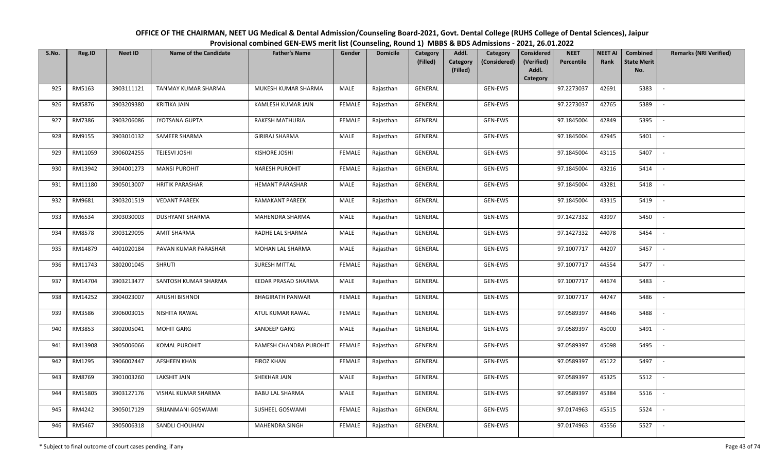# OFFICE OF THE CHAIRMAN, NEET UG Medical & Dental Admission/Counseling Board-2021, Govt. Dental College (RUHS College of Dental Sciences), Jaipur

## Provisional combined GEN-EWS merit list (Counseling, Round 1) MBBS & BDS Admissions - 2021, 26.01.2022

| S.No. | Reg.ID | Neet ID | Name of the Candidate | Father's Name | Gender | Domicile | Category (Filled) | Addl. Category (Filled) | Category (Considered) | Considered (Verified) Addl. Category | NEET Percentile | NEET AI Rank | Combined State Merit No. | Remarks (NRI Verified) |
|---|---|---|---|---|---|---|---|---|---|---|---|---|---|---|
| 925 | RM5163 | 3903111121 | TANMAY KUMAR SHARMA | MUKESH KUMAR SHARMA | MALE | Rajasthan | GENERAL | | GEN-EWS | | 97.2273037 | 42691 | 5383 | - |
| 926 | RM5876 | 3903209380 | KRITIKA JAIN | KAMLESH KUMAR JAIN | FEMALE | Rajasthan | GENERAL | | GEN-EWS | | 97.2273037 | 42765 | 5389 | - |
| 927 | RM7386 | 3903206086 | JYOTSANA GUPTA | RAKESH MATHURIA | FEMALE | Rajasthan | GENERAL | | GEN-EWS | | 97.1845004 | 42849 | 5395 | - |
| 928 | RM9155 | 3903010132 | SAMEER SHARMA | GIRIRAJ SHARMA | MALE | Rajasthan | GENERAL | | GEN-EWS | | 97.1845004 | 42945 | 5401 | - |
| 929 | RM11059 | 3906024255 | TEJESVI JOSHI | KISHORE JOSHI | FEMALE | Rajasthan | GENERAL | | GEN-EWS | | 97.1845004 | 43115 | 5407 | - |
| 930 | RM13942 | 3904001273 | MANSI PUROHIT | NARESH PUROHIT | FEMALE | Rajasthan | GENERAL | | GEN-EWS | | 97.1845004 | 43216 | 5414 | - |
| 931 | RM11180 | 3905013007 | HRITIK PARASHAR | HEMANT PARASHAR | MALE | Rajasthan | GENERAL | | GEN-EWS | | 97.1845004 | 43281 | 5418 | - |
| 932 | RM9681 | 3903201519 | VEDANT PAREEK | RAMAKANT PAREEK | MALE | Rajasthan | GENERAL | | GEN-EWS | | 97.1845004 | 43315 | 5419 | - |
| 933 | RM6534 | 3903030003 | DUSHYANT SHARMA | MAHENDRA SHARMA | MALE | Rajasthan | GENERAL | | GEN-EWS | | 97.1427332 | 43997 | 5450 | - |
| 934 | RM8578 | 3903129095 | AMIT SHARMA | RADHE LAL SHARMA | MALE | Rajasthan | GENERAL | | GEN-EWS | | 97.1427332 | 44078 | 5454 | - |
| 935 | RM14879 | 4401020184 | PAVAN KUMAR PARASHAR | MOHAN LAL SHARMA | MALE | Rajasthan | GENERAL | | GEN-EWS | | 97.1007717 | 44207 | 5457 | - |
| 936 | RM11743 | 3802001045 | SHRUTI | SURESH MITTAL | FEMALE | Rajasthan | GENERAL | | GEN-EWS | | 97.1007717 | 44554 | 5477 | - |
| 937 | RM14704 | 3903213477 | SANTOSH KUMAR SHARMA | KEDAR PRASAD SHARMA | MALE | Rajasthan | GENERAL | | GEN-EWS | | 97.1007717 | 44674 | 5483 | - |
| 938 | RM14252 | 3904023007 | ARUSHI BISHNOI | BHAGIRATH PANWAR | FEMALE | Rajasthan | GENERAL | | GEN-EWS | | 97.1007717 | 44747 | 5486 | - |
| 939 | RM3586 | 3906003015 | NISHITA RAWAL | ATUL KUMAR RAWAL | FEMALE | Rajasthan | GENERAL | | GEN-EWS | | 97.0589397 | 44846 | 5488 | - |
| 940 | RM3853 | 3802005041 | MOHIT GARG | SANDEEP GARG | MALE | Rajasthan | GENERAL | | GEN-EWS | | 97.0589397 | 45000 | 5491 | - |
| 941 | RM13908 | 3905006066 | KOMAL PUROHIT | RAMESH CHANDRA PUROHIT | FEMALE | Rajasthan | GENERAL | | GEN-EWS | | 97.0589397 | 45098 | 5495 | - |
| 942 | RM1295 | 3906002447 | AFSHEEN KHAN | FIROZ KHAN | FEMALE | Rajasthan | GENERAL | | GEN-EWS | | 97.0589397 | 45122 | 5497 | - |
| 943 | RM8769 | 3901003260 | LAKSHIT JAIN | SHEKHAR JAIN | MALE | Rajasthan | GENERAL | | GEN-EWS | | 97.0589397 | 45325 | 5512 | - |
| 944 | RM15805 | 3903127176 | VISHAL KUMAR SHARMA | BABU LAL SHARMA | MALE | Rajasthan | GENERAL | | GEN-EWS | | 97.0589397 | 45384 | 5516 | - |
| 945 | RM4242 | 3905017129 | SRIJANMANI GOSWAMI | SUSHEEL GOSWAMI | FEMALE | Rajasthan | GENERAL | | GEN-EWS | | 97.0174963 | 45515 | 5524 | - |
| 946 | RM5467 | 3905006318 | SANDLI CHOUHAN | MAHENDRA SINGH | FEMALE | Rajasthan | GENERAL | | GEN-EWS | | 97.0174963 | 45556 | 5527 | - |

\* Subject to final outcome of court cases pending, if any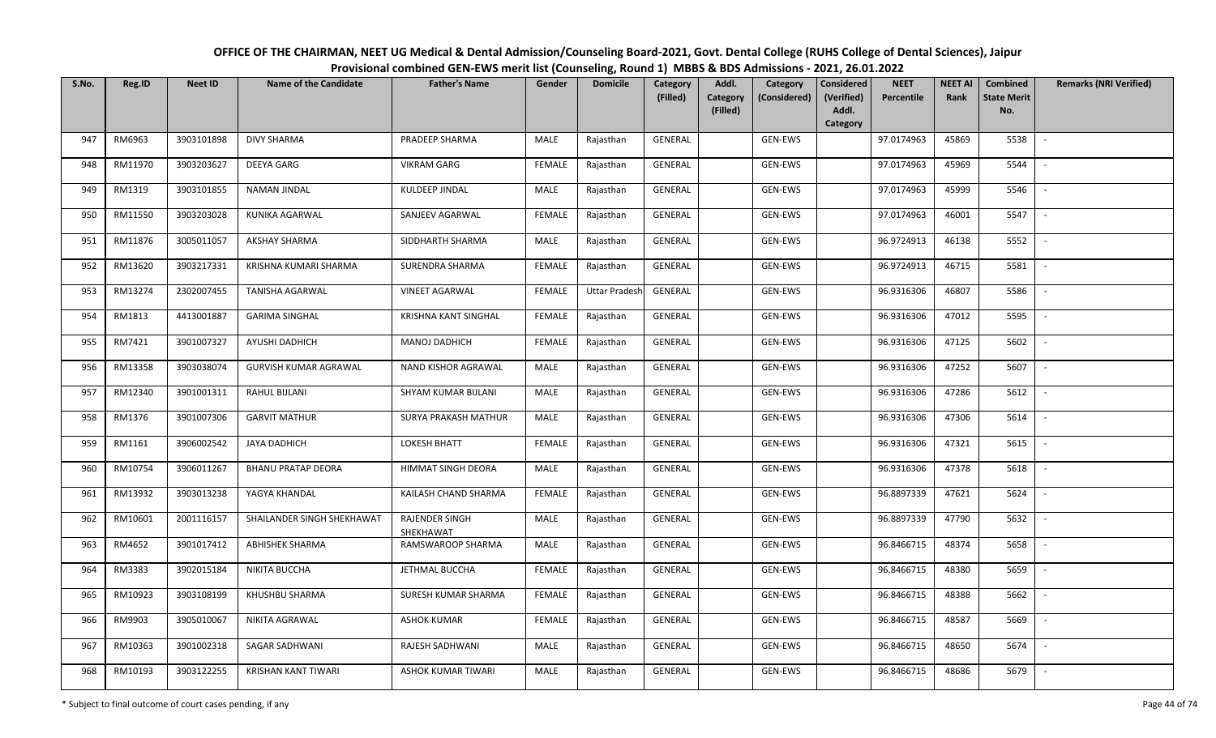# OFFICE OF THE CHAIRMAN, NEET UG Medical & Dental Admission/Counseling Board-2021, Govt. Dental College (RUHS College of Dental Sciences), Jaipur

## Provisional combined GEN-EWS merit list (Counseling, Round 1) MBBS & BDS Admissions - 2021, 26.01.2022

| S.No. | Reg.ID | Neet ID | Name of the Candidate | Father's Name | Gender | Domicile | Category (Filled) | Addl. Category (Filled) | Category (Considered) | Considered (Verified) Addl. Category | NEET Percentile | NEET AI Rank | Combined State Merit No. | Remarks (NRI Verified) |
|---|---|---|---|---|---|---|---|---|---|---|---|---|---|---|
| 947 | RM6963 | 3903101898 | DIVY SHARMA | PRADEEP SHARMA | MALE | Rajasthan | GENERAL | | GEN-EWS | | 97.0174963 | 45869 | 5538 | - |
| 948 | RM11970 | 3903203627 | DEEYA GARG | VIKRAM GARG | FEMALE | Rajasthan | GENERAL | | GEN-EWS | | 97.0174963 | 45969 | 5544 | - |
| 949 | RM1319 | 3903101855 | NAMAN JINDAL | KULDEEP JINDAL | MALE | Rajasthan | GENERAL | | GEN-EWS | | 97.0174963 | 45999 | 5546 | - |
| 950 | RM11550 | 3903203028 | KUNIKA AGARWAL | SANJEEV AGARWAL | FEMALE | Rajasthan | GENERAL | | GEN-EWS | | 97.0174963 | 46001 | 5547 | - |
| 951 | RM11876 | 3005011057 | AKSHAY SHARMA | SIDDHARTH SHARMA | MALE | Rajasthan | GENERAL | | GEN-EWS | | 96.9724913 | 46138 | 5552 | - |
| 952 | RM13620 | 3903217331 | KRISHNA KUMARI SHARMA | SURENDRA SHARMA | FEMALE | Rajasthan | GENERAL | | GEN-EWS | | 96.9724913 | 46715 | 5581 | - |
| 953 | RM13274 | 2302007455 | TANISHA AGARWAL | VINEET AGARWAL | FEMALE | Uttar Pradesh | GENERAL | | GEN-EWS | | 96.9316306 | 46807 | 5586 | - |
| 954 | RM1813 | 4413001887 | GARIMA SINGHAL | KRISHNA KANT SINGHAL | FEMALE | Rajasthan | GENERAL | | GEN-EWS | | 96.9316306 | 47012 | 5595 | - |
| 955 | RM7421 | 3901007327 | AYUSHI DADHICH | MANOJ DADHICH | FEMALE | Rajasthan | GENERAL | | GEN-EWS | | 96.9316306 | 47125 | 5602 | - |
| 956 | RM13358 | 3903038074 | GURVISH KUMAR AGRAWAL | NAND KISHOR AGRAWAL | MALE | Rajasthan | GENERAL | | GEN-EWS | | 96.9316306 | 47252 | 5607 | - |
| 957 | RM12340 | 3901001311 | RAHUL BIJLANI | SHYAM KUMAR BIJLANI | MALE | Rajasthan | GENERAL | | GEN-EWS | | 96.9316306 | 47286 | 5612 | - |
| 958 | RM1376 | 3901007306 | GARVIT MATHUR | SURYA PRAKASH MATHUR | MALE | Rajasthan | GENERAL | | GEN-EWS | | 96.9316306 | 47306 | 5614 | - |
| 959 | RM1161 | 3906002542 | JAYA DADHICH | LOKESH BHATT | FEMALE | Rajasthan | GENERAL | | GEN-EWS | | 96.9316306 | 47321 | 5615 | - |
| 960 | RM10754 | 3906011267 | BHANU PRATAP DEORA | HIMMAT SINGH DEORA | MALE | Rajasthan | GENERAL | | GEN-EWS | | 96.9316306 | 47378 | 5618 | - |
| 961 | RM13932 | 3903013238 | YAGYA KHANDAL | KAILASH CHAND SHARMA | FEMALE | Rajasthan | GENERAL | | GEN-EWS | | 96.8897339 | 47621 | 5624 | - |
| 962 | RM10601 | 2001116157 | SHAILANDER SINGH SHEKHAWAT | RAJENDER SINGH SHEKHAWAT | MALE | Rajasthan | GENERAL | | GEN-EWS | | 96.8897339 | 47790 | 5632 | - |
| 963 | RM4652 | 3901017412 | ABHISHEK SHARMA | RAMSWAROOP SHARMA | MALE | Rajasthan | GENERAL | | GEN-EWS | | 96.8466715 | 48374 | 5658 | - |
| 964 | RM3383 | 3902015184 | NIKITA BUCCHA | JETHMAL BUCCHA | FEMALE | Rajasthan | GENERAL | | GEN-EWS | | 96.8466715 | 48380 | 5659 | - |
| 965 | RM10923 | 3903108199 | KHUSHBU SHARMA | SURESH KUMAR SHARMA | FEMALE | Rajasthan | GENERAL | | GEN-EWS | | 96.8466715 | 48388 | 5662 | - |
| 966 | RM9903 | 3905010067 | NIKITA AGRAWAL | ASHOK KUMAR | FEMALE | Rajasthan | GENERAL | | GEN-EWS | | 96.8466715 | 48587 | 5669 | - |
| 967 | RM10363 | 3901002318 | SAGAR SADHWANI | RAJESH SADHWANI | MALE | Rajasthan | GENERAL | | GEN-EWS | | 96.8466715 | 48650 | 5674 | - |
| 968 | RM10193 | 3903122255 | KRISHAN KANT TIWARI | ASHOK KUMAR TIWARI | MALE | Rajasthan | GENERAL | | GEN-EWS | | 96.8466715 | 48686 | 5679 | - |

\* Subject to final outcome of court cases pending, if any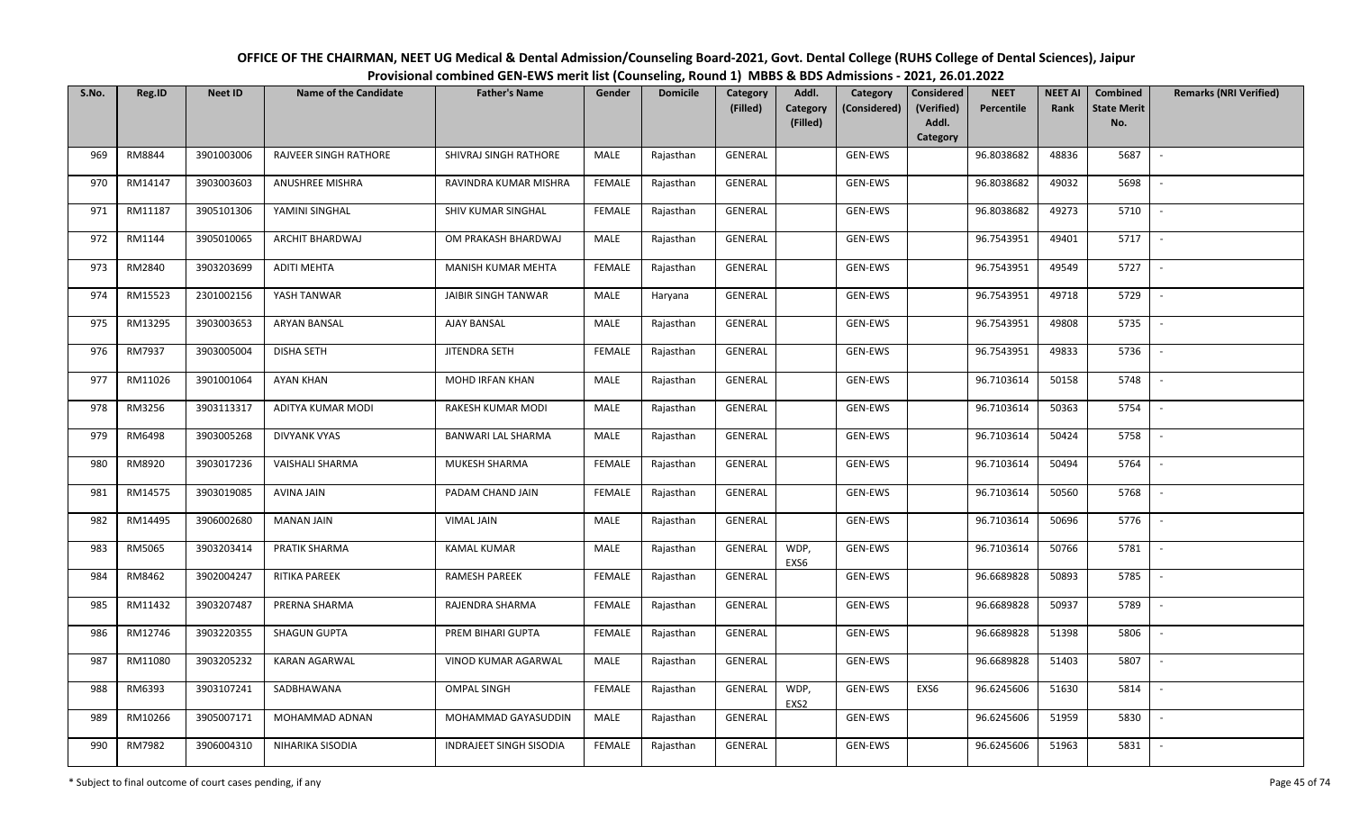# OFFICE OF THE CHAIRMAN, NEET UG Medical & Dental Admission/Counseling Board-2021, Govt. Dental College (RUHS College of Dental Sciences), Jaipur

## Provisional combined GEN-EWS merit list (Counseling, Round 1) MBBS & BDS Admissions - 2021, 26.01.2022

| S.No. | Reg.ID | Neet ID | Name of the Candidate | Father's Name | Gender | Domicile | Category (Filled) | Addl. Category (Filled) | Category (Considered) | Considered (Verified) Addl. Category | NEET Percentile | NEET AI Rank | Combined State Merit No. | Remarks (NRI Verified) |
|---|---|---|---|---|---|---|---|---|---|---|---|---|---|---|
| 969 | RM8844 | 3901003006 | RAJVEER SINGH RATHORE | SHIVRAJ SINGH RATHORE | MALE | Rajasthan | GENERAL | | GEN-EWS | | 96.8038682 | 48836 | 5687 | - |
| 970 | RM14147 | 3903003603 | ANUSHREE MISHRA | RAVINDRA KUMAR MISHRA | FEMALE | Rajasthan | GENERAL | | GEN-EWS | | 96.8038682 | 49032 | 5698 | - |
| 971 | RM11187 | 3905101306 | YAMINI SINGHAL | SHIV KUMAR SINGHAL | FEMALE | Rajasthan | GENERAL | | GEN-EWS | | 96.8038682 | 49273 | 5710 | - |
| 972 | RM1144 | 3905010065 | ARCHIT BHARDWAJ | OM PRAKASH BHARDWAJ | MALE | Rajasthan | GENERAL | | GEN-EWS | | 96.7543951 | 49401 | 5717 | - |
| 973 | RM2840 | 3903203699 | ADITI MEHTA | MANISH KUMAR MEHTA | FEMALE | Rajasthan | GENERAL | | GEN-EWS | | 96.7543951 | 49549 | 5727 | - |
| 974 | RM15523 | 2301002156 | YASH TANWAR | JAIBIR SINGH TANWAR | MALE | Haryana | GENERAL | | GEN-EWS | | 96.7543951 | 49718 | 5729 | - |
| 975 | RM13295 | 3903003653 | ARYAN BANSAL | AJAY BANSAL | MALE | Rajasthan | GENERAL | | GEN-EWS | | 96.7543951 | 49808 | 5735 | - |
| 976 | RM7937 | 3903005004 | DISHA SETH | JITENDRA SETH | FEMALE | Rajasthan | GENERAL | | GEN-EWS | | 96.7543951 | 49833 | 5736 | - |
| 977 | RM11026 | 3901001064 | AYAN KHAN | MOHD IRFAN KHAN | MALE | Rajasthan | GENERAL | | GEN-EWS | | 96.7103614 | 50158 | 5748 | - |
| 978 | RM3256 | 3903113317 | ADITYA KUMAR MODI | RAKESH KUMAR MODI | MALE | Rajasthan | GENERAL | | GEN-EWS | | 96.7103614 | 50363 | 5754 | - |
| 979 | RM6498 | 3903005268 | DIVYANK VYAS | BANWARI LAL SHARMA | MALE | Rajasthan | GENERAL | | GEN-EWS | | 96.7103614 | 50424 | 5758 | - |
| 980 | RM8920 | 3903017236 | VAISHALI SHARMA | MUKESH SHARMA | FEMALE | Rajasthan | GENERAL | | GEN-EWS | | 96.7103614 | 50494 | 5764 | - |
| 981 | RM14575 | 3903019085 | AVINA JAIN | PADAM CHAND JAIN | FEMALE | Rajasthan | GENERAL | | GEN-EWS | | 96.7103614 | 50560 | 5768 | - |
| 982 | RM14495 | 3906002680 | MANAN JAIN | VIMAL JAIN | MALE | Rajasthan | GENERAL | | GEN-EWS | | 96.7103614 | 50696 | 5776 | - |
| 983 | RM5065 | 3903203414 | PRATIK SHARMA | KAMAL KUMAR | MALE | Rajasthan | GENERAL | WDP, EXS6 | GEN-EWS | | 96.7103614 | 50766 | 5781 | - |
| 984 | RM8462 | 3902004247 | RITIKA PAREEK | RAMESH PAREEK | FEMALE | Rajasthan | GENERAL | | GEN-EWS | | 96.6689828 | 50893 | 5785 | - |
| 985 | RM11432 | 3903207487 | PRERNA SHARMA | RAJENDRA SHARMA | FEMALE | Rajasthan | GENERAL | | GEN-EWS | | 96.6689828 | 50937 | 5789 | - |
| 986 | RM12746 | 3903220355 | SHAGUN GUPTA | PREM BIHARI GUPTA | FEMALE | Rajasthan | GENERAL | | GEN-EWS | | 96.6689828 | 51398 | 5806 | - |
| 987 | RM11080 | 3903205232 | KARAN AGARWAL | VINOD KUMAR AGARWAL | MALE | Rajasthan | GENERAL | | GEN-EWS | | 96.6689828 | 51403 | 5807 | - |
| 988 | RM6393 | 3903107241 | SADBHAWANA | OMPAL SINGH | FEMALE | Rajasthan | GENERAL | WDP, EXS2 | GEN-EWS | EXS6 | 96.6245606 | 51630 | 5814 | - |
| 989 | RM10266 | 3905007171 | MOHAMMAD ADNAN | MOHAMMAD GAYASUDDIN | MALE | Rajasthan | GENERAL | | GEN-EWS | | 96.6245606 | 51959 | 5830 | - |
| 990 | RM7982 | 3906004310 | NIHARIKA SISODIA | INDRAJEET SINGH SISODIA | FEMALE | Rajasthan | GENERAL | | GEN-EWS | | 96.6245606 | 51963 | 5831 | - |

\* Subject to final outcome of court cases pending, if any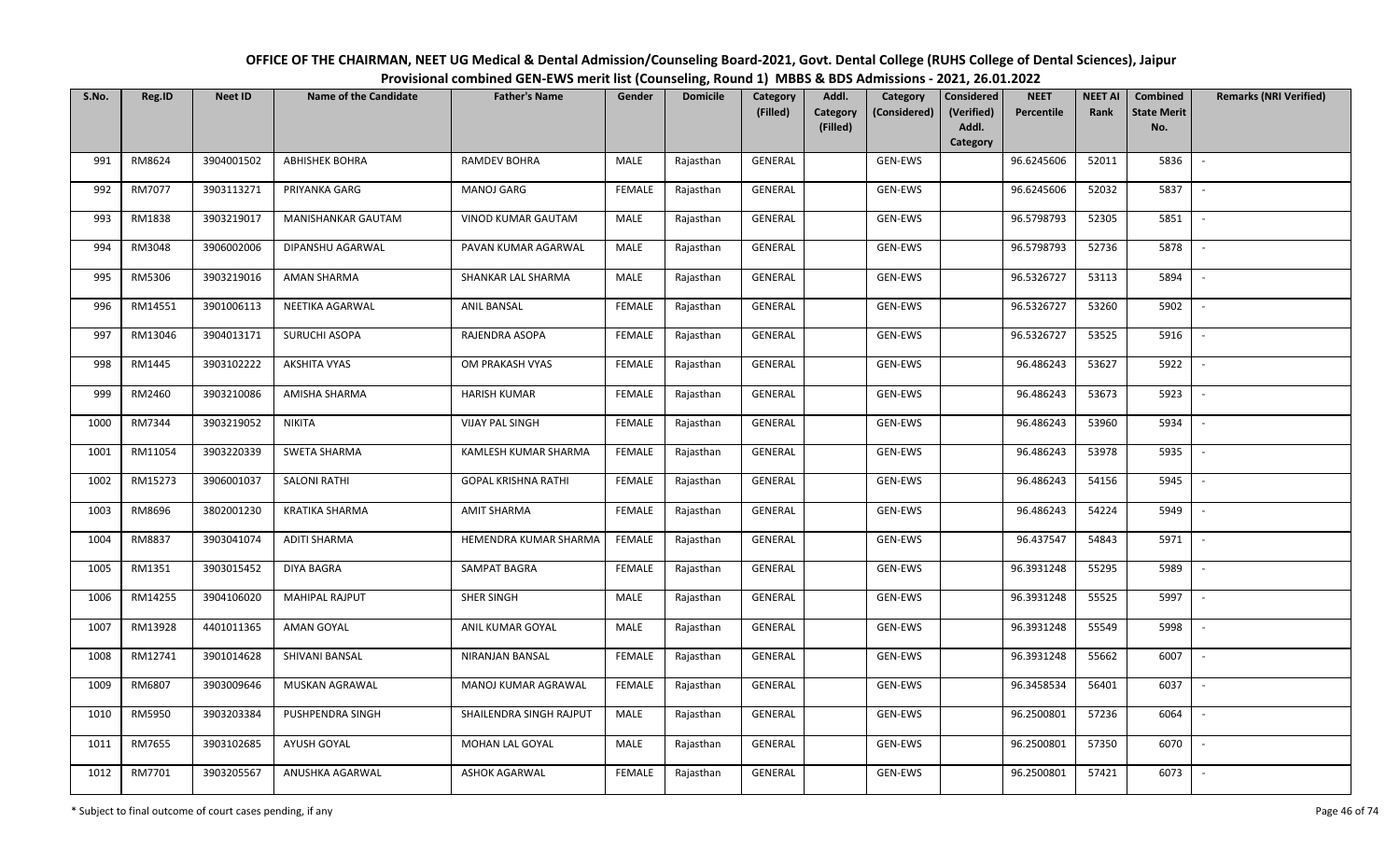# OFFICE OF THE CHAIRMAN, NEET UG Medical & Dental Admission/Counseling Board-2021, Govt. Dental College (RUHS College of Dental Sciences), Jaipur

## Provisional combined GEN-EWS merit list (Counseling, Round 1) MBBS & BDS Admissions - 2021, 26.01.2022

| S.No. | Reg.ID | Neet ID | Name of the Candidate | Father's Name | Gender | Domicile | Category (Filled) | Addl. Category (Filled) | Category (Considered) | Considered (Verified) Addl. Category | NEET Percentile | NEET AI Rank | Combined State Merit No. | Remarks (NRI Verified) |
|---|---|---|---|---|---|---|---|---|---|---|---|---|---|---|
| 991 | RM8624 | 3904001502 | ABHISHEK BOHRA | RAMDEV BOHRA | MALE | Rajasthan | GENERAL | | GEN-EWS | | 96.6245606 | 52011 | 5836 | - |
| 992 | RM7077 | 3903113271 | PRIYANKA GARG | MANOJ GARG | FEMALE | Rajasthan | GENERAL | | GEN-EWS | | 96.6245606 | 52032 | 5837 | - |
| 993 | RM1838 | 3903219017 | MANISHANKAR GAUTAM | VINOD KUMAR GAUTAM | MALE | Rajasthan | GENERAL | | GEN-EWS | | 96.5798793 | 52305 | 5851 | - |
| 994 | RM3048 | 3906002006 | DIPANSHU AGARWAL | PAVAN KUMAR AGARWAL | MALE | Rajasthan | GENERAL | | GEN-EWS | | 96.5798793 | 52736 | 5878 | - |
| 995 | RM5306 | 3903219016 | AMAN SHARMA | SHANKAR LAL SHARMA | MALE | Rajasthan | GENERAL | | GEN-EWS | | 96.5326727 | 53113 | 5894 | - |
| 996 | RM14551 | 3901006113 | NEETIKA AGARWAL | ANIL BANSAL | FEMALE | Rajasthan | GENERAL | | GEN-EWS | | 96.5326727 | 53260 | 5902 | - |
| 997 | RM13046 | 3904013171 | SURUCHI ASOPA | RAJENDRA ASOPA | FEMALE | Rajasthan | GENERAL | | GEN-EWS | | 96.5326727 | 53525 | 5916 | - |
| 998 | RM1445 | 3903102222 | AKSHITA VYAS | OM PRAKASH VYAS | FEMALE | Rajasthan | GENERAL | | GEN-EWS | | 96.486243 | 53627 | 5922 | - |
| 999 | RM2460 | 3903210086 | AMISHA SHARMA | HARISH KUMAR | FEMALE | Rajasthan | GENERAL | | GEN-EWS | | 96.486243 | 53673 | 5923 | - |
| 1000 | RM7344 | 3903219052 | NIKITA | VIJAY PAL SINGH | FEMALE | Rajasthan | GENERAL | | GEN-EWS | | 96.486243 | 53960 | 5934 | - |
| 1001 | RM11054 | 3903220339 | SWETA SHARMA | KAMLESH KUMAR SHARMA | FEMALE | Rajasthan | GENERAL | | GEN-EWS | | 96.486243 | 53978 | 5935 | - |
| 1002 | RM15273 | 3906001037 | SALONI RATHI | GOPAL KRISHNA RATHI | FEMALE | Rajasthan | GENERAL | | GEN-EWS | | 96.486243 | 54156 | 5945 | - |
| 1003 | RM8696 | 3802001230 | KRATIKA SHARMA | AMIT SHARMA | FEMALE | Rajasthan | GENERAL | | GEN-EWS | | 96.486243 | 54224 | 5949 | - |
| 1004 | RM8837 | 3903041074 | ADITI SHARMA | HEMENDRA KUMAR SHARMA | FEMALE | Rajasthan | GENERAL | | GEN-EWS | | 96.437547 | 54843 | 5971 | - |
| 1005 | RM1351 | 3903015452 | DIYA BAGRA | SAMPAT BAGRA | FEMALE | Rajasthan | GENERAL | | GEN-EWS | | 96.3931248 | 55295 | 5989 | - |
| 1006 | RM14255 | 3904106020 | MAHIPAL RAJPUT | SHER SINGH | MALE | Rajasthan | GENERAL | | GEN-EWS | | 96.3931248 | 55525 | 5997 | - |
| 1007 | RM13928 | 4401011365 | AMAN GOYAL | ANIL KUMAR GOYAL | MALE | Rajasthan | GENERAL | | GEN-EWS | | 96.3931248 | 55549 | 5998 | - |
| 1008 | RM12741 | 3901014628 | SHIVANI BANSAL | NIRANJAN BANSAL | FEMALE | Rajasthan | GENERAL | | GEN-EWS | | 96.3931248 | 55662 | 6007 | - |
| 1009 | RM6807 | 3903009646 | MUSKAN AGRAWAL | MANOJ KUMAR AGRAWAL | FEMALE | Rajasthan | GENERAL | | GEN-EWS | | 96.3458534 | 56401 | 6037 | - |
| 1010 | RM5950 | 3903203384 | PUSHPENDRA SINGH | SHAILENDRA SINGH RAJPUT | MALE | Rajasthan | GENERAL | | GEN-EWS | | 96.2500801 | 57236 | 6064 | - |
| 1011 | RM7655 | 3903102685 | AYUSH GOYAL | MOHAN LAL GOYAL | MALE | Rajasthan | GENERAL | | GEN-EWS | | 96.2500801 | 57350 | 6070 | - |
| 1012 | RM7701 | 3903205567 | ANUSHKA AGARWAL | ASHOK AGARWAL | FEMALE | Rajasthan | GENERAL | | GEN-EWS | | 96.2500801 | 57421 | 6073 | - |

\* Subject to final outcome of court cases pending, if any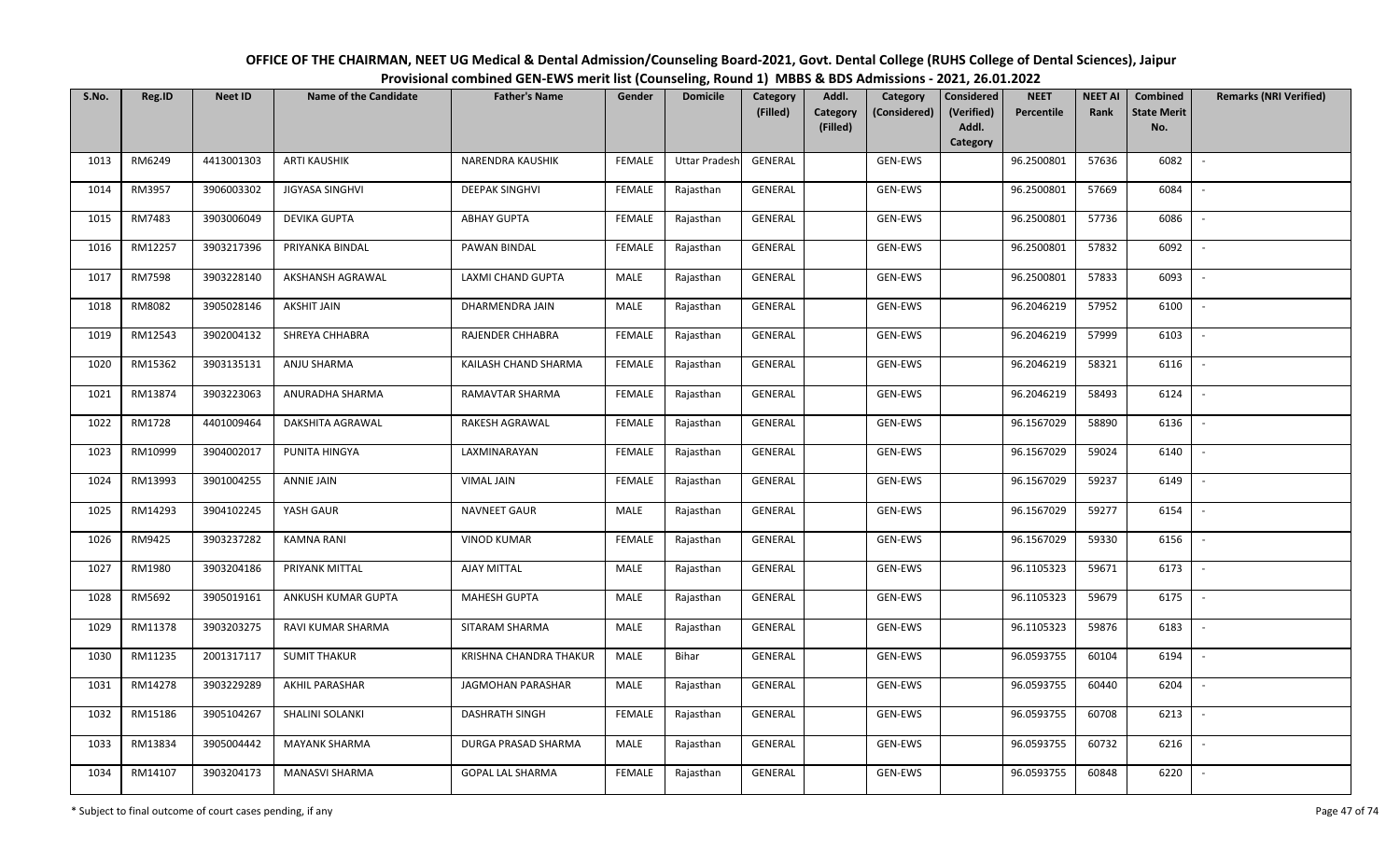# OFFICE OF THE CHAIRMAN, NEET UG Medical & Dental Admission/Counseling Board-2021, Govt. Dental College (RUHS College of Dental Sciences), Jaipur

## Provisional combined GEN-EWS merit list (Counseling, Round 1) MBBS & BDS Admissions - 2021, 26.01.2022

| S.No. | Reg.ID | Neet ID | Name of the Candidate | Father's Name | Gender | Domicile | Category (Filled) | Addl. Category (Filled) | Category (Considered) | Considered (Verified) Addl. Category | NEET Percentile | NEET AI Rank | Combined State Merit No. | Remarks (NRI Verified) |
|---|---|---|---|---|---|---|---|---|---|---|---|---|---|---|
| 1013 | RM6249 | 4413001303 | ARTI KAUSHIK | NARENDRA KAUSHIK | FEMALE | Uttar Pradesh | GENERAL | | GEN-EWS | | 96.2500801 | 57636 | 6082 | - |
| 1014 | RM3957 | 3906003302 | JIGYASA SINGHVI | DEEPAK SINGHVI | FEMALE | Rajasthan | GENERAL | | GEN-EWS | | 96.2500801 | 57669 | 6084 | - |
| 1015 | RM7483 | 3903006049 | DEVIKA GUPTA | ABHAY GUPTA | FEMALE | Rajasthan | GENERAL | | GEN-EWS | | 96.2500801 | 57736 | 6086 | - |
| 1016 | RM12257 | 3903217396 | PRIYANKA BINDAL | PAWAN BINDAL | FEMALE | Rajasthan | GENERAL | | GEN-EWS | | 96.2500801 | 57832 | 6092 | - |
| 1017 | RM7598 | 3903228140 | AKSHANSH AGRAWAL | LAXMI CHAND GUPTA | MALE | Rajasthan | GENERAL | | GEN-EWS | | 96.2500801 | 57833 | 6093 | - |
| 1018 | RM8082 | 3905028146 | AKSHIT JAIN | DHARMENDRA JAIN | MALE | Rajasthan | GENERAL | | GEN-EWS | | 96.2046219 | 57952 | 6100 | - |
| 1019 | RM12543 | 3902004132 | SHREYA CHHABRA | RAJENDER CHHABRA | FEMALE | Rajasthan | GENERAL | | GEN-EWS | | 96.2046219 | 57999 | 6103 | - |
| 1020 | RM15362 | 3903135131 | ANJU SHARMA | KAILASH CHAND SHARMA | FEMALE | Rajasthan | GENERAL | | GEN-EWS | | 96.2046219 | 58321 | 6116 | - |
| 1021 | RM13874 | 3903223063 | ANURADHA SHARMA | RAMAVTAR SHARMA | FEMALE | Rajasthan | GENERAL | | GEN-EWS | | 96.2046219 | 58493 | 6124 | - |
| 1022 | RM1728 | 4401009464 | DAKSHITA AGRAWAL | RAKESH AGRAWAL | FEMALE | Rajasthan | GENERAL | | GEN-EWS | | 96.1567029 | 58890 | 6136 | - |
| 1023 | RM10999 | 3904002017 | PUNITA HINGYA | LAXMINARAYAN | FEMALE | Rajasthan | GENERAL | | GEN-EWS | | 96.1567029 | 59024 | 6140 | - |
| 1024 | RM13993 | 3901004255 | ANNIE JAIN | VIMAL JAIN | FEMALE | Rajasthan | GENERAL | | GEN-EWS | | 96.1567029 | 59237 | 6149 | - |
| 1025 | RM14293 | 3904102245 | YASH GAUR | NAVNEET GAUR | MALE | Rajasthan | GENERAL | | GEN-EWS | | 96.1567029 | 59277 | 6154 | - |
| 1026 | RM9425 | 3903237282 | KAMNA RANI | VINOD KUMAR | FEMALE | Rajasthan | GENERAL | | GEN-EWS | | 96.1567029 | 59330 | 6156 | - |
| 1027 | RM1980 | 3903204186 | PRIYANK MITTAL | AJAY MITTAL | MALE | Rajasthan | GENERAL | | GEN-EWS | | 96.1105323 | 59671 | 6173 | - |
| 1028 | RM5692 | 3905019161 | ANKUSH KUMAR GUPTA | MAHESH GUPTA | MALE | Rajasthan | GENERAL | | GEN-EWS | | 96.1105323 | 59679 | 6175 | - |
| 1029 | RM11378 | 3903203275 | RAVI KUMAR SHARMA | SITARAM SHARMA | MALE | Rajasthan | GENERAL | | GEN-EWS | | 96.1105323 | 59876 | 6183 | - |
| 1030 | RM11235 | 2001317117 | SUMIT THAKUR | KRISHNA CHANDRA THAKUR | MALE | Bihar | GENERAL | | GEN-EWS | | 96.0593755 | 60104 | 6194 | - |
| 1031 | RM14278 | 3903229289 | AKHIL PARASHAR | JAGMOHAN PARASHAR | MALE | Rajasthan | GENERAL | | GEN-EWS | | 96.0593755 | 60440 | 6204 | - |
| 1032 | RM15186 | 3905104267 | SHALINI SOLANKI | DASHRATH SINGH | FEMALE | Rajasthan | GENERAL | | GEN-EWS | | 96.0593755 | 60708 | 6213 | - |
| 1033 | RM13834 | 3905004442 | MAYANK SHARMA | DURGA PRASAD SHARMA | MALE | Rajasthan | GENERAL | | GEN-EWS | | 96.0593755 | 60732 | 6216 | - |
| 1034 | RM14107 | 3903204173 | MANASVI SHARMA | GOPAL LAL SHARMA | FEMALE | Rajasthan | GENERAL | | GEN-EWS | | 96.0593755 | 60848 | 6220 | - |

\* Subject to final outcome of court cases pending, if any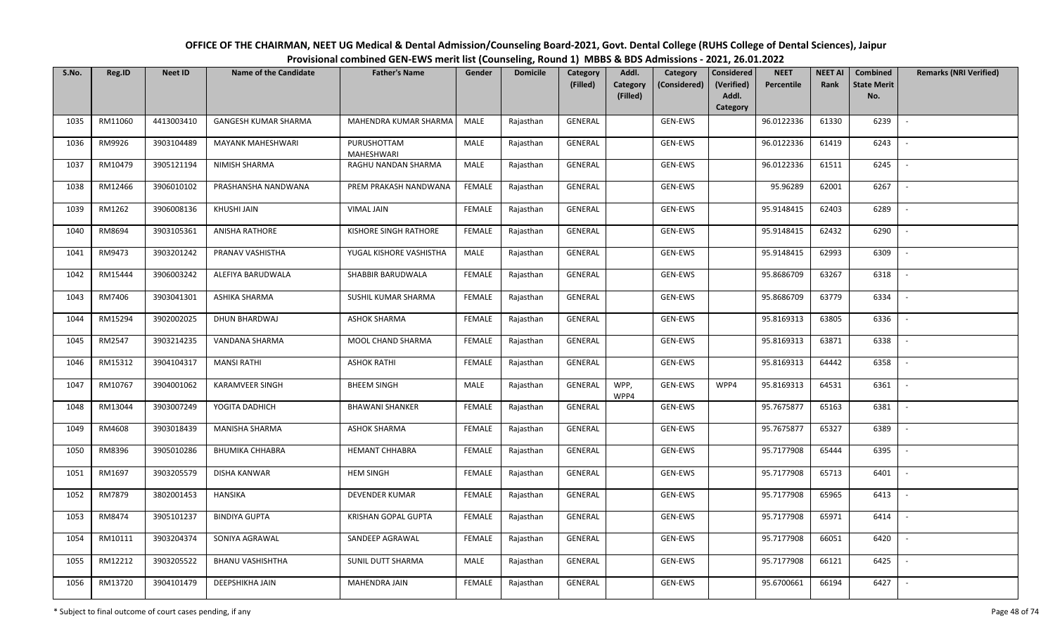# OFFICE OF THE CHAIRMAN, NEET UG Medical & Dental Admission/Counseling Board-2021, Govt. Dental College (RUHS College of Dental Sciences), Jaipur

## Provisional combined GEN-EWS merit list (Counseling, Round 1) MBBS & BDS Admissions - 2021, 26.01.2022

| S.No. | Reg.ID | Neet ID | Name of the Candidate | Father's Name | Gender | Domicile | Category (Filled) | Addl. Category (Filled) | Category (Considered) | Considered (Verified) Addl. Category | NEET Percentile | NEET AI Rank | Combined State Merit No. | Remarks (NRI Verified) |
|---|---|---|---|---|---|---|---|---|---|---|---|---|---|---|
| 1035 | RM11060 | 4413003410 | GANGESH KUMAR SHARMA | MAHENDRA KUMAR SHARMA | MALE | Rajasthan | GENERAL | | GEN-EWS | | 96.0122336 | 61330 | 6239 | - |
| 1036 | RM9926 | 3903104489 | MAYANK MAHESHWARI | PURUSHOTTAM MAHESHWARI | MALE | Rajasthan | GENERAL | | GEN-EWS | | 96.0122336 | 61419 | 6243 | - |
| 1037 | RM10479 | 3905121194 | NIMISH SHARMA | RAGHU NANDAN SHARMA | MALE | Rajasthan | GENERAL | | GEN-EWS | | 96.0122336 | 61511 | 6245 | - |
| 1038 | RM12466 | 3906010102 | PRASHANSHA NANDWANA | PREM PRAKASH NANDWANA | FEMALE | Rajasthan | GENERAL | | GEN-EWS | | 95.96289 | 62001 | 6267 | - |
| 1039 | RM1262 | 3906008136 | KHUSHI JAIN | VIMAL JAIN | FEMALE | Rajasthan | GENERAL | | GEN-EWS | | 95.9148415 | 62403 | 6289 | - |
| 1040 | RM8694 | 3903105361 | ANISHA RATHORE | KISHORE SINGH RATHORE | FEMALE | Rajasthan | GENERAL | | GEN-EWS | | 95.9148415 | 62432 | 6290 | - |
| 1041 | RM9473 | 3903201242 | PRANAV VASHISTHA | YUGAL KISHORE VASHISTHA | MALE | Rajasthan | GENERAL | | GEN-EWS | | 95.9148415 | 62993 | 6309 | - |
| 1042 | RM15444 | 3906003242 | ALEFIYA BARUDWALA | SHABBIR BARUDWALA | FEMALE | Rajasthan | GENERAL | | GEN-EWS | | 95.8686709 | 63267 | 6318 | - |
| 1043 | RM7406 | 3903041301 | ASHIKA SHARMA | SUSHIL KUMAR SHARMA | FEMALE | Rajasthan | GENERAL | | GEN-EWS | | 95.8686709 | 63779 | 6334 | - |
| 1044 | RM15294 | 3902002025 | DHUN BHARDWAJ | ASHOK SHARMA | FEMALE | Rajasthan | GENERAL | | GEN-EWS | | 95.8169313 | 63805 | 6336 | - |
| 1045 | RM2547 | 3903214235 | VANDANA SHARMA | MOOL CHAND SHARMA | FEMALE | Rajasthan | GENERAL | | GEN-EWS | | 95.8169313 | 63871 | 6338 | - |
| 1046 | RM15312 | 3904104317 | MANSI RATHI | ASHOK RATHI | FEMALE | Rajasthan | GENERAL | | GEN-EWS | | 95.8169313 | 64442 | 6358 | - |
| 1047 | RM10767 | 3904001062 | KARAMVEER SINGH | BHEEM SINGH | MALE | Rajasthan | GENERAL | WPP, WPP4 | GEN-EWS | WPP4 | 95.8169313 | 64531 | 6361 | - |
| 1048 | RM13044 | 3903007249 | YOGITA DADHICH | BHAWANI SHANKER | FEMALE | Rajasthan | GENERAL | | GEN-EWS | | 95.7675877 | 65163 | 6381 | - |
| 1049 | RM4608 | 3903018439 | MANISHA SHARMA | ASHOK SHARMA | FEMALE | Rajasthan | GENERAL | | GEN-EWS | | 95.7675877 | 65327 | 6389 | - |
| 1050 | RM8396 | 3905010286 | BHUMIKA CHHABRA | HEMANT CHHABRA | FEMALE | Rajasthan | GENERAL | | GEN-EWS | | 95.7177908 | 65444 | 6395 | - |
| 1051 | RM1697 | 3903205579 | DISHA KANWAR | HEM SINGH | FEMALE | Rajasthan | GENERAL | | GEN-EWS | | 95.7177908 | 65713 | 6401 | - |
| 1052 | RM7879 | 3802001453 | HANSIKA | DEVENDER KUMAR | FEMALE | Rajasthan | GENERAL | | GEN-EWS | | 95.7177908 | 65965 | 6413 | - |
| 1053 | RM8474 | 3905101237 | BINDIYA GUPTA | KRISHAN GOPAL GUPTA | FEMALE | Rajasthan | GENERAL | | GEN-EWS | | 95.7177908 | 65971 | 6414 | - |
| 1054 | RM10111 | 3903204374 | SONIYA AGRAWAL | SANDEEP AGRAWAL | FEMALE | Rajasthan | GENERAL | | GEN-EWS | | 95.7177908 | 66051 | 6420 | - |
| 1055 | RM12212 | 3903205522 | BHANU VASHISHTHA | SUNIL DUTT SHARMA | MALE | Rajasthan | GENERAL | | GEN-EWS | | 95.7177908 | 66121 | 6425 | - |
| 1056 | RM13720 | 3904101479 | DEEPSHIKHA JAIN | MAHENDRA JAIN | FEMALE | Rajasthan | GENERAL | | GEN-EWS | | 95.6700661 | 66194 | 6427 | - |

\* Subject to final outcome of court cases pending, if any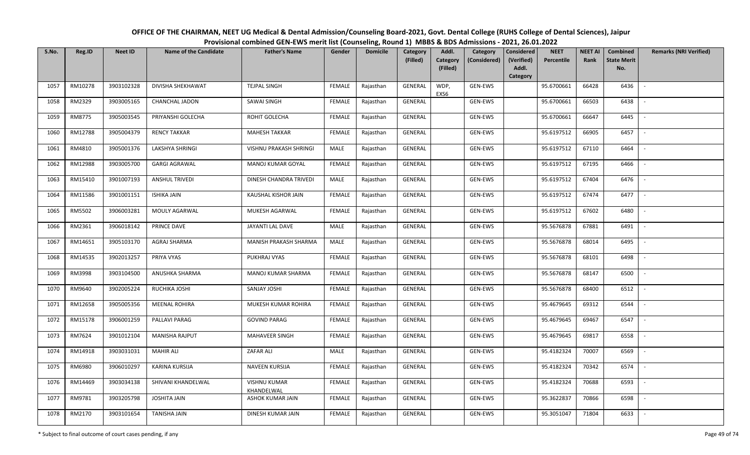# OFFICE OF THE CHAIRMAN, NEET UG Medical & Dental Admission/Counseling Board-2021, Govt. Dental College (RUHS College of Dental Sciences), Jaipur

## Provisional combined GEN-EWS merit list (Counseling, Round 1) MBBS & BDS Admissions - 2021, 26.01.2022

| S.No. | Reg.ID | Neet ID | Name of the Candidate | Father's Name | Gender | Domicile | Category (Filled) | Addl. Category (Filled) | Category (Considered) | Considered (Verified) Addl. Category | NEET Percentile | NEET AI Rank | Combined State Merit No. | Remarks (NRI Verified) |
|---|---|---|---|---|---|---|---|---|---|---|---|---|---|---|
| 1057 | RM10278 | 3903102328 | DIVISHA SHEKHAWAT | TEJPAL SINGH | FEMALE | Rajasthan | GENERAL | WDP, EXS6 | GEN-EWS | | 95.6700661 | 66428 | 6436 | - |
| 1058 | RM2329 | 3903005165 | CHANCHAL JADON | SAWAI SINGH | FEMALE | Rajasthan | GENERAL | | GEN-EWS | | 95.6700661 | 66503 | 6438 | - |
| 1059 | RM8775 | 3905003545 | PRIYANSHI GOLECHA | ROHIT GOLECHA | FEMALE | Rajasthan | GENERAL | | GEN-EWS | | 95.6700661 | 66647 | 6445 | - |
| 1060 | RM12788 | 3905004379 | RENCY TAKKAR | MAHESH TAKKAR | FEMALE | Rajasthan | GENERAL | | GEN-EWS | | 95.6197512 | 66905 | 6457 | - |
| 1061 | RM4810 | 3905001376 | LAKSHYA SHRINGI | VISHNU PRAKASH SHRINGI | MALE | Rajasthan | GENERAL | | GEN-EWS | | 95.6197512 | 67110 | 6464 | - |
| 1062 | RM12988 | 3903005700 | GARGI AGRAWAL | MANOJ KUMAR GOYAL | FEMALE | Rajasthan | GENERAL | | GEN-EWS | | 95.6197512 | 67195 | 6466 | - |
| 1063 | RM15410 | 3901007193 | ANSHUL TRIVEDI | DINESH CHANDRA TRIVEDI | MALE | Rajasthan | GENERAL | | GEN-EWS | | 95.6197512 | 67404 | 6476 | - |
| 1064 | RM11586 | 3901001151 | ISHIKA JAIN | KAUSHAL KISHOR JAIN | FEMALE | Rajasthan | GENERAL | | GEN-EWS | | 95.6197512 | 67474 | 6477 | - |
| 1065 | RM5502 | 3906003281 | MOULY AGARWAL | MUKESH AGARWAL | FEMALE | Rajasthan | GENERAL | | GEN-EWS | | 95.6197512 | 67602 | 6480 | - |
| 1066 | RM2361 | 3906018142 | PRINCE DAVE | JAYANTI LAL DAVE | MALE | Rajasthan | GENERAL | | GEN-EWS | | 95.5676878 | 67881 | 6491 | - |
| 1067 | RM14651 | 3905103170 | AGRAJ SHARMA | MANISH PRAKASH SHARMA | MALE | Rajasthan | GENERAL | | GEN-EWS | | 95.5676878 | 68014 | 6495 | - |
| 1068 | RM14535 | 3902013257 | PRIYA VYAS | PUKHRAJ VYAS | FEMALE | Rajasthan | GENERAL | | GEN-EWS | | 95.5676878 | 68101 | 6498 | - |
| 1069 | RM3998 | 3903104500 | ANUSHKA SHARMA | MANOJ KUMAR SHARMA | FEMALE | Rajasthan | GENERAL | | GEN-EWS | | 95.5676878 | 68147 | 6500 | - |
| 1070 | RM9640 | 3902005224 | RUCHIKA JOSHI | SANJAY JOSHI | FEMALE | Rajasthan | GENERAL | | GEN-EWS | | 95.5676878 | 68400 | 6512 | - |
| 1071 | RM12658 | 3905005356 | MEENAL ROHIRA | MUKESH KUMAR ROHIRA | FEMALE | Rajasthan | GENERAL | | GEN-EWS | | 95.4679645 | 69312 | 6544 | - |
| 1072 | RM15178 | 3906001259 | PALLAVI PARAG | GOVIND PARAG | FEMALE | Rajasthan | GENERAL | | GEN-EWS | | 95.4679645 | 69467 | 6547 | - |
| 1073 | RM7624 | 3901012104 | MANISHA RAJPUT | MAHAVEER SINGH | FEMALE | Rajasthan | GENERAL | | GEN-EWS | | 95.4679645 | 69817 | 6558 | - |
| 1074 | RM14918 | 3903031031 | MAHIR ALI | ZAFAR ALI | MALE | Rajasthan | GENERAL | | GEN-EWS | | 95.4182324 | 70007 | 6569 | - |
| 1075 | RM6980 | 3906010297 | KARINA KURSIJA | NAVEEN KURSIJA | FEMALE | Rajasthan | GENERAL | | GEN-EWS | | 95.4182324 | 70342 | 6574 | - |
| 1076 | RM14469 | 3903034138 | SHIVANI KHANDELWAL | VISHNU KUMAR KHANDELWAL | FEMALE | Rajasthan | GENERAL | | GEN-EWS | | 95.4182324 | 70688 | 6593 | - |
| 1077 | RM9781 | 3903205798 | JOSHITA JAIN | ASHOK KUMAR JAIN | FEMALE | Rajasthan | GENERAL | | GEN-EWS | | 95.3622837 | 70866 | 6598 | - |
| 1078 | RM2170 | 3903101654 | TANISHA JAIN | DINESH KUMAR JAIN | FEMALE | Rajasthan | GENERAL | | GEN-EWS | | 95.3051047 | 71804 | 6633 | - |

\* Subject to final outcome of court cases pending, if any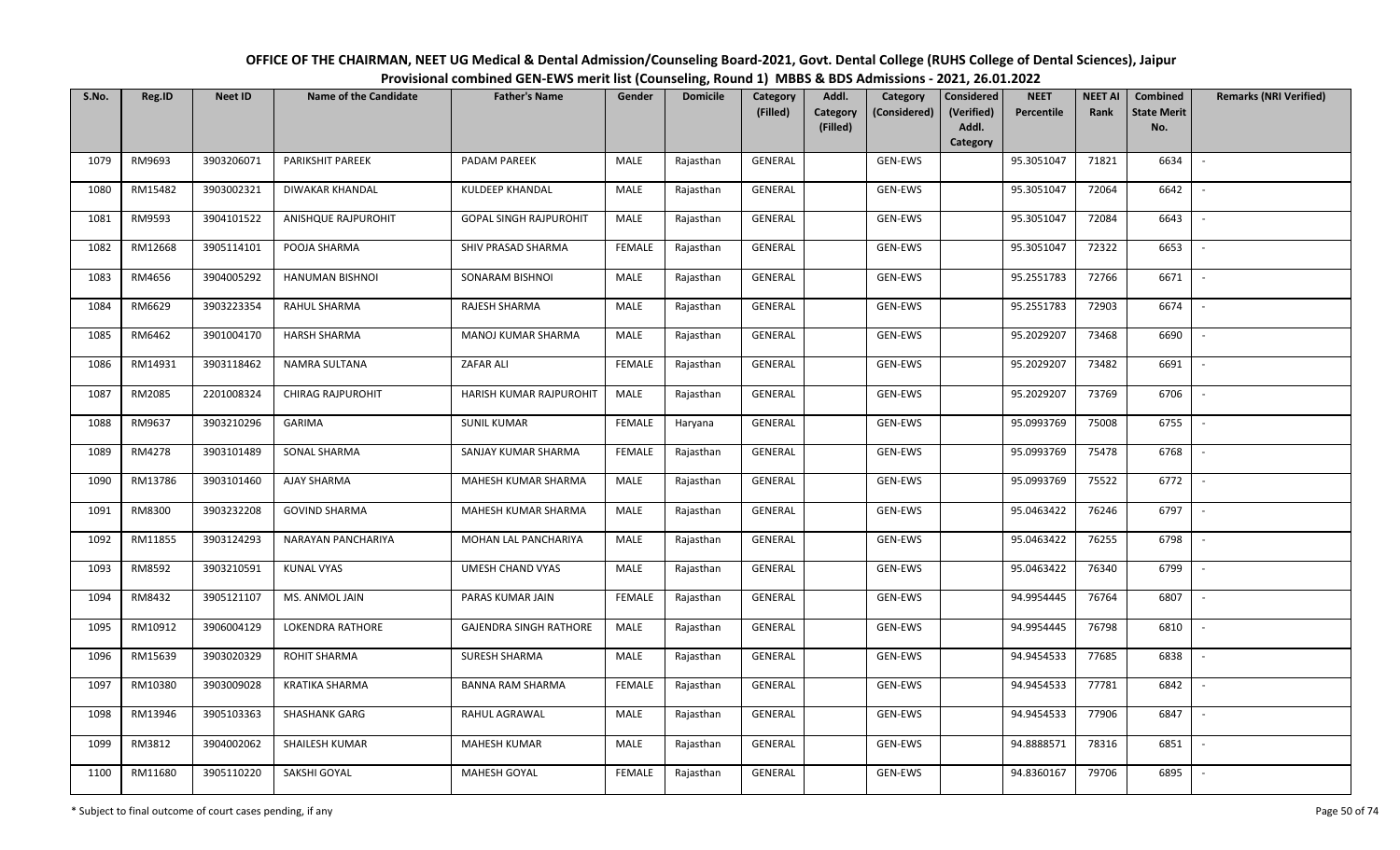# OFFICE OF THE CHAIRMAN, NEET UG Medical & Dental Admission/Counseling Board-2021, Govt. Dental College (RUHS College of Dental Sciences), Jaipur

## Provisional combined GEN-EWS merit list (Counseling, Round 1) MBBS & BDS Admissions - 2021, 26.01.2022

| S.No. | Reg.ID | Neet ID | Name of the Candidate | Father's Name | Gender | Domicile | Category (Filled) | Addl. Category (Filled) | Category (Considered) | Considered (Verified) Addl. Category | NEET Percentile | NEET AI Rank | Combined State Merit No. | Remarks (NRI Verified) |
|---|---|---|---|---|---|---|---|---|---|---|---|---|---|---|
| 1079 | RM9693 | 3903206071 | PARIKSHIT PAREEK | PADAM PAREEK | MALE | Rajasthan | GENERAL | | GEN-EWS | | 95.3051047 | 71821 | 6634 | - |
| 1080 | RM15482 | 3903002321 | DIWAKAR KHANDAL | KULDEEP KHANDAL | MALE | Rajasthan | GENERAL | | GEN-EWS | | 95.3051047 | 72064 | 6642 | - |
| 1081 | RM9593 | 3904101522 | ANISHQUE RAJPUROHIT | GOPAL SINGH RAJPUROHIT | MALE | Rajasthan | GENERAL | | GEN-EWS | | 95.3051047 | 72084 | 6643 | - |
| 1082 | RM12668 | 3905114101 | POOJA SHARMA | SHIV PRASAD SHARMA | FEMALE | Rajasthan | GENERAL | | GEN-EWS | | 95.3051047 | 72322 | 6653 | - |
| 1083 | RM4656 | 3904005292 | HANUMAN BISHNOI | SONARAM BISHNOI | MALE | Rajasthan | GENERAL | | GEN-EWS | | 95.2551783 | 72766 | 6671 | - |
| 1084 | RM6629 | 3903223354 | RAHUL SHARMA | RAJESH SHARMA | MALE | Rajasthan | GENERAL | | GEN-EWS | | 95.2551783 | 72903 | 6674 | - |
| 1085 | RM6462 | 3901004170 | HARSH SHARMA | MANOJ KUMAR SHARMA | MALE | Rajasthan | GENERAL | | GEN-EWS | | 95.2029207 | 73468 | 6690 | - |
| 1086 | RM14931 | 3903118462 | NAMRA SULTANA | ZAFAR ALI | FEMALE | Rajasthan | GENERAL | | GEN-EWS | | 95.2029207 | 73482 | 6691 | - |
| 1087 | RM2085 | 2201008324 | CHIRAG RAJPUROHIT | HARISH KUMAR RAJPUROHIT | MALE | Rajasthan | GENERAL | | GEN-EWS | | 95.2029207 | 73769 | 6706 | - |
| 1088 | RM9637 | 3903210296 | GARIMA | SUNIL KUMAR | FEMALE | Haryana | GENERAL | | GEN-EWS | | 95.0993769 | 75008 | 6755 | - |
| 1089 | RM4278 | 3903101489 | SONAL SHARMA | SANJAY KUMAR SHARMA | FEMALE | Rajasthan | GENERAL | | GEN-EWS | | 95.0993769 | 75478 | 6768 | - |
| 1090 | RM13786 | 3903101460 | AJAY SHARMA | MAHESH KUMAR SHARMA | MALE | Rajasthan | GENERAL | | GEN-EWS | | 95.0993769 | 75522 | 6772 | - |
| 1091 | RM8300 | 3903232208 | GOVIND SHARMA | MAHESH KUMAR SHARMA | MALE | Rajasthan | GENERAL | | GEN-EWS | | 95.0463422 | 76246 | 6797 | - |
| 1092 | RM11855 | 3903124293 | NARAYAN PANCHARIYA | MOHAN LAL PANCHARIYA | MALE | Rajasthan | GENERAL | | GEN-EWS | | 95.0463422 | 76255 | 6798 | - |
| 1093 | RM8592 | 3903210591 | KUNAL VYAS | UMESH CHAND VYAS | MALE | Rajasthan | GENERAL | | GEN-EWS | | 95.0463422 | 76340 | 6799 | - |
| 1094 | RM8432 | 3905121107 | MS. ANMOL JAIN | PARAS KUMAR JAIN | FEMALE | Rajasthan | GENERAL | | GEN-EWS | | 94.9954445 | 76764 | 6807 | - |
| 1095 | RM10912 | 3906004129 | LOKENDRA RATHORE | GAJENDRA SINGH RATHORE | MALE | Rajasthan | GENERAL | | GEN-EWS | | 94.9954445 | 76798 | 6810 | - |
| 1096 | RM15639 | 3903020329 | ROHIT SHARMA | SURESH SHARMA | MALE | Rajasthan | GENERAL | | GEN-EWS | | 94.9454533 | 77685 | 6838 | - |
| 1097 | RM10380 | 3903009028 | KRATIKA SHARMA | BANNA RAM SHARMA | FEMALE | Rajasthan | GENERAL | | GEN-EWS | | 94.9454533 | 77781 | 6842 | - |
| 1098 | RM13946 | 3905103363 | SHASHANK GARG | RAHUL AGRAWAL | MALE | Rajasthan | GENERAL | | GEN-EWS | | 94.9454533 | 77906 | 6847 | - |
| 1099 | RM3812 | 3904002062 | SHAILESH KUMAR | MAHESH KUMAR | MALE | Rajasthan | GENERAL | | GEN-EWS | | 94.8888571 | 78316 | 6851 | - |
| 1100 | RM11680 | 3905110220 | SAKSHI GOYAL | MAHESH GOYAL | FEMALE | Rajasthan | GENERAL | | GEN-EWS | | 94.8360167 | 79706 | 6895 | - |

\* Subject to final outcome of court cases pending, if any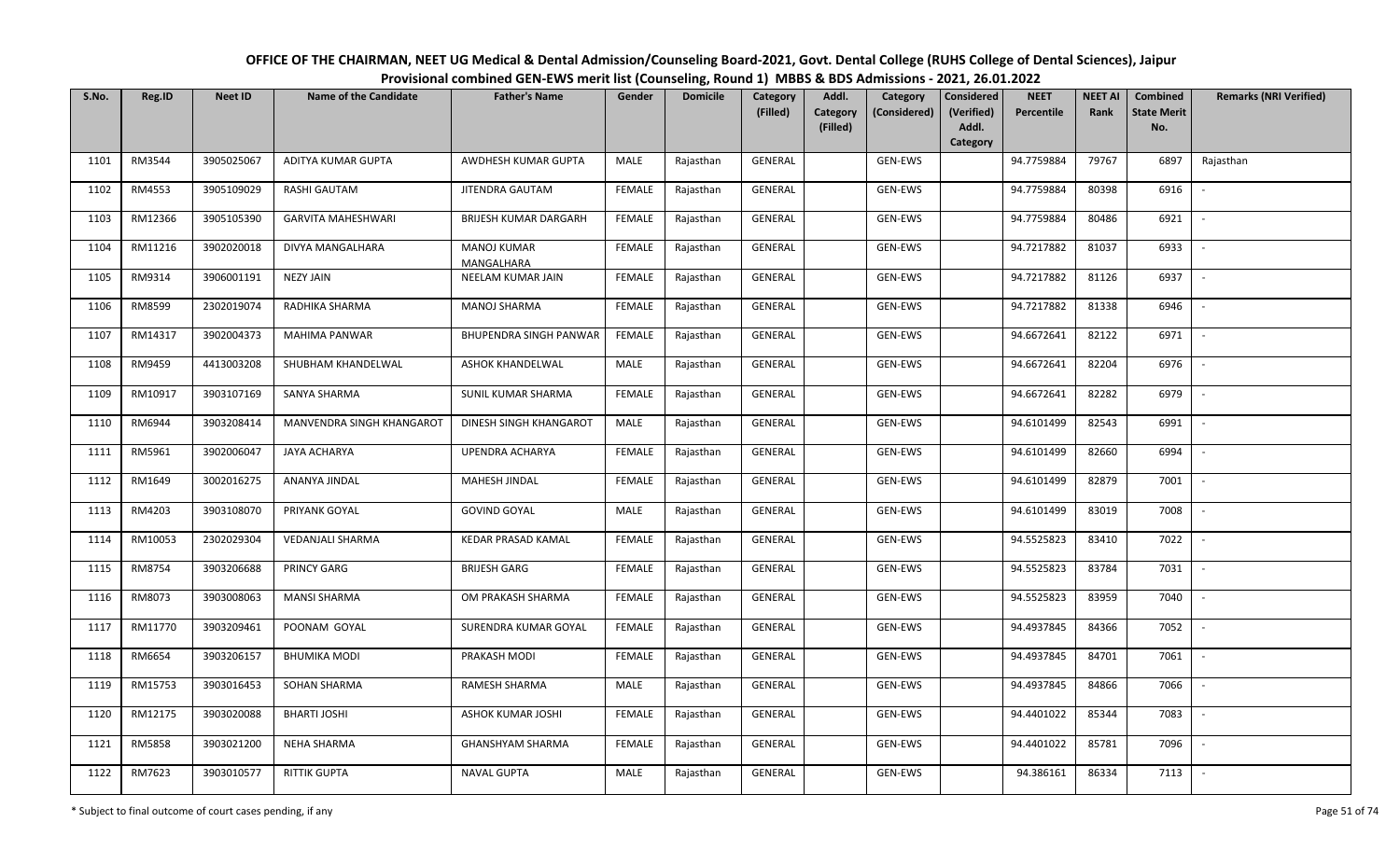# OFFICE OF THE CHAIRMAN, NEET UG Medical & Dental Admission/Counseling Board-2021, Govt. Dental College (RUHS College of Dental Sciences), Jaipur

## Provisional combined GEN-EWS merit list (Counseling, Round 1) MBBS & BDS Admissions - 2021, 26.01.2022

| S.No. | Reg.ID | Neet ID | Name of the Candidate | Father's Name | Gender | Domicile | Category (Filled) | Addl. Category (Filled) | Category (Considered) | Considered (Verified) Addl. Category | NEET Percentile | NEET AI Rank | Combined State Merit No. | Remarks (NRI Verified) |
|---|---|---|---|---|---|---|---|---|---|---|---|---|---|---|
| 1101 | RM3544 | 3905025067 | ADITYA KUMAR GUPTA | AWDHESH KUMAR GUPTA | MALE | Rajasthan | GENERAL | | GEN-EWS | | 94.7759884 | 79767 | 6897 | Rajasthan |
| 1102 | RM4553 | 3905109029 | RASHI GAUTAM | JITENDRA GAUTAM | FEMALE | Rajasthan | GENERAL | | GEN-EWS | | 94.7759884 | 80398 | 6916 | - |
| 1103 | RM12366 | 3905105390 | GARVITA MAHESHWARI | BRIJESH KUMAR DARGARH | FEMALE | Rajasthan | GENERAL | | GEN-EWS | | 94.7759884 | 80486 | 6921 | - |
| 1104 | RM11216 | 3902020018 | DIVYA MANGALHARA | MANOJ KUMAR MANGALHARA | FEMALE | Rajasthan | GENERAL | | GEN-EWS | | 94.7217882 | 81037 | 6933 | - |
| 1105 | RM9314 | 3906001191 | NEZY JAIN | NEELAM KUMAR JAIN | FEMALE | Rajasthan | GENERAL | | GEN-EWS | | 94.7217882 | 81126 | 6937 | - |
| 1106 | RM8599 | 2302019074 | RADHIKA SHARMA | MANOJ SHARMA | FEMALE | Rajasthan | GENERAL | | GEN-EWS | | 94.7217882 | 81338 | 6946 | - |
| 1107 | RM14317 | 3902004373 | MAHIMA PANWAR | BHUPENDRA SINGH PANWAR | FEMALE | Rajasthan | GENERAL | | GEN-EWS | | 94.6672641 | 82122 | 6971 | - |
| 1108 | RM9459 | 4413003208 | SHUBHAM KHANDELWAL | ASHOK KHANDELWAL | MALE | Rajasthan | GENERAL | | GEN-EWS | | 94.6672641 | 82204 | 6976 | - |
| 1109 | RM10917 | 3903107169 | SANYA SHARMA | SUNIL KUMAR SHARMA | FEMALE | Rajasthan | GENERAL | | GEN-EWS | | 94.6672641 | 82282 | 6979 | - |
| 1110 | RM6944 | 3903208414 | MANVENDRA SINGH KHANGAROT | DINESH SINGH KHANGAROT | MALE | Rajasthan | GENERAL | | GEN-EWS | | 94.6101499 | 82543 | 6991 | - |
| 1111 | RM5961 | 3902006047 | JAYA ACHARYA | UPENDRA ACHARYA | FEMALE | Rajasthan | GENERAL | | GEN-EWS | | 94.6101499 | 82660 | 6994 | - |
| 1112 | RM1649 | 3002016275 | ANANYA JINDAL | MAHESH JINDAL | FEMALE | Rajasthan | GENERAL | | GEN-EWS | | 94.6101499 | 82879 | 7001 | - |
| 1113 | RM4203 | 3903108070 | PRIYANK GOYAL | GOVIND GOYAL | MALE | Rajasthan | GENERAL | | GEN-EWS | | 94.6101499 | 83019 | 7008 | - |
| 1114 | RM10053 | 2302029304 | VEDANJALI SHARMA | KEDAR PRASAD KAMAL | FEMALE | Rajasthan | GENERAL | | GEN-EWS | | 94.5525823 | 83410 | 7022 | - |
| 1115 | RM8754 | 3903206688 | PRINCY GARG | BRIJESH GARG | FEMALE | Rajasthan | GENERAL | | GEN-EWS | | 94.5525823 | 83784 | 7031 | - |
| 1116 | RM8073 | 3903008063 | MANSI SHARMA | OM PRAKASH SHARMA | FEMALE | Rajasthan | GENERAL | | GEN-EWS | | 94.5525823 | 83959 | 7040 | - |
| 1117 | RM11770 | 3903209461 | POONAM GOYAL | SURENDRA KUMAR GOYAL | FEMALE | Rajasthan | GENERAL | | GEN-EWS | | 94.4937845 | 84366 | 7052 | - |
| 1118 | RM6654 | 3903206157 | BHUMIKA MODI | PRAKASH MODI | FEMALE | Rajasthan | GENERAL | | GEN-EWS | | 94.4937845 | 84701 | 7061 | - |
| 1119 | RM15753 | 3903016453 | SOHAN SHARMA | RAMESH SHARMA | MALE | Rajasthan | GENERAL | | GEN-EWS | | 94.4937845 | 84866 | 7066 | - |
| 1120 | RM12175 | 3903020088 | BHARTI JOSHI | ASHOK KUMAR JOSHI | FEMALE | Rajasthan | GENERAL | | GEN-EWS | | 94.4401022 | 85344 | 7083 | - |
| 1121 | RM5858 | 3903021200 | NEHA SHARMA | GHANSHYAM SHARMA | FEMALE | Rajasthan | GENERAL | | GEN-EWS | | 94.4401022 | 85781 | 7096 | - |
| 1122 | RM7623 | 3903010577 | RITTIK GUPTA | NAVAL GUPTA | MALE | Rajasthan | GENERAL | | GEN-EWS | | 94.386161 | 86334 | 7113 | - |

\* Subject to final outcome of court cases pending, if any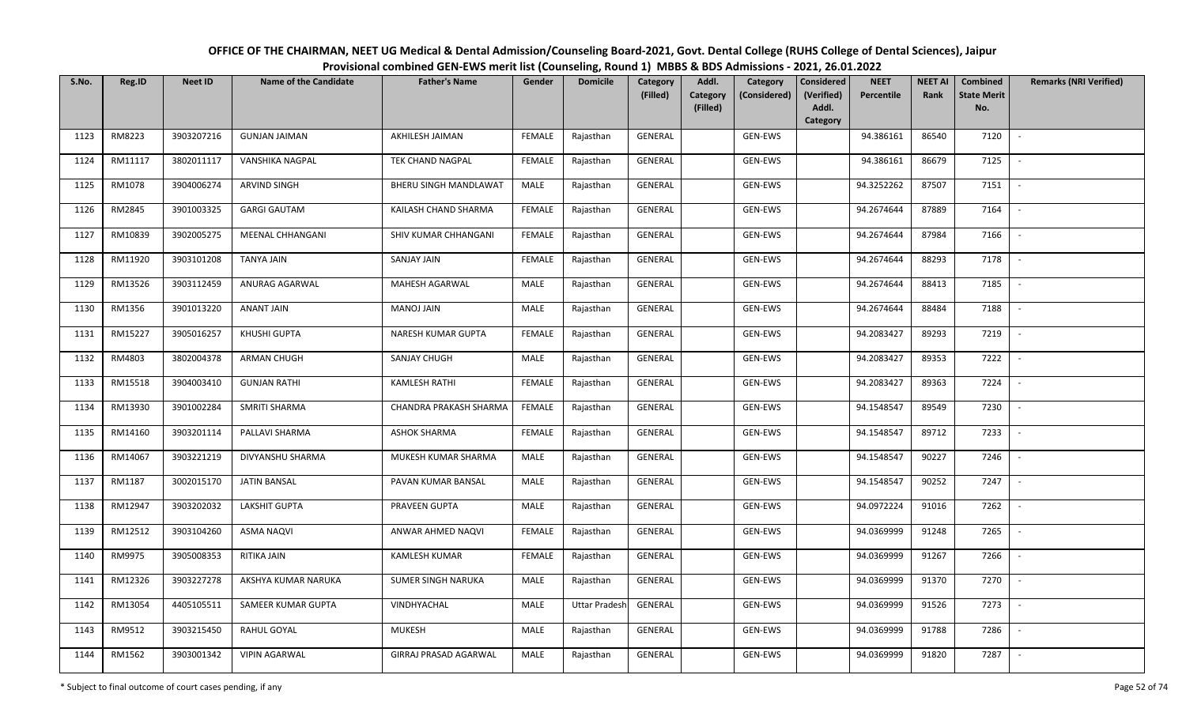# OFFICE OF THE CHAIRMAN, NEET UG Medical & Dental Admission/Counseling Board-2021, Govt. Dental College (RUHS College of Dental Sciences), Jaipur

## Provisional combined GEN-EWS merit list (Counseling, Round 1) MBBS & BDS Admissions - 2021, 26.01.2022

| S.No. | Reg.ID | Neet ID | Name of the Candidate | Father's Name | Gender | Domicile | Category (Filled) | Addl. Category (Filled) | Category (Considered) | Considered (Verified) Addl. Category | NEET Percentile | NEET AI Rank | Combined State Merit No. | Remarks (NRI Verified) |
|---|---|---|---|---|---|---|---|---|---|---|---|---|---|---|
| 1123 | RM8223 | 3903207216 | GUNJAN JAIMAN | AKHILESH JAIMAN | FEMALE | Rajasthan | GENERAL | | GEN-EWS | | 94.386161 | 86540 | 7120 | - |
| 1124 | RM11117 | 3802011117 | VANSHIKA NAGPAL | TEK CHAND NAGPAL | FEMALE | Rajasthan | GENERAL | | GEN-EWS | | 94.386161 | 86679 | 7125 | - |
| 1125 | RM1078 | 3904006274 | ARVIND SINGH | BHERU SINGH MANDLAWAT | MALE | Rajasthan | GENERAL | | GEN-EWS | | 94.3252262 | 87507 | 7151 | - |
| 1126 | RM2845 | 3901003325 | GARGI GAUTAM | KAILASH CHAND SHARMA | FEMALE | Rajasthan | GENERAL | | GEN-EWS | | 94.2674644 | 87889 | 7164 | - |
| 1127 | RM10839 | 3902005275 | MEENAL CHHANGANI | SHIV KUMAR CHHANGANI | FEMALE | Rajasthan | GENERAL | | GEN-EWS | | 94.2674644 | 87984 | 7166 | - |
| 1128 | RM11920 | 3903101208 | TANYA JAIN | SANJAY JAIN | FEMALE | Rajasthan | GENERAL | | GEN-EWS | | 94.2674644 | 88293 | 7178 | - |
| 1129 | RM13526 | 3903112459 | ANURAG AGARWAL | MAHESH AGARWAL | MALE | Rajasthan | GENERAL | | GEN-EWS | | 94.2674644 | 88413 | 7185 | - |
| 1130 | RM1356 | 3901013220 | ANANT JAIN | MANOJ JAIN | MALE | Rajasthan | GENERAL | | GEN-EWS | | 94.2674644 | 88484 | 7188 | - |
| 1131 | RM15227 | 3905016257 | KHUSHI GUPTA | NARESH KUMAR GUPTA | FEMALE | Rajasthan | GENERAL | | GEN-EWS | | 94.2083427 | 89293 | 7219 | - |
| 1132 | RM4803 | 3802004378 | ARMAN CHUGH | SANJAY CHUGH | MALE | Rajasthan | GENERAL | | GEN-EWS | | 94.2083427 | 89353 | 7222 | - |
| 1133 | RM15518 | 3904003410 | GUNJAN RATHI | KAMLESH RATHI | FEMALE | Rajasthan | GENERAL | | GEN-EWS | | 94.2083427 | 89363 | 7224 | - |
| 1134 | RM13930 | 3901002284 | SMRITI SHARMA | CHANDRA PRAKASH SHARMA | FEMALE | Rajasthan | GENERAL | | GEN-EWS | | 94.1548547 | 89549 | 7230 | - |
| 1135 | RM14160 | 3903201114 | PALLAVI SHARMA | ASHOK SHARMA | FEMALE | Rajasthan | GENERAL | | GEN-EWS | | 94.1548547 | 89712 | 7233 | - |
| 1136 | RM14067 | 3903221219 | DIVYANSHU SHARMA | MUKESH KUMAR SHARMA | MALE | Rajasthan | GENERAL | | GEN-EWS | | 94.1548547 | 90227 | 7246 | - |
| 1137 | RM1187 | 3002015170 | JATIN BANSAL | PAVAN KUMAR BANSAL | MALE | Rajasthan | GENERAL | | GEN-EWS | | 94.1548547 | 90252 | 7247 | - |
| 1138 | RM12947 | 3903202032 | LAKSHIT GUPTA | PRAVEEN GUPTA | MALE | Rajasthan | GENERAL | | GEN-EWS | | 94.0972224 | 91016 | 7262 | - |
| 1139 | RM12512 | 3903104260 | ASMA NAQVI | ANWAR AHMED NAQVI | FEMALE | Rajasthan | GENERAL | | GEN-EWS | | 94.0369999 | 91248 | 7265 | - |
| 1140 | RM9975 | 3905008353 | RITIKA JAIN | KAMLESH KUMAR | FEMALE | Rajasthan | GENERAL | | GEN-EWS | | 94.0369999 | 91267 | 7266 | - |
| 1141 | RM12326 | 3903227278 | AKSHYA KUMAR NARUKA | SUMER SINGH NARUKA | MALE | Rajasthan | GENERAL | | GEN-EWS | | 94.0369999 | 91370 | 7270 | - |
| 1142 | RM13054 | 4405105511 | SAMEER KUMAR GUPTA | VINDHYACHAL | MALE | Uttar Pradesh | GENERAL | | GEN-EWS | | 94.0369999 | 91526 | 7273 | - |
| 1143 | RM9512 | 3903215450 | RAHUL GOYAL | MUKESH | MALE | Rajasthan | GENERAL | | GEN-EWS | | 94.0369999 | 91788 | 7286 | - |
| 1144 | RM1562 | 3903001342 | VIPIN AGARWAL | GIRRAJ PRASAD AGARWAL | MALE | Rajasthan | GENERAL | | GEN-EWS | | 94.0369999 | 91820 | 7287 | - |

\* Subject to final outcome of court cases pending, if any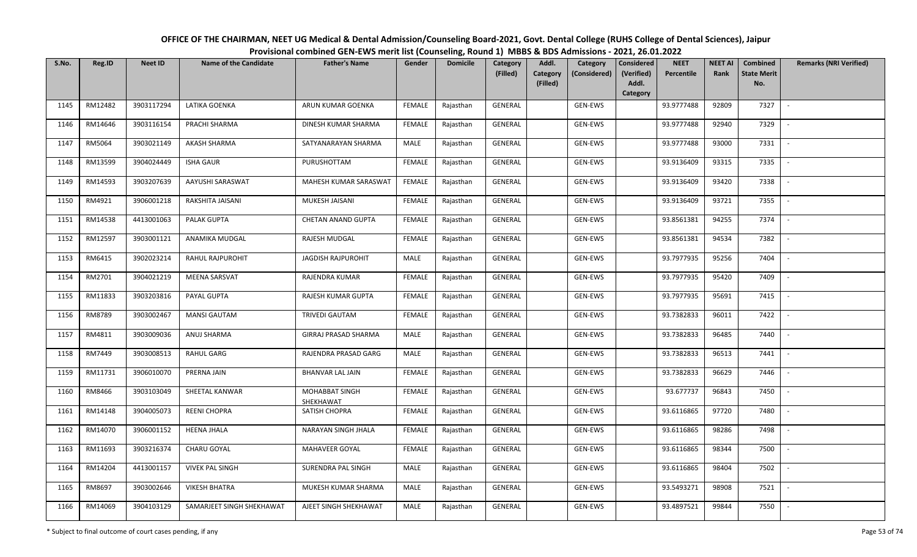# OFFICE OF THE CHAIRMAN, NEET UG Medical & Dental Admission/Counseling Board-2021, Govt. Dental College (RUHS College of Dental Sciences), Jaipur

## Provisional combined GEN-EWS merit list (Counseling, Round 1) MBBS & BDS Admissions - 2021, 26.01.2022

| S.No. | Reg.ID | Neet ID | Name of the Candidate | Father's Name | Gender | Domicile | Category (Filled) | Addl. Category (Filled) | Category (Considered) | Considered (Verified) Addl. Category | NEET Percentile | NEET AI Rank | Combined State Merit No. | Remarks (NRI Verified) |
|---|---|---|---|---|---|---|---|---|---|---|---|---|---|---|
| 1145 | RM12482 | 3903117294 | LATIKA GOENKA | ARUN KUMAR GOENKA | FEMALE | Rajasthan | GENERAL | | GEN-EWS | | 93.9777488 | 92809 | 7327 | - |
| 1146 | RM14646 | 3903116154 | PRACHI SHARMA | DINESH KUMAR SHARMA | FEMALE | Rajasthan | GENERAL | | GEN-EWS | | 93.9777488 | 92940 | 7329 | - |
| 1147 | RM5064 | 3903021149 | AKASH SHARMA | SATYANARAYAN SHARMA | MALE | Rajasthan | GENERAL | | GEN-EWS | | 93.9777488 | 93000 | 7331 | - |
| 1148 | RM13599 | 3904024449 | ISHA GAUR | PURUSHOTTAM | FEMALE | Rajasthan | GENERAL | | GEN-EWS | | 93.9136409 | 93315 | 7335 | - |
| 1149 | RM14593 | 3903207639 | AAYUSHI SARASWAT | MAHESH KUMAR SARASWAT | FEMALE | Rajasthan | GENERAL | | GEN-EWS | | 93.9136409 | 93420 | 7338 | - |
| 1150 | RM4921 | 3906001218 | RAKSHITA JAISANI | MUKESH JAISANI | FEMALE | Rajasthan | GENERAL | | GEN-EWS | | 93.9136409 | 93721 | 7355 | - |
| 1151 | RM14538 | 4413001063 | PALAK GUPTA | CHETAN ANAND GUPTA | FEMALE | Rajasthan | GENERAL | | GEN-EWS | | 93.8561381 | 94255 | 7374 | - |
| 1152 | RM12597 | 3903001121 | ANAMIKA MUDGAL | RAJESH MUDGAL | FEMALE | Rajasthan | GENERAL | | GEN-EWS | | 93.8561381 | 94534 | 7382 | - |
| 1153 | RM6415 | 3902023214 | RAHUL RAJPUROHIT | JAGDISH RAJPUROHIT | MALE | Rajasthan | GENERAL | | GEN-EWS | | 93.7977935 | 95256 | 7404 | - |
| 1154 | RM2701 | 3904021219 | MEENA SARSVAT | RAJENDRA KUMAR | FEMALE | Rajasthan | GENERAL | | GEN-EWS | | 93.7977935 | 95420 | 7409 | - |
| 1155 | RM11833 | 3903203816 | PAYAL GUPTA | RAJESH KUMAR GUPTA | FEMALE | Rajasthan | GENERAL | | GEN-EWS | | 93.7977935 | 95691 | 7415 | - |
| 1156 | RM8789 | 3903002467 | MANSI GAUTAM | TRIVEDI GAUTAM | FEMALE | Rajasthan | GENERAL | | GEN-EWS | | 93.7382833 | 96011 | 7422 | - |
| 1157 | RM4811 | 3903009036 | ANUJ SHARMA | GIRRAJ PRASAD SHARMA | MALE | Rajasthan | GENERAL | | GEN-EWS | | 93.7382833 | 96485 | 7440 | - |
| 1158 | RM7449 | 3903008513 | RAHUL GARG | RAJENDRA PRASAD GARG | MALE | Rajasthan | GENERAL | | GEN-EWS | | 93.7382833 | 96513 | 7441 | - |
| 1159 | RM11731 | 3906010070 | PRERNA JAIN | BHANVAR LAL JAIN | FEMALE | Rajasthan | GENERAL | | GEN-EWS | | 93.7382833 | 96629 | 7446 | - |
| 1160 | RM8466 | 3903103049 | SHEETAL KANWAR | MOHABBAT SINGH SHEKHAWAT | FEMALE | Rajasthan | GENERAL | | GEN-EWS | | 93.677737 | 96843 | 7450 | - |
| 1161 | RM14148 | 3904005073 | REENI CHOPRA | SATISH CHOPRA | FEMALE | Rajasthan | GENERAL | | GEN-EWS | | 93.6116865 | 97720 | 7480 | - |
| 1162 | RM14070 | 3906001152 | HEENA JHALA | NARAYAN SINGH JHALA | FEMALE | Rajasthan | GENERAL | | GEN-EWS | | 93.6116865 | 98286 | 7498 | - |
| 1163 | RM11693 | 3903216374 | CHARU GOYAL | MAHAVEER GOYAL | FEMALE | Rajasthan | GENERAL | | GEN-EWS | | 93.6116865 | 98344 | 7500 | - |
| 1164 | RM14204 | 4413001157 | VIVEK PAL SINGH | SURENDRA PAL SINGH | MALE | Rajasthan | GENERAL | | GEN-EWS | | 93.6116865 | 98404 | 7502 | - |
| 1165 | RM8697 | 3903002646 | VIKESH BHATRA | MUKESH KUMAR SHARMA | MALE | Rajasthan | GENERAL | | GEN-EWS | | 93.5493271 | 98908 | 7521 | - |
| 1166 | RM14069 | 3904103129 | SAMARJEET SINGH SHEKHAWAT | AJEET SINGH SHEKHAWAT | MALE | Rajasthan | GENERAL | | GEN-EWS | | 93.4897521 | 99844 | 7550 | - |

\* Subject to final outcome of court cases pending, if any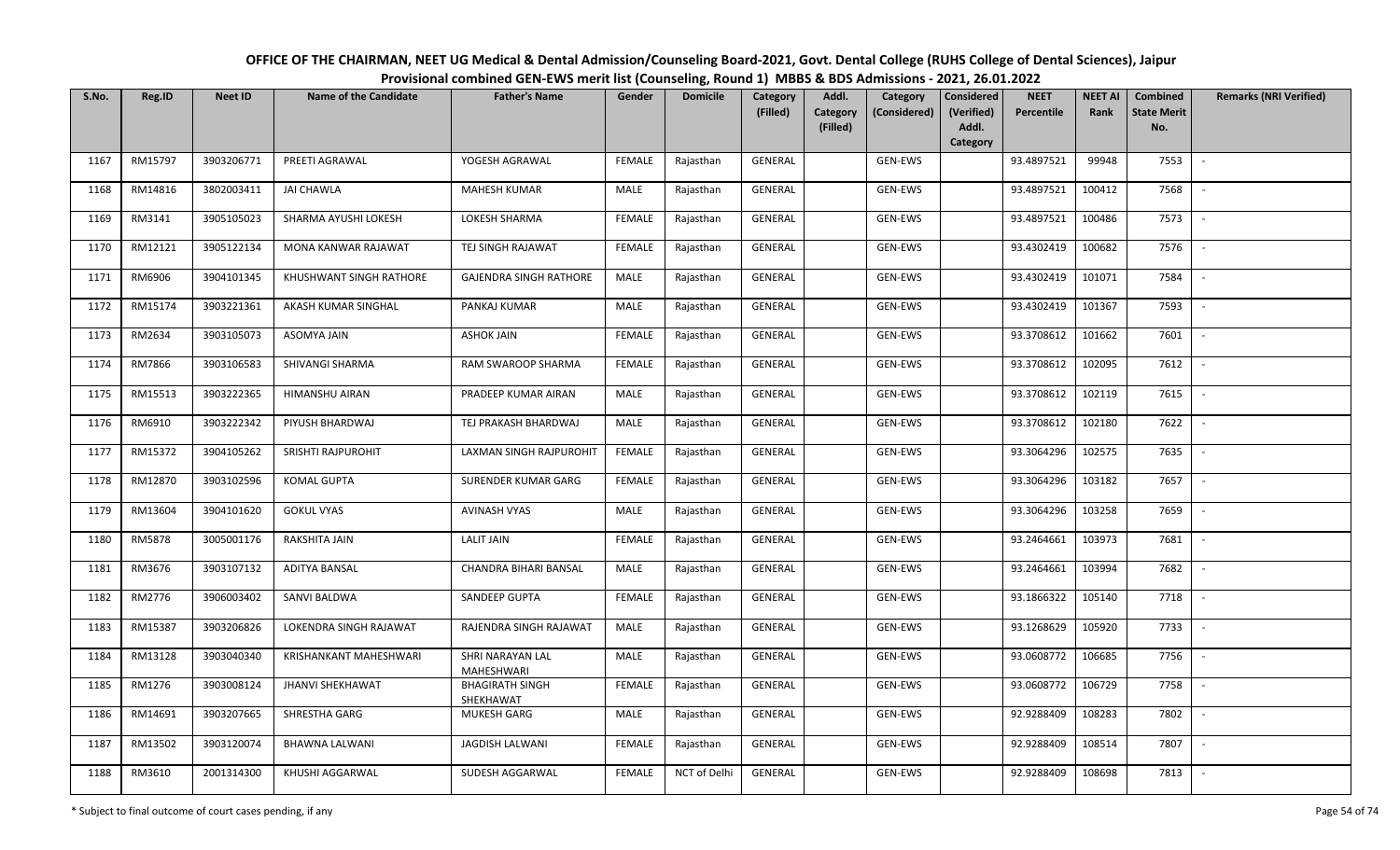# OFFICE OF THE CHAIRMAN, NEET UG Medical & Dental Admission/Counseling Board-2021, Govt. Dental College (RUHS College of Dental Sciences), Jaipur

## Provisional combined GEN-EWS merit list (Counseling, Round 1) MBBS & BDS Admissions - 2021, 26.01.2022

| S.No. | Reg.ID | Neet ID | Name of the Candidate | Father's Name | Gender | Domicile | Category (Filled) | Addl. Category (Filled) | Category (Considered) | Considered (Verified) Addl. Category | NEET Percentile | NEET AI Rank | Combined State Merit No. | Remarks (NRI Verified) |
|---|---|---|---|---|---|---|---|---|---|---|---|---|---|---|
| 1167 | RM15797 | 3903206771 | PREETI AGRAWAL | YOGESH AGRAWAL | FEMALE | Rajasthan | GENERAL | | GEN-EWS | | 93.4897521 | 99948 | 7553 | - |
| 1168 | RM14816 | 3802003411 | JAI CHAWLA | MAHESH KUMAR | MALE | Rajasthan | GENERAL | | GEN-EWS | | 93.4897521 | 100412 | 7568 | - |
| 1169 | RM3141 | 3905105023 | SHARMA AYUSHI LOKESH | LOKESH SHARMA | FEMALE | Rajasthan | GENERAL | | GEN-EWS | | 93.4897521 | 100486 | 7573 | - |
| 1170 | RM12121 | 3905122134 | MONA KANWAR RAJAWAT | TEJ SINGH RAJAWAT | FEMALE | Rajasthan | GENERAL | | GEN-EWS | | 93.4302419 | 100682 | 7576 | - |
| 1171 | RM6906 | 3904101345 | KHUSHWANT SINGH RATHORE | GAJENDRA SINGH RATHORE | MALE | Rajasthan | GENERAL | | GEN-EWS | | 93.4302419 | 101071 | 7584 | - |
| 1172 | RM15174 | 3903221361 | AKASH KUMAR SINGHAL | PANKAJ KUMAR | MALE | Rajasthan | GENERAL | | GEN-EWS | | 93.4302419 | 101367 | 7593 | - |
| 1173 | RM2634 | 3903105073 | ASOMYA JAIN | ASHOK JAIN | FEMALE | Rajasthan | GENERAL | | GEN-EWS | | 93.3708612 | 101662 | 7601 | - |
| 1174 | RM7866 | 3903106583 | SHIVANGI SHARMA | RAM SWAROOP SHARMA | FEMALE | Rajasthan | GENERAL | | GEN-EWS | | 93.3708612 | 102095 | 7612 | - |
| 1175 | RM15513 | 3903222365 | HIMANSHU AIRAN | PRADEEP KUMAR AIRAN | MALE | Rajasthan | GENERAL | | GEN-EWS | | 93.3708612 | 102119 | 7615 | - |
| 1176 | RM6910 | 3903222342 | PIYUSH BHARDWAJ | TEJ PRAKASH BHARDWAJ | MALE | Rajasthan | GENERAL | | GEN-EWS | | 93.3708612 | 102180 | 7622 | - |
| 1177 | RM15372 | 3904105262 | SRISHTI RAJPUROHIT | LAXMAN SINGH RAJPUROHIT | FEMALE | Rajasthan | GENERAL | | GEN-EWS | | 93.3064296 | 102575 | 7635 | - |
| 1178 | RM12870 | 3903102596 | KOMAL GUPTA | SURENDER KUMAR GARG | FEMALE | Rajasthan | GENERAL | | GEN-EWS | | 93.3064296 | 103182 | 7657 | - |
| 1179 | RM13604 | 3904101620 | GOKUL VYAS | AVINASH VYAS | MALE | Rajasthan | GENERAL | | GEN-EWS | | 93.3064296 | 103258 | 7659 | - |
| 1180 | RM5878 | 3005001176 | RAKSHITA JAIN | LALIT JAIN | FEMALE | Rajasthan | GENERAL | | GEN-EWS | | 93.2464661 | 103973 | 7681 | - |
| 1181 | RM3676 | 3903107132 | ADITYA BANSAL | CHANDRA BIHARI BANSAL | MALE | Rajasthan | GENERAL | | GEN-EWS | | 93.2464661 | 103994 | 7682 | - |
| 1182 | RM2776 | 3906003402 | SANVI BALDWA | SANDEEP GUPTA | FEMALE | Rajasthan | GENERAL | | GEN-EWS | | 93.1866322 | 105140 | 7718 | - |
| 1183 | RM15387 | 3903206826 | LOKENDRA SINGH RAJAWAT | RAJENDRA SINGH RAJAWAT | MALE | Rajasthan | GENERAL | | GEN-EWS | | 93.1268629 | 105920 | 7733 | - |
| 1184 | RM13128 | 3903040340 | KRISHANKANT MAHESHWARI | SHRI NARAYAN LAL MAHESHWARI | MALE | Rajasthan | GENERAL | | GEN-EWS | | 93.0608772 | 106685 | 7756 | - |
| 1185 | RM1276 | 3903008124 | JHANVI SHEKHAWAT | BHAGIRATH SINGH SHEKHAWAT | FEMALE | Rajasthan | GENERAL | | GEN-EWS | | 93.0608772 | 106729 | 7758 | - |
| 1186 | RM14691 | 3903207665 | SHRESTHA GARG | MUKESH GARG | MALE | Rajasthan | GENERAL | | GEN-EWS | | 92.9288409 | 108283 | 7802 | - |
| 1187 | RM13502 | 3903120074 | BHAWNA LALWANI | JAGDISH LALWANI | FEMALE | Rajasthan | GENERAL | | GEN-EWS | | 92.9288409 | 108514 | 7807 | - |
| 1188 | RM3610 | 2001314300 | KHUSHI AGGARWAL | SUDESH AGGARWAL | FEMALE | NCT of Delhi | GENERAL | | GEN-EWS | | 92.9288409 | 108698 | 7813 | - |

\* Subject to final outcome of court cases pending, if any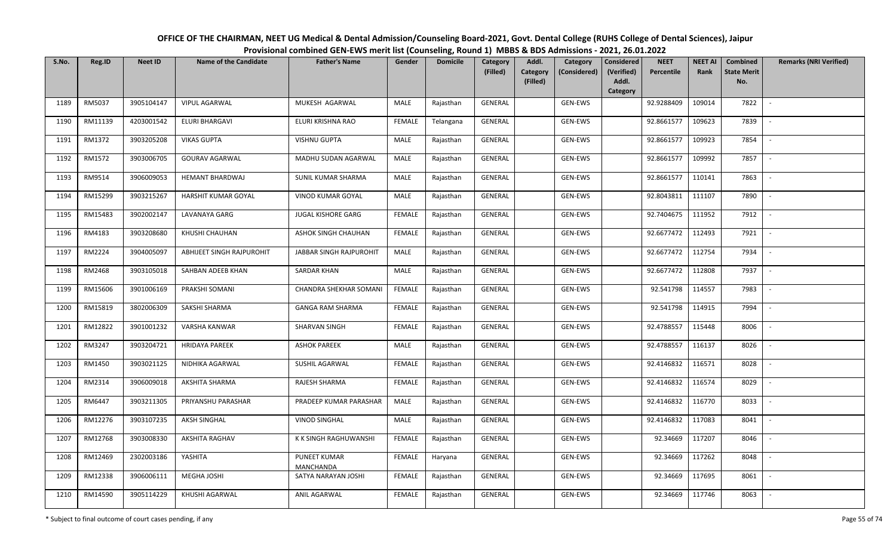# OFFICE OF THE CHAIRMAN, NEET UG Medical & Dental Admission/Counseling Board-2021, Govt. Dental College (RUHS College of Dental Sciences), Jaipur

## Provisional combined GEN-EWS merit list (Counseling, Round 1) MBBS & BDS Admissions - 2021, 26.01.2022

| S.No. | Reg.ID | Neet ID | Name of the Candidate | Father's Name | Gender | Domicile | Category (Filled) | Addl. Category (Filled) | Category (Considered) | Considered (Verified) Addl. Category | NEET Percentile | NEET AI Rank | Combined State Merit No. | Remarks (NRI Verified) |
|---|---|---|---|---|---|---|---|---|---|---|---|---|---|---|
| 1189 | RM5037 | 3905104147 | VIPUL AGARWAL | MUKESH AGARWAL | MALE | Rajasthan | GENERAL | | GEN-EWS | | 92.9288409 | 109014 | 7822 | - |
| 1190 | RM11139 | 4203001542 | ELURI BHARGAVI | ELURI KRISHNA RAO | FEMALE | Telangana | GENERAL | | GEN-EWS | | 92.8661577 | 109623 | 7839 | - |
| 1191 | RM1372 | 3903205208 | VIKAS GUPTA | VISHNU GUPTA | MALE | Rajasthan | GENERAL | | GEN-EWS | | 92.8661577 | 109923 | 7854 | - |
| 1192 | RM1572 | 3903006705 | GOURAV AGARWAL | MADHU SUDAN AGARWAL | MALE | Rajasthan | GENERAL | | GEN-EWS | | 92.8661577 | 109992 | 7857 | - |
| 1193 | RM9514 | 3906009053 | HEMANT BHARDWAJ | SUNIL KUMAR SHARMA | MALE | Rajasthan | GENERAL | | GEN-EWS | | 92.8661577 | 110141 | 7863 | - |
| 1194 | RM15299 | 3903215267 | HARSHIT KUMAR GOYAL | VINOD KUMAR GOYAL | MALE | Rajasthan | GENERAL | | GEN-EWS | | 92.8043811 | 111107 | 7890 | - |
| 1195 | RM15483 | 3902002147 | LAVANAYA GARG | JUGAL KISHORE GARG | FEMALE | Rajasthan | GENERAL | | GEN-EWS | | 92.7404675 | 111952 | 7912 | - |
| 1196 | RM4183 | 3903208680 | KHUSHI CHAUHAN | ASHOK SINGH CHAUHAN | FEMALE | Rajasthan | GENERAL | | GEN-EWS | | 92.6677472 | 112493 | 7921 | - |
| 1197 | RM2224 | 3904005097 | ABHIJEET SINGH RAJPUROHIT | JABBAR SINGH RAJPUROHIT | MALE | Rajasthan | GENERAL | | GEN-EWS | | 92.6677472 | 112754 | 7934 | - |
| 1198 | RM2468 | 3903105018 | SAHBAN ADEEB KHAN | SARDAR KHAN | MALE | Rajasthan | GENERAL | | GEN-EWS | | 92.6677472 | 112808 | 7937 | - |
| 1199 | RM15606 | 3901006169 | PRAKSHI SOMANI | CHANDRA SHEKHAR SOMANI | FEMALE | Rajasthan | GENERAL | | GEN-EWS | | 92.541798 | 114557 | 7983 | - |
| 1200 | RM15819 | 3802006309 | SAKSHI SHARMA | GANGA RAM SHARMA | FEMALE | Rajasthan | GENERAL | | GEN-EWS | | 92.541798 | 114915 | 7994 | - |
| 1201 | RM12822 | 3901001232 | VARSHA KANWAR | SHARVAN SINGH | FEMALE | Rajasthan | GENERAL | | GEN-EWS | | 92.4788557 | 115448 | 8006 | - |
| 1202 | RM3247 | 3903204721 | HRIDAYA PAREEK | ASHOK PAREEK | MALE | Rajasthan | GENERAL | | GEN-EWS | | 92.4788557 | 116137 | 8026 | - |
| 1203 | RM1450 | 3903021125 | NIDHIKA AGARWAL | SUSHIL AGARWAL | FEMALE | Rajasthan | GENERAL | | GEN-EWS | | 92.4146832 | 116571 | 8028 | - |
| 1204 | RM2314 | 3906009018 | AKSHITA SHARMA | RAJESH SHARMA | FEMALE | Rajasthan | GENERAL | | GEN-EWS | | 92.4146832 | 116574 | 8029 | - |
| 1205 | RM6447 | 3903211305 | PRIYANSHU PARASHAR | PRADEEP KUMAR PARASHAR | MALE | Rajasthan | GENERAL | | GEN-EWS | | 92.4146832 | 116770 | 8033 | - |
| 1206 | RM12276 | 3903107235 | AKSH SINGHAL | VINOD SINGHAL | MALE | Rajasthan | GENERAL | | GEN-EWS | | 92.4146832 | 117083 | 8041 | - |
| 1207 | RM12768 | 3903008330 | AKSHITA RAGHAV | K K SINGH RAGHUWANSHI | FEMALE | Rajasthan | GENERAL | | GEN-EWS | | 92.34669 | 117207 | 8046 | - |
| 1208 | RM12469 | 2302003186 | YASHITA | PUNEET KUMAR MANCHANDA | FEMALE | Haryana | GENERAL | | GEN-EWS | | 92.34669 | 117262 | 8048 | - |
| 1209 | RM12338 | 3906006111 | MEGHA JOSHI | SATYA NARAYAN JOSHI | FEMALE | Rajasthan | GENERAL | | GEN-EWS | | 92.34669 | 117695 | 8061 | - |
| 1210 | RM14590 | 3905114229 | KHUSHI AGARWAL | ANIL AGARWAL | FEMALE | Rajasthan | GENERAL | | GEN-EWS | | 92.34669 | 117746 | 8063 | - |

\* Subject to final outcome of court cases pending, if any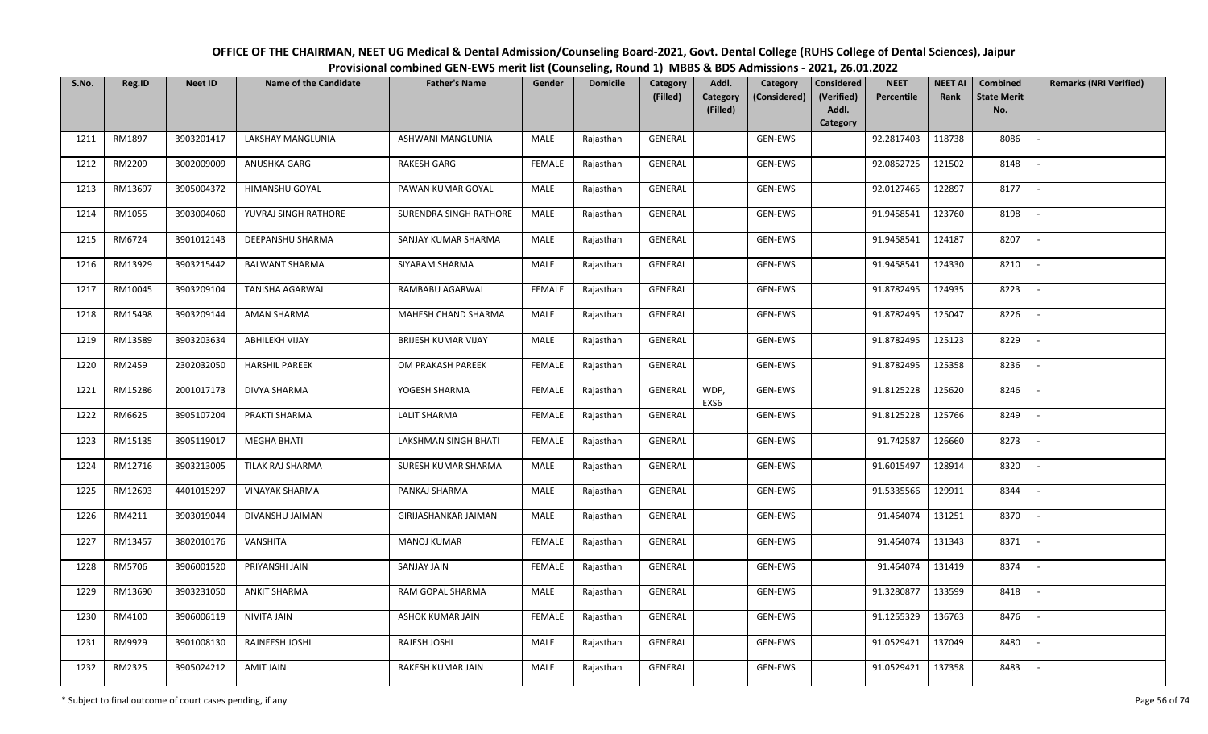# OFFICE OF THE CHAIRMAN, NEET UG Medical & Dental Admission/Counseling Board-2021, Govt. Dental College (RUHS College of Dental Sciences), Jaipur

## Provisional combined GEN-EWS merit list (Counseling, Round 1) MBBS & BDS Admissions - 2021, 26.01.2022

| S.No. | Reg.ID | Neet ID | Name of the Candidate | Father's Name | Gender | Domicile | Category (Filled) | Addl. Category (Filled) | Category (Considered) | Considered (Verified) Addl. Category | NEET Percentile | NEET AI Rank | Combined State Merit No. | Remarks (NRI Verified) |
|---|---|---|---|---|---|---|---|---|---|---|---|---|---|---|
| 1211 | RM1897 | 3903201417 | LAKSHAY MANGLUNIA | ASHWANI MANGLUNIA | MALE | Rajasthan | GENERAL | | GEN-EWS | | 92.2817403 | 118738 | 8086 | - |
| 1212 | RM2209 | 3002009009 | ANUSHKA GARG | RAKESH GARG | FEMALE | Rajasthan | GENERAL | | GEN-EWS | | 92.0852725 | 121502 | 8148 | - |
| 1213 | RM13697 | 3905004372 | HIMANSHU GOYAL | PAWAN KUMAR GOYAL | MALE | Rajasthan | GENERAL | | GEN-EWS | | 92.0127465 | 122897 | 8177 | - |
| 1214 | RM1055 | 3903004060 | YUVRAJ SINGH RATHORE | SURENDRA SINGH RATHORE | MALE | Rajasthan | GENERAL | | GEN-EWS | | 91.9458541 | 123760 | 8198 | - |
| 1215 | RM6724 | 3901012143 | DEEPANSHU SHARMA | SANJAY KUMAR SHARMA | MALE | Rajasthan | GENERAL | | GEN-EWS | | 91.9458541 | 124187 | 8207 | - |
| 1216 | RM13929 | 3903215442 | BALWANT SHARMA | SIYARAM SHARMA | MALE | Rajasthan | GENERAL | | GEN-EWS | | 91.9458541 | 124330 | 8210 | - |
| 1217 | RM10045 | 3903209104 | TANISHA AGARWAL | RAMBABU AGARWAL | FEMALE | Rajasthan | GENERAL | | GEN-EWS | | 91.8782495 | 124935 | 8223 | - |
| 1218 | RM15498 | 3903209144 | AMAN SHARMA | MAHESH CHAND SHARMA | MALE | Rajasthan | GENERAL | | GEN-EWS | | 91.8782495 | 125047 | 8226 | - |
| 1219 | RM13589 | 3903203634 | ABHILEKH VIJAY | BRIJESH KUMAR VIJAY | MALE | Rajasthan | GENERAL | | GEN-EWS | | 91.8782495 | 125123 | 8229 | - |
| 1220 | RM2459 | 2302032050 | HARSHIL PAREEK | OM PRAKASH PAREEK | FEMALE | Rajasthan | GENERAL | | GEN-EWS | | 91.8782495 | 125358 | 8236 | - |
| 1221 | RM15286 | 2001017173 | DIVYA SHARMA | YOGESH SHARMA | FEMALE | Rajasthan | GENERAL | WDP, EXS6 | GEN-EWS | | 91.8125228 | 125620 | 8246 | - |
| 1222 | RM6625 | 3905107204 | PRAKTI SHARMA | LALIT SHARMA | FEMALE | Rajasthan | GENERAL | | GEN-EWS | | 91.8125228 | 125766 | 8249 | - |
| 1223 | RM15135 | 3905119017 | MEGHA BHATI | LAKSHMAN SINGH BHATI | FEMALE | Rajasthan | GENERAL | | GEN-EWS | | 91.742587 | 126660 | 8273 | - |
| 1224 | RM12716 | 3903213005 | TILAK RAJ SHARMA | SURESH KUMAR SHARMA | MALE | Rajasthan | GENERAL | | GEN-EWS | | 91.6015497 | 128914 | 8320 | - |
| 1225 | RM12693 | 4401015297 | VINAYAK SHARMA | PANKAJ SHARMA | MALE | Rajasthan | GENERAL | | GEN-EWS | | 91.5335566 | 129911 | 8344 | - |
| 1226 | RM4211 | 3903019044 | DIVANSHU JAIMAN | GIRIJASHANKAR JAIMAN | MALE | Rajasthan | GENERAL | | GEN-EWS | | 91.464074 | 131251 | 8370 | - |
| 1227 | RM13457 | 3802010176 | VANSHITA | MANOJ KUMAR | FEMALE | Rajasthan | GENERAL | | GEN-EWS | | 91.464074 | 131343 | 8371 | - |
| 1228 | RM5706 | 3906001520 | PRIYANSHI JAIN | SANJAY JAIN | FEMALE | Rajasthan | GENERAL | | GEN-EWS | | 91.464074 | 131419 | 8374 | - |
| 1229 | RM13690 | 3903231050 | ANKIT SHARMA | RAM GOPAL SHARMA | MALE | Rajasthan | GENERAL | | GEN-EWS | | 91.3280877 | 133599 | 8418 | - |
| 1230 | RM4100 | 3906006119 | NIVITA JAIN | ASHOK KUMAR JAIN | FEMALE | Rajasthan | GENERAL | | GEN-EWS | | 91.1255329 | 136763 | 8476 | - |
| 1231 | RM9929 | 3901008130 | RAJNEESH JOSHI | RAJESH JOSHI | MALE | Rajasthan | GENERAL | | GEN-EWS | | 91.0529421 | 137049 | 8480 | - |
| 1232 | RM2325 | 3905024212 | AMIT JAIN | RAKESH KUMAR JAIN | MALE | Rajasthan | GENERAL | | GEN-EWS | | 91.0529421 | 137358 | 8483 | - |

\* Subject to final outcome of court cases pending, if any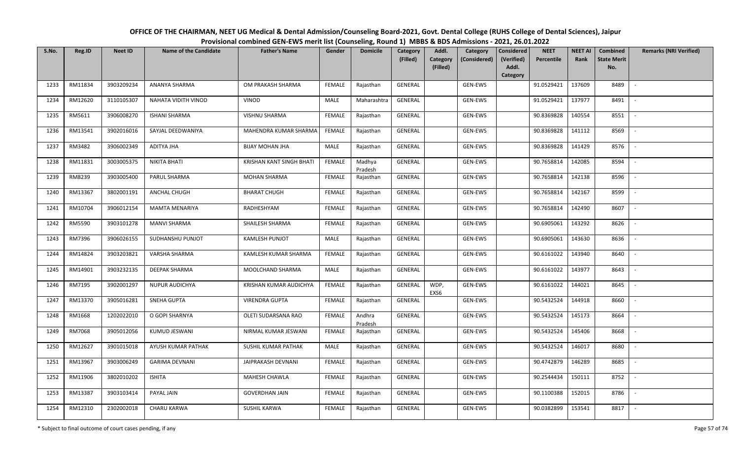**OFFICE OF THE CHAIRMAN, NEET UG Medical & Dental Admission/Counseling Board-2021, Govt. Dental College (RUHS College of Dental Sciences), Jaipur**

**Provisional combined GEN-EWS merit list (Counseling, Round 1) MBBS & BDS Admissions - 2021, 26.01.2022**

| S.No. | Reg.ID | Neet ID | Name of the Candidate | Father's Name | Gender | Domicile | Category (Filled) | Addl. Category (Filled) | Category (Considered) | Considered (Verified) Addl. Category | NEET Percentile | NEET AI Rank | Combined State Merit No. | Remarks (NRI Verified) |
|---|---|---|---|---|---|---|---|---|---|---|---|---|---|---|
| 1233 | RM11834 | 3903209234 | ANANYA SHARMA | OM PRAKASH SHARMA | FEMALE | Rajasthan | GENERAL | | GEN-EWS | | 91.0529421 | 137609 | 8489 | - |
| 1234 | RM12620 | 3110105307 | NAHATA VIDITH VINOD | VINOD | MALE | Maharashtra | GENERAL | | GEN-EWS | | 91.0529421 | 137977 | 8491 | - |
| 1235 | RM5611 | 3906008270 | ISHANI SHARMA | VISHNU SHARMA | FEMALE | Rajasthan | GENERAL | | GEN-EWS | | 90.8369828 | 140554 | 8551 | - |
| 1236 | RM13541 | 3902016016 | SAYJAL DEEDWANIYA | MAHENDRA KUMAR SHARMA | FEMALE | Rajasthan | GENERAL | | GEN-EWS | | 90.8369828 | 141112 | 8569 | - |
| 1237 | RM3482 | 3906002349 | ADITYA JHA | BIJAY MOHAN JHA | MALE | Rajasthan | GENERAL | | GEN-EWS | | 90.8369828 | 141429 | 8576 | - |
| 1238 | RM11831 | 3003005375 | NIKITA BHATI | KRISHAN KANT SINGH BHATI | FEMALE | Madhya Pradesh | GENERAL | | GEN-EWS | | 90.7658814 | 142085 | 8594 | - |
| 1239 | RM8239 | 3903005400 | PARUL SHARMA | MOHAN SHARMA | FEMALE | Rajasthan | GENERAL | | GEN-EWS | | 90.7658814 | 142138 | 8596 | - |
| 1240 | RM13367 | 3802001191 | ANCHAL CHUGH | BHARAT CHUGH | FEMALE | Rajasthan | GENERAL | | GEN-EWS | | 90.7658814 | 142167 | 8599 | - |
| 1241 | RM10704 | 3906012154 | MAMTA MENARIYA | RADHESHYAM | FEMALE | Rajasthan | GENERAL | | GEN-EWS | | 90.7658814 | 142490 | 8607 | - |
| 1242 | RM5590 | 3903101278 | MANVI SHARMA | SHAILESH SHARMA | FEMALE | Rajasthan | GENERAL | | GEN-EWS | | 90.6905061 | 143292 | 8626 | - |
| 1243 | RM7396 | 3906026155 | SUDHANSHU PUNJOT | KAMLESH PUNJOT | MALE | Rajasthan | GENERAL | | GEN-EWS | | 90.6905061 | 143630 | 8636 | - |
| 1244 | RM14824 | 3903203821 | VARSHA SHARMA | KAMLESH KUMAR SHARMA | FEMALE | Rajasthan | GENERAL | | GEN-EWS | | 90.6161022 | 143940 | 8640 | - |
| 1245 | RM14901 | 3903232135 | DEEPAK SHARMA | MOOLCHAND SHARMA | MALE | Rajasthan | GENERAL | | GEN-EWS | | 90.6161022 | 143977 | 8643 | - |
| 1246 | RM7195 | 3902001297 | NUPUR AUDICHYA | KRISHAN KUMAR AUDICHYA | FEMALE | Rajasthan | GENERAL | WDP, EXS6 | GEN-EWS | | 90.6161022 | 144021 | 8645 | - |
| 1247 | RM13370 | 3905016281 | SNEHA GUPTA | VIRENDRA GUPTA | FEMALE | Rajasthan | GENERAL | | GEN-EWS | | 90.5432524 | 144918 | 8660 | - |
| 1248 | RM1668 | 1202022010 | O GOPI SHARNYA | OLETI SUDARSANA RAO | FEMALE | Andhra Pradesh | GENERAL | | GEN-EWS | | 90.5432524 | 145173 | 8664 | - |
| 1249 | RM7068 | 3905012056 | KUMUD JESWANI | NIRMAL KUMAR JESWANI | FEMALE | Rajasthan | GENERAL | | GEN-EWS | | 90.5432524 | 145406 | 8668 | - |
| 1250 | RM12627 | 3901015018 | AYUSH KUMAR PATHAK | SUSHIL KUMAR PATHAK | MALE | Rajasthan | GENERAL | | GEN-EWS | | 90.5432524 | 146017 | 8680 | - |
| 1251 | RM13967 | 3903006249 | GARIMA DEVNANI | JAIPRAKASH DEVNANI | FEMALE | Rajasthan | GENERAL | | GEN-EWS | | 90.4742879 | 146289 | 8685 | - |
| 1252 | RM11906 | 3802010202 | ISHITA | MAHESH CHAWLA | FEMALE | Rajasthan | GENERAL | | GEN-EWS | | 90.2544434 | 150111 | 8752 | - |
| 1253 | RM13387 | 3903103414 | PAYAL JAIN | GOVERDHAN JAIN | FEMALE | Rajasthan | GENERAL | | GEN-EWS | | 90.1100388 | 152015 | 8786 | - |
| 1254 | RM12310 | 2302002018 | CHARU KARWA | SUSHIL KARWA | FEMALE | Rajasthan | GENERAL | | GEN-EWS | | 90.0382899 | 153541 | 8817 | - |

\* Subject to final outcome of court cases pending, if any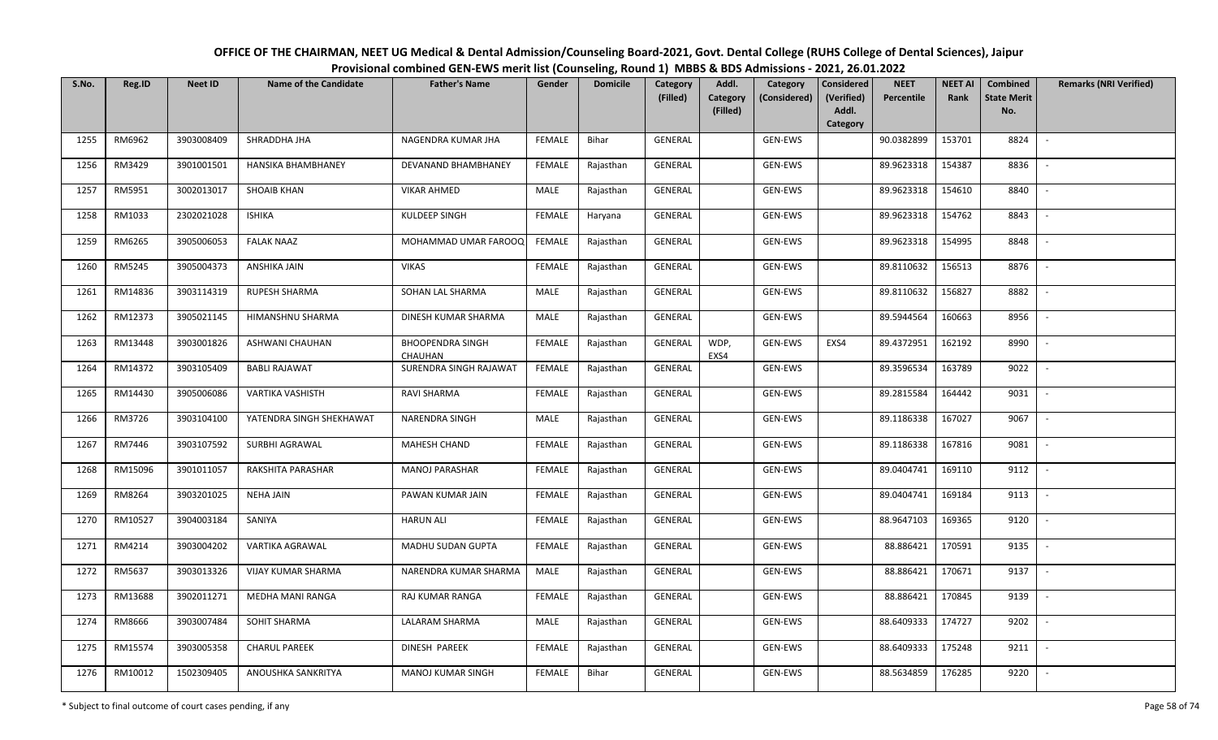# OFFICE OF THE CHAIRMAN, NEET UG Medical & Dental Admission/Counseling Board-2021, Govt. Dental College (RUHS College of Dental Sciences), Jaipur

## Provisional combined GEN-EWS merit list (Counseling, Round 1) MBBS & BDS Admissions - 2021, 26.01.2022

| S.No. | Reg.ID | Neet ID | Name of the Candidate | Father's Name | Gender | Domicile | Category (Filled) | Addl. Category (Filled) | Category (Considered) | Considered (Verified) Addl. Category | NEET Percentile | NEET AI Rank | Combined State Merit No. | Remarks (NRI Verified) |
|---|---|---|---|---|---|---|---|---|---|---|---|---|---|---|
| 1255 | RM6962 | 3903008409 | SHRADDHA JHA | NAGENDRA KUMAR JHA | FEMALE | Bihar | GENERAL | | GEN-EWS | | 90.0382899 | 153701 | 8824 | - |
| 1256 | RM3429 | 3901001501 | HANSIKA BHAMBHANEY | DEVANAND BHAMBHANEY | FEMALE | Rajasthan | GENERAL | | GEN-EWS | | 89.9623318 | 154387 | 8836 | - |
| 1257 | RM5951 | 3002013017 | SHOAIB KHAN | VIKAR AHMED | MALE | Rajasthan | GENERAL | | GEN-EWS | | 89.9623318 | 154610 | 8840 | - |
| 1258 | RM1033 | 2302021028 | ISHIKA | KULDEEP SINGH | FEMALE | Haryana | GENERAL | | GEN-EWS | | 89.9623318 | 154762 | 8843 | - |
| 1259 | RM6265 | 3905006053 | FALAK NAAZ | MOHAMMAD UMAR FAROOQ | FEMALE | Rajasthan | GENERAL | | GEN-EWS | | 89.9623318 | 154995 | 8848 | - |
| 1260 | RM5245 | 3905004373 | ANSHIKA JAIN | VIKAS | FEMALE | Rajasthan | GENERAL | | GEN-EWS | | 89.8110632 | 156513 | 8876 | - |
| 1261 | RM14836 | 3903114319 | RUPESH SHARMA | SOHAN LAL SHARMA | MALE | Rajasthan | GENERAL | | GEN-EWS | | 89.8110632 | 156827 | 8882 | - |
| 1262 | RM12373 | 3905021145 | HIMANSHNU SHARMA | DINESH KUMAR SHARMA | MALE | Rajasthan | GENERAL | | GEN-EWS | | 89.5944564 | 160663 | 8956 | - |
| 1263 | RM13448 | 3903001826 | ASHWANI CHAUHAN | BHOOPENDRA SINGH CHAUHAN | FEMALE | Rajasthan | GENERAL | WDP, EXS4 | GEN-EWS | EXS4 | 89.4372951 | 162192 | 8990 | - |
| 1264 | RM14372 | 3903105409 | BABLI RAJAWAT | SURENDRA SINGH RAJAWAT | FEMALE | Rajasthan | GENERAL | | GEN-EWS | | 89.3596534 | 163789 | 9022 | - |
| 1265 | RM14430 | 3905006086 | VARTIKA VASHISTH | RAVI SHARMA | FEMALE | Rajasthan | GENERAL | | GEN-EWS | | 89.2815584 | 164442 | 9031 | - |
| 1266 | RM3726 | 3903104100 | YATENDRA SINGH SHEKHAWAT | NARENDRA SINGH | MALE | Rajasthan | GENERAL | | GEN-EWS | | 89.1186338 | 167027 | 9067 | - |
| 1267 | RM7446 | 3903107592 | SURBHI AGRAWAL | MAHESH CHAND | FEMALE | Rajasthan | GENERAL | | GEN-EWS | | 89.1186338 | 167816 | 9081 | - |
| 1268 | RM15096 | 3901011057 | RAKSHITA PARASHAR | MANOJ PARASHAR | FEMALE | Rajasthan | GENERAL | | GEN-EWS | | 89.0404741 | 169110 | 9112 | - |
| 1269 | RM8264 | 3903201025 | NEHA JAIN | PAWAN KUMAR JAIN | FEMALE | Rajasthan | GENERAL | | GEN-EWS | | 89.0404741 | 169184 | 9113 | - |
| 1270 | RM10527 | 3904003184 | SANIYA | HARUN ALI | FEMALE | Rajasthan | GENERAL | | GEN-EWS | | 88.9647103 | 169365 | 9120 | - |
| 1271 | RM4214 | 3903004202 | VARTIKA AGRAWAL | MADHU SUDAN GUPTA | FEMALE | Rajasthan | GENERAL | | GEN-EWS | | 88.886421 | 170591 | 9135 | - |
| 1272 | RM5637 | 3903013326 | VIJAY KUMAR SHARMA | NARENDRA KUMAR SHARMA | MALE | Rajasthan | GENERAL | | GEN-EWS | | 88.886421 | 170671 | 9137 | - |
| 1273 | RM13688 | 3902011271 | MEDHA MANI RANGA | RAJ KUMAR RANGA | FEMALE | Rajasthan | GENERAL | | GEN-EWS | | 88.886421 | 170845 | 9139 | - |
| 1274 | RM8666 | 3903007484 | SOHIT SHARMA | LALARAM SHARMA | MALE | Rajasthan | GENERAL | | GEN-EWS | | 88.6409333 | 174727 | 9202 | - |
| 1275 | RM15574 | 3903005358 | CHARUL PAREEK | DINESH PAREEK | FEMALE | Rajasthan | GENERAL | | GEN-EWS | | 88.6409333 | 175248 | 9211 | - |
| 1276 | RM10012 | 1502309405 | ANOUSHKA SANKRITYA | MANOJ KUMAR SINGH | FEMALE | Bihar | GENERAL | | GEN-EWS | | 88.5634859 | 176285 | 9220 | - |

\* Subject to final outcome of court cases pending, if any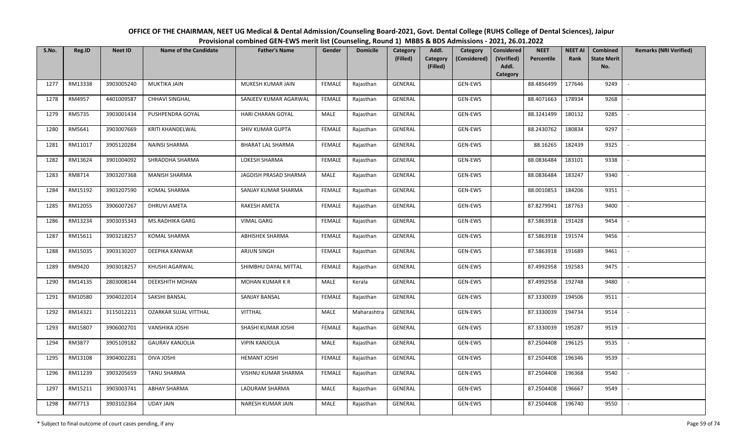**OFFICE OF THE CHAIRMAN, NEET UG Medical & Dental Admission/Counseling Board-2021, Govt. Dental College (RUHS College of Dental Sciences), Jaipur**
**Provisional combined GEN-EWS merit list (Counseling, Round 1) MBBS & BDS Admissions - 2021, 26.01.2022**

| S.No. | Reg.ID | Neet ID | Name of the Candidate | Father's Name | Gender | Domicile | Category (Filled) | Addl. Category (Filled) | Category (Considered) | Considered (Verified) Addl. Category | NEET Percentile | NEET AI Rank | Combined State Merit No. | Remarks (NRI Verified) |
|---|---|---|---|---|---|---|---|---|---|---|---|---|---|---|
| 1277 | RM13338 | 3903005240 | MUKTIKA JAIN | MUKESH KUMAR JAIN | FEMALE | Rajasthan | GENERAL | | GEN-EWS | | 88.4856499 | 177646 | 9249 | - |
| 1278 | RM4957 | 4401009587 | CHHAVI SINGHAL | SANJEEV KUMAR AGARWAL | FEMALE | Rajasthan | GENERAL | | GEN-EWS | | 88.4071663 | 178934 | 9268 | - |
| 1279 | RM5735 | 3903001434 | PUSHPENDRA GOYAL | HARI CHARAN GOYAL | MALE | Rajasthan | GENERAL | | GEN-EWS | | 88.3241499 | 180132 | 9285 | - |
| 1280 | RM5641 | 3903007669 | KRITI KHANDELWAL | SHIV KUMAR GUPTA | FEMALE | Rajasthan | GENERAL | | GEN-EWS | | 88.2430762 | 180834 | 9297 | - |
| 1281 | RM11017 | 3905120284 | NAINSI SHARMA | BHARAT LAL SHARMA | FEMALE | Rajasthan | GENERAL | | GEN-EWS | | 88.16265 | 182439 | 9325 | - |
| 1282 | RM13624 | 3901004092 | SHRADDHA SHARMA | LOKESH SHARMA | FEMALE | Rajasthan | GENERAL | | GEN-EWS | | 88.0836484 | 183101 | 9338 | - |
| 1283 | RM8714 | 3903207368 | MANISH SHARMA | JAGDISH PRASAD SHARMA | MALE | Rajasthan | GENERAL | | GEN-EWS | | 88.0836484 | 183247 | 9340 | - |
| 1284 | RM15192 | 3903207590 | KOMAL SHARMA | SANJAY KUMAR SHARMA | FEMALE | Rajasthan | GENERAL | | GEN-EWS | | 88.0010853 | 184206 | 9351 | - |
| 1285 | RM12055 | 3906007267 | DHRUVI AMETA | RAKESH AMETA | FEMALE | Rajasthan | GENERAL | | GEN-EWS | | 87.8279941 | 187763 | 9400 | - |
| 1286 | RM13234 | 3903035343 | MS.RADHIKA GARG | VIMAL GARG | FEMALE | Rajasthan | GENERAL | | GEN-EWS | | 87.5863918 | 191428 | 9454 | - |
| 1287 | RM15611 | 3903218257 | KOMAL SHARMA | ABHISHEK SHARMA | FEMALE | Rajasthan | GENERAL | | GEN-EWS | | 87.5863918 | 191574 | 9456 | - |
| 1288 | RM15035 | 3903130207 | DEEPIKA KANWAR | ARJUN SINGH | FEMALE | Rajasthan | GENERAL | | GEN-EWS | | 87.5863918 | 191689 | 9461 | - |
| 1289 | RM9420 | 3903018257 | KHUSHI AGARWAL | SHIMBHU DAYAL MITTAL | FEMALE | Rajasthan | GENERAL | | GEN-EWS | | 87.4992958 | 192583 | 9475 | - |
| 1290 | RM14135 | 2803008144 | DEEKSHITH MOHAN | MOHAN KUMAR K R | MALE | Kerala | GENERAL | | GEN-EWS | | 87.4992958 | 192748 | 9480 | - |
| 1291 | RM10580 | 3904022014 | SAKSHI BANSAL | SANJAY BANSAL | FEMALE | Rajasthan | GENERAL | | GEN-EWS | | 87.3330039 | 194506 | 9511 | - |
| 1292 | RM14321 | 3115012211 | OZARKAR SUJAL VITTHAL | VITTHAL | MALE | Maharashtra | GENERAL | | GEN-EWS | | 87.3330039 | 194734 | 9514 | - |
| 1293 | RM15807 | 3906002701 | VANSHIKA JOSHI | SHASHI KUMAR JOSHI | FEMALE | Rajasthan | GENERAL | | GEN-EWS | | 87.3330039 | 195287 | 9519 | - |
| 1294 | RM3877 | 3905109182 | GAURAV KANJOLIA | VIPIN KANJOLIA | MALE | Rajasthan | GENERAL | | GEN-EWS | | 87.2504408 | 196125 | 9535 | - |
| 1295 | RM13108 | 3904002281 | DIVA JOSHI | HEMANT JOSHI | FEMALE | Rajasthan | GENERAL | | GEN-EWS | | 87.2504408 | 196346 | 9539 | - |
| 1296 | RM11239 | 3903205659 | TANU SHARMA | VISHNU KUMAR SHARMA | FEMALE | Rajasthan | GENERAL | | GEN-EWS | | 87.2504408 | 196368 | 9540 | - |
| 1297 | RM15211 | 3903003741 | ABHAY SHARMA | LADURAM SHARMA | MALE | Rajasthan | GENERAL | | GEN-EWS | | 87.2504408 | 196667 | 9549 | - |
| 1298 | RM7713 | 3903102364 | UDAY JAIN | NARESH KUMAR JAIN | MALE | Rajasthan | GENERAL | | GEN-EWS | | 87.2504408 | 196740 | 9550 | - |

\* Subject to final outcome of court cases pending, if any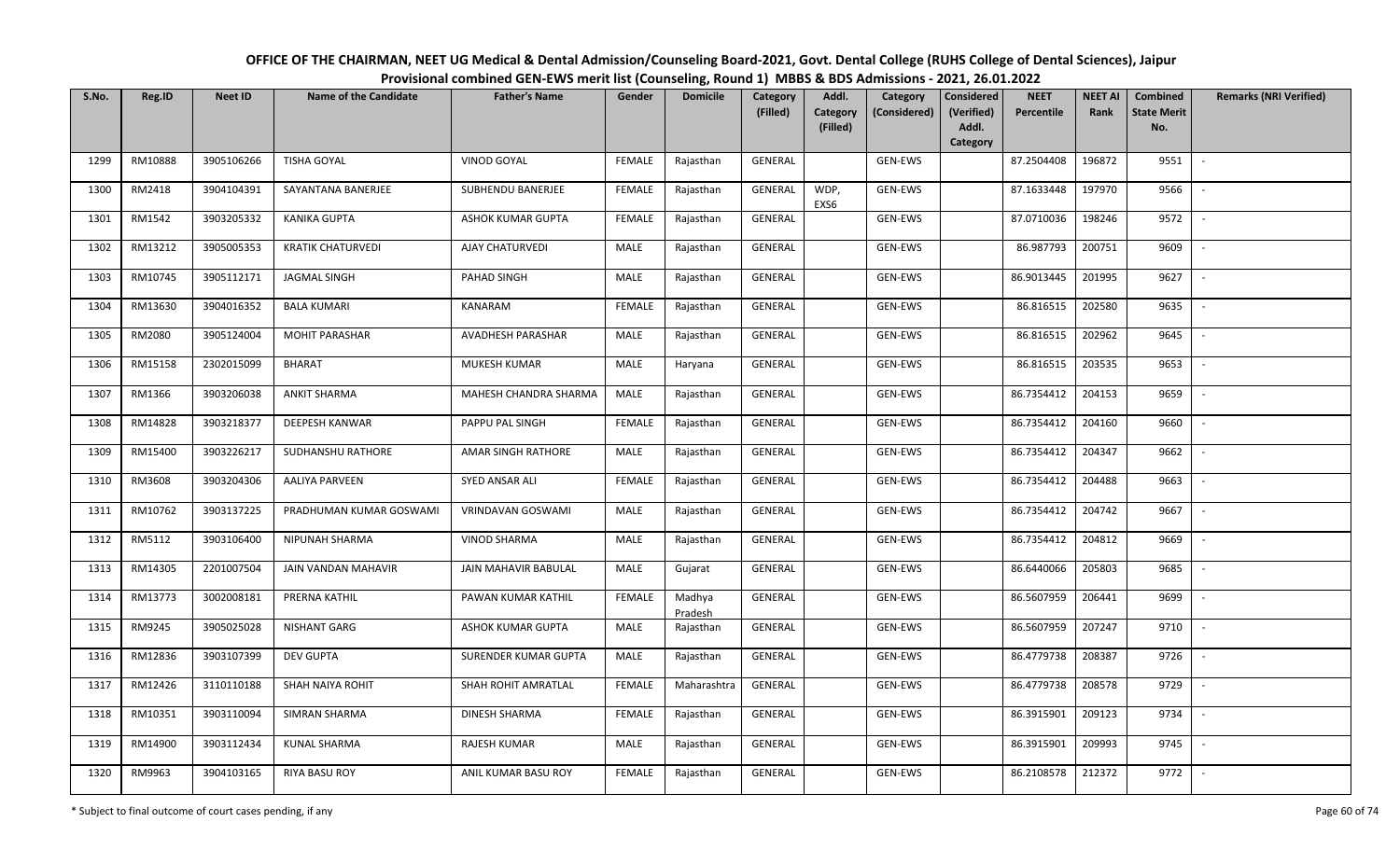**OFFICE OF THE CHAIRMAN, NEET UG Medical & Dental Admission/Counseling Board-2021, Govt. Dental College (RUHS College of Dental Sciences), Jaipur**

**Provisional combined GEN-EWS merit list (Counseling, Round 1) MBBS & BDS Admissions - 2021, 26.01.2022**

| S.No. | Reg.ID | Neet ID | Name of the Candidate | Father's Name | Gender | Domicile | Category (Filled) | Addl. Category (Filled) | Category (Considered) | Considered (Verified) Addl. Category | NEET Percentile | NEET AI Rank | Combined State Merit No. | Remarks (NRI Verified) |
|---|---|---|---|---|---|---|---|---|---|---|---|---|---|---|
| 1299 | RM10888 | 3905106266 | TISHA GOYAL | VINOD GOYAL | FEMALE | Rajasthan | GENERAL | | GEN-EWS | | 87.2504408 | 196872 | 9551 | - |
| 1300 | RM2418 | 3904104391 | SAYANTANA BANERJEE | SUBHENDU BANERJEE | FEMALE | Rajasthan | GENERAL | WDP, EXS6 | GEN-EWS | | 87.1633448 | 197970 | 9566 | - |
| 1301 | RM1542 | 3903205332 | KANIKA GUPTA | ASHOK KUMAR GUPTA | FEMALE | Rajasthan | GENERAL | | GEN-EWS | | 87.0710036 | 198246 | 9572 | - |
| 1302 | RM13212 | 3905005353 | KRATIK CHATURVEDI | AJAY CHATURVEDI | MALE | Rajasthan | GENERAL | | GEN-EWS | | 86.987793 | 200751 | 9609 | - |
| 1303 | RM10745 | 3905112171 | JAGMAL SINGH | PAHAD SINGH | MALE | Rajasthan | GENERAL | | GEN-EWS | | 86.9013445 | 201995 | 9627 | - |
| 1304 | RM13630 | 3904016352 | BALA KUMARI | KANARAM | FEMALE | Rajasthan | GENERAL | | GEN-EWS | | 86.816515 | 202580 | 9635 | - |
| 1305 | RM2080 | 3905124004 | MOHIT PARASHAR | AVADHESH PARASHAR | MALE | Rajasthan | GENERAL | | GEN-EWS | | 86.816515 | 202962 | 9645 | - |
| 1306 | RM15158 | 2302015099 | BHARAT | MUKESH KUMAR | MALE | Haryana | GENERAL | | GEN-EWS | | 86.816515 | 203535 | 9653 | - |
| 1307 | RM1366 | 3903206038 | ANKIT SHARMA | MAHESH CHANDRA SHARMA | MALE | Rajasthan | GENERAL | | GEN-EWS | | 86.7354412 | 204153 | 9659 | - |
| 1308 | RM14828 | 3903218377 | DEEPESH KANWAR | PAPPU PAL SINGH | FEMALE | Rajasthan | GENERAL | | GEN-EWS | | 86.7354412 | 204160 | 9660 | - |
| 1309 | RM15400 | 3903226217 | SUDHANSHU RATHORE | AMAR SINGH RATHORE | MALE | Rajasthan | GENERAL | | GEN-EWS | | 86.7354412 | 204347 | 9662 | - |
| 1310 | RM3608 | 3903204306 | AALIYA PARVEEN | SYED ANSAR ALI | FEMALE | Rajasthan | GENERAL | | GEN-EWS | | 86.7354412 | 204488 | 9663 | - |
| 1311 | RM10762 | 3903137225 | PRADHUMAN KUMAR GOSWAMI | VRINDAVAN GOSWAMI | MALE | Rajasthan | GENERAL | | GEN-EWS | | 86.7354412 | 204742 | 9667 | - |
| 1312 | RM5112 | 3903106400 | NIPUNAH SHARMA | VINOD SHARMA | MALE | Rajasthan | GENERAL | | GEN-EWS | | 86.7354412 | 204812 | 9669 | - |
| 1313 | RM14305 | 2201007504 | JAIN VANDAN MAHAVIR | JAIN MAHAVIR BABULAL | MALE | Gujarat | GENERAL | | GEN-EWS | | 86.6440066 | 205803 | 9685 | - |
| 1314 | RM13773 | 3002008181 | PRERNA KATHIL | PAWAN KUMAR KATHIL | FEMALE | Madhya Pradesh | GENERAL | | GEN-EWS | | 86.5607959 | 206441 | 9699 | - |
| 1315 | RM9245 | 3905025028 | NISHANT GARG | ASHOK KUMAR GUPTA | MALE | Rajasthan | GENERAL | | GEN-EWS | | 86.5607959 | 207247 | 9710 | - |
| 1316 | RM12836 | 3903107399 | DEV GUPTA | SURENDER KUMAR GUPTA | MALE | Rajasthan | GENERAL | | GEN-EWS | | 86.4779738 | 208387 | 9726 | - |
| 1317 | RM12426 | 3110110188 | SHAH NAIYA ROHIT | SHAH ROHIT AMRATLAL | FEMALE | Maharashtra | GENERAL | | GEN-EWS | | 86.4779738 | 208578 | 9729 | - |
| 1318 | RM10351 | 3903110094 | SIMRAN SHARMA | DINESH SHARMA | FEMALE | Rajasthan | GENERAL | | GEN-EWS | | 86.3915901 | 209123 | 9734 | - |
| 1319 | RM14900 | 3903112434 | KUNAL SHARMA | RAJESH KUMAR | MALE | Rajasthan | GENERAL | | GEN-EWS | | 86.3915901 | 209993 | 9745 | - |
| 1320 | RM9963 | 3904103165 | RIYA BASU ROY | ANIL KUMAR BASU ROY | FEMALE | Rajasthan | GENERAL | | GEN-EWS | | 86.2108578 | 212372 | 9772 | - |

\* Subject to final outcome of court cases pending, if any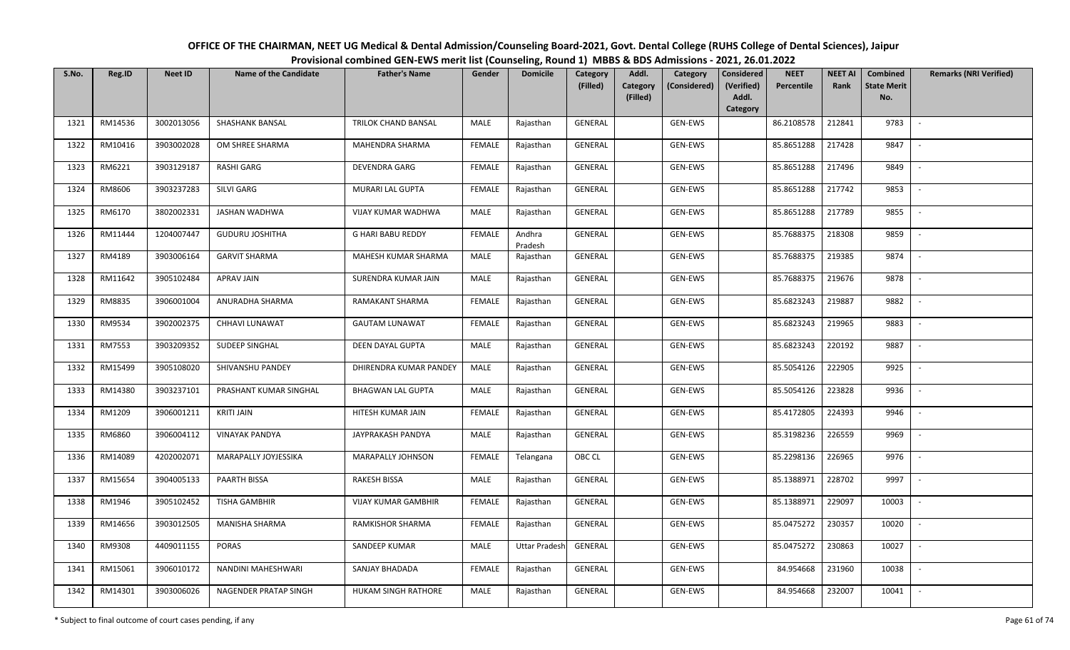OFFICE OF THE CHAIRMAN, NEET UG Medical & Dental Admission/Counseling Board-2021, Govt. Dental College (RUHS College of Dental Sciences), Jaipur

Provisional combined GEN-EWS merit list (Counseling, Round 1) MBBS & BDS Admissions - 2021, 26.01.2022

| S.No. | Reg.ID | Neet ID | Name of the Candidate | Father's Name | Gender | Domicile | Category (Filled) | Addl. Category (Filled) | Category (Considered) | Considered (Verified) Addl. Category | NEET Percentile | NEET AI Rank | Combined State Merit No. | Remarks (NRI Verified) |
|---|---|---|---|---|---|---|---|---|---|---|---|---|---|---|
| 1321 | RM14536 | 3002013056 | SHASHANK BANSAL | TRILOK CHAND BANSAL | MALE | Rajasthan | GENERAL | | GEN-EWS | | 86.2108578 | 212841 | 9783 | - |
| 1322 | RM10416 | 3903002028 | OM SHREE SHARMA | MAHENDRA SHARMA | FEMALE | Rajasthan | GENERAL | | GEN-EWS | | 85.8651288 | 217428 | 9847 | - |
| 1323 | RM6221 | 3903129187 | RASHI GARG | DEVENDRA GARG | FEMALE | Rajasthan | GENERAL | | GEN-EWS | | 85.8651288 | 217496 | 9849 | - |
| 1324 | RM8606 | 3903237283 | SILVI GARG | MURARI LAL GUPTA | FEMALE | Rajasthan | GENERAL | | GEN-EWS | | 85.8651288 | 217742 | 9853 | - |
| 1325 | RM6170 | 3802002331 | JASHAN WADHWA | VIJAY KUMAR WADHWA | MALE | Rajasthan | GENERAL | | GEN-EWS | | 85.8651288 | 217789 | 9855 | - |
| 1326 | RM11444 | 1204007447 | GUDURU JOSHITHA | G HARI BABU REDDY | FEMALE | Andhra Pradesh | GENERAL | | GEN-EWS | | 85.7688375 | 218308 | 9859 | - |
| 1327 | RM4189 | 3903006164 | GARVIT SHARMA | MAHESH KUMAR SHARMA | MALE | Rajasthan | GENERAL | | GEN-EWS | | 85.7688375 | 219385 | 9874 | - |
| 1328 | RM11642 | 3905102484 | APRAV JAIN | SURENDRA KUMAR JAIN | MALE | Rajasthan | GENERAL | | GEN-EWS | | 85.7688375 | 219676 | 9878 | - |
| 1329 | RM8835 | 3906001004 | ANURADHA SHARMA | RAMAKANT SHARMA | FEMALE | Rajasthan | GENERAL | | GEN-EWS | | 85.6823243 | 219887 | 9882 | - |
| 1330 | RM9534 | 3902002375 | CHHAVI LUNAWAT | GAUTAM LUNAWAT | FEMALE | Rajasthan | GENERAL | | GEN-EWS | | 85.6823243 | 219965 | 9883 | - |
| 1331 | RM7553 | 3903209352 | SUDEEP SINGHAL | DEEN DAYAL GUPTA | MALE | Rajasthan | GENERAL | | GEN-EWS | | 85.6823243 | 220192 | 9887 | - |
| 1332 | RM15499 | 3905108020 | SHIVANSHU PANDEY | DHIRENDRA KUMAR PANDEY | MALE | Rajasthan | GENERAL | | GEN-EWS | | 85.5054126 | 222905 | 9925 | - |
| 1333 | RM14380 | 3903237101 | PRASHANT KUMAR SINGHAL | BHAGWAN LAL GUPTA | MALE | Rajasthan | GENERAL | | GEN-EWS | | 85.5054126 | 223828 | 9936 | - |
| 1334 | RM1209 | 3906001211 | KRITI JAIN | HITESH KUMAR JAIN | FEMALE | Rajasthan | GENERAL | | GEN-EWS | | 85.4172805 | 224393 | 9946 | - |
| 1335 | RM6860 | 3906004112 | VINAYAK PANDYA | JAYPRAKASH PANDYA | MALE | Rajasthan | GENERAL | | GEN-EWS | | 85.3198236 | 226559 | 9969 | - |
| 1336 | RM14089 | 4202002071 | MARAPALLY JOYJESSIKA | MARAPALLY JOHNSON | FEMALE | Telangana | OBC CL | | GEN-EWS | | 85.2298136 | 226965 | 9976 | - |
| 1337 | RM15654 | 3904005133 | PAARTH BISSA | RAKESH BISSA | MALE | Rajasthan | GENERAL | | GEN-EWS | | 85.1388971 | 228702 | 9997 | - |
| 1338 | RM1946 | 3905102452 | TISHA GAMBHIR | VIJAY KUMAR GAMBHIR | FEMALE | Rajasthan | GENERAL | | GEN-EWS | | 85.1388971 | 229097 | 10003 | - |
| 1339 | RM14656 | 3903012505 | MANISHA SHARMA | RAMKISHOR SHARMA | FEMALE | Rajasthan | GENERAL | | GEN-EWS | | 85.0475272 | 230357 | 10020 | - |
| 1340 | RM9308 | 4409011155 | PORAS | SANDEEP KUMAR | MALE | Uttar Pradesh | GENERAL | | GEN-EWS | | 85.0475272 | 230863 | 10027 | - |
| 1341 | RM15061 | 3906010172 | NANDINI MAHESHWARI | SANJAY BHADADA | FEMALE | Rajasthan | GENERAL | | GEN-EWS | | 84.954668 | 231960 | 10038 | - |
| 1342 | RM14301 | 3903006026 | NAGENDER PRATAP SINGH | HUKAM SINGH RATHORE | MALE | Rajasthan | GENERAL | | GEN-EWS | | 84.954668 | 232007 | 10041 | - |

\* Subject to final outcome of court cases pending, if any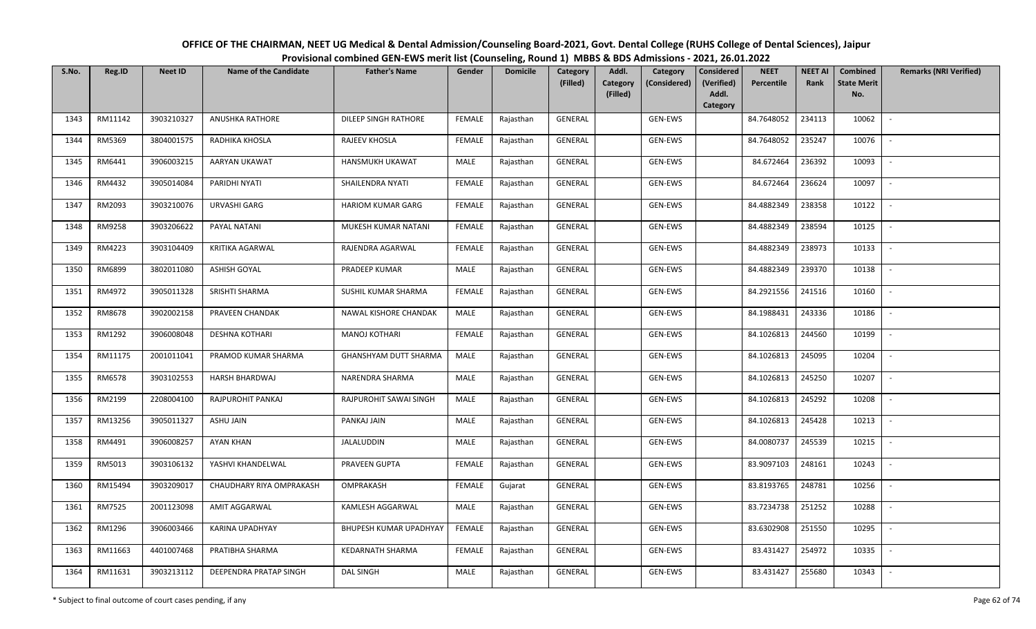**OFFICE OF THE CHAIRMAN, NEET UG Medical & Dental Admission/Counseling Board-2021, Govt. Dental College (RUHS College of Dental Sciences), Jaipur**
**Provisional combined GEN-EWS merit list (Counseling, Round 1) MBBS & BDS Admissions - 2021, 26.01.2022**

| S.No. | Reg.ID | Neet ID | Name of the Candidate | Father's Name | Gender | Domicile | Category (Filled) | Addl. Category (Filled) | Category (Considered) | Considered (Verified) Addl. Category | NEET Percentile | NEET AI Rank | Combined State Merit No. | Remarks (NRI Verified) |
|---|---|---|---|---|---|---|---|---|---|---|---|---|---|---|
| 1343 | RM11142 | 3903210327 | ANUSHKA RATHORE | DILEEP SINGH RATHORE | FEMALE | Rajasthan | GENERAL | | GEN-EWS | | 84.7648052 | 234113 | 10062 | - |
| 1344 | RM5369 | 3804001575 | RADHIKA KHOSLA | RAJEEV KHOSLA | FEMALE | Rajasthan | GENERAL | | GEN-EWS | | 84.7648052 | 235247 | 10076 | - |
| 1345 | RM6441 | 3906003215 | AARYAN UKAWAT | HANSMUKH UKAWAT | MALE | Rajasthan | GENERAL | | GEN-EWS | | 84.672464 | 236392 | 10093 | - |
| 1346 | RM4432 | 3905014084 | PARIDHI NYATI | SHAILENDRA NYATI | FEMALE | Rajasthan | GENERAL | | GEN-EWS | | 84.672464 | 236624 | 10097 | - |
| 1347 | RM2093 | 3903210076 | URVASHI GARG | HARIOM KUMAR GARG | FEMALE | Rajasthan | GENERAL | | GEN-EWS | | 84.4882349 | 238358 | 10122 | - |
| 1348 | RM9258 | 3903206622 | PAYAL NATANI | MUKESH KUMAR NATANI | FEMALE | Rajasthan | GENERAL | | GEN-EWS | | 84.4882349 | 238594 | 10125 | - |
| 1349 | RM4223 | 3903104409 | KRITIKA AGARWAL | RAJENDRA AGARWAL | FEMALE | Rajasthan | GENERAL | | GEN-EWS | | 84.4882349 | 238973 | 10133 | - |
| 1350 | RM6899 | 3802011080 | ASHISH GOYAL | PRADEEP KUMAR | MALE | Rajasthan | GENERAL | | GEN-EWS | | 84.4882349 | 239370 | 10138 | - |
| 1351 | RM4972 | 3905011328 | SRISHTI SHARMA | SUSHIL KUMAR SHARMA | FEMALE | Rajasthan | GENERAL | | GEN-EWS | | 84.2921556 | 241516 | 10160 | - |
| 1352 | RM8678 | 3902002158 | PRAVEEN CHANDAK | NAWAL KISHORE CHANDAK | MALE | Rajasthan | GENERAL | | GEN-EWS | | 84.1988431 | 243336 | 10186 | - |
| 1353 | RM1292 | 3906008048 | DESHNA KOTHARI | MANOJ KOTHARI | FEMALE | Rajasthan | GENERAL | | GEN-EWS | | 84.1026813 | 244560 | 10199 | - |
| 1354 | RM11175 | 2001011041 | PRAMOD KUMAR SHARMA | GHANSHYAM DUTT SHARMA | MALE | Rajasthan | GENERAL | | GEN-EWS | | 84.1026813 | 245095 | 10204 | - |
| 1355 | RM6578 | 3903102553 | HARSH BHARDWAJ | NARENDRA SHARMA | MALE | Rajasthan | GENERAL | | GEN-EWS | | 84.1026813 | 245250 | 10207 | - |
| 1356 | RM2199 | 2208004100 | RAJPUROHIT PANKAJ | RAJPUROHIT SAWAI SINGH | MALE | Rajasthan | GENERAL | | GEN-EWS | | 84.1026813 | 245292 | 10208 | - |
| 1357 | RM13256 | 3905011327 | ASHU JAIN | PANKAJ JAIN | MALE | Rajasthan | GENERAL | | GEN-EWS | | 84.1026813 | 245428 | 10213 | - |
| 1358 | RM4491 | 3906008257 | AYAN KHAN | JALALUDDIN | MALE | Rajasthan | GENERAL | | GEN-EWS | | 84.0080737 | 245539 | 10215 | - |
| 1359 | RM5013 | 3903106132 | YASHVI KHANDELWAL | PRAVEEN GUPTA | FEMALE | Rajasthan | GENERAL | | GEN-EWS | | 83.9097103 | 248161 | 10243 | - |
| 1360 | RM15494 | 3903209017 | CHAUDHARY RIYA OMPRAKASH | OMPRAKASH | FEMALE | Gujarat | GENERAL | | GEN-EWS | | 83.8193765 | 248781 | 10256 | - |
| 1361 | RM7525 | 2001123098 | AMIT AGGARWAL | KAMLESH AGGARWAL | MALE | Rajasthan | GENERAL | | GEN-EWS | | 83.7234738 | 251252 | 10288 | - |
| 1362 | RM1296 | 3906003466 | KARINA UPADHYAY | BHUPESH KUMAR UPADHYAY | FEMALE | Rajasthan | GENERAL | | GEN-EWS | | 83.6302908 | 251550 | 10295 | - |
| 1363 | RM11663 | 4401007468 | PRATIBHA SHARMA | KEDARNATH SHARMA | FEMALE | Rajasthan | GENERAL | | GEN-EWS | | 83.431427 | 254972 | 10335 | - |
| 1364 | RM11631 | 3903213112 | DEEPENDRA PRATAP SINGH | DAL SINGH | MALE | Rajasthan | GENERAL | | GEN-EWS | | 83.431427 | 255680 | 10343 | - |

\* Subject to final outcome of court cases pending, if any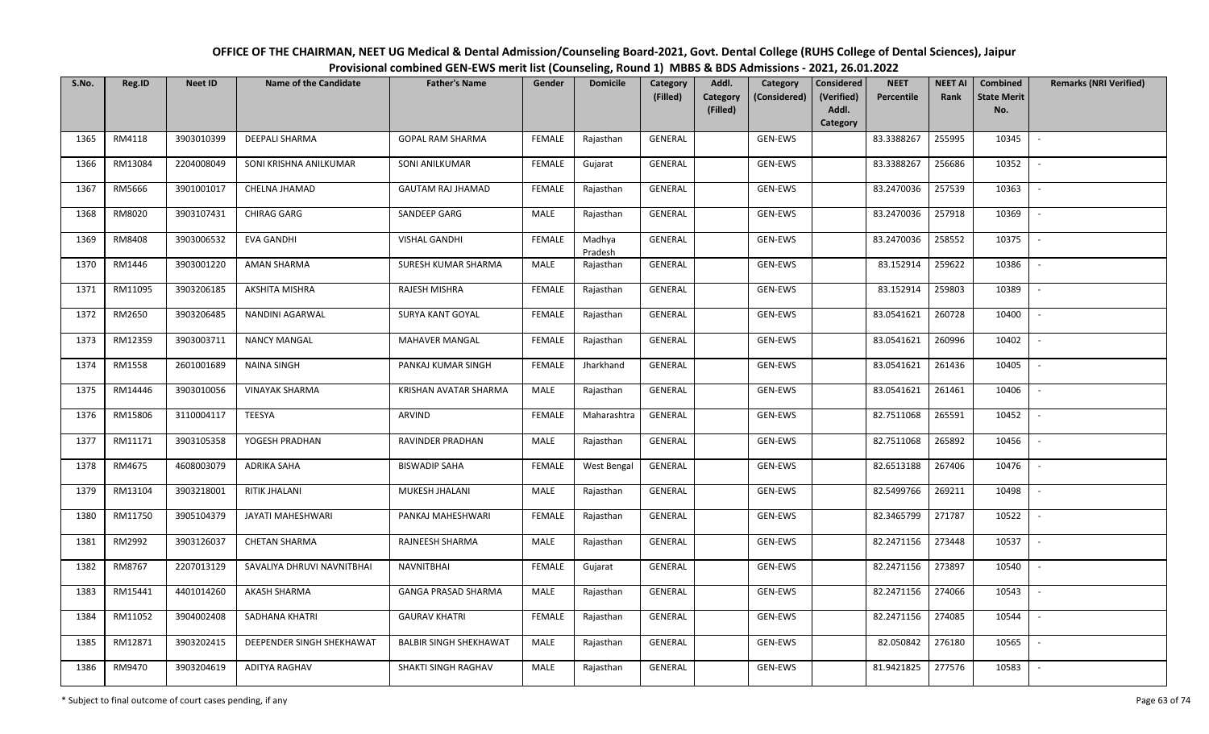**OFFICE OF THE CHAIRMAN, NEET UG Medical & Dental Admission/Counseling Board-2021, Govt. Dental College (RUHS College of Dental Sciences), Jaipur**
**Provisional combined GEN-EWS merit list (Counseling, Round 1) MBBS & BDS Admissions - 2021, 26.01.2022**

| S.No. | Reg.ID | Neet ID | Name of the Candidate | Father's Name | Gender | Domicile | Category (Filled) | Addl. Category (Filled) | Category (Considered) | Considered (Verified) Addl. Category | NEET Percentile | NEET AI Rank | Combined State Merit No. | Remarks (NRI Verified) |
|---|---|---|---|---|---|---|---|---|---|---|---|---|---|---|
| 1365 | RM4118 | 3903010399 | DEEPALI SHARMA | GOPAL RAM SHARMA | FEMALE | Rajasthan | GENERAL | | GEN-EWS | | 83.3388267 | 255995 | 10345 | - |
| 1366 | RM13084 | 2204008049 | SONI KRISHNA ANILKUMAR | SONI ANILKUMAR | FEMALE | Gujarat | GENERAL | | GEN-EWS | | 83.3388267 | 256686 | 10352 | - |
| 1367 | RM5666 | 3901001017 | CHELNA JHAMAD | GAUTAM RAJ JHAMAD | FEMALE | Rajasthan | GENERAL | | GEN-EWS | | 83.2470036 | 257539 | 10363 | - |
| 1368 | RM8020 | 3903107431 | CHIRAG GARG | SANDEEP GARG | MALE | Rajasthan | GENERAL | | GEN-EWS | | 83.2470036 | 257918 | 10369 | - |
| 1369 | RM8408 | 3903006532 | EVA GANDHI | VISHAL GANDHI | FEMALE | Madhya Pradesh | GENERAL | | GEN-EWS | | 83.2470036 | 258552 | 10375 | - |
| 1370 | RM1446 | 3903001220 | AMAN SHARMA | SURESH KUMAR SHARMA | MALE | Rajasthan | GENERAL | | GEN-EWS | | 83.152914 | 259622 | 10386 | - |
| 1371 | RM11095 | 3903206185 | AKSHITA MISHRA | RAJESH MISHRA | FEMALE | Rajasthan | GENERAL | | GEN-EWS | | 83.152914 | 259803 | 10389 | - |
| 1372 | RM2650 | 3903206485 | NANDINI AGARWAL | SURYA KANT GOYAL | FEMALE | Rajasthan | GENERAL | | GEN-EWS | | 83.0541621 | 260728 | 10400 | - |
| 1373 | RM12359 | 3903003711 | NANCY MANGAL | MAHAVER MANGAL | FEMALE | Rajasthan | GENERAL | | GEN-EWS | | 83.0541621 | 260996 | 10402 | - |
| 1374 | RM1558 | 2601001689 | NAINA SINGH | PANKAJ KUMAR SINGH | FEMALE | Jharkhand | GENERAL | | GEN-EWS | | 83.0541621 | 261436 | 10405 | - |
| 1375 | RM14446 | 3903010056 | VINAYAK SHARMA | KRISHAN AVATAR SHARMA | MALE | Rajasthan | GENERAL | | GEN-EWS | | 83.0541621 | 261461 | 10406 | - |
| 1376 | RM15806 | 3110004117 | TEESYA | ARVIND | FEMALE | Maharashtra | GENERAL | | GEN-EWS | | 82.7511068 | 265591 | 10452 | - |
| 1377 | RM11171 | 3903105358 | YOGESH PRADHAN | RAVINDER PRADHAN | MALE | Rajasthan | GENERAL | | GEN-EWS | | 82.7511068 | 265892 | 10456 | - |
| 1378 | RM4675 | 4608003079 | ADRIKA SAHA | BISWADIP SAHA | FEMALE | West Bengal | GENERAL | | GEN-EWS | | 82.6513188 | 267406 | 10476 | - |
| 1379 | RM13104 | 3903218001 | RITIK JHALANI | MUKESH JHALANI | MALE | Rajasthan | GENERAL | | GEN-EWS | | 82.5499766 | 269211 | 10498 | - |
| 1380 | RM11750 | 3905104379 | JAYATI MAHESHWARI | PANKAJ MAHESHWARI | FEMALE | Rajasthan | GENERAL | | GEN-EWS | | 82.3465799 | 271787 | 10522 | - |
| 1381 | RM2992 | 3903126037 | CHETAN SHARMA | RAJNEESH SHARMA | MALE | Rajasthan | GENERAL | | GEN-EWS | | 82.2471156 | 273448 | 10537 | - |
| 1382 | RM8767 | 2207013129 | SAVALIYA DHRUVI NAVNITBHAI | NAVNITBHAI | FEMALE | Gujarat | GENERAL | | GEN-EWS | | 82.2471156 | 273897 | 10540 | - |
| 1383 | RM15441 | 4401014260 | AKASH SHARMA | GANGA PRASAD SHARMA | MALE | Rajasthan | GENERAL | | GEN-EWS | | 82.2471156 | 274066 | 10543 | - |
| 1384 | RM11052 | 3904002408 | SADHANA KHATRI | GAURAV KHATRI | FEMALE | Rajasthan | GENERAL | | GEN-EWS | | 82.2471156 | 274085 | 10544 | - |
| 1385 | RM12871 | 3903202415 | DEEPENDER SINGH SHEKHAWAT | BALBIR SINGH SHEKHAWAT | MALE | Rajasthan | GENERAL | | GEN-EWS | | 82.050842 | 276180 | 10565 | - |
| 1386 | RM9470 | 3903204619 | ADITYA RAGHAV | SHAKTI SINGH RAGHAV | MALE | Rajasthan | GENERAL | | GEN-EWS | | 81.9421825 | 277576 | 10583 | - |

\* Subject to final outcome of court cases pending, if any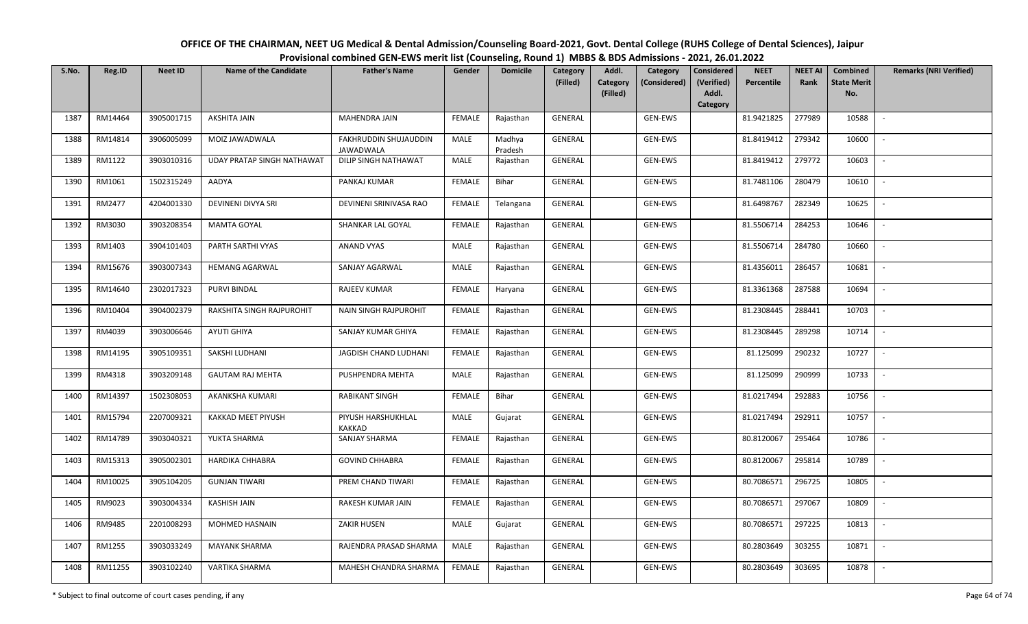# OFFICE OF THE CHAIRMAN, NEET UG Medical & Dental Admission/Counseling Board-2021, Govt. Dental College (RUHS College of Dental Sciences), Jaipur

## Provisional combined GEN-EWS merit list (Counseling, Round 1) MBBS & BDS Admissions - 2021, 26.01.2022

| S.No. | Reg.ID | Neet ID | Name of the Candidate | Father's Name | Gender | Domicile | Category (Filled) | Addl. Category (Filled) | Category (Considered) | Considered (Verified) Addl. Category | NEET Percentile | NEET AI Rank | Combined State Merit No. | Remarks (NRI Verified) |
|---|---|---|---|---|---|---|---|---|---|---|---|---|---|---|
| 1387 | RM14464 | 3905001715 | AKSHITA JAIN | MAHENDRA JAIN | FEMALE | Rajasthan | GENERAL | | GEN-EWS | | 81.9421825 | 277989 | 10588 | - |
| 1388 | RM14814 | 3906005099 | MOIZ JAWADWALA | FAKHRUDDIN SHUJAUDDIN JAWADWALA | MALE | Madhya Pradesh | GENERAL | | GEN-EWS | | 81.8419412 | 279342 | 10600 | - |
| 1389 | RM1122 | 3903010316 | UDAY PRATAP SINGH NATHAWAT | DILIP SINGH NATHAWAT | MALE | Rajasthan | GENERAL | | GEN-EWS | | 81.8419412 | 279772 | 10603 | - |
| 1390 | RM1061 | 1502315249 | AADYA | PANKAJ KUMAR | FEMALE | Bihar | GENERAL | | GEN-EWS | | 81.7481106 | 280479 | 10610 | - |
| 1391 | RM2477 | 4204001330 | DEVINENI DIVYA SRI | DEVINENI SRINIVASA RAO | FEMALE | Telangana | GENERAL | | GEN-EWS | | 81.6498767 | 282349 | 10625 | - |
| 1392 | RM3030 | 3903208354 | MAMTA GOYAL | SHANKAR LAL GOYAL | FEMALE | Rajasthan | GENERAL | | GEN-EWS | | 81.5506714 | 284253 | 10646 | - |
| 1393 | RM1403 | 3904101403 | PARTH SARTHI VYAS | ANAND VYAS | MALE | Rajasthan | GENERAL | | GEN-EWS | | 81.5506714 | 284780 | 10660 | - |
| 1394 | RM15676 | 3903007343 | HEMANG AGARWAL | SANJAY AGARWAL | MALE | Rajasthan | GENERAL | | GEN-EWS | | 81.4356011 | 286457 | 10681 | - |
| 1395 | RM14640 | 2302017323 | PURVI BINDAL | RAJEEV KUMAR | FEMALE | Haryana | GENERAL | | GEN-EWS | | 81.3361368 | 287588 | 10694 | - |
| 1396 | RM10404 | 3904002379 | RAKSHITA SINGH RAJPUROHIT | NAIN SINGH RAJPUROHIT | FEMALE | Rajasthan | GENERAL | | GEN-EWS | | 81.2308445 | 288441 | 10703 | - |
| 1397 | RM4039 | 3903006646 | AYUTI GHIYA | SANJAY KUMAR GHIYA | FEMALE | Rajasthan | GENERAL | | GEN-EWS | | 81.2308445 | 289298 | 10714 | - |
| 1398 | RM14195 | 3905109351 | SAKSHI LUDHANI | JAGDISH CHAND LUDHANI | FEMALE | Rajasthan | GENERAL | | GEN-EWS | | 81.125099 | 290232 | 10727 | - |
| 1399 | RM4318 | 3903209148 | GAUTAM RAJ MEHTA | PUSHPENDRA MEHTA | MALE | Rajasthan | GENERAL | | GEN-EWS | | 81.125099 | 290999 | 10733 | - |
| 1400 | RM14397 | 1502308053 | AKANKSHA KUMARI | RABIKANT SINGH | FEMALE | Bihar | GENERAL | | GEN-EWS | | 81.0217494 | 292883 | 10756 | - |
| 1401 | RM15794 | 2207009321 | KAKKAD MEET PIYUSH | PIYUSH HARSHUKHLAL KAKKAD | MALE | Gujarat | GENERAL | | GEN-EWS | | 81.0217494 | 292911 | 10757 | - |
| 1402 | RM14789 | 3903040321 | YUKTA SHARMA | SANJAY SHARMA | FEMALE | Rajasthan | GENERAL | | GEN-EWS | | 80.8120067 | 295464 | 10786 | - |
| 1403 | RM15313 | 3905002301 | HARDIKA CHHABRA | GOVIND CHHABRA | FEMALE | Rajasthan | GENERAL | | GEN-EWS | | 80.8120067 | 295814 | 10789 | - |
| 1404 | RM10025 | 3905104205 | GUNJAN TIWARI | PREM CHAND TIWARI | FEMALE | Rajasthan | GENERAL | | GEN-EWS | | 80.7086571 | 296725 | 10805 | - |
| 1405 | RM9023 | 3903004334 | KASHISH JAIN | RAKESH KUMAR JAIN | FEMALE | Rajasthan | GENERAL | | GEN-EWS | | 80.7086571 | 297067 | 10809 | - |
| 1406 | RM9485 | 2201008293 | MOHMED HASNAIN | ZAKIR HUSEN | MALE | Gujarat | GENERAL | | GEN-EWS | | 80.7086571 | 297225 | 10813 | - |
| 1407 | RM1255 | 3903033249 | MAYANK SHARMA | RAJENDRA PRASAD SHARMA | MALE | Rajasthan | GENERAL | | GEN-EWS | | 80.2803649 | 303255 | 10871 | - |
| 1408 | RM11255 | 3903102240 | VARTIKA SHARMA | MAHESH CHANDRA SHARMA | FEMALE | Rajasthan | GENERAL | | GEN-EWS | | 80.2803649 | 303695 | 10878 | - |

\* Subject to final outcome of court cases pending, if any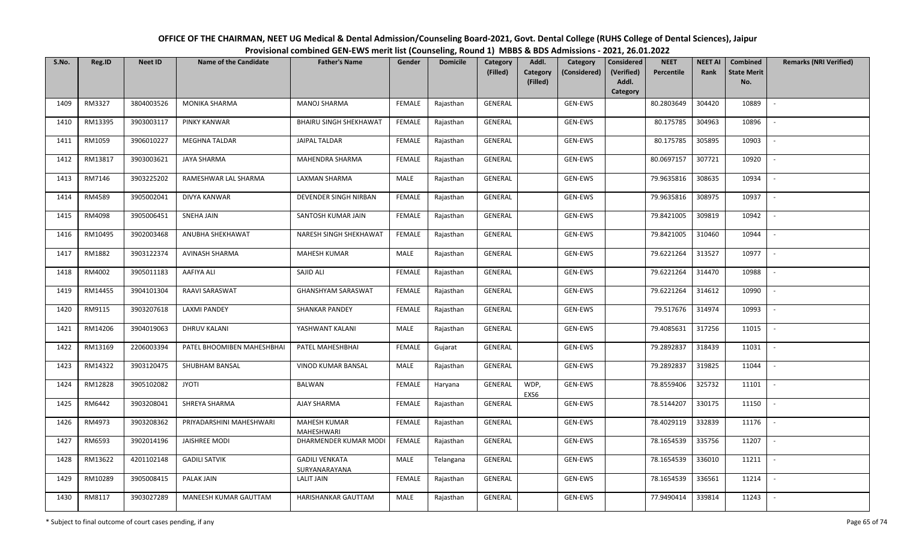OFFICE OF THE CHAIRMAN, NEET UG Medical & Dental Admission/Counseling Board-2021, Govt. Dental College (RUHS College of Dental Sciences), Jaipur
Provisional combined GEN-EWS merit list (Counseling, Round 1) MBBS & BDS Admissions - 2021, 26.01.2022

| S.No. | Reg.ID | Neet ID | Name of the Candidate | Father's Name | Gender | Domicile | Category (Filled) | Addl. Category (Filled) | Category (Considered) | Considered (Verified) Addl. Category | NEET Percentile | NEET AI Rank | Combined State Merit No. | Remarks (NRI Verified) |
|---|---|---|---|---|---|---|---|---|---|---|---|---|---|---|
| 1409 | RM3327 | 3804003526 | MONIKA SHARMA | MANOJ SHARMA | FEMALE | Rajasthan | GENERAL | | GEN-EWS | | 80.2803649 | 304420 | 10889 | - |
| 1410 | RM13395 | 3903003117 | PINKY KANWAR | BHAIRU SINGH SHEKHAWAT | FEMALE | Rajasthan | GENERAL | | GEN-EWS | | 80.175785 | 304963 | 10896 | - |
| 1411 | RM1059 | 3906010227 | MEGHNA TALDAR | JAIPAL TALDAR | FEMALE | Rajasthan | GENERAL | | GEN-EWS | | 80.175785 | 305895 | 10903 | - |
| 1412 | RM13817 | 3903003621 | JAYA SHARMA | MAHENDRA SHARMA | FEMALE | Rajasthan | GENERAL | | GEN-EWS | | 80.0697157 | 307721 | 10920 | - |
| 1413 | RM7146 | 3903225202 | RAMESHWAR LAL SHARMA | LAXMAN SHARMA | MALE | Rajasthan | GENERAL | | GEN-EWS | | 79.9635816 | 308635 | 10934 | - |
| 1414 | RM4589 | 3905002041 | DIVYA KANWAR | DEVENDER SINGH NIRBAN | FEMALE | Rajasthan | GENERAL | | GEN-EWS | | 79.9635816 | 308975 | 10937 | - |
| 1415 | RM4098 | 3905006451 | SNEHA JAIN | SANTOSH KUMAR JAIN | FEMALE | Rajasthan | GENERAL | | GEN-EWS | | 79.8421005 | 309819 | 10942 | - |
| 1416 | RM10495 | 3902003468 | ANUBHA SHEKHAWAT | NARESH SINGH SHEKHAWAT | FEMALE | Rajasthan | GENERAL | | GEN-EWS | | 79.8421005 | 310460 | 10944 | - |
| 1417 | RM1882 | 3903122374 | AVINASH SHARMA | MAHESH KUMAR | MALE | Rajasthan | GENERAL | | GEN-EWS | | 79.6221264 | 313527 | 10977 | - |
| 1418 | RM4002 | 3905011183 | AAFIYA ALI | SAJID ALI | FEMALE | Rajasthan | GENERAL | | GEN-EWS | | 79.6221264 | 314470 | 10988 | - |
| 1419 | RM14455 | 3904101304 | RAAVI SARASWAT | GHANSHYAM SARASWAT | FEMALE | Rajasthan | GENERAL | | GEN-EWS | | 79.6221264 | 314612 | 10990 | - |
| 1420 | RM9115 | 3903207618 | LAXMI PANDEY | SHANKAR PANDEY | FEMALE | Rajasthan | GENERAL | | GEN-EWS | | 79.517676 | 314974 | 10993 | - |
| 1421 | RM14206 | 3904019063 | DHRUV KALANI | YASHWANT KALANI | MALE | Rajasthan | GENERAL | | GEN-EWS | | 79.4085631 | 317256 | 11015 | - |
| 1422 | RM13169 | 2206003394 | PATEL BHOOMIBEN MAHESHBHAI | PATEL MAHESHBHAI | FEMALE | Gujarat | GENERAL | | GEN-EWS | | 79.2892837 | 318439 | 11031 | - |
| 1423 | RM14322 | 3903120475 | SHUBHAM BANSAL | VINOD KUMAR BANSAL | MALE | Rajasthan | GENERAL | | GEN-EWS | | 79.2892837 | 319825 | 11044 | - |
| 1424 | RM12828 | 3905102082 | JYOTI | BALWAN | FEMALE | Haryana | GENERAL | WDP, EXS6 | GEN-EWS | | 78.8559406 | 325732 | 11101 | - |
| 1425 | RM6442 | 3903208041 | SHREYA SHARMA | AJAY SHARMA | FEMALE | Rajasthan | GENERAL | | GEN-EWS | | 78.5144207 | 330175 | 11150 | - |
| 1426 | RM4973 | 3903208362 | PRIYADARSHINI MAHESHWARI | MAHESH KUMAR MAHESHWARI | FEMALE | Rajasthan | GENERAL | | GEN-EWS | | 78.4029119 | 332839 | 11176 | - |
| 1427 | RM6593 | 3902014196 | JAISHREE MODI | DHARMENDER KUMAR MODI | FEMALE | Rajasthan | GENERAL | | GEN-EWS | | 78.1654539 | 335756 | 11207 | - |
| 1428 | RM13622 | 4201102148 | GADILI SATVIK | GADILI VENKATA SURYANARAYANA | MALE | Telangana | GENERAL | | GEN-EWS | | 78.1654539 | 336010 | 11211 | - |
| 1429 | RM10289 | 3905008415 | PALAK JAIN | LALIT JAIN | FEMALE | Rajasthan | GENERAL | | GEN-EWS | | 78.1654539 | 336561 | 11214 | - |
| 1430 | RM8117 | 3903027289 | MANEESH KUMAR GAUTTAM | HARISHANKAR GAUTTAM | MALE | Rajasthan | GENERAL | | GEN-EWS | | 77.9490414 | 339814 | 11243 | - |

\* Subject to final outcome of court cases pending, if any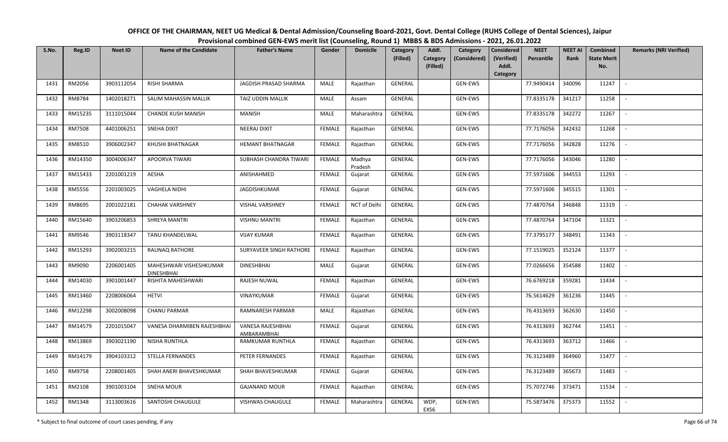# OFFICE OF THE CHAIRMAN, NEET UG Medical & Dental Admission/Counseling Board-2021, Govt. Dental College (RUHS College of Dental Sciences), Jaipur

## Provisional combined GEN-EWS merit list (Counseling, Round 1) MBBS & BDS Admissions - 2021, 26.01.2022

| S.No. | Reg.ID | Neet ID | Name of the Candidate | Father's Name | Gender | Domicile | Category (Filled) | Addl. Category (Filled) | Category (Considered) | Considered (Verified) Addl. Category | NEET Percentile | NEET AI Rank | Combined State Merit No. | Remarks (NRI Verified) |
|---|---|---|---|---|---|---|---|---|---|---|---|---|---|---|
| 1431 | RM2056 | 3903112054 | RISHI SHARMA | JAGDISH PRASAD SHARMA | MALE | Rajasthan | GENERAL | | GEN-EWS | | 77.9490414 | 340096 | 11247 | - |
| 1432 | RM8784 | 1402018271 | SALIM MAHASSIN MALLIK | TAIZ UDDIN MALLIK | MALE | Assam | GENERAL | | GEN-EWS | | 77.8335178 | 341217 | 11258 | - |
| 1433 | RM15235 | 3111015044 | CHANDE KUSH MANISH | MANISH | MALE | Maharashtra | GENERAL | | GEN-EWS | | 77.8335178 | 342272 | 11267 | - |
| 1434 | RM7508 | 4401006251 | SNEHA DIXIT | NEERAJ DIXIT | FEMALE | Rajasthan | GENERAL | | GEN-EWS | | 77.7176056 | 342432 | 11268 | - |
| 1435 | RM8510 | 3906002347 | KHUSHI BHATNAGAR | HEMANT BHATNAGAR | FEMALE | Rajasthan | GENERAL | | GEN-EWS | | 77.7176056 | 342828 | 11276 | - |
| 1436 | RM14350 | 3004006347 | APOORVA TIWARI | SUBHASH CHANDRA TIWARI | FEMALE | Madhya Pradesh | GENERAL | | GEN-EWS | | 77.7176056 | 343046 | 11280 | - |
| 1437 | RM15433 | 2201001219 | AESHA | ANISHAHMED | FEMALE | Gujarat | GENERAL | | GEN-EWS | | 77.5971606 | 344553 | 11293 | - |
| 1438 | RM5556 | 2201003025 | VAGHELA NIDHI | JAGDISHKUMAR | FEMALE | Gujarat | GENERAL | | GEN-EWS | | 77.5971606 | 345515 | 11301 | - |
| 1439 | RM8695 | 2001022181 | CHAHAK VARSHNEY | VISHAL VARSHNEY | FEMALE | NCT of Delhi | GENERAL | | GEN-EWS | | 77.4870764 | 346848 | 11319 | - |
| 1440 | RM15640 | 3903206853 | SHREYA MANTRI | VISHNU MANTRI | FEMALE | Rajasthan | GENERAL | | GEN-EWS | | 77.4870764 | 347104 | 11321 | - |
| 1441 | RM9546 | 3903118347 | TANU KHANDELWAL | VIJAY KUMAR | FEMALE | Rajasthan | GENERAL | | GEN-EWS | | 77.3795177 | 348491 | 11343 | - |
| 1442 | RM15293 | 3902003215 | RAUNAQ RATHORE | SURYAVEER SINGH RATHORE | FEMALE | Rajasthan | GENERAL | | GEN-EWS | | 77.1519025 | 352124 | 11377 | - |
| 1443 | RM9090 | 2206001405 | MAHESHWARI VISHESHKUMAR DINESHBHAI | DINESHBHAI | MALE | Gujarat | GENERAL | | GEN-EWS | | 77.0266656 | 354588 | 11402 | - |
| 1444 | RM14030 | 3901001447 | RISHITA MAHESHWARI | RAJESH NUWAL | FEMALE | Rajasthan | GENERAL | | GEN-EWS | | 76.6769218 | 359281 | 11434 | - |
| 1445 | RM13460 | 2208006064 | HETVI | VINAYKUMAR | FEMALE | Gujarat | GENERAL | | GEN-EWS | | 76.5614629 | 361236 | 11445 | - |
| 1446 | RM12298 | 3002008098 | CHANU PARMAR | RAMNARESH PARMAR | MALE | Rajasthan | GENERAL | | GEN-EWS | | 76.4313693 | 362630 | 11450 | - |
| 1447 | RM14579 | 2201015047 | VANESA DHARMIBEN RAJESHBHAI | VANESA RAJESHBHAI AMBARAMBHAI | FEMALE | Gujarat | GENERAL | | GEN-EWS | | 76.4313693 | 362744 | 11451 | - |
| 1448 | RM13869 | 3903021190 | NISHA RUNTHLA | RAMKUMAR RUNTHLA | FEMALE | Rajasthan | GENERAL | | GEN-EWS | | 76.4313693 | 363712 | 11466 | - |
| 1449 | RM14179 | 3904103312 | STELLA FERNANDES | PETER FERNANDES | FEMALE | Rajasthan | GENERAL | | GEN-EWS | | 76.3123489 | 364960 | 11477 | - |
| 1450 | RM9758 | 2208001405 | SHAH ANERI BHAVESHKUMAR | SHAH BHAVESHKUMAR | FEMALE | Gujarat | GENERAL | | GEN-EWS | | 76.3123489 | 365673 | 11483 | - |
| 1451 | RM2108 | 3901003104 | SNEHA MOUR | GAJANAND MOUR | FEMALE | Rajasthan | GENERAL | | GEN-EWS | | 75.7072746 | 373471 | 11534 | - |
| 1452 | RM1348 | 3113003616 | SANTOSHI CHAUGULE | VISHWAS CHAUGULE | FEMALE | Maharashtra | GENERAL | WDP, EXS6 | GEN-EWS | | 75.5873476 | 375373 | 11552 | - |

\* Subject to final outcome of court cases pending, if any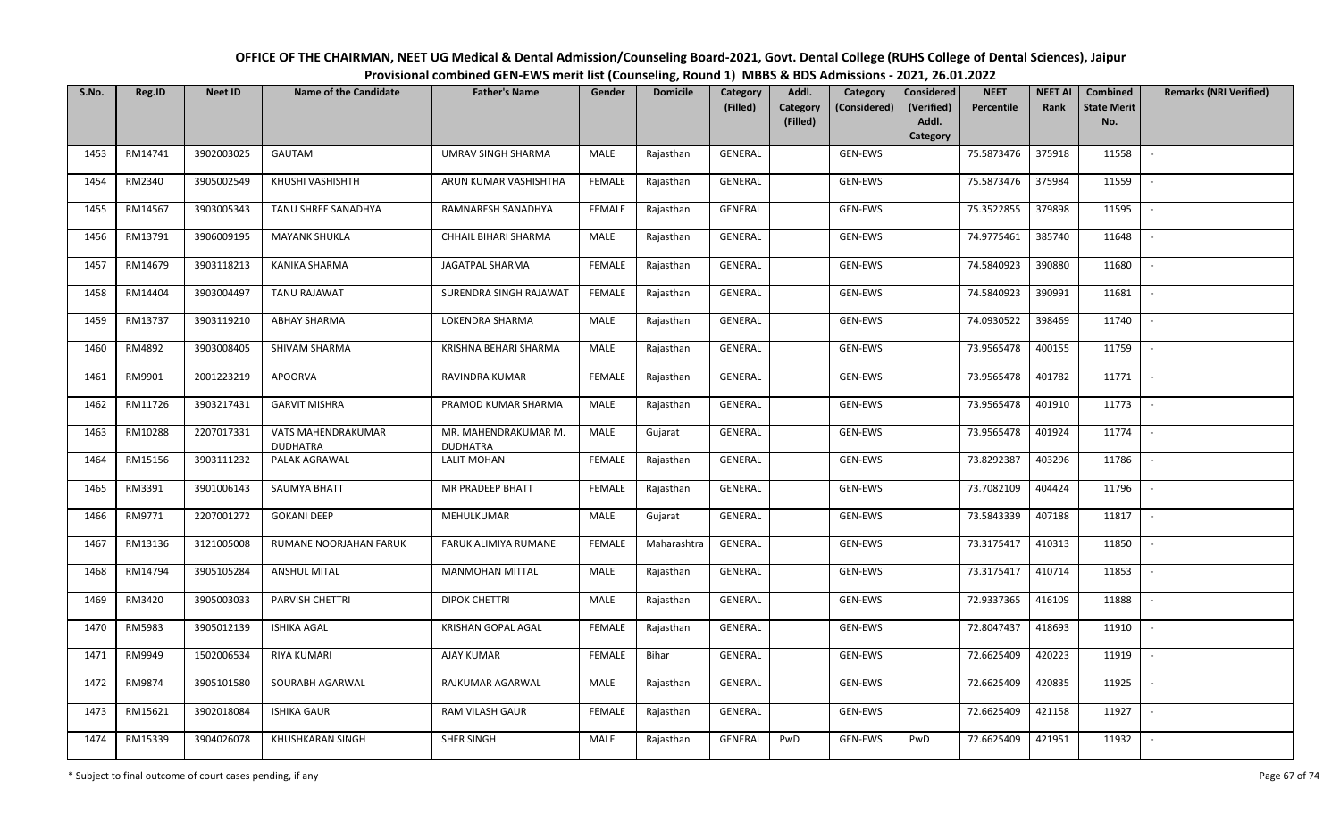# OFFICE OF THE CHAIRMAN, NEET UG Medical & Dental Admission/Counseling Board-2021, Govt. Dental College (RUHS College of Dental Sciences), Jaipur

## Provisional combined GEN-EWS merit list (Counseling, Round 1) MBBS & BDS Admissions - 2021, 26.01.2022

| S.No. | Reg.ID | Neet ID | Name of the Candidate | Father's Name | Gender | Domicile | Category (Filled) | Addl. Category (Filled) | Category (Considered) | Considered (Verified) Addl. Category | NEET Percentile | NEET AI Rank | Combined State Merit No. | Remarks (NRI Verified) |
|---|---|---|---|---|---|---|---|---|---|---|---|---|---|---|
| 1453 | RM14741 | 3902003025 | GAUTAM | UMRAV SINGH SHARMA | MALE | Rajasthan | GENERAL | | GEN-EWS | | 75.5873476 | 375918 | 11558 | - |
| 1454 | RM2340 | 3905002549 | KHUSHI VASHISHTH | ARUN KUMAR VASHISHTHA | FEMALE | Rajasthan | GENERAL | | GEN-EWS | | 75.5873476 | 375984 | 11559 | - |
| 1455 | RM14567 | 3903005343 | TANU SHREE SANADHYA | RAMNARESH SANADHYA | FEMALE | Rajasthan | GENERAL | | GEN-EWS | | 75.3522855 | 379898 | 11595 | - |
| 1456 | RM13791 | 3906009195 | MAYANK SHUKLA | CHHAIL BIHARI SHARMA | MALE | Rajasthan | GENERAL | | GEN-EWS | | 74.9775461 | 385740 | 11648 | - |
| 1457 | RM14679 | 3903118213 | KANIKA SHARMA | JAGATPAL SHARMA | FEMALE | Rajasthan | GENERAL | | GEN-EWS | | 74.5840923 | 390880 | 11680 | - |
| 1458 | RM14404 | 3903004497 | TANU RAJAWAT | SURENDRA SINGH RAJAWAT | FEMALE | Rajasthan | GENERAL | | GEN-EWS | | 74.5840923 | 390991 | 11681 | - |
| 1459 | RM13737 | 3903119210 | ABHAY SHARMA | LOKENDRA SHARMA | MALE | Rajasthan | GENERAL | | GEN-EWS | | 74.0930522 | 398469 | 11740 | - |
| 1460 | RM4892 | 3903008405 | SHIVAM SHARMA | KRISHNA BEHARI SHARMA | MALE | Rajasthan | GENERAL | | GEN-EWS | | 73.9565478 | 400155 | 11759 | - |
| 1461 | RM9901 | 2001223219 | APOORVA | RAVINDRA KUMAR | FEMALE | Rajasthan | GENERAL | | GEN-EWS | | 73.9565478 | 401782 | 11771 | - |
| 1462 | RM11726 | 3903217431 | GARVIT MISHRA | PRAMOD KUMAR SHARMA | MALE | Rajasthan | GENERAL | | GEN-EWS | | 73.9565478 | 401910 | 11773 | - |
| 1463 | RM10288 | 2207017331 | VATS MAHENDRAKUMAR DUDHATRA | MR. MAHENDRAKUMAR M. DUDHATRA | MALE | Gujarat | GENERAL | | GEN-EWS | | 73.9565478 | 401924 | 11774 | - |
| 1464 | RM15156 | 3903111232 | PALAK AGRAWAL | LALIT MOHAN | FEMALE | Rajasthan | GENERAL | | GEN-EWS | | 73.8292387 | 403296 | 11786 | - |
| 1465 | RM3391 | 3901006143 | SAUMYA BHATT | MR PRADEEP BHATT | FEMALE | Rajasthan | GENERAL | | GEN-EWS | | 73.7082109 | 404424 | 11796 | - |
| 1466 | RM9771 | 2207001272 | GOKANI DEEP | MEHULKUMAR | MALE | Gujarat | GENERAL | | GEN-EWS | | 73.5843339 | 407188 | 11817 | - |
| 1467 | RM13136 | 3121005008 | RUMANE NOORJAHAN FARUK | FARUK ALIMIYA RUMANE | FEMALE | Maharashtra | GENERAL | | GEN-EWS | | 73.3175417 | 410313 | 11850 | - |
| 1468 | RM14794 | 3905105284 | ANSHUL MITAL | MANMOHAN MITTAL | MALE | Rajasthan | GENERAL | | GEN-EWS | | 73.3175417 | 410714 | 11853 | - |
| 1469 | RM3420 | 3905003033 | PARVISH CHETTRI | DIPOK CHETTRI | MALE | Rajasthan | GENERAL | | GEN-EWS | | 72.9337365 | 416109 | 11888 | - |
| 1470 | RM5983 | 3905012139 | ISHIKA AGAL | KRISHAN GOPAL AGAL | FEMALE | Rajasthan | GENERAL | | GEN-EWS | | 72.8047437 | 418693 | 11910 | - |
| 1471 | RM9949 | 1502006534 | RIYA KUMARI | AJAY KUMAR | FEMALE | Bihar | GENERAL | | GEN-EWS | | 72.6625409 | 420223 | 11919 | - |
| 1472 | RM9874 | 3905101580 | SOURABH AGARWAL | RAJKUMAR AGARWAL | MALE | Rajasthan | GENERAL | | GEN-EWS | | 72.6625409 | 420835 | 11925 | - |
| 1473 | RM15621 | 3902018084 | ISHIKA GAUR | RAM VILASH GAUR | FEMALE | Rajasthan | GENERAL | | GEN-EWS | | 72.6625409 | 421158 | 11927 | - |
| 1474 | RM15339 | 3904026078 | KHUSHKARAN SINGH | SHER SINGH | MALE | Rajasthan | GENERAL | PwD | GEN-EWS | PwD | 72.6625409 | 421951 | 11932 | - |

\* Subject to final outcome of court cases pending, if any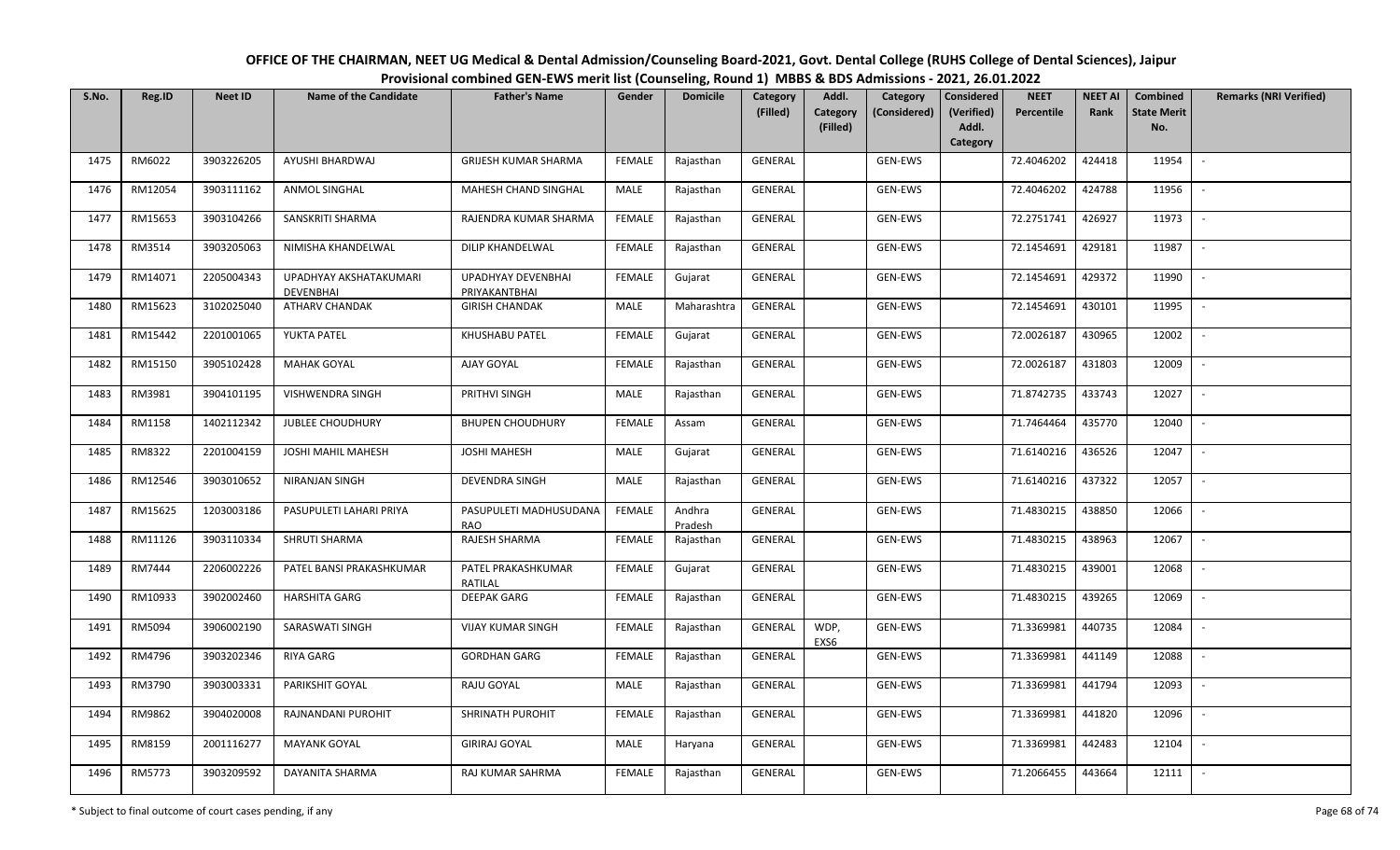# OFFICE OF THE CHAIRMAN, NEET UG Medical & Dental Admission/Counseling Board-2021, Govt. Dental College (RUHS College of Dental Sciences), Jaipur

## Provisional combined GEN-EWS merit list (Counseling, Round 1) MBBS & BDS Admissions - 2021, 26.01.2022

| S.No. | Reg.ID | Neet ID | Name of the Candidate | Father's Name | Gender | Domicile | Category (Filled) | Addl. Category (Filled) | Category (Considered) | Considered (Verified) Addl. Category | NEET Percentile | NEET AI Rank | Combined State Merit No. | Remarks (NRI Verified) |
|---|---|---|---|---|---|---|---|---|---|---|---|---|---|---|
| 1475 | RM6022 | 3903226205 | AYUSHI BHARDWAJ | GRIJESH KUMAR SHARMA | FEMALE | Rajasthan | GENERAL | | GEN-EWS | | 72.4046202 | 424418 | 11954 | - |
| 1476 | RM12054 | 3903111162 | ANMOL SINGHAL | MAHESH CHAND SINGHAL | MALE | Rajasthan | GENERAL | | GEN-EWS | | 72.4046202 | 424788 | 11956 | - |
| 1477 | RM15653 | 3903104266 | SANSKRITI SHARMA | RAJENDRA KUMAR SHARMA | FEMALE | Rajasthan | GENERAL | | GEN-EWS | | 72.2751741 | 426927 | 11973 | - |
| 1478 | RM3514 | 3903205063 | NIMISHA KHANDELWAL | DILIP KHANDELWAL | FEMALE | Rajasthan | GENERAL | | GEN-EWS | | 72.1454691 | 429181 | 11987 | - |
| 1479 | RM14071 | 2205004343 | UPADHYAY AKSHATAKUMARI DEVENBHAI | UPADHYAY DEVENBHAI PRIYAKANTBHAI | FEMALE | Gujarat | GENERAL | | GEN-EWS | | 72.1454691 | 429372 | 11990 | - |
| 1480 | RM15623 | 3102025040 | ATHARV CHANDAK | GIRISH CHANDAK | MALE | Maharashtra | GENERAL | | GEN-EWS | | 72.1454691 | 430101 | 11995 | - |
| 1481 | RM15442 | 2201001065 | YUKTA PATEL | KHUSHABU PATEL | FEMALE | Gujarat | GENERAL | | GEN-EWS | | 72.0026187 | 430965 | 12002 | - |
| 1482 | RM15150 | 3905102428 | MAHAK GOYAL | AJAY GOYAL | FEMALE | Rajasthan | GENERAL | | GEN-EWS | | 72.0026187 | 431803 | 12009 | - |
| 1483 | RM3981 | 3904101195 | VISHWENDRA SINGH | PRITHVI SINGH | MALE | Rajasthan | GENERAL | | GEN-EWS | | 71.8742735 | 433743 | 12027 | - |
| 1484 | RM1158 | 1402112342 | JUBLEE CHOUDHURY | BHUPEN CHOUDHURY | FEMALE | Assam | GENERAL | | GEN-EWS | | 71.7464464 | 435770 | 12040 | - |
| 1485 | RM8322 | 2201004159 | JOSHI MAHIL MAHESH | JOSHI MAHESH | MALE | Gujarat | GENERAL | | GEN-EWS | | 71.6140216 | 436526 | 12047 | - |
| 1486 | RM12546 | 3903010652 | NIRANJAN SINGH | DEVENDRA SINGH | MALE | Rajasthan | GENERAL | | GEN-EWS | | 71.6140216 | 437322 | 12057 | - |
| 1487 | RM15625 | 1203003186 | PASUPULETI LAHARI PRIYA | PASUPULETI MADHUSUDANA RAO | FEMALE | Andhra Pradesh | GENERAL | | GEN-EWS | | 71.4830215 | 438850 | 12066 | - |
| 1488 | RM11126 | 3903110334 | SHRUTI SHARMA | RAJESH SHARMA | FEMALE | Rajasthan | GENERAL | | GEN-EWS | | 71.4830215 | 438963 | 12067 | - |
| 1489 | RM7444 | 2206002226 | PATEL BANSI PRAKASHKUMAR | PATEL PRAKASHKUMAR RATILAL | FEMALE | Gujarat | GENERAL | | GEN-EWS | | 71.4830215 | 439001 | 12068 | - |
| 1490 | RM10933 | 3902002460 | HARSHITA GARG | DEEPAK GARG | FEMALE | Rajasthan | GENERAL | | GEN-EWS | | 71.4830215 | 439265 | 12069 | - |
| 1491 | RM5094 | 3906002190 | SARASWATI SINGH | VIJAY KUMAR SINGH | FEMALE | Rajasthan | GENERAL | WDP, EXS6 | GEN-EWS | | 71.3369981 | 440735 | 12084 | - |
| 1492 | RM4796 | 3903202346 | RIYA GARG | GORDHAN GARG | FEMALE | Rajasthan | GENERAL | | GEN-EWS | | 71.3369981 | 441149 | 12088 | - |
| 1493 | RM3790 | 3903003331 | PARIKSHIT GOYAL | RAJU GOYAL | MALE | Rajasthan | GENERAL | | GEN-EWS | | 71.3369981 | 441794 | 12093 | - |
| 1494 | RM9862 | 3904020008 | RAJNANDANI PUROHIT | SHRINATH PUROHIT | FEMALE | Rajasthan | GENERAL | | GEN-EWS | | 71.3369981 | 441820 | 12096 | - |
| 1495 | RM8159 | 2001116277 | MAYANK GOYAL | GIRIRAJ GOYAL | MALE | Haryana | GENERAL | | GEN-EWS | | 71.3369981 | 442483 | 12104 | - |
| 1496 | RM5773 | 3903209592 | DAYANITA SHARMA | RAJ KUMAR SAHRMA | FEMALE | Rajasthan | GENERAL | | GEN-EWS | | 71.2066455 | 443664 | 12111 | - |

\* Subject to final outcome of court cases pending, if any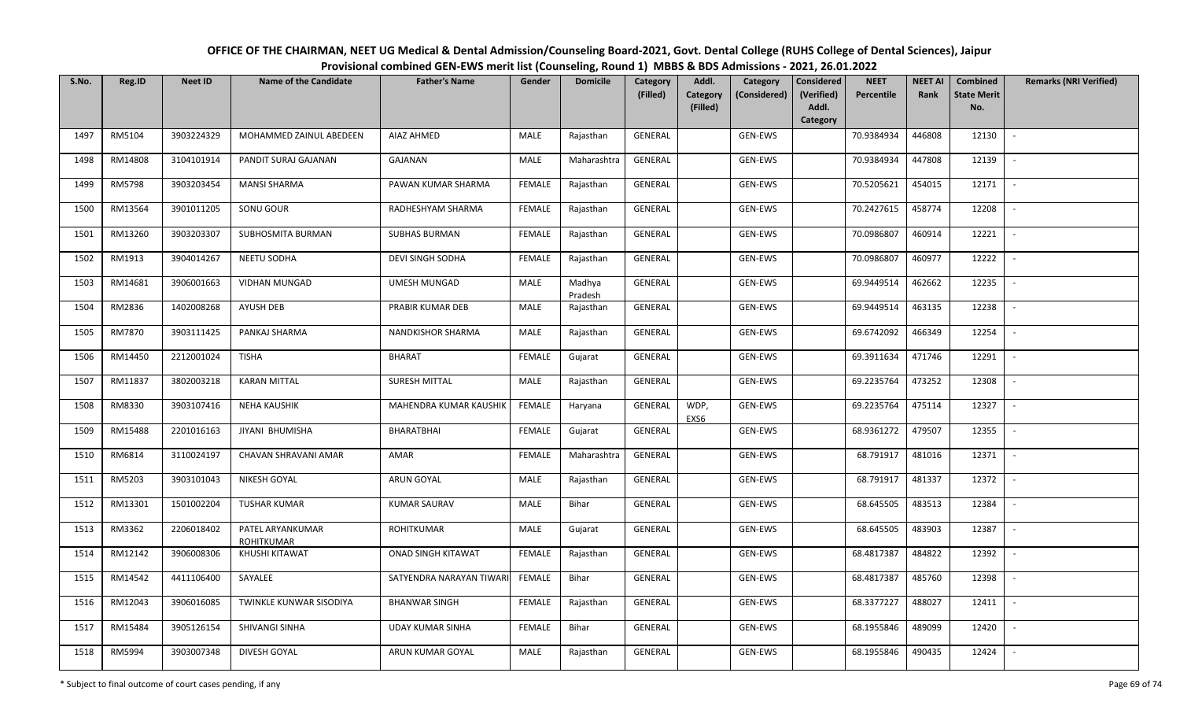# OFFICE OF THE CHAIRMAN, NEET UG Medical & Dental Admission/Counseling Board-2021, Govt. Dental College (RUHS College of Dental Sciences), Jaipur

## Provisional combined GEN-EWS merit list (Counseling, Round 1) MBBS & BDS Admissions - 2021, 26.01.2022

| S.No. | Reg.ID | Neet ID | Name of the Candidate | Father's Name | Gender | Domicile | Category (Filled) | Addl. Category (Filled) | Category (Considered) | Considered (Verified) Addl. Category | NEET Percentile | NEET AI Rank | Combined State Merit No. | Remarks (NRI Verified) |
|---|---|---|---|---|---|---|---|---|---|---|---|---|---|---|
| 1497 | RM5104 | 3903224329 | MOHAMMED ZAINUL ABEDEEN | AIAZ AHMED | MALE | Rajasthan | GENERAL | | GEN-EWS | | 70.9384934 | 446808 | 12130 | - |
| 1498 | RM14808 | 3104101914 | PANDIT SURAJ GAJANAN | GAJANAN | MALE | Maharashtra | GENERAL | | GEN-EWS | | 70.9384934 | 447808 | 12139 | - |
| 1499 | RM5798 | 3903203454 | MANSI SHARMA | PAWAN KUMAR SHARMA | FEMALE | Rajasthan | GENERAL | | GEN-EWS | | 70.5205621 | 454015 | 12171 | - |
| 1500 | RM13564 | 3901011205 | SONU GOUR | RADHESHYAM SHARMA | FEMALE | Rajasthan | GENERAL | | GEN-EWS | | 70.2427615 | 458774 | 12208 | - |
| 1501 | RM13260 | 3903203307 | SUBHOSMITA BURMAN | SUBHAS BURMAN | FEMALE | Rajasthan | GENERAL | | GEN-EWS | | 70.0986807 | 460914 | 12221 | - |
| 1502 | RM1913 | 3904014267 | NEETU SODHA | DEVI SINGH SODHA | FEMALE | Rajasthan | GENERAL | | GEN-EWS | | 70.0986807 | 460977 | 12222 | - |
| 1503 | RM14681 | 3906001663 | VIDHAN MUNGAD | UMESH MUNGAD | MALE | Madhya Pradesh | GENERAL | | GEN-EWS | | 69.9449514 | 462662 | 12235 | - |
| 1504 | RM2836 | 1402008268 | AYUSH DEB | PRABIR KUMAR DEB | MALE | Rajasthan | GENERAL | | GEN-EWS | | 69.9449514 | 463135 | 12238 | - |
| 1505 | RM7870 | 3903111425 | PANKAJ SHARMA | NANDKISHOR SHARMA | MALE | Rajasthan | GENERAL | | GEN-EWS | | 69.6742092 | 466349 | 12254 | - |
| 1506 | RM14450 | 2212001024 | TISHA | BHARAT | FEMALE | Gujarat | GENERAL | | GEN-EWS | | 69.3911634 | 471746 | 12291 | - |
| 1507 | RM11837 | 3802003218 | KARAN MITTAL | SURESH MITTAL | MALE | Rajasthan | GENERAL | | GEN-EWS | | 69.2235764 | 473252 | 12308 | - |
| 1508 | RM8330 | 3903107416 | NEHA KAUSHIK | MAHENDRA KUMAR KAUSHIK | FEMALE | Haryana | GENERAL | WDP, EXS6 | GEN-EWS | | 69.2235764 | 475114 | 12327 | - |
| 1509 | RM15488 | 2201016163 | JIYANI BHUMISHA | BHARATBHAI | FEMALE | Gujarat | GENERAL | | GEN-EWS | | 68.9361272 | 479507 | 12355 | - |
| 1510 | RM6814 | 3110024197 | CHAVAN SHRAVANI AMAR | AMAR | FEMALE | Maharashtra | GENERAL | | GEN-EWS | | 68.791917 | 481016 | 12371 | - |
| 1511 | RM5203 | 3903101043 | NIKESH GOYAL | ARUN GOYAL | MALE | Rajasthan | GENERAL | | GEN-EWS | | 68.791917 | 481337 | 12372 | - |
| 1512 | RM13301 | 1501002204 | TUSHAR KUMAR | KUMAR SAURAV | MALE | Bihar | GENERAL | | GEN-EWS | | 68.645505 | 483513 | 12384 | - |
| 1513 | RM3362 | 2206018402 | PATEL ARYANKUMAR ROHITKUMAR | ROHITKUMAR | MALE | Gujarat | GENERAL | | GEN-EWS | | 68.645505 | 483903 | 12387 | - |
| 1514 | RM12142 | 3906008306 | KHUSHI KITAWAT | ONAD SINGH KITAWAT | FEMALE | Rajasthan | GENERAL | | GEN-EWS | | 68.4817387 | 484822 | 12392 | - |
| 1515 | RM14542 | 4411106400 | SAYALEE | SATYENDRA NARAYAN TIWARI | FEMALE | Bihar | GENERAL | | GEN-EWS | | 68.4817387 | 485760 | 12398 | - |
| 1516 | RM12043 | 3906016085 | TWINKLE KUNWAR SISODIYA | BHANWAR SINGH | FEMALE | Rajasthan | GENERAL | | GEN-EWS | | 68.3377227 | 488027 | 12411 | - |
| 1517 | RM15484 | 3905126154 | SHIVANGI SINHA | UDAY KUMAR SINHA | FEMALE | Bihar | GENERAL | | GEN-EWS | | 68.1955846 | 489099 | 12420 | - |
| 1518 | RM5994 | 3903007348 | DIVESH GOYAL | ARUN KUMAR GOYAL | MALE | Rajasthan | GENERAL | | GEN-EWS | | 68.1955846 | 490435 | 12424 | - |

\* Subject to final outcome of court cases pending, if any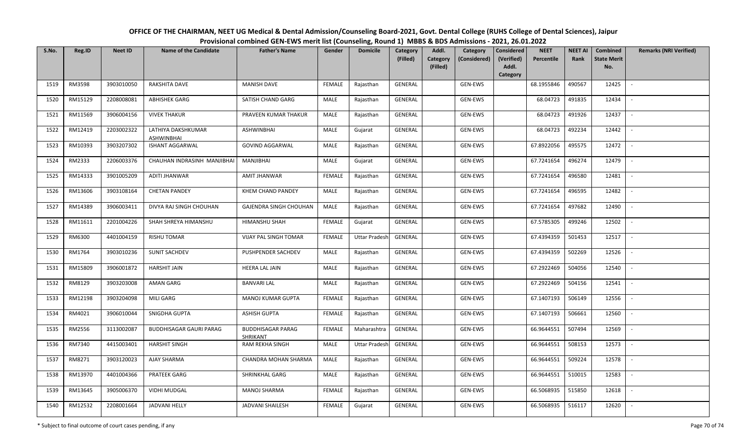**OFFICE OF THE CHAIRMAN, NEET UG Medical & Dental Admission/Counseling Board-2021, Govt. Dental College (RUHS College of Dental Sciences), Jaipur**

**Provisional combined GEN-EWS merit list (Counseling, Round 1) MBBS & BDS Admissions - 2021, 26.01.2022**

| S.No. | Reg.ID | Neet ID | Name of the Candidate | Father's Name | Gender | Domicile | Category (Filled) | Addl. Category (Filled) | Category (Considered) | Considered (Verified) Addl. Category | NEET Percentile | NEET AI Rank | Combined State Merit No. | Remarks (NRI Verified) |
|---|---|---|---|---|---|---|---|---|---|---|---|---|---|---|
| 1519 | RM3598 | 3903010050 | RAKSHITA DAVE | MANISH DAVE | FEMALE | Rajasthan | GENERAL | | GEN-EWS | | 68.1955846 | 490567 | 12425 | - |
| 1520 | RM15129 | 2208008081 | ABHISHEK GARG | SATISH CHAND GARG | MALE | Rajasthan | GENERAL | | GEN-EWS | | 68.04723 | 491835 | 12434 | - |
| 1521 | RM11569 | 3906004156 | VIVEK THAKUR | PRAVEEN KUMAR THAKUR | MALE | Rajasthan | GENERAL | | GEN-EWS | | 68.04723 | 491926 | 12437 | - |
| 1522 | RM12419 | 2203002322 | LATHIYA DAKSHKUMAR ASHWINBHAI | ASHWINBHAI | MALE | Gujarat | GENERAL | | GEN-EWS | | 68.04723 | 492234 | 12442 | - |
| 1523 | RM10393 | 3903207302 | ISHANT AGGARWAL | GOVIND AGGARWAL | MALE | Rajasthan | GENERAL | | GEN-EWS | | 67.8922056 | 495575 | 12472 | - |
| 1524 | RM2333 | 2206003376 | CHAUHAN INDRASINH MANJIBHAI | MANJIBHAI | MALE | Gujarat | GENERAL | | GEN-EWS | | 67.7241654 | 496274 | 12479 | - |
| 1525 | RM14333 | 3901005209 | ADITI JHANWAR | AMIT JHANWAR | FEMALE | Rajasthan | GENERAL | | GEN-EWS | | 67.7241654 | 496580 | 12481 | - |
| 1526 | RM13606 | 3903108164 | CHETAN PANDEY | KHEM CHAND PANDEY | MALE | Rajasthan | GENERAL | | GEN-EWS | | 67.7241654 | 496595 | 12482 | - |
| 1527 | RM14389 | 3906003411 | DIVYA RAJ SINGH CHOUHAN | GAJENDRA SINGH CHOUHAN | MALE | Rajasthan | GENERAL | | GEN-EWS | | 67.7241654 | 497682 | 12490 | - |
| 1528 | RM11611 | 2201004226 | SHAH SHREYA HIMANSHU | HIMANSHU SHAH | FEMALE | Gujarat | GENERAL | | GEN-EWS | | 67.5785305 | 499246 | 12502 | - |
| 1529 | RM6300 | 4401004159 | RISHU TOMAR | VIJAY PAL SINGH TOMAR | FEMALE | Uttar Pradesh | GENERAL | | GEN-EWS | | 67.4394359 | 501453 | 12517 | - |
| 1530 | RM1764 | 3903010236 | SUNIT SACHDEV | PUSHPENDER SACHDEV | MALE | Rajasthan | GENERAL | | GEN-EWS | | 67.4394359 | 502269 | 12526 | - |
| 1531 | RM15809 | 3906001872 | HARSHIT JAIN | HEERA LAL JAIN | MALE | Rajasthan | GENERAL | | GEN-EWS | | 67.2922469 | 504056 | 12540 | - |
| 1532 | RM8129 | 3903203008 | AMAN GARG | BANVARI LAL | MALE | Rajasthan | GENERAL | | GEN-EWS | | 67.2922469 | 504156 | 12541 | - |
| 1533 | RM12198 | 3903204098 | MILI GARG | MANOJ KUMAR GUPTA | FEMALE | Rajasthan | GENERAL | | GEN-EWS | | 67.1407193 | 506149 | 12556 | - |
| 1534 | RM4021 | 3906010044 | SNIGDHA GUPTA | ASHISH GUPTA | FEMALE | Rajasthan | GENERAL | | GEN-EWS | | 67.1407193 | 506661 | 12560 | - |
| 1535 | RM2556 | 3113002087 | BUDDHISAGAR GAURI PARAG | BUDDHISAGAR PARAG SHRIKANT | FEMALE | Maharashtra | GENERAL | | GEN-EWS | | 66.9644551 | 507494 | 12569 | - |
| 1536 | RM7340 | 4415003401 | HARSHIT SINGH | RAM REKHA SINGH | MALE | Uttar Pradesh | GENERAL | | GEN-EWS | | 66.9644551 | 508153 | 12573 | - |
| 1537 | RM8271 | 3903120023 | AJAY SHARMA | CHANDRA MOHAN SHARMA | MALE | Rajasthan | GENERAL | | GEN-EWS | | 66.9644551 | 509224 | 12578 | - |
| 1538 | RM13970 | 4401004366 | PRATEEK GARG | SHRINKHAL GARG | MALE | Rajasthan | GENERAL | | GEN-EWS | | 66.9644551 | 510015 | 12583 | - |
| 1539 | RM13645 | 3905006370 | VIDHI MUDGAL | MANOJ SHARMA | FEMALE | Rajasthan | GENERAL | | GEN-EWS | | 66.5068935 | 515850 | 12618 | - |
| 1540 | RM12532 | 2208001664 | JADVANI HELLY | JADVANI SHAILESH | FEMALE | Gujarat | GENERAL | | GEN-EWS | | 66.5068935 | 516117 | 12620 | - |

\* Subject to final outcome of court cases pending, if any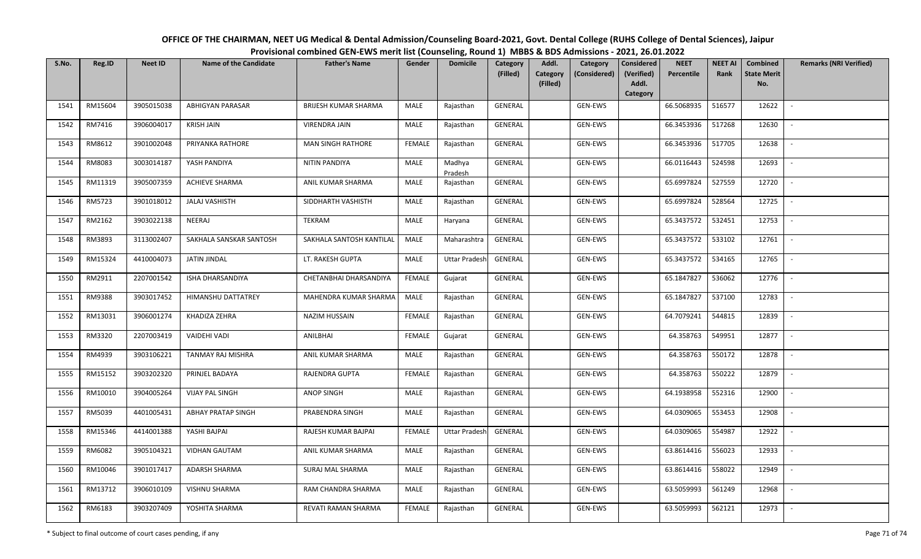**OFFICE OF THE CHAIRMAN, NEET UG Medical & Dental Admission/Counseling Board-2021, Govt. Dental College (RUHS College of Dental Sciences), Jaipur**

**Provisional combined GEN-EWS merit list (Counseling, Round 1) MBBS & BDS Admissions - 2021, 26.01.2022**

| S.No. | Reg.ID | Neet ID | Name of the Candidate | Father's Name | Gender | Domicile | Category (Filled) | Addl. Category (Filled) | Category (Considered) | Considered (Verified) Addl. Category | NEET Percentile | NEET AI Rank | Combined State Merit No. | Remarks (NRI Verified) |
|---|---|---|---|---|---|---|---|---|---|---|---|---|---|---|
| 1541 | RM15604 | 3905015038 | ABHIGYAN PARASAR | BRIJESH KUMAR SHARMA | MALE | Rajasthan | GENERAL | | GEN-EWS | | 66.5068935 | 516577 | 12622 | - |
| 1542 | RM7416 | 3906004017 | KRISH JAIN | VIRENDRA JAIN | MALE | Rajasthan | GENERAL | | GEN-EWS | | 66.3453936 | 517268 | 12630 | - |
| 1543 | RM8612 | 3901002048 | PRIYANKA RATHORE | MAN SINGH RATHORE | FEMALE | Rajasthan | GENERAL | | GEN-EWS | | 66.3453936 | 517705 | 12638 | - |
| 1544 | RM8083 | 3003014187 | YASH PANDIYA | NITIN PANDIYA | MALE | Madhya Pradesh | GENERAL | | GEN-EWS | | 66.0116443 | 524598 | 12693 | - |
| 1545 | RM11319 | 3905007359 | ACHIEVE SHARMA | ANIL KUMAR SHARMA | MALE | Rajasthan | GENERAL | | GEN-EWS | | 65.6997824 | 527559 | 12720 | - |
| 1546 | RM5723 | 3901018012 | JALAJ VASHISTH | SIDDHARTH VASHISTH | MALE | Rajasthan | GENERAL | | GEN-EWS | | 65.6997824 | 528564 | 12725 | - |
| 1547 | RM2162 | 3903022138 | NEERAJ | TEKRAM | MALE | Haryana | GENERAL | | GEN-EWS | | 65.3437572 | 532451 | 12753 | - |
| 1548 | RM3893 | 3113002407 | SAKHALA SANSKAR SANTOSH | SAKHALA SANTOSH KANTILAL | MALE | Maharashtra | GENERAL | | GEN-EWS | | 65.3437572 | 533102 | 12761 | - |
| 1549 | RM15324 | 4410004073 | JATIN JINDAL | LT. RAKESH GUPTA | MALE | Uttar Pradesh | GENERAL | | GEN-EWS | | 65.3437572 | 534165 | 12765 | - |
| 1550 | RM2911 | 2207001542 | ISHA DHARSANDIYA | CHETANBHAI DHARSANDIYA | FEMALE | Gujarat | GENERAL | | GEN-EWS | | 65.1847827 | 536062 | 12776 | - |
| 1551 | RM9388 | 3903017452 | HIMANSHU DATTATREY | MAHENDRA KUMAR SHARMA | MALE | Rajasthan | GENERAL | | GEN-EWS | | 65.1847827 | 537100 | 12783 | - |
| 1552 | RM13031 | 3906001274 | KHADIZA ZEHRA | NAZIM HUSSAIN | FEMALE | Rajasthan | GENERAL | | GEN-EWS | | 64.7079241 | 544815 | 12839 | - |
| 1553 | RM3320 | 2207003419 | VAIDEHI VADI | ANILBHAI | FEMALE | Gujarat | GENERAL | | GEN-EWS | | 64.358763 | 549951 | 12877 | - |
| 1554 | RM4939 | 3903106221 | TANMAY RAJ MISHRA | ANIL KUMAR SHARMA | MALE | Rajasthan | GENERAL | | GEN-EWS | | 64.358763 | 550172 | 12878 | - |
| 1555 | RM15152 | 3903202320 | PRINJEL BADAYA | RAJENDRA GUPTA | FEMALE | Rajasthan | GENERAL | | GEN-EWS | | 64.358763 | 550222 | 12879 | - |
| 1556 | RM10010 | 3904005264 | VIJAY PAL SINGH | ANOP SINGH | MALE | Rajasthan | GENERAL | | GEN-EWS | | 64.1938958 | 552316 | 12900 | - |
| 1557 | RM5039 | 4401005431 | ABHAY PRATAP SINGH | PRABENDRA SINGH | MALE | Rajasthan | GENERAL | | GEN-EWS | | 64.0309065 | 553453 | 12908 | - |
| 1558 | RM15346 | 4414001388 | YASHI BAJPAI | RAJESH KUMAR BAJPAI | FEMALE | Uttar Pradesh | GENERAL | | GEN-EWS | | 64.0309065 | 554987 | 12922 | - |
| 1559 | RM6082 | 3905104321 | VIDHAN GAUTAM | ANIL KUMAR SHARMA | MALE | Rajasthan | GENERAL | | GEN-EWS | | 63.8614416 | 556023 | 12933 | - |
| 1560 | RM10046 | 3901017417 | ADARSH SHARMA | SURAJ MAL SHARMA | MALE | Rajasthan | GENERAL | | GEN-EWS | | 63.8614416 | 558022 | 12949 | - |
| 1561 | RM13712 | 3906010109 | VISHNU SHARMA | RAM CHANDRA SHARMA | MALE | Rajasthan | GENERAL | | GEN-EWS | | 63.5059993 | 561249 | 12968 | - |
| 1562 | RM6183 | 3903207409 | YOSHITA SHARMA | REVATI RAMAN SHARMA | FEMALE | Rajasthan | GENERAL | | GEN-EWS | | 63.5059993 | 562121 | 12973 | - |

\* Subject to final outcome of court cases pending, if any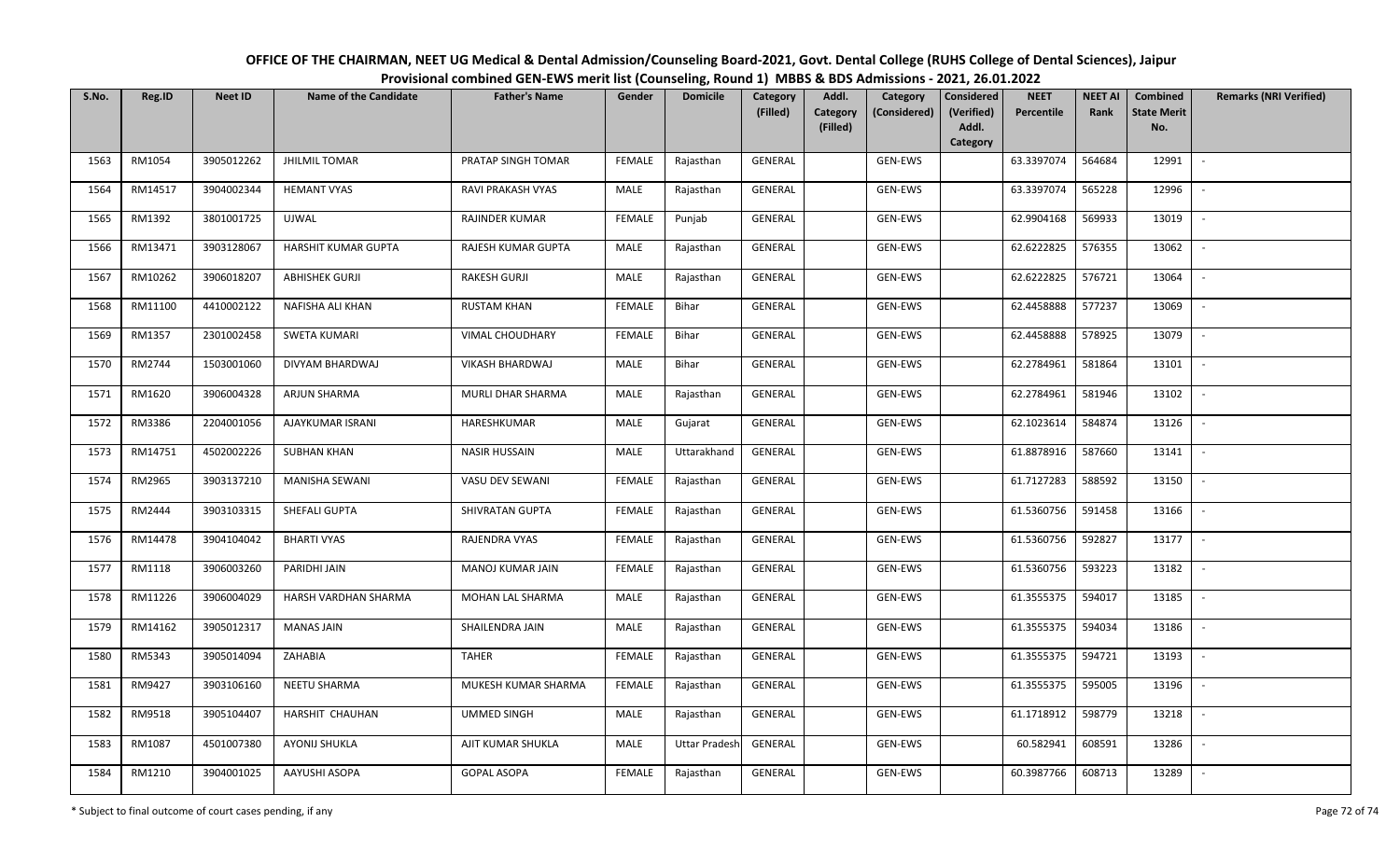# OFFICE OF THE CHAIRMAN, NEET UG Medical & Dental Admission/Counseling Board-2021, Govt. Dental College (RUHS College of Dental Sciences), Jaipur

## Provisional combined GEN-EWS merit list (Counseling, Round 1) MBBS & BDS Admissions - 2021, 26.01.2022

| S.No. | Reg.ID | Neet ID | Name of the Candidate | Father's Name | Gender | Domicile | Category (Filled) | Addl. Category (Filled) | Category (Considered) | Considered (Verified) Addl. Category | NEET Percentile | NEET AI Rank | Combined State Merit No. | Remarks (NRI Verified) |
|---|---|---|---|---|---|---|---|---|---|---|---|---|---|---|
| 1563 | RM1054 | 3905012262 | JHILMIL TOMAR | PRATAP SINGH TOMAR | FEMALE | Rajasthan | GENERAL | | GEN-EWS | | 63.3397074 | 564684 | 12991 | - |
| 1564 | RM14517 | 3904002344 | HEMANT VYAS | RAVI PRAKASH VYAS | MALE | Rajasthan | GENERAL | | GEN-EWS | | 63.3397074 | 565228 | 12996 | - |
| 1565 | RM1392 | 3801001725 | UJWAL | RAJINDER KUMAR | FEMALE | Punjab | GENERAL | | GEN-EWS | | 62.9904168 | 569933 | 13019 | - |
| 1566 | RM13471 | 3903128067 | HARSHIT KUMAR GUPTA | RAJESH KUMAR GUPTA | MALE | Rajasthan | GENERAL | | GEN-EWS | | 62.6222825 | 576355 | 13062 | - |
| 1567 | RM10262 | 3906018207 | ABHISHEK GURJI | RAKESH GURJI | MALE | Rajasthan | GENERAL | | GEN-EWS | | 62.6222825 | 576721 | 13064 | - |
| 1568 | RM11100 | 4410002122 | NAFISHA ALI KHAN | RUSTAM KHAN | FEMALE | Bihar | GENERAL | | GEN-EWS | | 62.4458888 | 577237 | 13069 | - |
| 1569 | RM1357 | 2301002458 | SWETA KUMARI | VIMAL CHOUDHARY | FEMALE | Bihar | GENERAL | | GEN-EWS | | 62.4458888 | 578925 | 13079 | - |
| 1570 | RM2744 | 1503001060 | DIVYAM BHARDWAJ | VIKASH BHARDWAJ | MALE | Bihar | GENERAL | | GEN-EWS | | 62.2784961 | 581864 | 13101 | - |
| 1571 | RM1620 | 3906004328 | ARJUN SHARMA | MURLI DHAR SHARMA | MALE | Rajasthan | GENERAL | | GEN-EWS | | 62.2784961 | 581946 | 13102 | - |
| 1572 | RM3386 | 2204001056 | AJAYKUMAR ISRANI | HARESHKUMAR | MALE | Gujarat | GENERAL | | GEN-EWS | | 62.1023614 | 584874 | 13126 | - |
| 1573 | RM14751 | 4502002226 | SUBHAN KHAN | NASIR HUSSAIN | MALE | Uttarakhand | GENERAL | | GEN-EWS | | 61.8878916 | 587660 | 13141 | - |
| 1574 | RM2965 | 3903137210 | MANISHA SEWANI | VASU DEV SEWANI | FEMALE | Rajasthan | GENERAL | | GEN-EWS | | 61.7127283 | 588592 | 13150 | - |
| 1575 | RM2444 | 3903103315 | SHEFALI GUPTA | SHIVRATAN GUPTA | FEMALE | Rajasthan | GENERAL | | GEN-EWS | | 61.5360756 | 591458 | 13166 | - |
| 1576 | RM14478 | 3904104042 | BHARTI VYAS | RAJENDRA VYAS | FEMALE | Rajasthan | GENERAL | | GEN-EWS | | 61.5360756 | 592827 | 13177 | - |
| 1577 | RM1118 | 3906003260 | PARIDHI JAIN | MANOJ KUMAR JAIN | FEMALE | Rajasthan | GENERAL | | GEN-EWS | | 61.5360756 | 593223 | 13182 | - |
| 1578 | RM11226 | 3906004029 | HARSH VARDHAN SHARMA | MOHAN LAL SHARMA | MALE | Rajasthan | GENERAL | | GEN-EWS | | 61.3555375 | 594017 | 13185 | - |
| 1579 | RM14162 | 3905012317 | MANAS JAIN | SHAILENDRA JAIN | MALE | Rajasthan | GENERAL | | GEN-EWS | | 61.3555375 | 594034 | 13186 | - |
| 1580 | RM5343 | 3905014094 | ZAHABIA | TAHER | FEMALE | Rajasthan | GENERAL | | GEN-EWS | | 61.3555375 | 594721 | 13193 | - |
| 1581 | RM9427 | 3903106160 | NEETU SHARMA | MUKESH KUMAR SHARMA | FEMALE | Rajasthan | GENERAL | | GEN-EWS | | 61.3555375 | 595005 | 13196 | - |
| 1582 | RM9518 | 3905104407 | HARSHIT CHAUHAN | UMMED SINGH | MALE | Rajasthan | GENERAL | | GEN-EWS | | 61.1718912 | 598779 | 13218 | - |
| 1583 | RM1087 | 4501007380 | AYONIJ SHUKLA | AJIT KUMAR SHUKLA | MALE | Uttar Pradesh | GENERAL | | GEN-EWS | | 60.582941 | 608591 | 13286 | - |
| 1584 | RM1210 | 3904001025 | AAYUSHI ASOPA | GOPAL ASOPA | FEMALE | Rajasthan | GENERAL | | GEN-EWS | | 60.3987766 | 608713 | 13289 | - |

\* Subject to final outcome of court cases pending, if any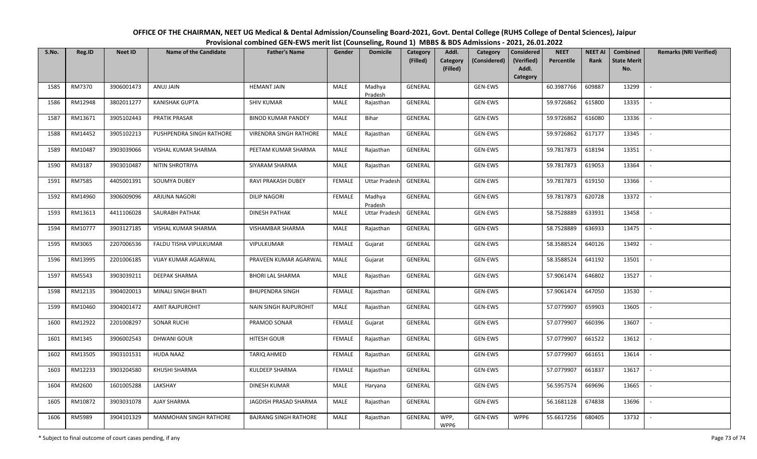**OFFICE OF THE CHAIRMAN, NEET UG Medical & Dental Admission/Counseling Board-2021, Govt. Dental College (RUHS College of Dental Sciences), Jaipur**

**Provisional combined GEN-EWS merit list (Counseling, Round 1) MBBS & BDS Admissions - 2021, 26.01.2022**

| S.No. | Reg.ID | Neet ID | Name of the Candidate | Father's Name | Gender | Domicile | Category (Filled) | Addl. Category (Filled) | Category (Considered) | Considered (Verified) Addl. Category | NEET Percentile | NEET AI Rank | Combined State Merit No. | Remarks (NRI Verified) |
|---|---|---|---|---|---|---|---|---|---|---|---|---|---|---|
| 1585 | RM7370 | 3906001473 | ANUJ JAIN | HEMANT JAIN | MALE | Madhya Pradesh | GENERAL | | GEN-EWS | | 60.3987766 | 609887 | 13299 | - |
| 1586 | RM12948 | 3802011277 | KANISHAK GUPTA | SHIV KUMAR | MALE | Rajasthan | GENERAL | | GEN-EWS | | 59.9726862 | 615800 | 13335 | - |
| 1587 | RM13671 | 3905102443 | PRATIK PRASAR | BINOD KUMAR PANDEY | MALE | Bihar | GENERAL | | GEN-EWS | | 59.9726862 | 616080 | 13336 | - |
| 1588 | RM14452 | 3905102213 | PUSHPENDRA SINGH RATHORE | VIRENDRA SINGH RATHORE | MALE | Rajasthan | GENERAL | | GEN-EWS | | 59.9726862 | 617177 | 13345 | - |
| 1589 | RM10487 | 3903039066 | VISHAL KUMAR SHARMA | PEETAM KUMAR SHARMA | MALE | Rajasthan | GENERAL | | GEN-EWS | | 59.7817873 | 618194 | 13351 | - |
| 1590 | RM3187 | 3903010487 | NITIN SHROTRIYA | SIYARAM SHARMA | MALE | Rajasthan | GENERAL | | GEN-EWS | | 59.7817873 | 619053 | 13364 | - |
| 1591 | RM7585 | 4405001391 | SOUMYA DUBEY | RAVI PRAKASH DUBEY | FEMALE | Uttar Pradesh | GENERAL | | GEN-EWS | | 59.7817873 | 619150 | 13366 | - |
| 1592 | RM14960 | 3906009096 | ARJUNA NAGORI | DILIP NAGORI | FEMALE | Madhya Pradesh | GENERAL | | GEN-EWS | | 59.7817873 | 620728 | 13372 | - |
| 1593 | RM13613 | 4411106028 | SAURABH PATHAK | DINESH PATHAK | MALE | Uttar Pradesh | GENERAL | | GEN-EWS | | 58.7528889 | 633931 | 13458 | - |
| 1594 | RM10777 | 3903127185 | VISHAL KUMAR SHARMA | VISHAMBAR SHARMA | MALE | Rajasthan | GENERAL | | GEN-EWS | | 58.7528889 | 636933 | 13475 | - |
| 1595 | RM3065 | 2207006536 | FALDU TISHA VIPULKUMAR | VIPULKUMAR | FEMALE | Gujarat | GENERAL | | GEN-EWS | | 58.3588524 | 640126 | 13492 | - |
| 1596 | RM13995 | 2201006185 | VIJAY KUMAR AGARWAL | PRAVEEN KUMAR AGARWAL | MALE | Gujarat | GENERAL | | GEN-EWS | | 58.3588524 | 641192 | 13501 | - |
| 1597 | RM5543 | 3903039211 | DEEPAK SHARMA | BHORI LAL SHARMA | MALE | Rajasthan | GENERAL | | GEN-EWS | | 57.9061474 | 646802 | 13527 | - |
| 1598 | RM12135 | 3904020013 | MINALI SINGH BHATI | BHUPENDRA SINGH | FEMALE | Rajasthan | GENERAL | | GEN-EWS | | 57.9061474 | 647050 | 13530 | - |
| 1599 | RM10460 | 3904001472 | AMIT RAJPUROHIT | NAIN SINGH RAJPUROHIT | MALE | Rajasthan | GENERAL | | GEN-EWS | | 57.0779907 | 659903 | 13605 | - |
| 1600 | RM12922 | 2201008297 | SONAR RUCHI | PRAMOD SONAR | FEMALE | Gujarat | GENERAL | | GEN-EWS | | 57.0779907 | 660396 | 13607 | - |
| 1601 | RM1345 | 3906002543 | DHWANI GOUR | HITESH GOUR | FEMALE | Rajasthan | GENERAL | | GEN-EWS | | 57.0779907 | 661522 | 13612 | - |
| 1602 | RM13505 | 3903101531 | HUDA NAAZ | TARIQ AHMED | FEMALE | Rajasthan | GENERAL | | GEN-EWS | | 57.0779907 | 661651 | 13614 | - |
| 1603 | RM12233 | 3903204580 | KHUSHI SHARMA | KULDEEP SHARMA | FEMALE | Rajasthan | GENERAL | | GEN-EWS | | 57.0779907 | 661837 | 13617 | - |
| 1604 | RM2600 | 1601005288 | LAKSHAY | DINESH KUMAR | MALE | Haryana | GENERAL | | GEN-EWS | | 56.5957574 | 669696 | 13665 | - |
| 1605 | RM10872 | 3903031078 | AJAY SHARMA | JAGDISH PRASAD SHARMA | MALE | Rajasthan | GENERAL | | GEN-EWS | | 56.1681128 | 674838 | 13696 | - |
| 1606 | RM5989 | 3904101329 | MANMOHAN SINGH RATHORE | BAJRANG SINGH RATHORE | MALE | Rajasthan | GENERAL | WPP, WPP6 | GEN-EWS | WPP6 | 55.6617256 | 680405 | 13732 | - |

\* Subject to final outcome of court cases pending, if any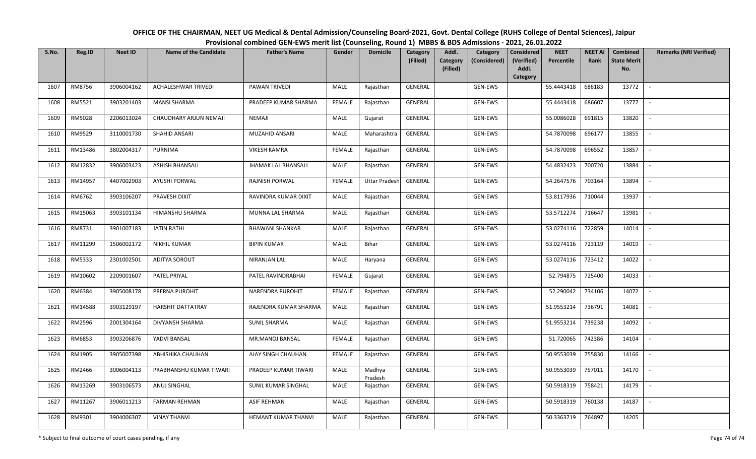# OFFICE OF THE CHAIRMAN, NEET UG Medical & Dental Admission/Counseling Board-2021, Govt. Dental College (RUHS College of Dental Sciences), Jaipur

## Provisional combined GEN-EWS merit list (Counseling, Round 1) MBBS & BDS Admissions - 2021, 26.01.2022

| S.No. | Reg.ID | Neet ID | Name of the Candidate | Father's Name | Gender | Domicile | Category (Filled) | Addl. Category (Filled) | Category (Considered) | Considered (Verified) Addl. Category | NEET Percentile | NEET AI Rank | Combined State Merit No. | Remarks (NRI Verified) |
|---|---|---|---|---|---|---|---|---|---|---|---|---|---|---|
| 1607 | RM8756 | 3906004162 | ACHALESHWAR TRIVEDI | PAWAN TRIVEDI | MALE | Rajasthan | GENERAL | | GEN-EWS | | 55.4443418 | 686183 | 13772 | - |
| 1608 | RM5521 | 3903201403 | MANSI SHARMA | PRADEEP KUMAR SHARMA | FEMALE | Rajasthan | GENERAL | | GEN-EWS | | 55.4443418 | 686607 | 13777 | - |
| 1609 | RM5028 | 2206013024 | CHAUDHARY ARJUN NEMAJI | NEMAJI | MALE | Gujarat | GENERAL | | GEN-EWS | | 55.0086028 | 691815 | 13820 | - |
| 1610 | RM9529 | 3110001730 | SHAHID ANSARI | MUZAHID ANSARI | MALE | Maharashtra | GENERAL | | GEN-EWS | | 54.7870098 | 696177 | 13855 | - |
| 1611 | RM13486 | 3802004317 | PURNIMA | VIKESH KAMRA | FEMALE | Rajasthan | GENERAL | | GEN-EWS | | 54.7870098 | 696552 | 13857 | - |
| 1612 | RM12832 | 3906003423 | ASHISH BHANSALI | JHAMAK LAL BHANSALI | MALE | Rajasthan | GENERAL | | GEN-EWS | | 54.4832423 | 700720 | 13884 | - |
| 1613 | RM14957 | 4407002903 | AYUSHI PORWAL | RAJNISH PORWAL | FEMALE | Uttar Pradesh | GENERAL | | GEN-EWS | | 54.2647576 | 703164 | 13894 | - |
| 1614 | RM6762 | 3903106207 | PRAVESH DIXIT | RAVINDRA KUMAR DIXIT | MALE | Rajasthan | GENERAL | | GEN-EWS | | 53.8117936 | 710044 | 13937 | - |
| 1615 | RM15063 | 3903101134 | HIMANSHU SHARMA | MUNNA LAL SHARMA | MALE | Rajasthan | GENERAL | | GEN-EWS | | 53.5712274 | 716647 | 13981 | - |
| 1616 | RM8731 | 3901007183 | JATIN RATHI | BHAWANI SHANKAR | MALE | Rajasthan | GENERAL | | GEN-EWS | | 53.0274116 | 722859 | 14014 | - |
| 1617 | RM11299 | 1506002172 | NIKHIL KUMAR | BIPIN KUMAR | MALE | Bihar | GENERAL | | GEN-EWS | | 53.0274116 | 723119 | 14019 | - |
| 1618 | RM5333 | 2301002501 | ADITYA SOROUT | NIRANJAN LAL | MALE | Haryana | GENERAL | | GEN-EWS | | 53.0274116 | 723412 | 14022 | - |
| 1619 | RM10602 | 2209001607 | PATEL PRIYAL | PATEL RAVINDRABHAI | FEMALE | Gujarat | GENERAL | | GEN-EWS | | 52.794875 | 725400 | 14033 | - |
| 1620 | RM6384 | 3905008178 | PRERNA PUROHIT | NARENDRA PUROHIT | FEMALE | Rajasthan | GENERAL | | GEN-EWS | | 52.290042 | 734106 | 14072 | - |
| 1621 | RM14588 | 3903129197 | HARSHIT DATTATRAY | RAJENDRA KUMAR SHARMA | MALE | Rajasthan | GENERAL | | GEN-EWS | | 51.9553214 | 736791 | 14081 | - |
| 1622 | RM2596 | 2001304164 | DIVYANSH SHARMA | SUNIL SHARMA | MALE | Rajasthan | GENERAL | | GEN-EWS | | 51.9553214 | 739238 | 14092 | - |
| 1623 | RM6853 | 3903206876 | YADVI BANSAL | MR.MANOJ BANSAL | FEMALE | Rajasthan | GENERAL | | GEN-EWS | | 51.720065 | 742386 | 14104 | - |
| 1624 | RM1905 | 3905007398 | ABHISHIKA CHAUHAN | AJAY SINGH CHAUHAN | FEMALE | Rajasthan | GENERAL | | GEN-EWS | | 50.9553039 | 755830 | 14166 | - |
| 1625 | RM2466 | 3006004113 | PRABHANSHU KUMAR TIWARI | PRADEEP KUMAR TIWARI | MALE | Madhya Pradesh | GENERAL | | GEN-EWS | | 50.9553039 | 757011 | 14170 | - |
| 1626 | RM13269 | 3903106573 | ANUJ SINGHAL | SUNIL KUMAR SINGHAL | MALE | Rajasthan | GENERAL | | GEN-EWS | | 50.5918319 | 758421 | 14179 | - |
| 1627 | RM11267 | 3906011213 | FARMAN REHMAN | ASIF REHMAN | MALE | Rajasthan | GENERAL | | GEN-EWS | | 50.5918319 | 760138 | 14187 | - |
| 1628 | RM9301 | 3904006307 | VINAY THANVI | HEMANT KUMAR THANVI | MALE | Rajasthan | GENERAL | | GEN-EWS | | 50.3363719 | 764897 | 14205 | |

\* Subject to final outcome of court cases pending, if any